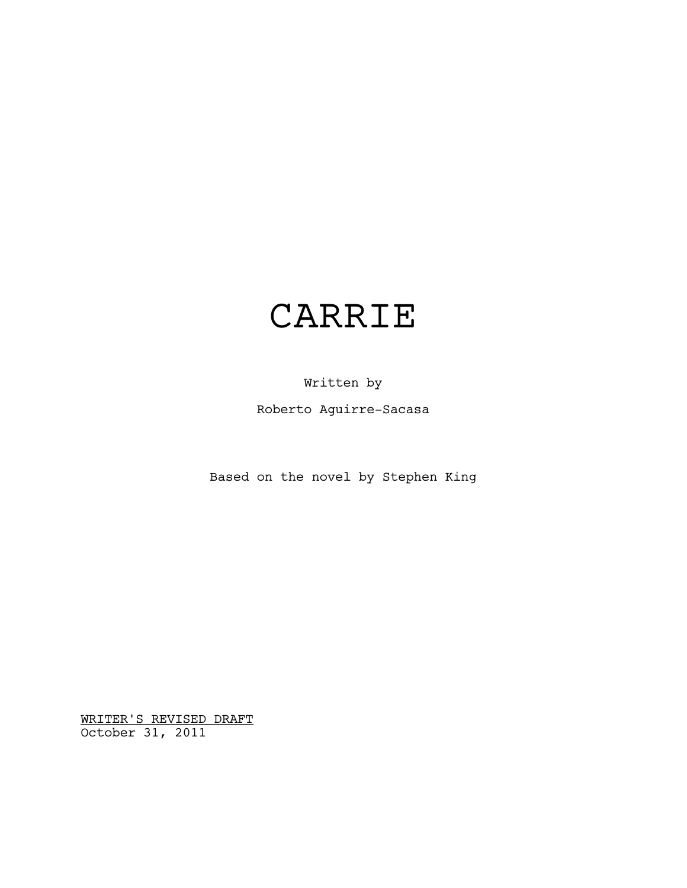# CARRIE

Written by

Roberto Aguirre-Sacasa

Based on the novel by Stephen King

<u>WRITER'S REVISED DRAFT</u>
October 31, 2011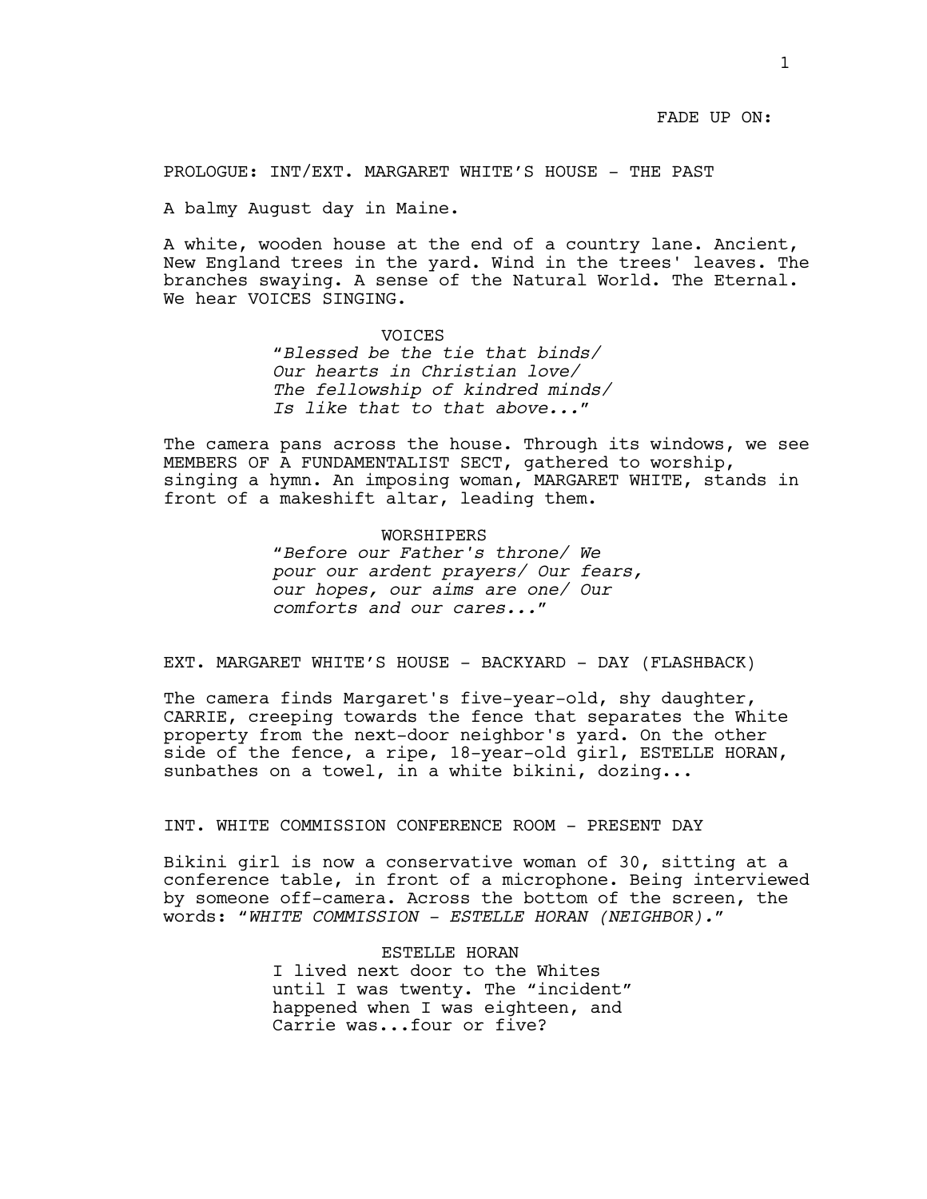FADE UP ON:

PROLOGUE: INT/EXT. MARGARET WHITE'S HOUSE - THE PAST

A balmy August day in Maine.

A white, wooden house at the end of a country lane. Ancient, New England trees in the yard. Wind in the trees' leaves. The branches swaying. A sense of the Natural World. The Eternal. We hear VOICES SINGING.

VOICES
"*Blessed be the tie that binds/ Our hearts in Christian love/ The fellowship of kindred minds/ Is like that to that above...*"

The camera pans across the house. Through its windows, we see MEMBERS OF A FUNDAMENTALIST SECT, gathered to worship, singing a hymn. An imposing woman, MARGARET WHITE, stands in front of a makeshift altar, leading them.

WORSHIPERS
"*Before our Father's throne/ We pour our ardent prayers/ Our fears, our hopes, our aims are one/ Our comforts and our cares...*"

EXT. MARGARET WHITE'S HOUSE - BACKYARD - DAY (FLASHBACK)

The camera finds Margaret's five-year-old, shy daughter, CARRIE, creeping towards the fence that separates the White property from the next-door neighbor's yard. On the other side of the fence, a ripe, 18-year-old girl, ESTELLE HORAN, sunbathes on a towel, in a white bikini, dozing...

INT. WHITE COMMISSION CONFERENCE ROOM - PRESENT DAY

Bikini girl is now a conservative woman of 30, sitting at a conference table, in front of a microphone. Being interviewed by someone off-camera. Across the bottom of the screen, the words: "*WHITE COMMISSION - ESTELLE HORAN (NEIGHBOR).*"

ESTELLE HORAN
I lived next door to the Whites until I was twenty. The "incident" happened when I was eighteen, and Carrie was...four or five?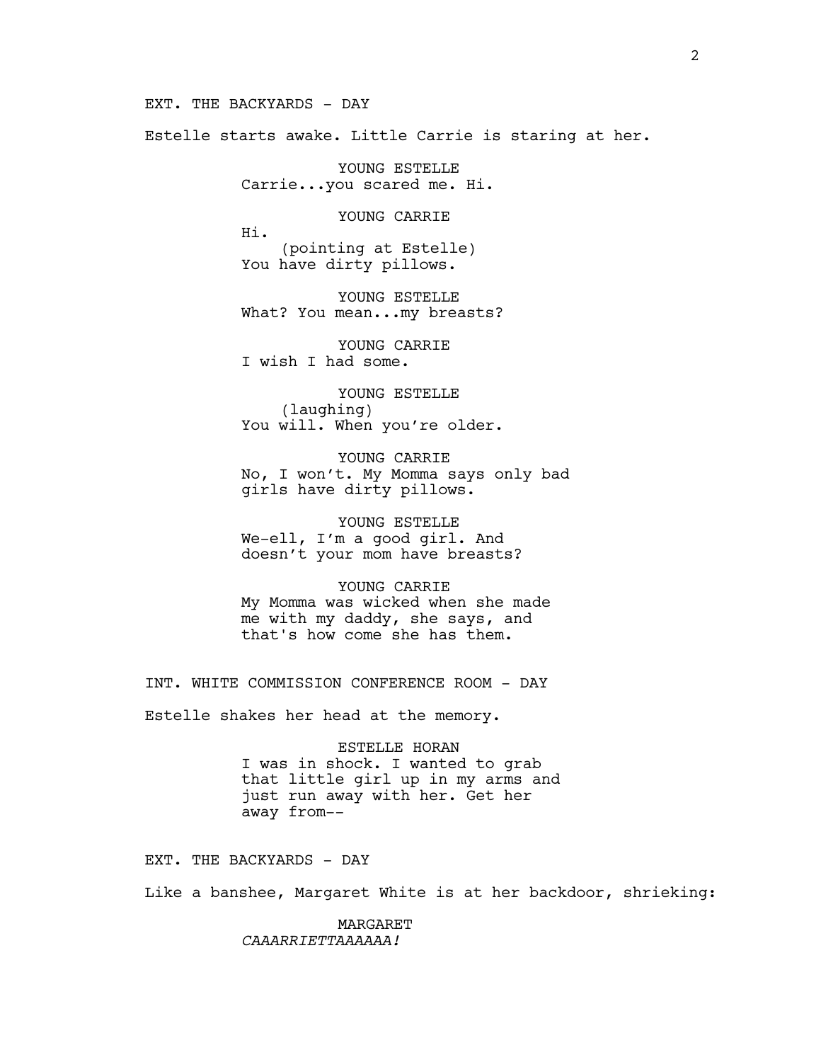EXT. THE BACKYARDS - DAY

Estelle starts awake. Little Carrie is staring at her.

YOUNG ESTELLE
Carrie...you scared me. Hi.

YOUNG CARRIE
Hi.
(pointing at Estelle)
You have dirty pillows.

YOUNG ESTELLE
What? You mean...my breasts?

YOUNG CARRIE
I wish I had some.

YOUNG ESTELLE
(laughing)
You will. When you're older.

YOUNG CARRIE
No, I won't. My Momma says only bad girls have dirty pillows.

YOUNG ESTELLE
We-ell, I'm a good girl. And doesn't your mom have breasts?

YOUNG CARRIE
My Momma was wicked when she made me with my daddy, she says, and that's how come she has them.

INT. WHITE COMMISSION CONFERENCE ROOM - DAY

Estelle shakes her head at the memory.

ESTELLE HORAN
I was in shock. I wanted to grab that little girl up in my arms and just run away with her. Get her away from--

EXT. THE BACKYARDS - DAY

Like a banshee, Margaret White is at her backdoor, shrieking:

MARGARET
*CAAARRIETTAAAAAA!*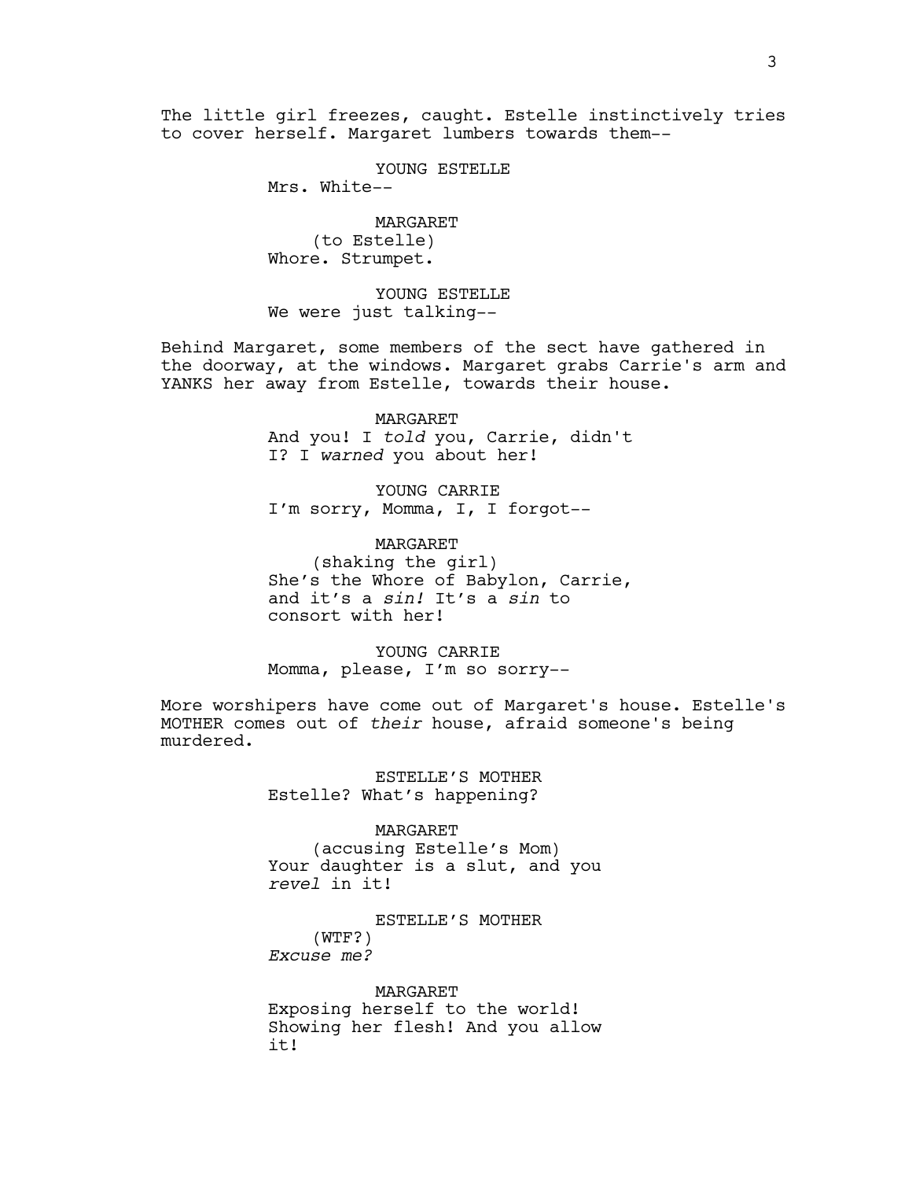The little girl freezes, caught. Estelle instinctively tries to cover herself. Margaret lumbers towards them--

YOUNG ESTELLE
Mrs. White--

MARGARET
(to Estelle)
Whore. Strumpet.

YOUNG ESTELLE
We were just talking--

Behind Margaret, some members of the sect have gathered in the doorway, at the windows. Margaret grabs Carrie's arm and YANKS her away from Estelle, towards their house.

MARGARET
And you! I *told* you, Carrie, didn't I? I *warned* you about her!

YOUNG CARRIE
I'm sorry, Momma, I, I forgot--

MARGARET
(shaking the girl)
She's the Whore of Babylon, Carrie, and it's a *sin!* It's a *sin* to consort with her!

YOUNG CARRIE
Momma, please, I'm so sorry--

More worshipers have come out of Margaret's house. Estelle's MOTHER comes out of *their* house, afraid someone's being murdered.

ESTELLE'S MOTHER
Estelle? What's happening?

MARGARET
(accusing Estelle's Mom)
Your daughter is a slut, and you *revel* in it!

ESTELLE'S MOTHER
(WTF?)
*Excuse me?*

MARGARET
Exposing herself to the world! Showing her flesh! And you allow it!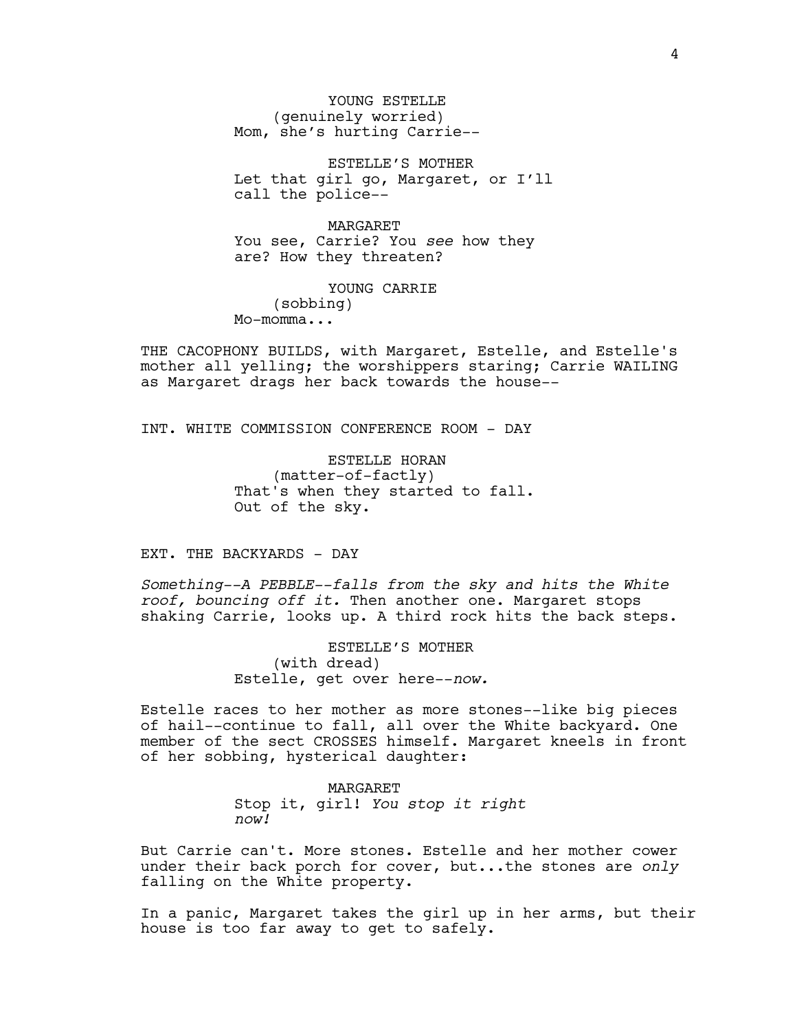YOUNG ESTELLE
(genuinely worried)
Mom, she's hurting Carrie--

ESTELLE'S MOTHER
Let that girl go, Margaret, or I'll call the police--

MARGARET
You see, Carrie? You *see* how they are? How they threaten?

YOUNG CARRIE
(sobbing)
Mo-momma...

THE CACOPHONY BUILDS, with Margaret, Estelle, and Estelle's mother all yelling; the worshippers staring; Carrie WAILING as Margaret drags her back towards the house--

INT. WHITE COMMISSION CONFERENCE ROOM - DAY

ESTELLE HORAN
(matter-of-factly)
That's when they started to fall. Out of the sky.

EXT. THE BACKYARDS - DAY

*Something--A PEBBLE--falls from the sky and hits the White roof, bouncing off it.* Then another one. Margaret stops shaking Carrie, looks up. A third rock hits the back steps.

ESTELLE'S MOTHER
(with dread)
Estelle, get over here--*now.*

Estelle races to her mother as more stones--like big pieces of hail--continue to fall, all over the White backyard. One member of the sect CROSSES himself. Margaret kneels in front of her sobbing, hysterical daughter:

MARGARET
Stop it, girl! *You stop it right now!*

But Carrie can't. More stones. Estelle and her mother cower under their back porch for cover, but...the stones are *only* falling on the White property.

In a panic, Margaret takes the girl up in her arms, but their house is too far away to get to safely.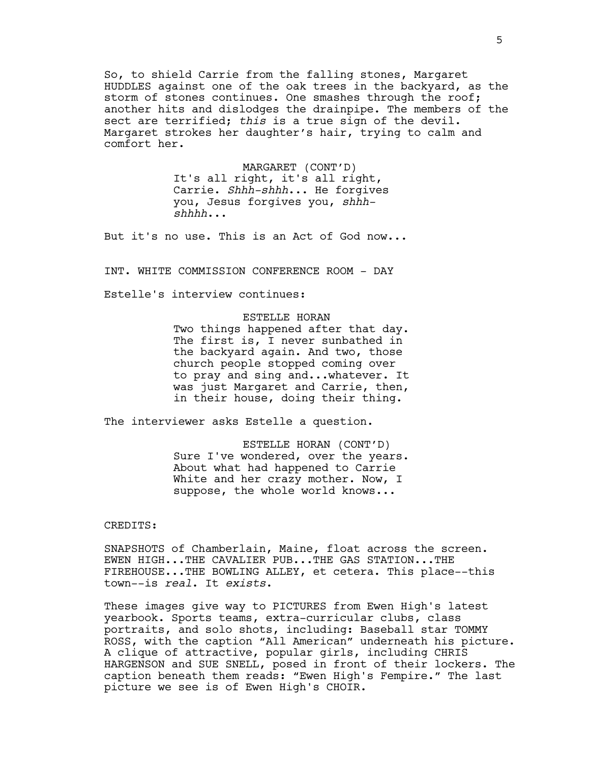So, to shield Carrie from the falling stones, Margaret HUDDLES against one of the oak trees in the backyard, as the storm of stones continues. One smashes through the roof; another hits and dislodges the drainpipe. The members of the sect are terrified; *this* is a true sign of the devil. Margaret strokes her daughter's hair, trying to calm and comfort her.

MARGARET (CONT'D)
It's all right, it's all right, Carrie. *Shhh-shhh*... He forgives you, Jesus forgives you, *shhh-shhhh*...

But it's no use. This is an Act of God now...

INT. WHITE COMMISSION CONFERENCE ROOM - DAY

Estelle's interview continues:

ESTELLE HORAN
Two things happened after that day. The first is, I never sunbathed in the backyard again. And two, those church people stopped coming over to pray and sing and...whatever. It was just Margaret and Carrie, then, in their house, doing their thing.

The interviewer asks Estelle a question.

ESTELLE HORAN (CONT'D)
Sure I've wondered, over the years. About what had happened to Carrie White and her crazy mother. Now, I suppose, the whole world knows...

CREDITS:

SNAPSHOTS of Chamberlain, Maine, float across the screen. EWEN HIGH...THE CAVALIER PUB...THE GAS STATION...THE FIREHOUSE...THE BOWLING ALLEY, et cetera. This place--this town--is *real*. It *exists*.

These images give way to PICTURES from Ewen High's latest yearbook. Sports teams, extra-curricular clubs, class portraits, and solo shots, including: Baseball star TOMMY ROSS, with the caption "All American" underneath his picture. A clique of attractive, popular girls, including CHRIS HARGENSON and SUE SNELL, posed in front of their lockers. The caption beneath them reads: "Ewen High's Fempire." The last picture we see is of Ewen High's CHOIR.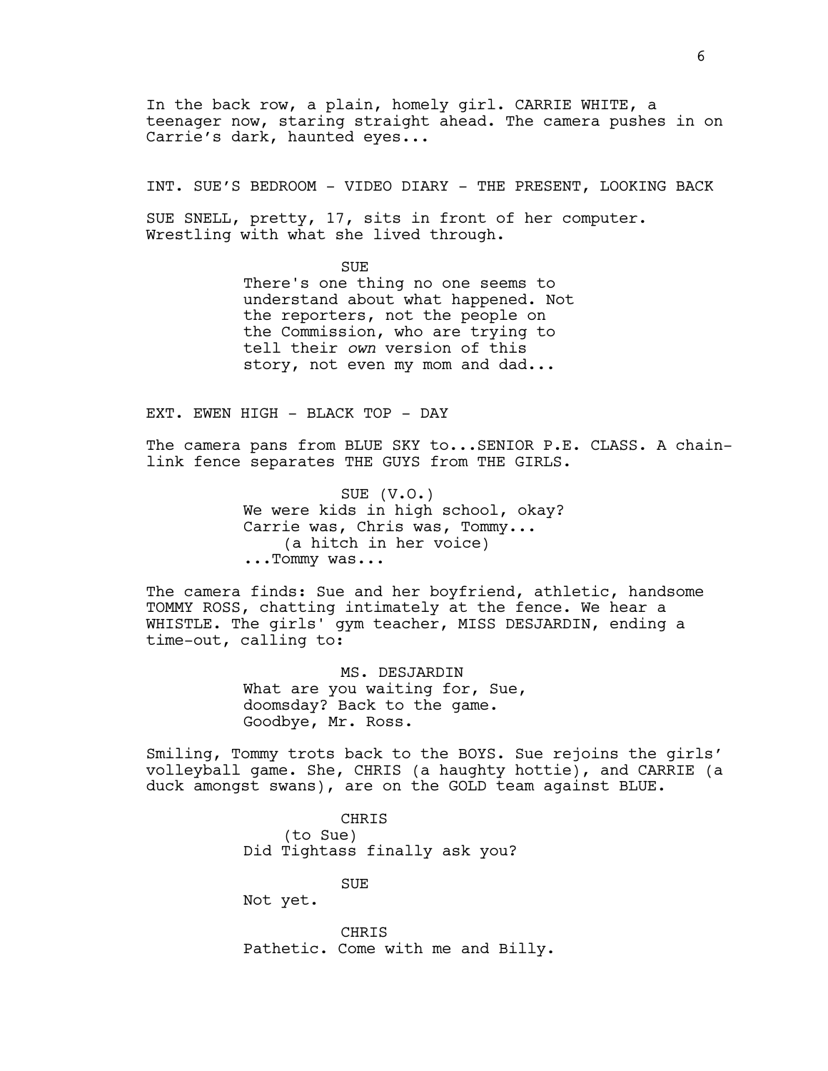In the back row, a plain, homely girl. CARRIE WHITE, a teenager now, staring straight ahead. The camera pushes in on Carrie's dark, haunted eyes...

INT. SUE'S BEDROOM - VIDEO DIARY - THE PRESENT, LOOKING BACK

SUE SNELL, pretty, 17, sits in front of her computer. Wrestling with what she lived through.

SUE

There's one thing no one seems to understand about what happened. Not the reporters, not the people on the Commission, who are trying to tell their *own* version of this story, not even my mom and dad...

EXT. EWEN HIGH - BLACK TOP - DAY

The camera pans from BLUE SKY to...SENIOR P.E. CLASS. A chain-link fence separates THE GUYS from THE GIRLS.

SUE (V.O.)

We were kids in high school, okay? Carrie was, Chris was, Tommy...
(a hitch in her voice)
...Tommy was...

The camera finds: Sue and her boyfriend, athletic, handsome TOMMY ROSS, chatting intimately at the fence. We hear a WHISTLE. The girls' gym teacher, MISS DESJARDIN, ending a time-out, calling to:

MS. DESJARDIN

What are you waiting for, Sue, doomsday? Back to the game. Goodbye, Mr. Ross.

Smiling, Tommy trots back to the BOYS. Sue rejoins the girls' volleyball game. She, CHRIS (a haughty hottie), and CARRIE (a duck amongst swans), are on the GOLD team against BLUE.

CHRIS

(to Sue)
Did Tightass finally ask you?

SUE

Not yet.

CHRIS

Pathetic. Come with me and Billy.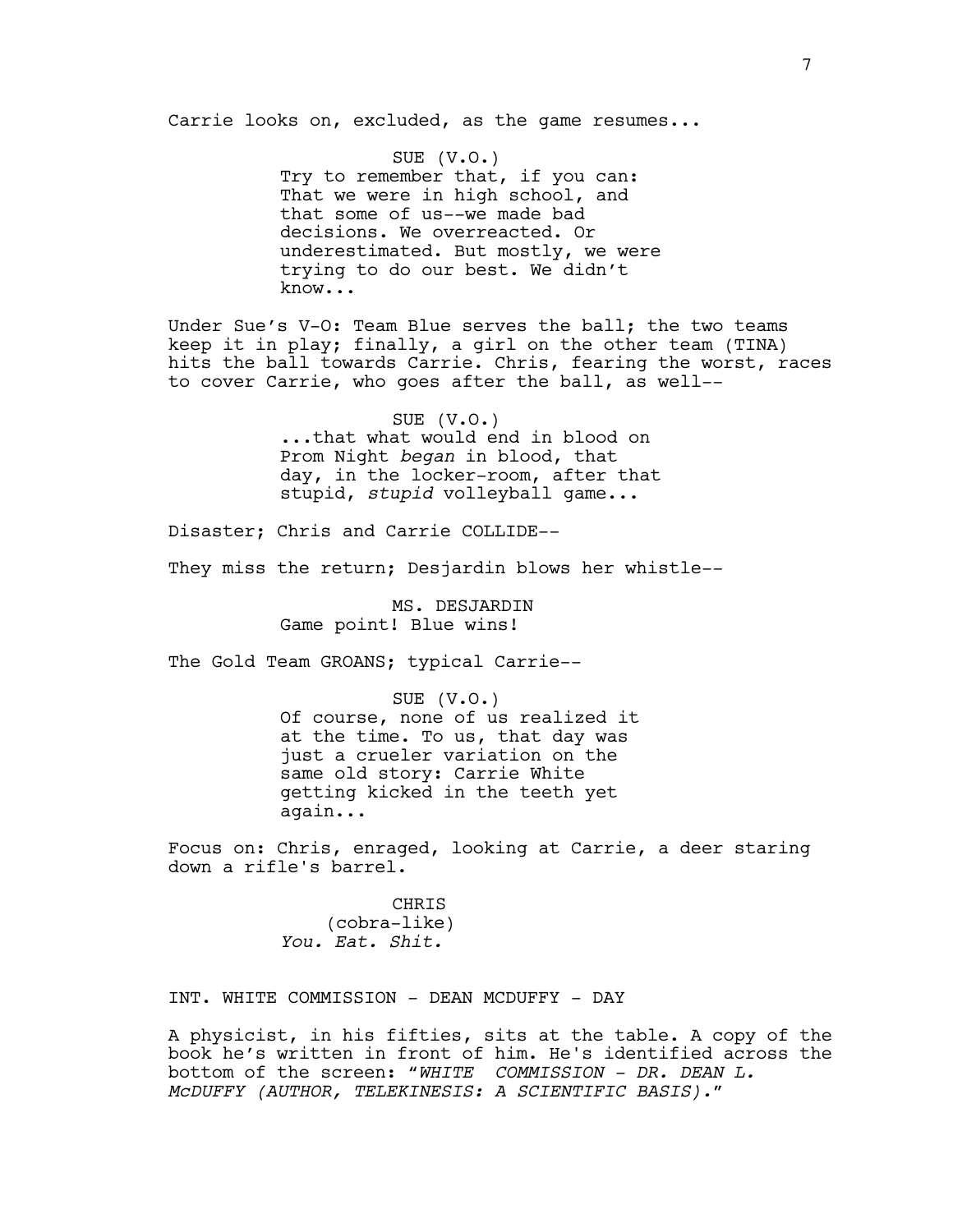Carrie looks on, excluded, as the game resumes...

SUE (V.O.)
Try to remember that, if you can: That we were in high school, and that some of us--we made bad decisions. We overreacted. Or underestimated. But mostly, we were trying to do our best. We didn't know...

Under Sue's V-O: Team Blue serves the ball; the two teams keep it in play; finally, a girl on the other team (TINA) hits the ball towards Carrie. Chris, fearing the worst, races to cover Carrie, who goes after the ball, as well--

SUE (V.O.)
...that what would end in blood on Prom Night *began* in blood, that day, in the locker-room, after that stupid, *stupid* volleyball game...

Disaster; Chris and Carrie COLLIDE--

They miss the return; Desjardin blows her whistle--

MS. DESJARDIN
Game point! Blue wins!

The Gold Team GROANS; typical Carrie--

SUE (V.O.)
Of course, none of us realized it at the time. To us, that day was just a crueler variation on the same old story: Carrie White getting kicked in the teeth yet again...

Focus on: Chris, enraged, looking at Carrie, a deer staring down a rifle's barrel.

CHRIS
(cobra-like)
*You. Eat. Shit.*

INT. WHITE COMMISSION - DEAN MCDUFFY - DAY

A physicist, in his fifties, sits at the table. A copy of the book he's written in front of him. He's identified across the bottom of the screen: "*WHITE COMMISSION - DR. DEAN L. McDUFFY (AUTHOR, TELEKINESIS: A SCIENTIFIC BASIS).*"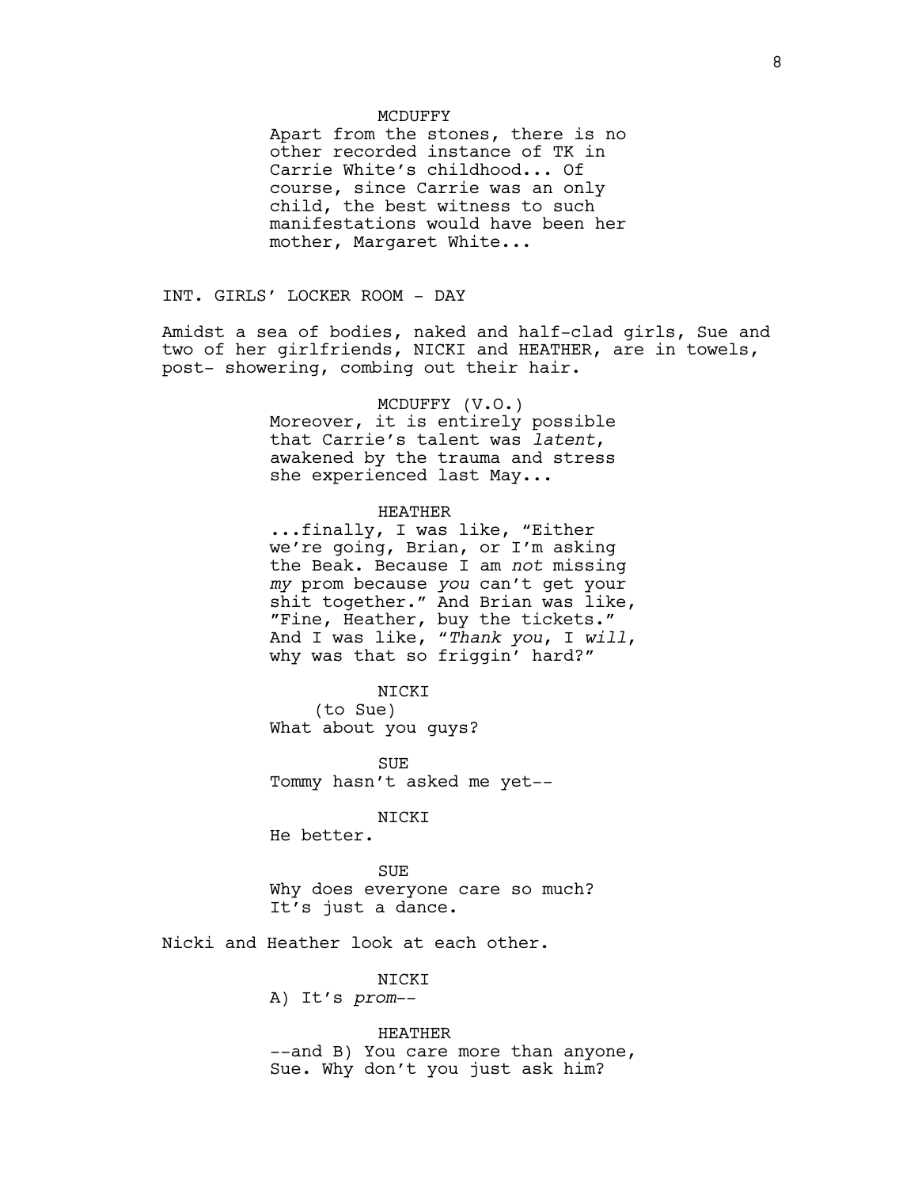MCDUFFY

Apart from the stones, there is no other recorded instance of TK in Carrie White's childhood... Of course, since Carrie was an only child, the best witness to such manifestations would have been her mother, Margaret White...

INT. GIRLS' LOCKER ROOM - DAY

Amidst a sea of bodies, naked and half-clad girls, Sue and two of her girlfriends, NICKI and HEATHER, are in towels, post- showering, combing out their hair.

MCDUFFY (V.O.)

Moreover, it is entirely possible that Carrie's talent was *latent*, awakened by the trauma and stress she experienced last May...

HEATHER

...finally, I was like, "Either we're going, Brian, or I'm asking the Beak. Because I am *not* missing *my* prom because *you* can't get your shit together." And Brian was like, "Fine, Heather, buy the tickets." And I was like, "*Thank you*, I *will*, why was that so friggin' hard?"

NICKI

(to Sue)

What about you guys?

SUE

Tommy hasn't asked me yet--

NICKI

He better.

SUE

Why does everyone care so much? It's just a dance.

Nicki and Heather look at each other.

NICKI

A) It's *prom*--

HEATHER

--and B) You care more than anyone, Sue. Why don't you just ask him?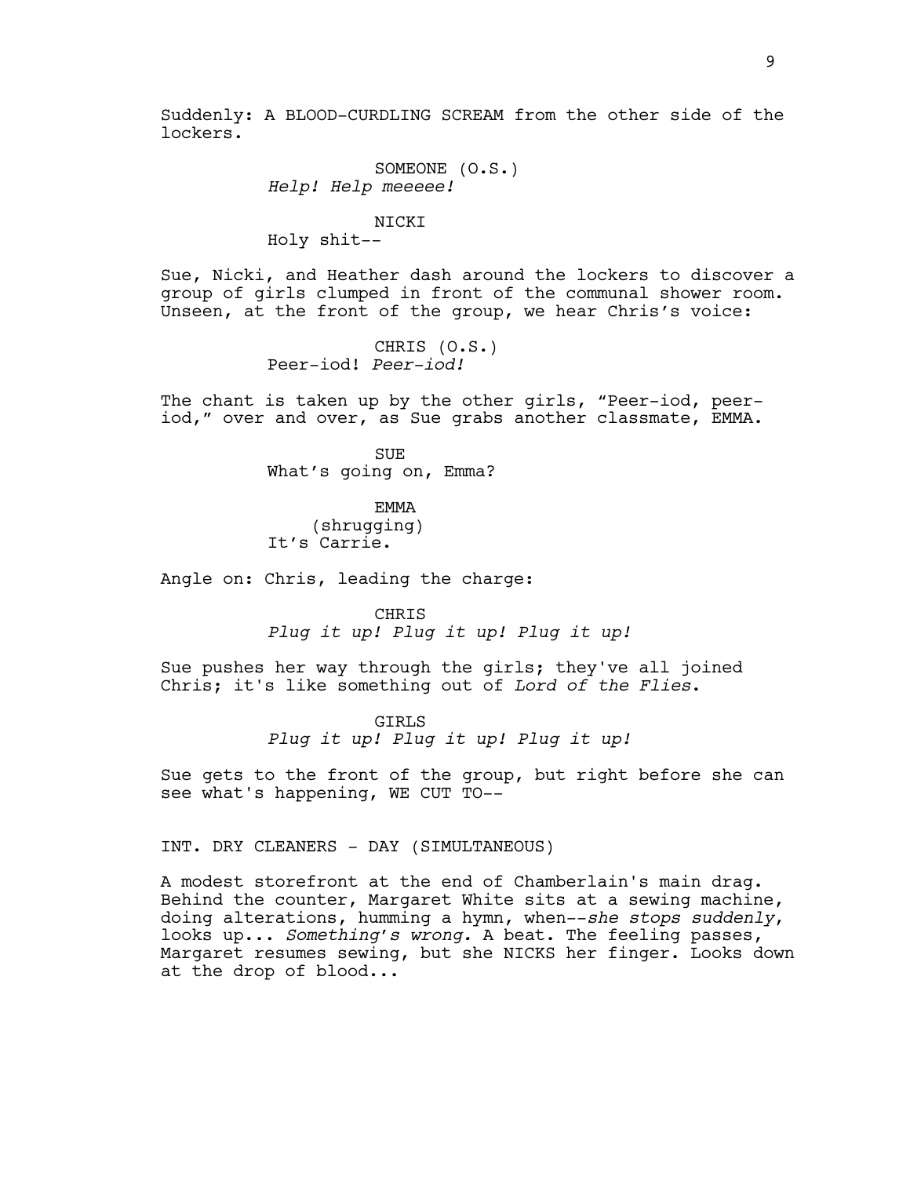Suddenly: A BLOOD-CURDLING SCREAM from the other side of the lockers.

SOMEONE (O.S.)
*Help! Help meeeee!*

NICKI
Holy shit--

Sue, Nicki, and Heather dash around the lockers to discover a group of girls clumped in front of the communal shower room. Unseen, at the front of the group, we hear Chris's voice:

CHRIS (O.S.)
Peer-iod! *Peer-iod!*

The chant is taken up by the other girls, "Peer-iod, peer-iod," over and over, as Sue grabs another classmate, EMMA.

SUE
What's going on, Emma?

EMMA
(shrugging)
It's Carrie.

Angle on: Chris, leading the charge:

CHRIS
*Plug it up! Plug it up! Plug it up!*

Sue pushes her way through the girls; they've all joined Chris; it's like something out of *Lord of the Flies*.

GIRLS
*Plug it up! Plug it up! Plug it up!*

Sue gets to the front of the group, but right before she can see what's happening, WE CUT TO--

INT. DRY CLEANERS - DAY (SIMULTANEOUS)

A modest storefront at the end of Chamberlain's main drag. Behind the counter, Margaret White sits at a sewing machine, doing alterations, humming a hymn, when--*she stops suddenly*, looks up... *Something's wrong.* A beat. The feeling passes, Margaret resumes sewing, but she NICKS her finger. Looks down at the drop of blood...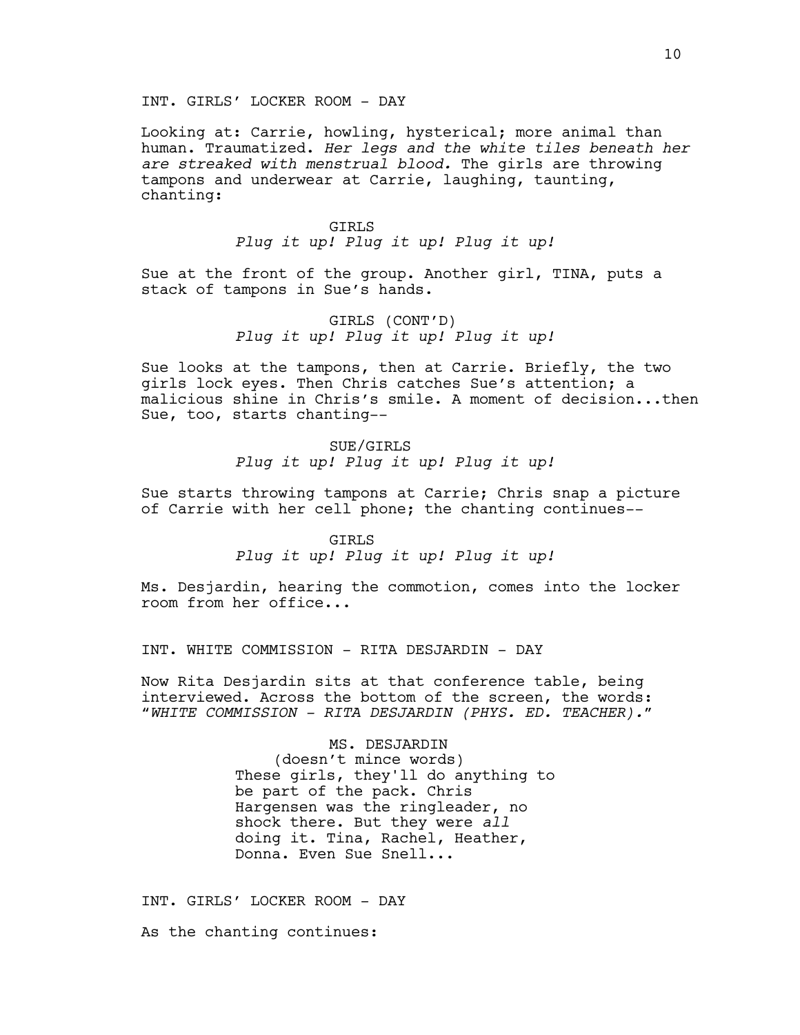INT. GIRLS' LOCKER ROOM - DAY

Looking at: Carrie, howling, hysterical; more animal than human. Traumatized. *Her legs and the white tiles beneath her are streaked with menstrual blood.* The girls are throwing tampons and underwear at Carrie, laughing, taunting, chanting:

GIRLS
*Plug it up! Plug it up! Plug it up!*

Sue at the front of the group. Another girl, TINA, puts a stack of tampons in Sue's hands.

GIRLS (CONT'D)
*Plug it up! Plug it up! Plug it up!*

Sue looks at the tampons, then at Carrie. Briefly, the two girls lock eyes. Then Chris catches Sue's attention; a malicious shine in Chris's smile. A moment of decision...then Sue, too, starts chanting--

SUE/GIRLS
*Plug it up! Plug it up! Plug it up!*

Sue starts throwing tampons at Carrie; Chris snap a picture of Carrie with her cell phone; the chanting continues--

GIRLS
*Plug it up! Plug it up! Plug it up!*

Ms. Desjardin, hearing the commotion, comes into the locker room from her office...

INT. WHITE COMMISSION - RITA DESJARDIN - DAY

Now Rita Desjardin sits at that conference table, being interviewed. Across the bottom of the screen, the words: "*WHITE COMMISSION - RITA DESJARDIN (PHYS. ED. TEACHER).*"

MS. DESJARDIN
(doesn't mince words)
These girls, they'll do anything to be part of the pack. Chris Hargensen was the ringleader, no shock there. But they were *all* doing it. Tina, Rachel, Heather, Donna. Even Sue Snell...

INT. GIRLS' LOCKER ROOM - DAY

As the chanting continues: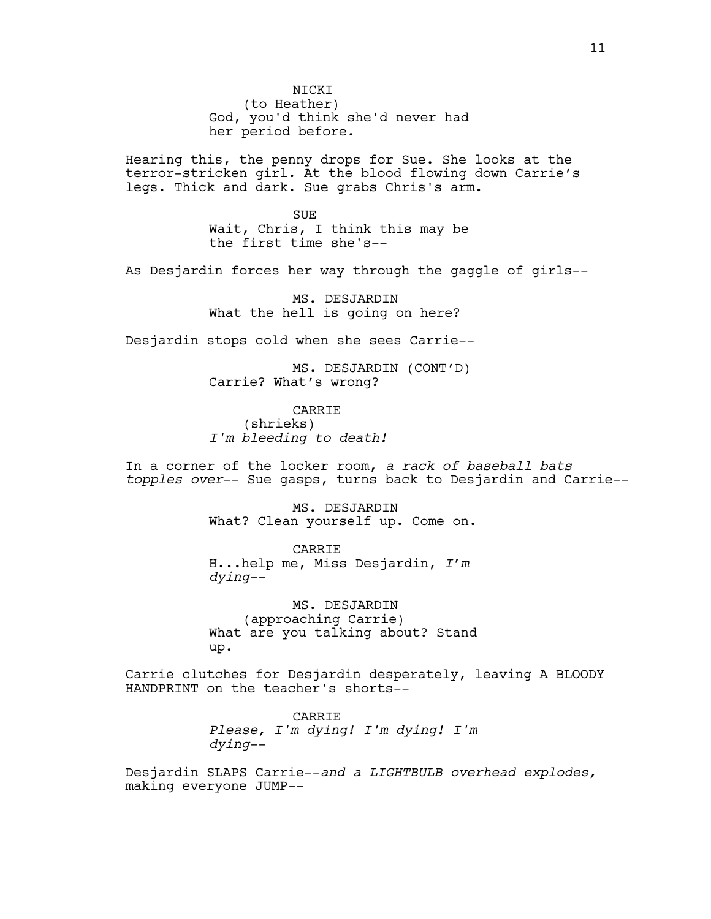NICKI
(to Heather)
God, you'd think she'd never had her period before.

Hearing this, the penny drops for Sue. She looks at the terror-stricken girl. At the blood flowing down Carrie's legs. Thick and dark. Sue grabs Chris's arm.

SUE
Wait, Chris, I think this may be the first time she's--

As Desjardin forces her way through the gaggle of girls--

MS. DESJARDIN
What the hell is going on here?

Desjardin stops cold when she sees Carrie--

MS. DESJARDIN (CONT'D)
Carrie? What's wrong?

CARRIE
(shrieks)
*I'm bleeding to death!*

In a corner of the locker room, *a rack of baseball bats topples over*-- Sue gasps, turns back to Desjardin and Carrie--

MS. DESJARDIN
What? Clean yourself up. Come on.

CARRIE
H...help me, Miss Desjardin, *I'm dying*--

MS. DESJARDIN
(approaching Carrie)
What are you talking about? Stand up.

Carrie clutches for Desjardin desperately, leaving A BLOODY HANDPRINT on the teacher's shorts--

CARRIE
*Please, I'm dying! I'm dying! I'm dying*--

Desjardin SLAPS Carrie--*and a LIGHTBULB overhead explodes*, making everyone JUMP--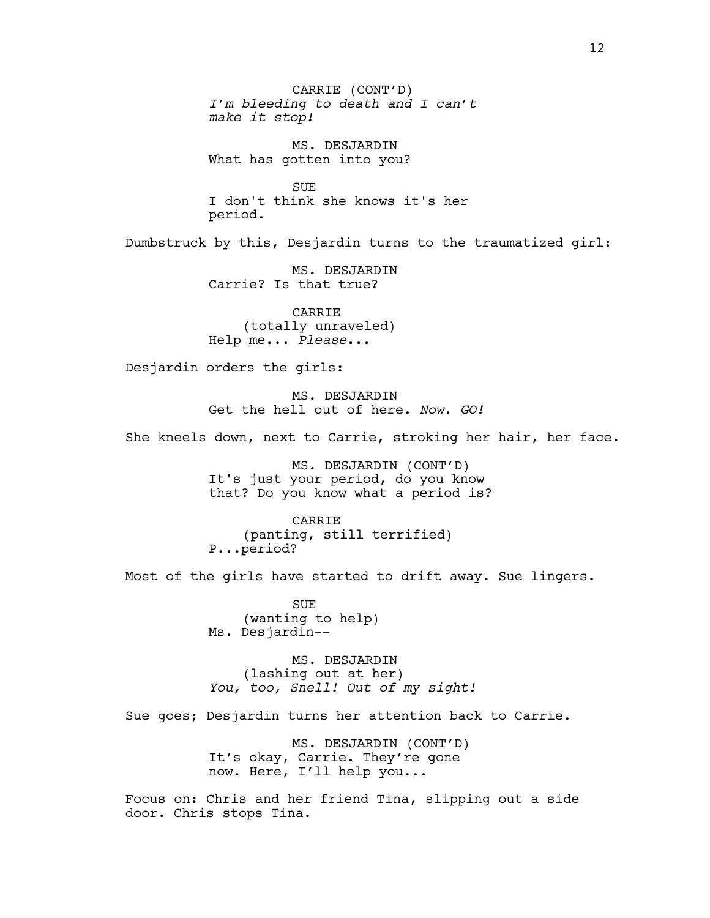CARRIE (CONT'D)
*I'm bleeding to death and I can't make it stop!*

MS. DESJARDIN
What has gotten into you?

SUE
I don't think she knows it's her period.

Dumbstruck by this, Desjardin turns to the traumatized girl:

MS. DESJARDIN
Carrie? Is that true?

CARRIE
(totally unraveled)
Help me... *Please*...

Desjardin orders the girls:

MS. DESJARDIN
Get the hell out of here. *Now. GO!*

She kneels down, next to Carrie, stroking her hair, her face.

MS. DESJARDIN (CONT'D)
It's just your period, do you know that? Do you know what a period is?

CARRIE
(panting, still terrified)
P...period?

Most of the girls have started to drift away. Sue lingers.

SUE
(wanting to help)
Ms. Desjardin--

MS. DESJARDIN
(lashing out at her)
*You, too, Snell! Out of my sight!*

Sue goes; Desjardin turns her attention back to Carrie.

MS. DESJARDIN (CONT'D)
It's okay, Carrie. They're gone now. Here, I'll help you...

Focus on: Chris and her friend Tina, slipping out a side door. Chris stops Tina.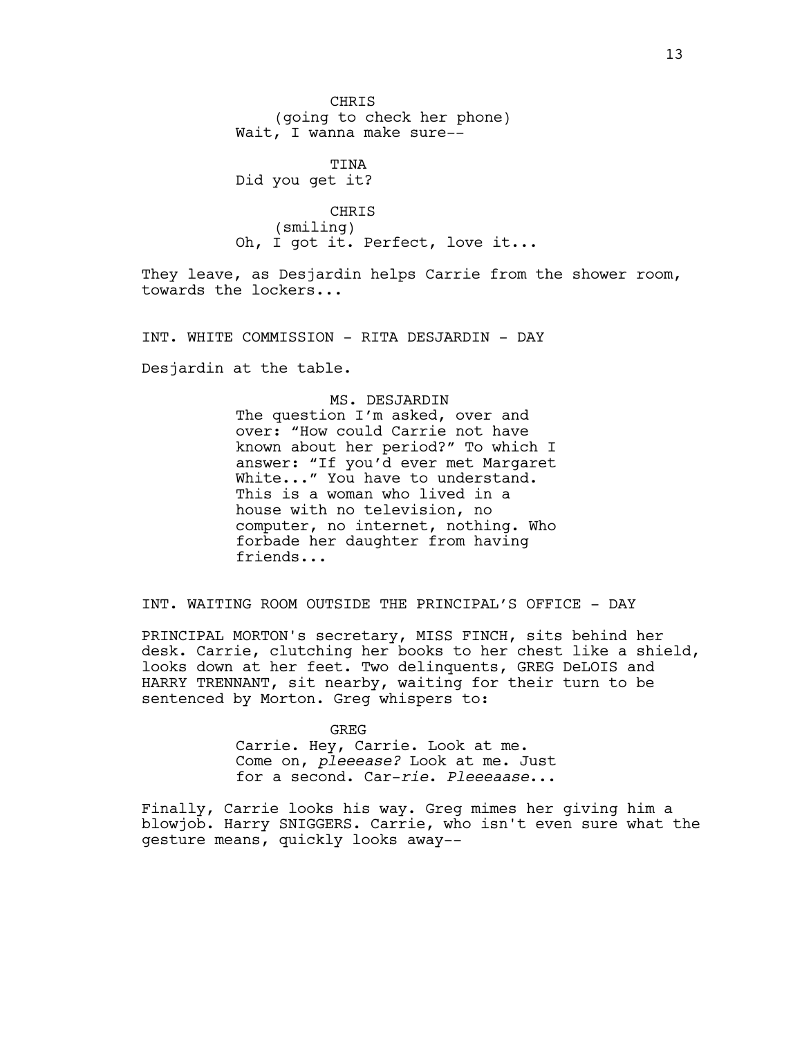CHRIS
(going to check her phone)
Wait, I wanna make sure--

TINA
Did you get it?

CHRIS
(smiling)
Oh, I got it. Perfect, love it...

They leave, as Desjardin helps Carrie from the shower room, towards the lockers...

INT. WHITE COMMISSION - RITA DESJARDIN - DAY

Desjardin at the table.

MS. DESJARDIN
The question I'm asked, over and over: "How could Carrie not have known about her period?" To which I answer: "If you'd ever met Margaret White..." You have to understand. This is a woman who lived in a house with no television, no computer, no internet, nothing. Who forbade her daughter from having friends...

INT. WAITING ROOM OUTSIDE THE PRINCIPAL'S OFFICE - DAY

PRINCIPAL MORTON's secretary, MISS FINCH, sits behind her desk. Carrie, clutching her books to her chest like a shield, looks down at her feet. Two delinquents, GREG DeLOIS and HARRY TRENNANT, sit nearby, waiting for their turn to be sentenced by Morton. Greg whispers to:

GREG
Carrie. Hey, Carrie. Look at me. Come on, *pleeease?* Look at me. Just for a second. Car-*rie*. *Pleeeaase*...

Finally, Carrie looks his way. Greg mimes her giving him a blowjob. Harry SNIGGERS. Carrie, who isn't even sure what the gesture means, quickly looks away--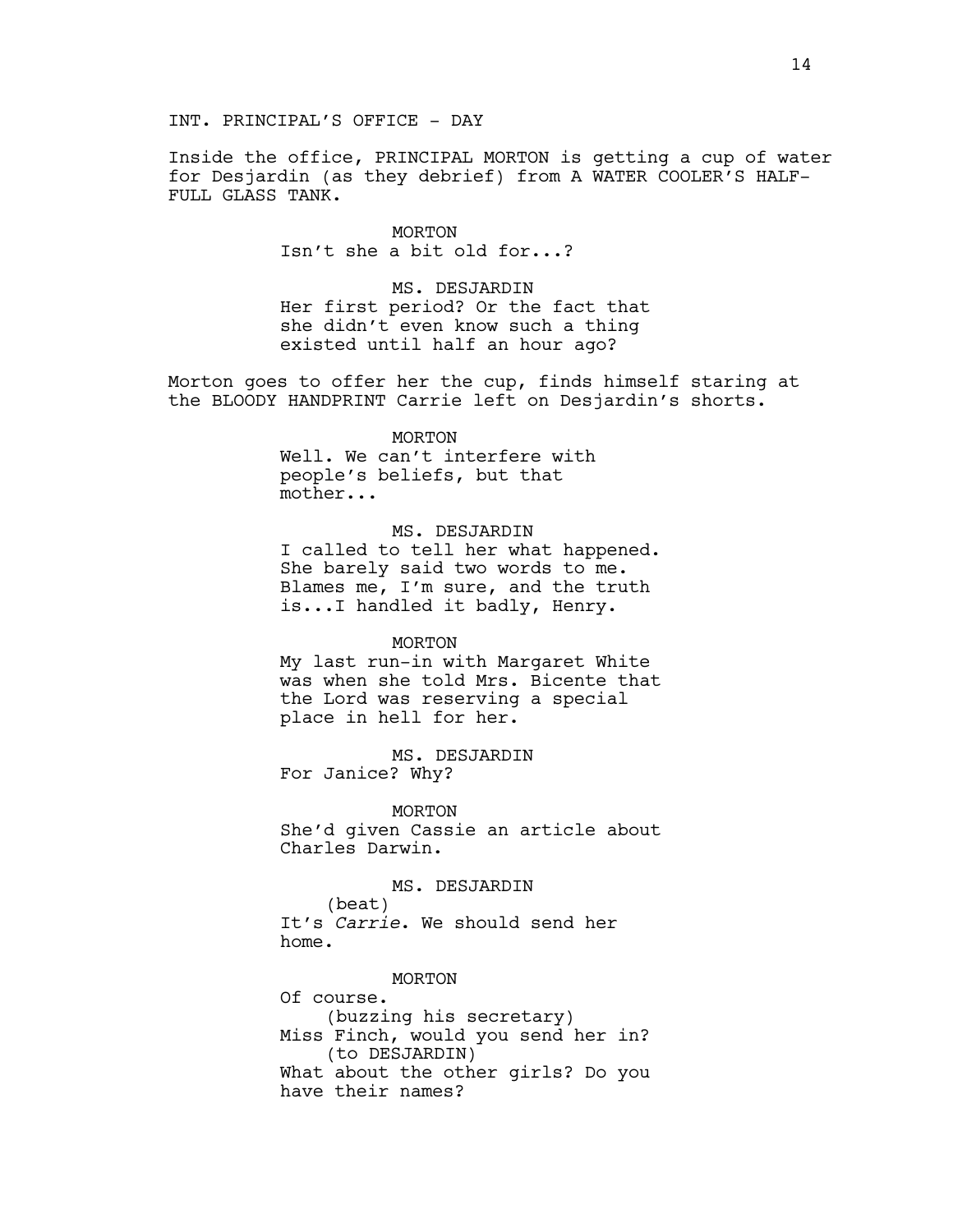INT. PRINCIPAL'S OFFICE - DAY

Inside the office, PRINCIPAL MORTON is getting a cup of water for Desjardin (as they debrief) from A WATER COOLER'S HALF-FULL GLASS TANK.

MORTON
Isn't she a bit old for...?

MS. DESJARDIN
Her first period? Or the fact that she didn't even know such a thing existed until half an hour ago?

Morton goes to offer her the cup, finds himself staring at the BLOODY HANDPRINT Carrie left on Desjardin's shorts.

MORTON
Well. We can't interfere with people's beliefs, but that mother...

MS. DESJARDIN
I called to tell her what happened. She barely said two words to me. Blames me, I'm sure, and the truth is...I handled it badly, Henry.

MORTON
My last run-in with Margaret White was when she told Mrs. Bicente that the Lord was reserving a special place in hell for her.

MS. DESJARDIN
For Janice? Why?

MORTON
She'd given Cassie an article about Charles Darwin.

MS. DESJARDIN
(beat)
It's *Carrie*. We should send her home.

MORTON
Of course.
(buzzing his secretary)
Miss Finch, would you send her in?
(to DESJARDIN)
What about the other girls? Do you have their names?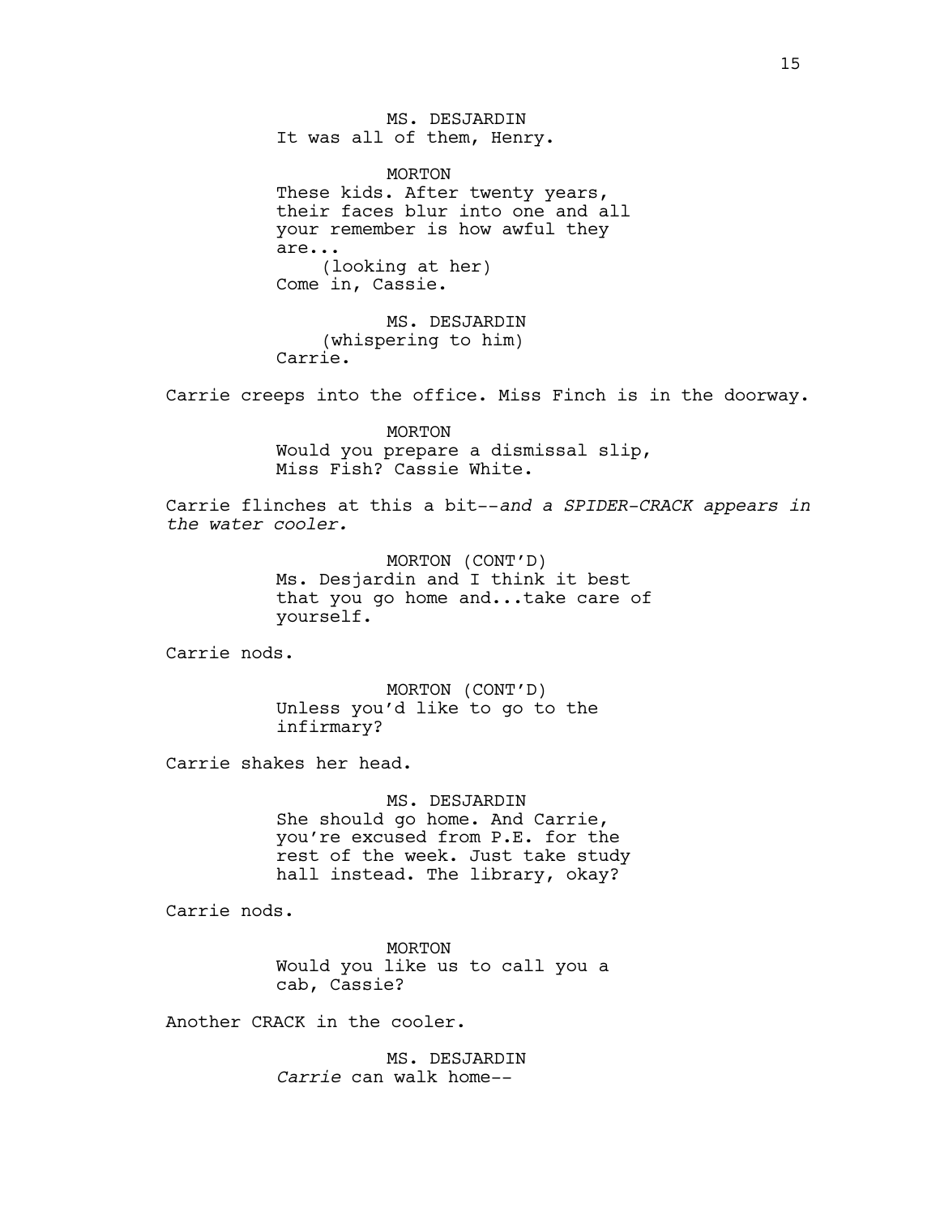MS. DESJARDIN
It was all of them, Henry.

MORTON
These kids. After twenty years, their faces blur into one and all your remember is how awful they are...
(looking at her)
Come in, Cassie.

MS. DESJARDIN
(whispering to him)
Carrie.

Carrie creeps into the office. Miss Finch is in the doorway.

MORTON
Would you prepare a dismissal slip, Miss Fish? Cassie White.

Carrie flinches at this a bit--*and a SPIDER-CRACK appears in the water cooler.*

MORTON (CONT'D)
Ms. Desjardin and I think it best that you go home and...take care of yourself.

Carrie nods.

MORTON (CONT'D)
Unless you'd like to go to the infirmary?

Carrie shakes her head.

MS. DESJARDIN
She should go home. And Carrie, you're excused from P.E. for the rest of the week. Just take study hall instead. The library, okay?

Carrie nods.

MORTON
Would you like us to call you a cab, Cassie?

Another CRACK in the cooler.

MS. DESJARDIN
*Carrie* can walk home--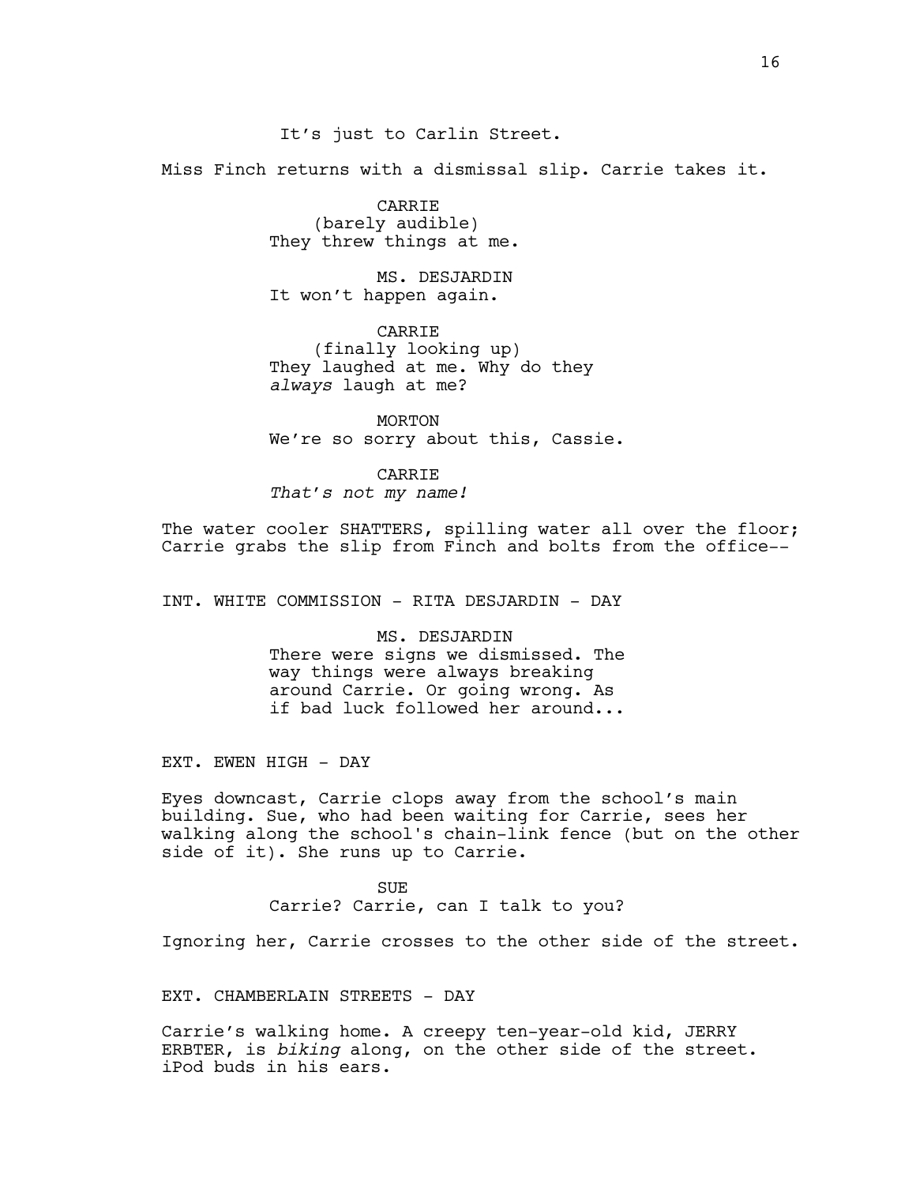It's just to Carlin Street.

Miss Finch returns with a dismissal slip. Carrie takes it.

CARRIE
(barely audible)
They threw things at me.

MS. DESJARDIN
It won't happen again.

CARRIE
(finally looking up)
They laughed at me. Why do they *always* laugh at me?

MORTON
We're so sorry about this, Cassie.

CARRIE
*That's not my name!*

The water cooler SHATTERS, spilling water all over the floor; Carrie grabs the slip from Finch and bolts from the office--

INT. WHITE COMMISSION - RITA DESJARDIN - DAY

MS. DESJARDIN
There were signs we dismissed. The way things were always breaking around Carrie. Or going wrong. As if bad luck followed her around...

EXT. EWEN HIGH - DAY

Eyes downcast, Carrie clops away from the school's main building. Sue, who had been waiting for Carrie, sees her walking along the school's chain-link fence (but on the other side of it). She runs up to Carrie.

SUE
Carrie? Carrie, can I talk to you?

Ignoring her, Carrie crosses to the other side of the street.

EXT. CHAMBERLAIN STREETS - DAY

Carrie's walking home. A creepy ten-year-old kid, JERRY ERBTER, is *biking* along, on the other side of the street. iPod buds in his ears.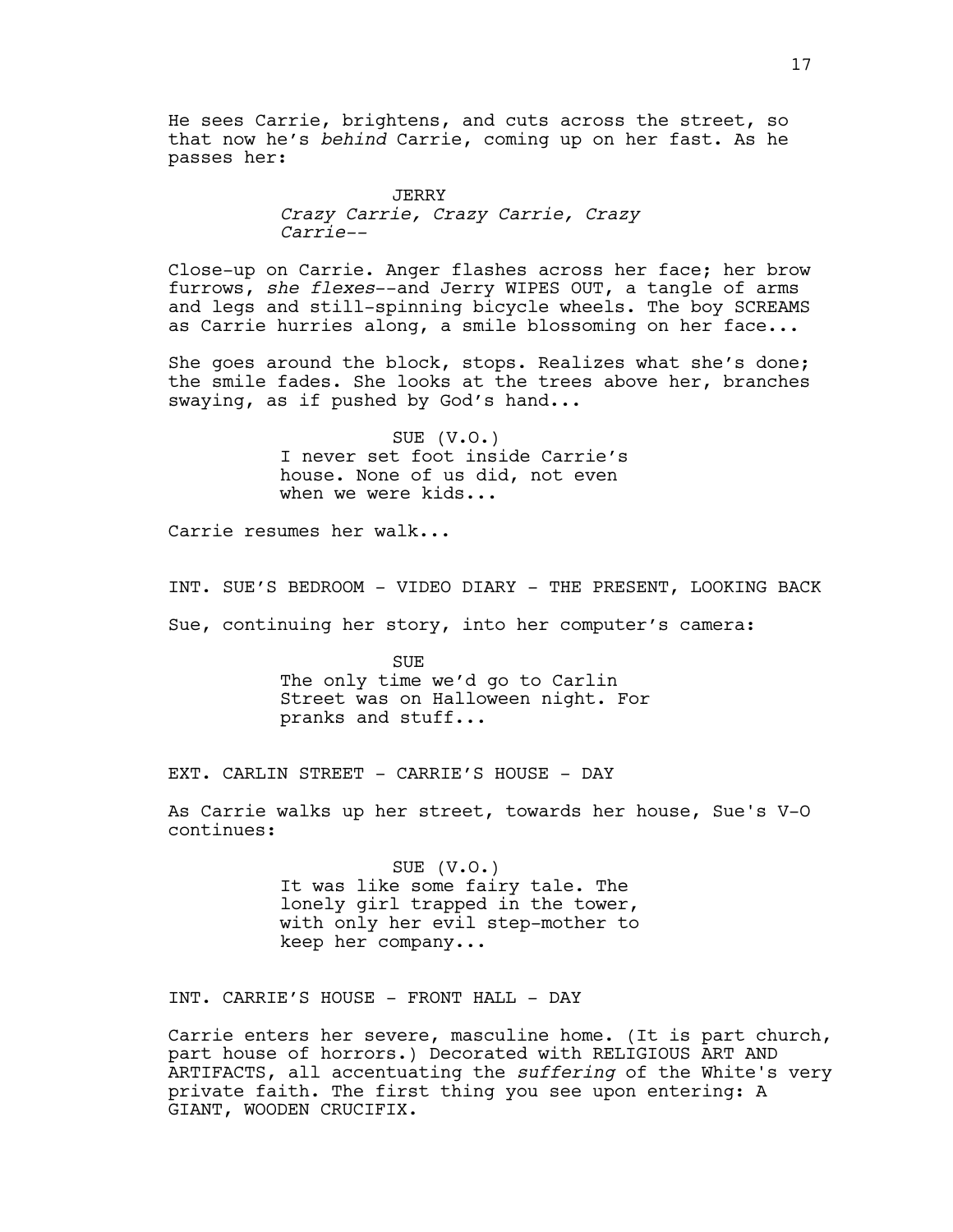He sees Carrie, brightens, and cuts across the street, so that now he's *behind* Carrie, coming up on her fast. As he passes her:

JERRY
*Crazy Carrie, Crazy Carrie, Crazy Carrie--*

Close-up on Carrie. Anger flashes across her face; her brow furrows, *she flexes*--and Jerry WIPES OUT, a tangle of arms and legs and still-spinning bicycle wheels. The boy SCREAMS as Carrie hurries along, a smile blossoming on her face...

She goes around the block, stops. Realizes what she's done; the smile fades. She looks at the trees above her, branches swaying, as if pushed by God's hand...

SUE (V.O.)
I never set foot inside Carrie's house. None of us did, not even when we were kids...

Carrie resumes her walk...

INT. SUE'S BEDROOM - VIDEO DIARY - THE PRESENT, LOOKING BACK

Sue, continuing her story, into her computer's camera:

SUE
The only time we'd go to Carlin Street was on Halloween night. For pranks and stuff...

EXT. CARLIN STREET - CARRIE'S HOUSE - DAY

As Carrie walks up her street, towards her house, Sue's V-O continues:

SUE (V.O.)
It was like some fairy tale. The lonely girl trapped in the tower, with only her evil step-mother to keep her company...

INT. CARRIE'S HOUSE - FRONT HALL - DAY

Carrie enters her severe, masculine home. (It is part church, part house of horrors.) Decorated with RELIGIOUS ART AND ARTIFACTS, all accentuating the *suffering* of the White's very private faith. The first thing you see upon entering: A GIANT, WOODEN CRUCIFIX.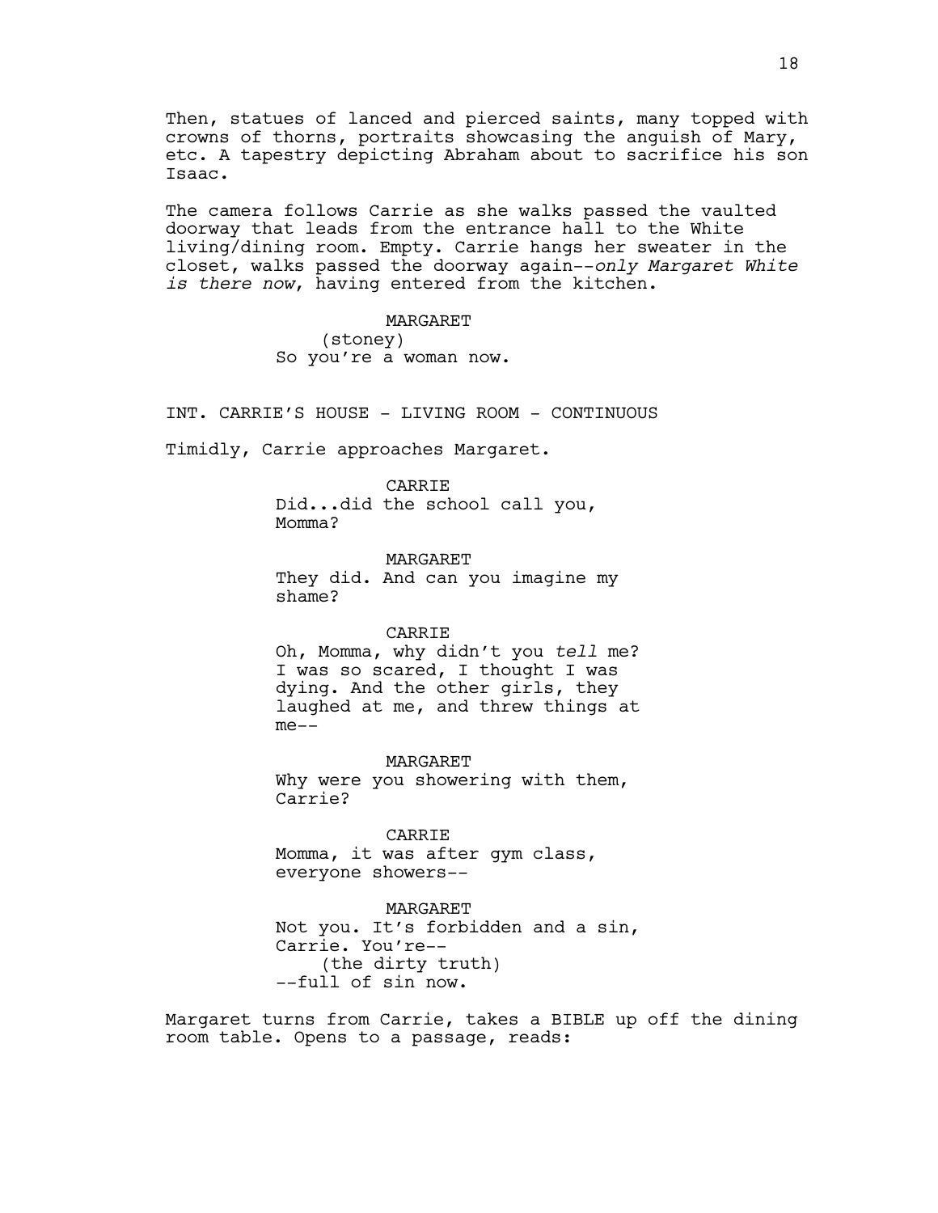Then, statues of lanced and pierced saints, many topped with crowns of thorns, portraits showcasing the anguish of Mary, etc. A tapestry depicting Abraham about to sacrifice his son Isaac.

The camera follows Carrie as she walks passed the vaulted doorway that leads from the entrance hall to the White living/dining room. Empty. Carrie hangs her sweater in the closet, walks passed the doorway again--*only Margaret White is there now*, having entered from the kitchen.

MARGARET
(stoney)
So you're a woman now.

INT. CARRIE'S HOUSE - LIVING ROOM - CONTINUOUS

Timidly, Carrie approaches Margaret.

CARRIE
Did...did the school call you, Momma?

MARGARET
They did. And can you imagine my shame?

CARRIE
Oh, Momma, why didn't you *tell* me? I was so scared, I thought I was dying. And the other girls, they laughed at me, and threw things at me--

MARGARET
Why were you showering with them, Carrie?

CARRIE
Momma, it was after gym class, everyone showers--

MARGARET
Not you. It's forbidden and a sin, Carrie. You're--
(the dirty truth)
--full of sin now.

Margaret turns from Carrie, takes a BIBLE up off the dining room table. Opens to a passage, reads: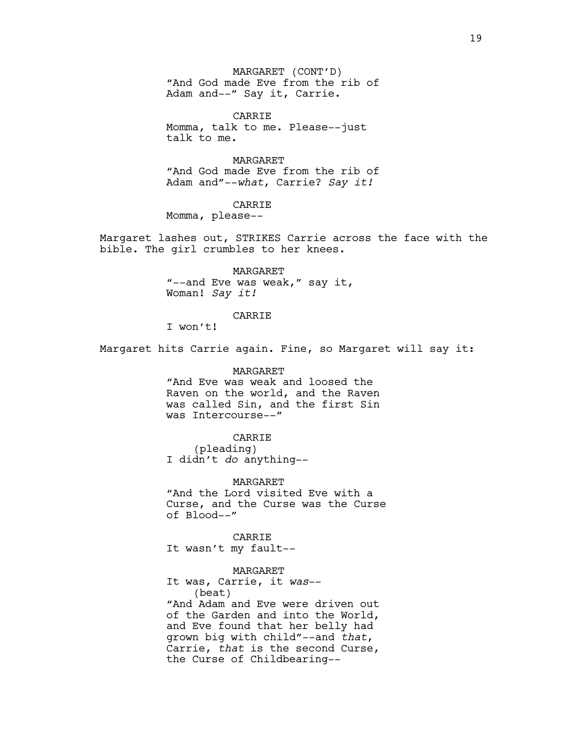MARGARET (CONT'D)
"And God made Eve from the rib of Adam and--" Say it, Carrie.

CARRIE
Momma, talk to me. Please--just talk to me.

MARGARET
"And God made Eve from the rib of Adam and"--*what*, Carrie? *Say it!*

CARRIE
Momma, please--

Margaret lashes out, STRIKES Carrie across the face with the bible. The girl crumbles to her knees.

MARGARET
"--and Eve was weak," say it, Woman! *Say it!*

CARRIE
I won't!

Margaret hits Carrie again. Fine, so Margaret will say it:

MARGARET
"And Eve was weak and loosed the Raven on the world, and the Raven was called Sin, and the first Sin was Intercourse--"

CARRIE
(pleading)
I didn't *do* anything--

MARGARET
"And the Lord visited Eve with a Curse, and the Curse was the Curse of Blood--"

CARRIE
It wasn't my fault--

MARGARET
It was, Carrie, it *was*--
(beat)
"And Adam and Eve were driven out of the Garden and into the World, and Eve found that her belly had grown big with child"--and *that*, Carrie, *that* is the second Curse, the Curse of Childbearing--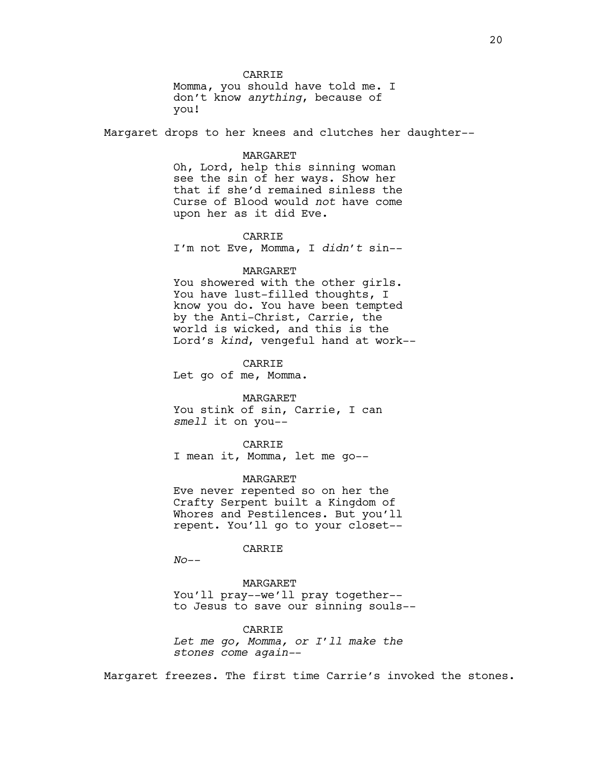CARRIE

Momma, you should have told me. I don't know *anything*, because of you!

Margaret drops to her knees and clutches her daughter--

MARGARET

Oh, Lord, help this sinning woman see the sin of her ways. Show her that if she'd remained sinless the Curse of Blood would *not* have come upon her as it did Eve.

CARRIE

I'm not Eve, Momma, I *didn't* sin--

MARGARET

You showered with the other girls. You have lust-filled thoughts, I know you do. You have been tempted by the Anti-Christ, Carrie, the world is wicked, and this is the Lord's *kind*, vengeful hand at work--

CARRIE

Let go of me, Momma.

MARGARET

You stink of sin, Carrie, I can *smell* it on you--

CARRIE

I mean it, Momma, let me go--

MARGARET

Eve never repented so on her the Crafty Serpent built a Kingdom of Whores and Pestilences. But you'll repent. You'll go to your closet--

CARRIE

*No--*

MARGARET

You'll pray--we'll pray together--to Jesus to save our sinning souls--

CARRIE

*Let me go, Momma, or I'll make the stones come again--*

Margaret freezes. The first time Carrie's invoked the stones.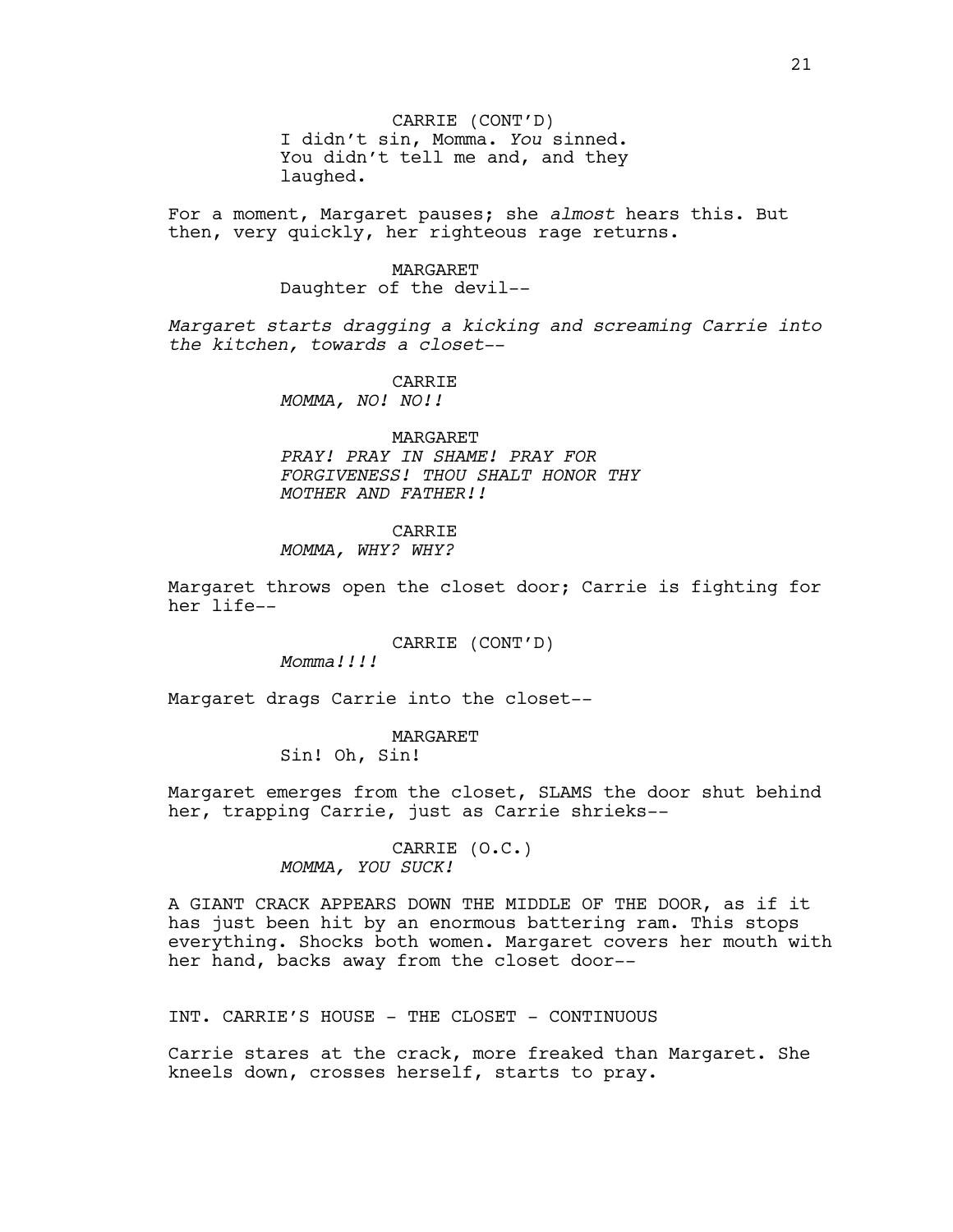CARRIE (CONT'D)
I didn't sin, Momma. *You* sinned. You didn't tell me and, and they laughed.

For a moment, Margaret pauses; she *almost* hears this. But then, very quickly, her righteous rage returns.

MARGARET
Daughter of the devil--

*Margaret starts dragging a kicking and screaming Carrie into the kitchen, towards a closet--*

CARRIE
*MOMMA, NO! NO!!*

MARGARET
*PRAY! PRAY IN SHAME! PRAY FOR FORGIVENESS! THOU SHALT HONOR THY MOTHER AND FATHER!!*

CARRIE
*MOMMA, WHY? WHY?*

Margaret throws open the closet door; Carrie is fighting for her life--

CARRIE (CONT'D)
*Momma!!!!*

Margaret drags Carrie into the closet--

MARGARET
Sin! Oh, Sin!

Margaret emerges from the closet, SLAMS the door shut behind her, trapping Carrie, just as Carrie shrieks--

CARRIE (O.C.)
*MOMMA, YOU SUCK!*

A GIANT CRACK APPEARS DOWN THE MIDDLE OF THE DOOR, as if it has just been hit by an enormous battering ram. This stops everything. Shocks both women. Margaret covers her mouth with her hand, backs away from the closet door--

INT. CARRIE'S HOUSE - THE CLOSET - CONTINUOUS

Carrie stares at the crack, more freaked than Margaret. She kneels down, crosses herself, starts to pray.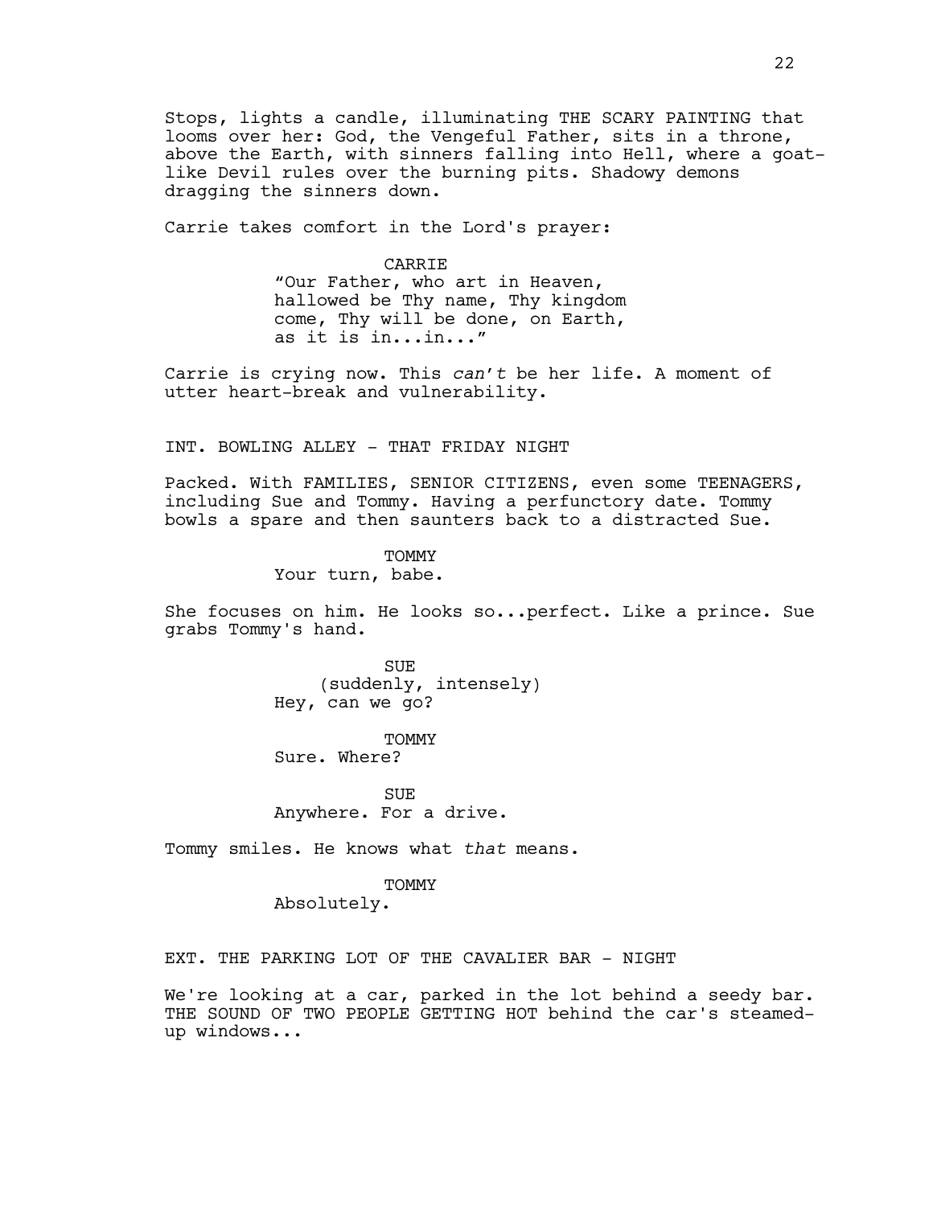Stops, lights a candle, illuminating THE SCARY PAINTING that looms over her: God, the Vengeful Father, sits in a throne, above the Earth, with sinners falling into Hell, where a goat-like Devil rules over the burning pits. Shadowy demons dragging the sinners down.

Carrie takes comfort in the Lord's prayer:

CARRIE
"Our Father, who art in Heaven, hallowed be Thy name, Thy kingdom come, Thy will be done, on Earth, as it is in...in..."

Carrie is crying now. This *can't* be her life. A moment of utter heart-break and vulnerability.

INT. BOWLING ALLEY - THAT FRIDAY NIGHT

Packed. With FAMILIES, SENIOR CITIZENS, even some TEENAGERS, including Sue and Tommy. Having a perfunctory date. Tommy bowls a spare and then saunters back to a distracted Sue.

TOMMY
Your turn, babe.

She focuses on him. He looks so...perfect. Like a prince. Sue grabs Tommy's hand.

SUE
(suddenly, intensely)
Hey, can we go?

TOMMY
Sure. Where?

SUE
Anywhere. For a drive.

Tommy smiles. He knows what *that* means.

TOMMY
Absolutely.

EXT. THE PARKING LOT OF THE CAVALIER BAR - NIGHT

We're looking at a car, parked in the lot behind a seedy bar. THE SOUND OF TWO PEOPLE GETTING HOT behind the car's steamed-up windows...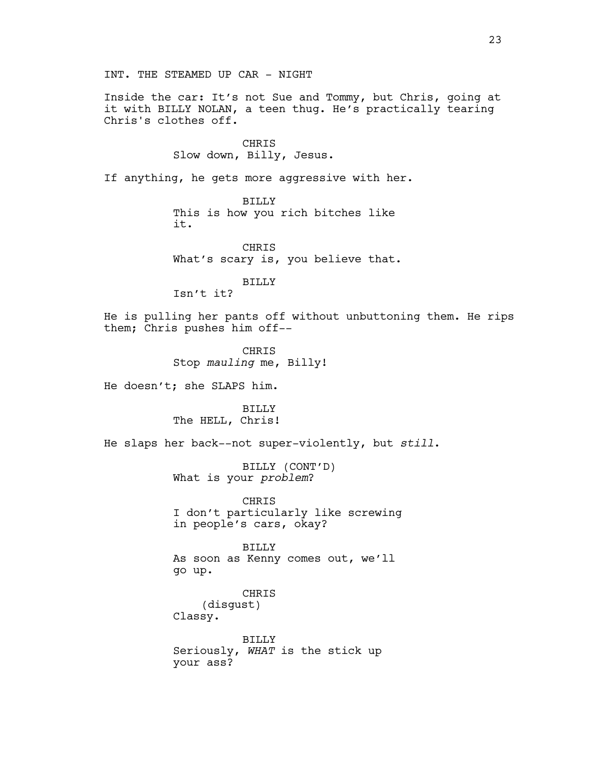INT. THE STEAMED UP CAR - NIGHT

Inside the car: It's not Sue and Tommy, but Chris, going at it with BILLY NOLAN, a teen thug. He's practically tearing Chris's clothes off.

CHRIS
Slow down, Billy, Jesus.

If anything, he gets more aggressive with her.

BILLY
This is how you rich bitches like it.

CHRIS
What's scary is, you believe that.

BILLY
Isn't it?

He is pulling her pants off without unbuttoning them. He rips them; Chris pushes him off--

CHRIS
Stop *mauling* me, Billy!

He doesn't; she SLAPS him.

BILLY
The HELL, Chris!

He slaps her back--not super-violently, but *still*.

BILLY (CONT'D)
What is your *problem*?

CHRIS
I don't particularly like screwing in people's cars, okay?

BILLY
As soon as Kenny comes out, we'll go up.

CHRIS
(disgust)
Classy.

BILLY
Seriously, *WHAT* is the stick up your ass?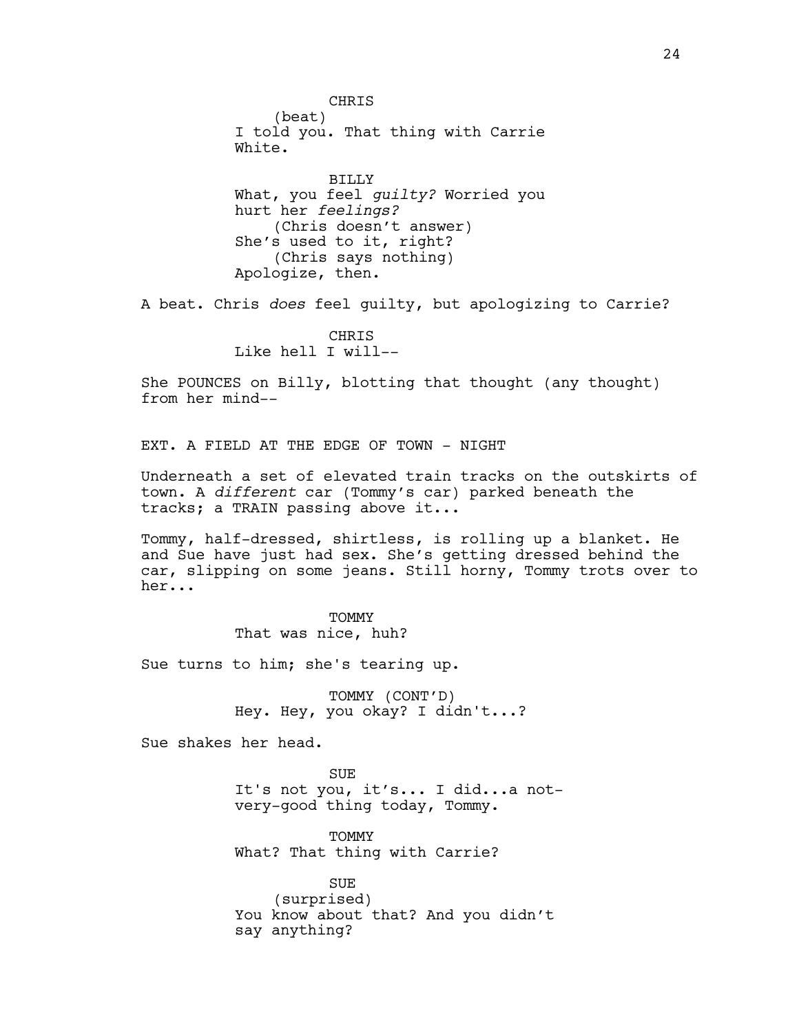CHRIS
(beat)
I told you. That thing with Carrie White.

BILLY
What, you feel *guilty?* Worried you hurt her *feelings?*
(Chris doesn't answer)
She's used to it, right?
(Chris says nothing)
Apologize, then.

A beat. Chris *does* feel guilty, but apologizing to Carrie?

CHRIS
Like hell I will--

She POUNCES on Billy, blotting that thought (any thought) from her mind--

EXT. A FIELD AT THE EDGE OF TOWN - NIGHT

Underneath a set of elevated train tracks on the outskirts of town. A *different* car (Tommy's car) parked beneath the tracks; a TRAIN passing above it...

Tommy, half-dressed, shirtless, is rolling up a blanket. He and Sue have just had sex. She's getting dressed behind the car, slipping on some jeans. Still horny, Tommy trots over to her...

TOMMY
That was nice, huh?

Sue turns to him; she's tearing up.

TOMMY (CONT'D)
Hey. Hey, you okay? I didn't...?

Sue shakes her head.

SUE
It's not you, it's... I did...a not-very-good thing today, Tommy.

TOMMY
What? That thing with Carrie?

SUE
(surprised)
You know about that? And you didn't say anything?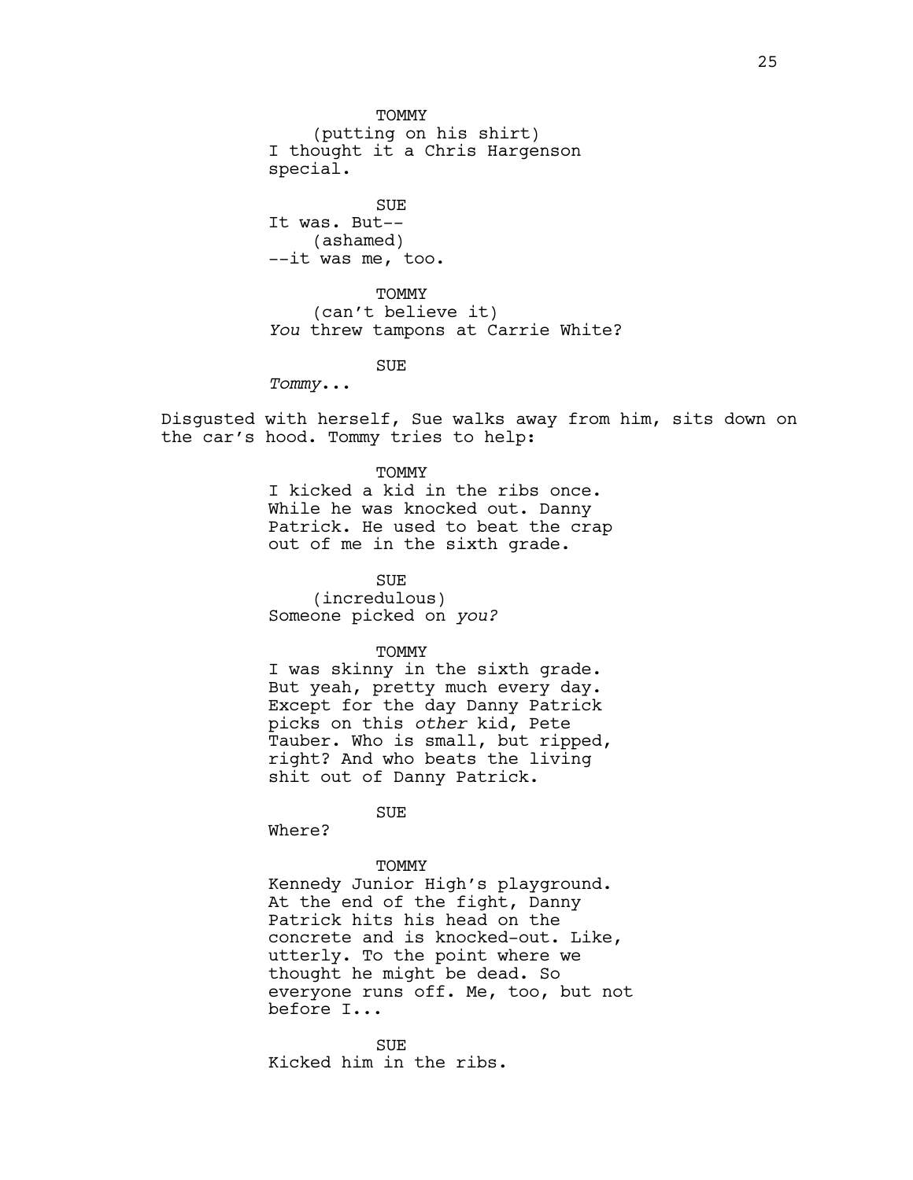TOMMY
(putting on his shirt)
I thought it a Chris Hargenson special.

SUE
It was. But--
(ashamed)
--it was me, too.

TOMMY
(can't believe it)
*You* threw tampons at Carrie White?

SUE
*Tommy*...

Disgusted with herself, Sue walks away from him, sits down on the car's hood. Tommy tries to help:

TOMMY
I kicked a kid in the ribs once. While he was knocked out. Danny Patrick. He used to beat the crap out of me in the sixth grade.

SUE
(incredulous)
Someone picked on *you?*

TOMMY
I was skinny in the sixth grade. But yeah, pretty much every day. Except for the day Danny Patrick picks on this *other* kid, Pete Tauber. Who is small, but ripped, right? And who beats the living shit out of Danny Patrick.

SUE
Where?

TOMMY
Kennedy Junior High's playground. At the end of the fight, Danny Patrick hits his head on the concrete and is knocked-out. Like, utterly. To the point where we thought he might be dead. So everyone runs off. Me, too, but not before I...

SUE
Kicked him in the ribs.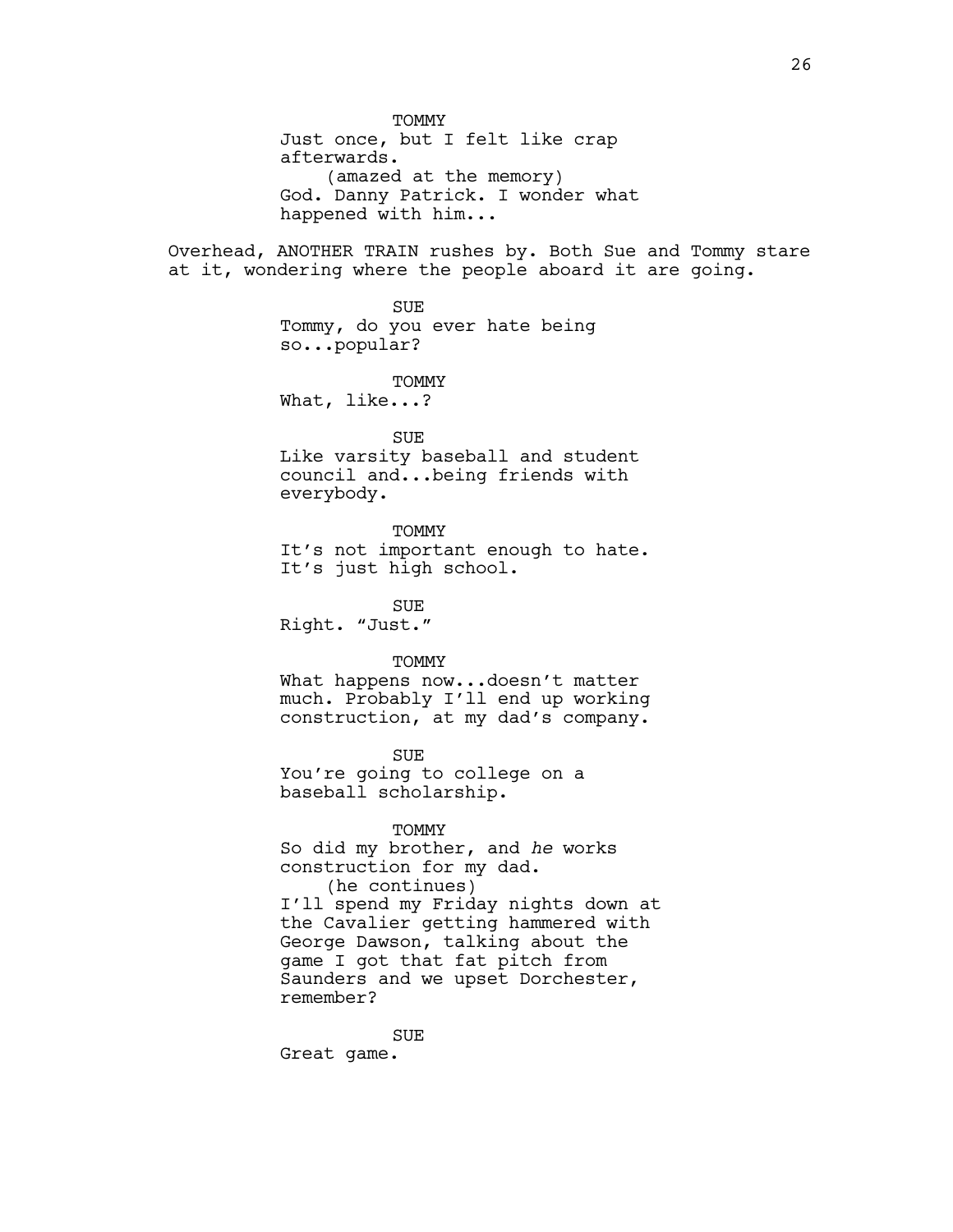TOMMY
Just once, but I felt like crap afterwards.
(amazed at the memory)
God. Danny Patrick. I wonder what happened with him...

Overhead, ANOTHER TRAIN rushes by. Both Sue and Tommy stare at it, wondering where the people aboard it are going.

SUE
Tommy, do you ever hate being so...popular?

TOMMY
What, like...?

SUE
Like varsity baseball and student council and...being friends with everybody.

TOMMY
It's not important enough to hate. It's just high school.

SUE
Right. "Just."

TOMMY
What happens now...doesn't matter much. Probably I'll end up working construction, at my dad's company.

SUE
You're going to college on a baseball scholarship.

TOMMY
So did my brother, and *he* works construction for my dad.
(he continues)
I'll spend my Friday nights down at the Cavalier getting hammered with George Dawson, talking about the game I got that fat pitch from Saunders and we upset Dorchester, remember?

SUE
Great game.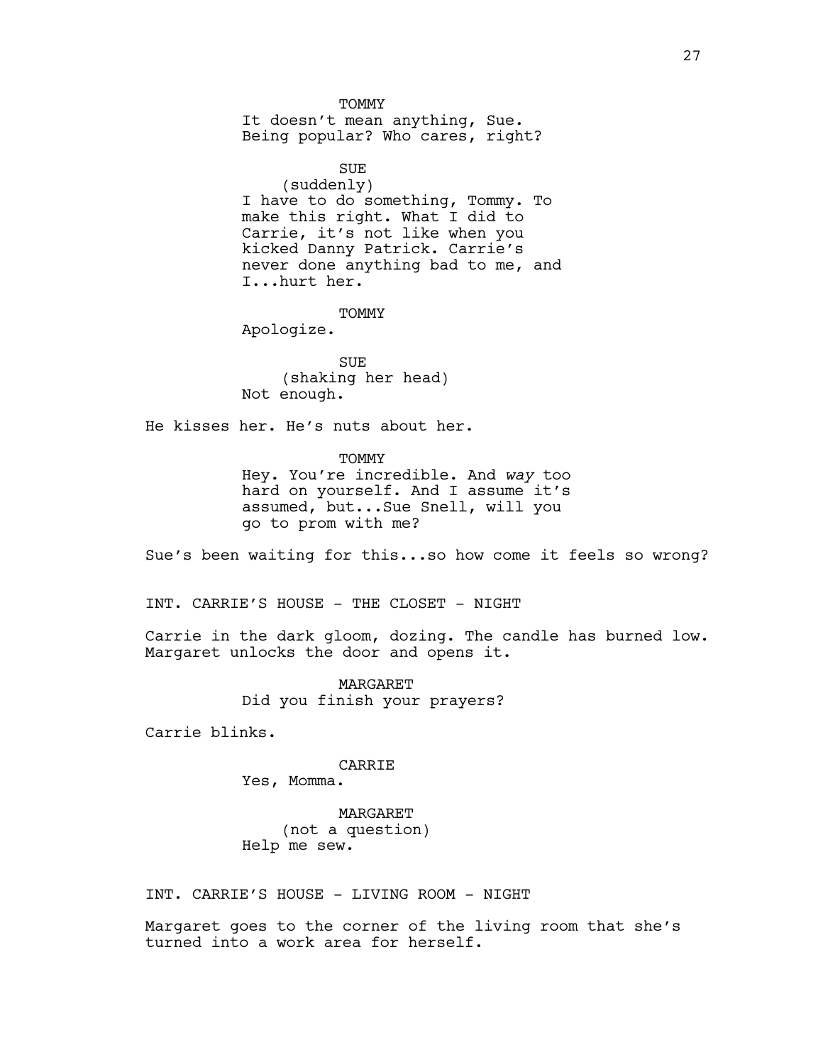TOMMY
It doesn't mean anything, Sue. Being popular? Who cares, right?

SUE
(suddenly)
I have to do something, Tommy. To make this right. What I did to Carrie, it's not like when you kicked Danny Patrick. Carrie's never done anything bad to me, and I...hurt her.

TOMMY
Apologize.

SUE
(shaking her head)
Not enough.

He kisses her. He's nuts about her.

TOMMY
Hey. You're incredible. And *way* too hard on yourself. And I assume it's assumed, but...Sue Snell, will you go to prom with me?

Sue's been waiting for this...so how come it feels so wrong?

INT. CARRIE'S HOUSE - THE CLOSET - NIGHT

Carrie in the dark gloom, dozing. The candle has burned low. Margaret unlocks the door and opens it.

MARGARET
Did you finish your prayers?

Carrie blinks.

CARRIE
Yes, Momma.

MARGARET
(not a question)
Help me sew.

INT. CARRIE'S HOUSE - LIVING ROOM - NIGHT

Margaret goes to the corner of the living room that she's turned into a work area for herself.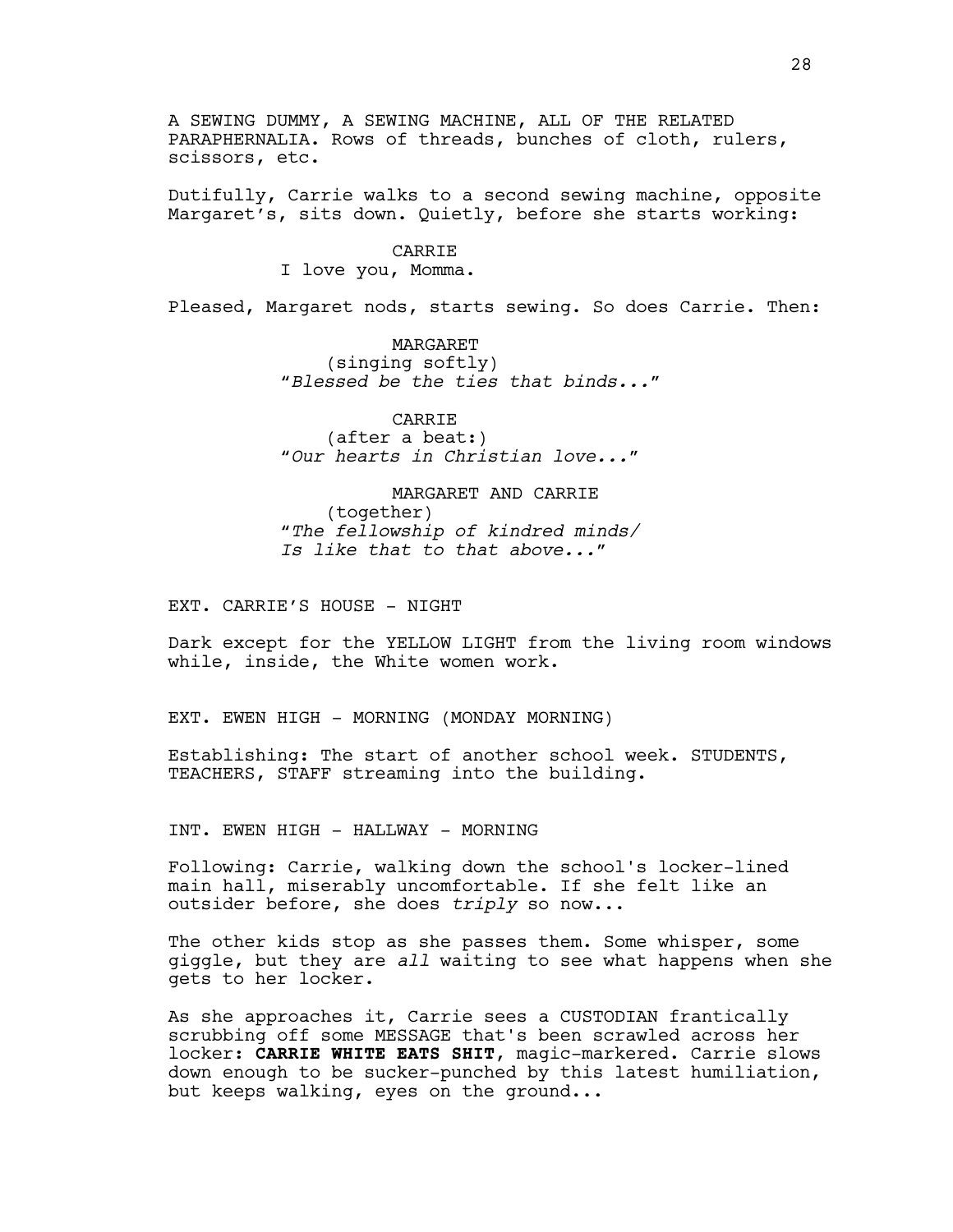A SEWING DUMMY, A SEWING MACHINE, ALL OF THE RELATED PARAPHERNALIA. Rows of threads, bunches of cloth, rulers, scissors, etc.

Dutifully, Carrie walks to a second sewing machine, opposite Margaret's, sits down. Quietly, before she starts working:

CARRIE
I love you, Momma.

Pleased, Margaret nods, starts sewing. So does Carrie. Then:

MARGARET
(singing softly)
"*Blessed be the ties that binds...*"

CARRIE
(after a beat:)
"*Our hearts in Christian love...*"

MARGARET AND CARRIE
(together)
"*The fellowship of kindred minds/*
*Is like that to that above...*"

EXT. CARRIE'S HOUSE - NIGHT

Dark except for the YELLOW LIGHT from the living room windows while, inside, the White women work.

EXT. EWEN HIGH - MORNING (MONDAY MORNING)

Establishing: The start of another school week. STUDENTS, TEACHERS, STAFF streaming into the building.

INT. EWEN HIGH - HALLWAY - MORNING

Following: Carrie, walking down the school's locker-lined main hall, miserably uncomfortable. If she felt like an outsider before, she does *triply* so now...

The other kids stop as she passes them. Some whisper, some giggle, but they are *all* waiting to see what happens when she gets to her locker.

As she approaches it, Carrie sees a CUSTODIAN frantically scrubbing off some MESSAGE that's been scrawled across her locker: **CARRIE WHITE EATS SHIT**, magic-markered. Carrie slows down enough to be sucker-punched by this latest humiliation, but keeps walking, eyes on the ground...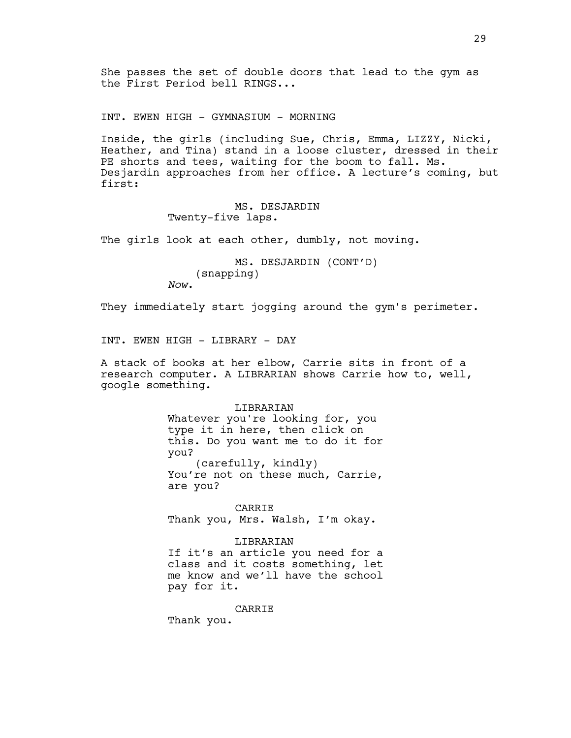She passes the set of double doors that lead to the gym as the First Period bell RINGS...

INT. EWEN HIGH - GYMNASIUM - MORNING

Inside, the girls (including Sue, Chris, Emma, LIZZY, Nicki, Heather, and Tina) stand in a loose cluster, dressed in their PE shorts and tees, waiting for the boom to fall. Ms. Desjardin approaches from her office. A lecture's coming, but first:

MS. DESJARDIN
Twenty-five laps.

The girls look at each other, dumbly, not moving.

MS. DESJARDIN (CONT'D)
(snapping)
*Now*.

They immediately start jogging around the gym's perimeter.

INT. EWEN HIGH - LIBRARY - DAY

A stack of books at her elbow, Carrie sits in front of a research computer. A LIBRARIAN shows Carrie how to, well, google something.

LIBRARIAN
Whatever you're looking for, you type it in here, then click on this. Do you want me to do it for you?
(carefully, kindly)
You're not on these much, Carrie, are you?

CARRIE
Thank you, Mrs. Walsh, I'm okay.

LIBRARIAN
If it's an article you need for a class and it costs something, let me know and we'll have the school pay for it.

CARRIE
Thank you.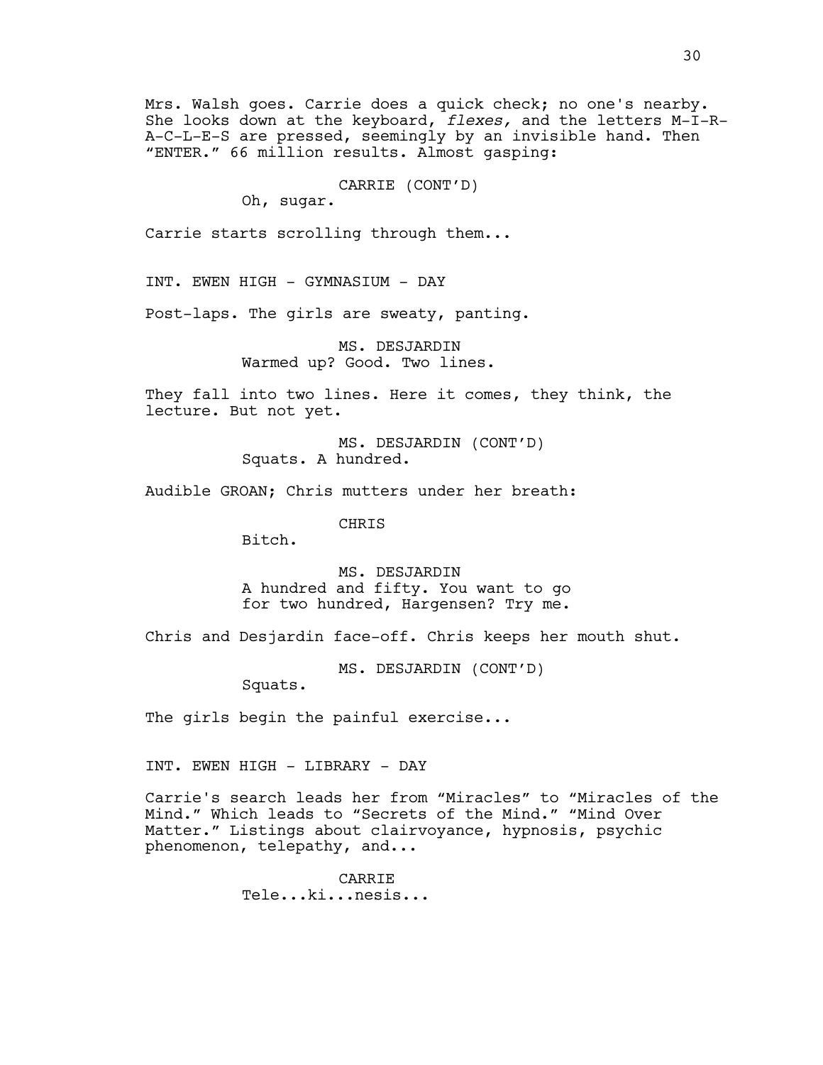Mrs. Walsh goes. Carrie does a quick check; no one's nearby. She looks down at the keyboard, *flexes,* and the letters M-I-R-A-C-L-E-S are pressed, seemingly by an invisible hand. Then "ENTER." 66 million results. Almost gasping:

CARRIE (CONT'D)
Oh, sugar.

Carrie starts scrolling through them...

INT. EWEN HIGH - GYMNASIUM - DAY

Post-laps. The girls are sweaty, panting.

MS. DESJARDIN
Warmed up? Good. Two lines.

They fall into two lines. Here it comes, they think, the lecture. But not yet.

MS. DESJARDIN (CONT'D)
Squats. A hundred.

Audible GROAN; Chris mutters under her breath:

CHRIS
Bitch.

MS. DESJARDIN
A hundred and fifty. You want to go for two hundred, Hargensen? Try me.

Chris and Desjardin face-off. Chris keeps her mouth shut.

MS. DESJARDIN (CONT'D)
Squats.

The girls begin the painful exercise...

INT. EWEN HIGH - LIBRARY - DAY

Carrie's search leads her from "Miracles" to "Miracles of the Mind." Which leads to "Secrets of the Mind." "Mind Over Matter." Listings about clairvoyance, hypnosis, psychic phenomenon, telepathy, and...

CARRIE
Tele...ki...nesis...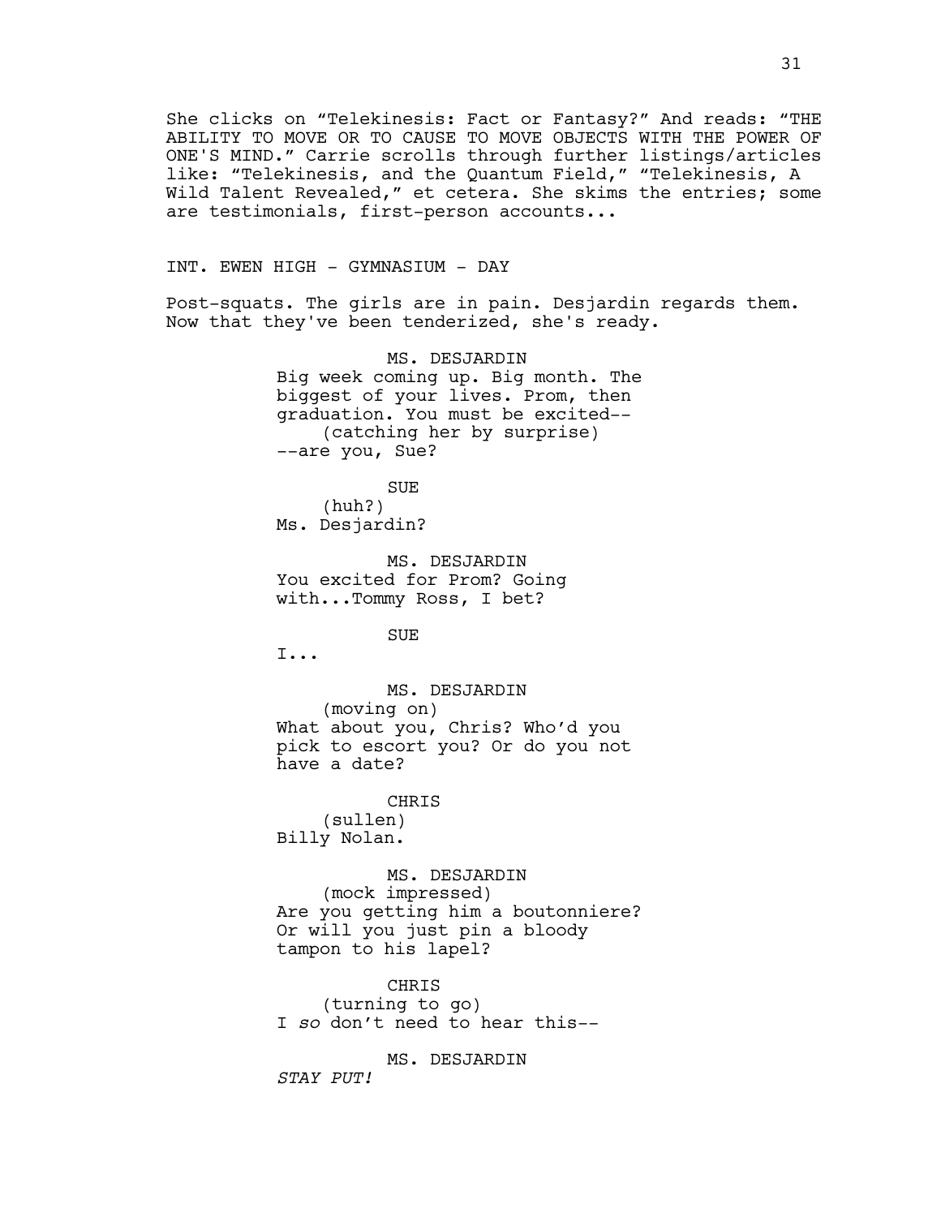She clicks on "Telekinesis: Fact or Fantasy?" And reads: "THE ABILITY TO MOVE OR TO CAUSE TO MOVE OBJECTS WITH THE POWER OF ONE'S MIND." Carrie scrolls through further listings/articles like: "Telekinesis, and the Quantum Field," "Telekinesis, A Wild Talent Revealed," et cetera. She skims the entries; some are testimonials, first-person accounts...

INT. EWEN HIGH - GYMNASIUM - DAY

Post-squats. The girls are in pain. Desjardin regards them. Now that they've been tenderized, she's ready.

MS. DESJARDIN

Big week coming up. Big month. The biggest of your lives. Prom, then graduation. You must be excited--
(catching her by surprise)
--are you, Sue?

SUE

(huh?)
Ms. Desjardin?

MS. DESJARDIN

You excited for Prom? Going with...Tommy Ross, I bet?

SUE

I...

MS. DESJARDIN

(moving on)
What about you, Chris? Who'd you pick to escort you? Or do you not have a date?

CHRIS

(sullen)
Billy Nolan.

MS. DESJARDIN

(mock impressed)
Are you getting him a boutonniere? Or will you just pin a bloody tampon to his lapel?

CHRIS

(turning to go)
I *so* don't need to hear this--

MS. DESJARDIN

*STAY PUT!*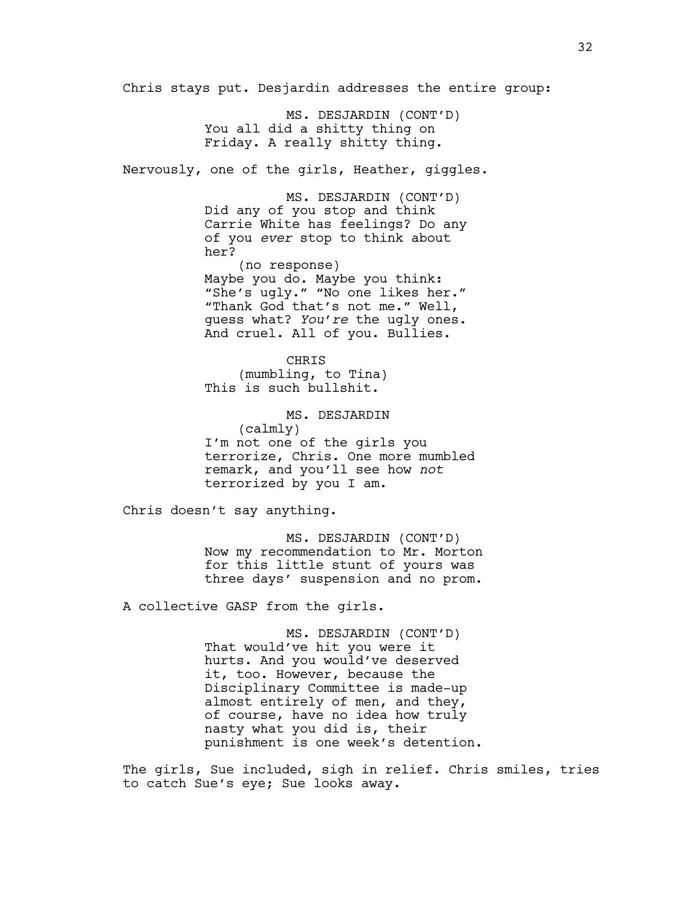Chris stays put. Desjardin addresses the entire group:

MS. DESJARDIN (CONT'D)
You all did a shitty thing on Friday. A really shitty thing.

Nervously, one of the girls, Heather, giggles.

MS. DESJARDIN (CONT'D)
Did any of you stop and think Carrie White has feelings? Do any of you *ever* stop to think about her?
(no response)
Maybe you do. Maybe you think: "She's ugly." "No one likes her." "Thank God that's not me." Well, guess what? *You're* the ugly ones. And cruel. All of you. Bullies.

CHRIS
(mumbling, to Tina)
This is such bullshit.

MS. DESJARDIN
(calmly)
I'm not one of the girls you terrorize, Chris. One more mumbled remark, and you'll see how *not* terrorized by you I am.

Chris doesn't say anything.

MS. DESJARDIN (CONT'D)
Now my recommendation to Mr. Morton for this little stunt of yours was three days' suspension and no prom.

A collective GASP from the girls.

MS. DESJARDIN (CONT'D)
That would've hit you were it hurts. And you would've deserved it, too. However, because the Disciplinary Committee is made-up almost entirely of men, and they, of course, have no idea how truly nasty what you did is, their punishment is one week's detention.

The girls, Sue included, sigh in relief. Chris smiles, tries to catch Sue's eye; Sue looks away.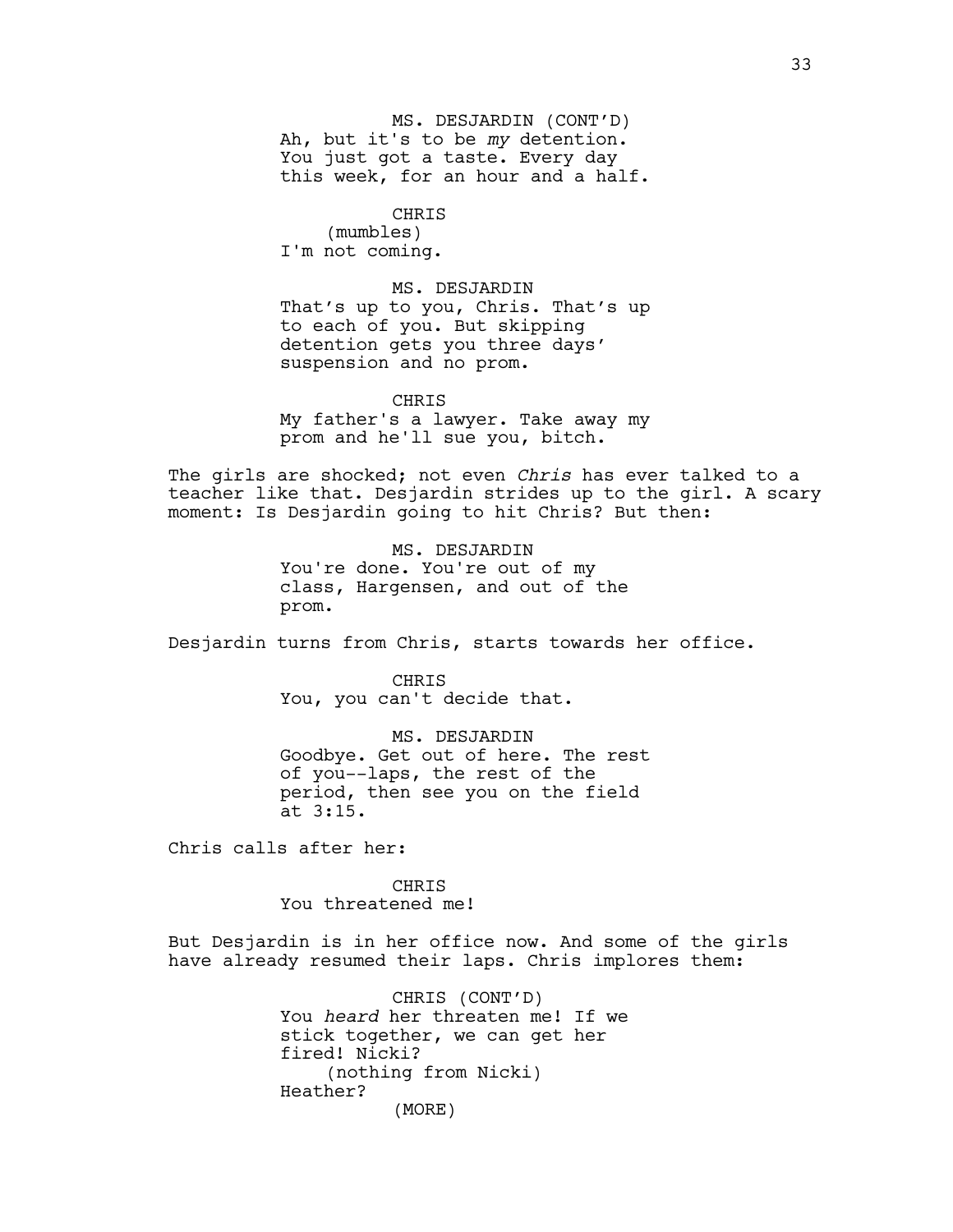MS. DESJARDIN (CONT'D)
Ah, but it's to be *my* detention. You just got a taste. Every day this week, for an hour and a half.

CHRIS
(mumbles)
I'm not coming.

MS. DESJARDIN
That's up to you, Chris. That's up to each of you. But skipping detention gets you three days' suspension and no prom.

CHRIS
My father's a lawyer. Take away my prom and he'll sue you, bitch.

The girls are shocked; not even *Chris* has ever talked to a teacher like that. Desjardin strides up to the girl. A scary moment: Is Desjardin going to hit Chris? But then:

MS. DESJARDIN
You're done. You're out of my class, Hargensen, and out of the prom.

Desjardin turns from Chris, starts towards her office.

CHRIS
You, you can't decide that.

MS. DESJARDIN
Goodbye. Get out of here. The rest of you--laps, the rest of the period, then see you on the field at 3:15.

Chris calls after her:

CHRIS
You threatened me!

But Desjardin is in her office now. And some of the girls have already resumed their laps. Chris implores them:

CHRIS (CONT'D)
You *heard* her threaten me! If we stick together, we can get her fired! Nicki?
(nothing from Nicki)
Heather?
(MORE)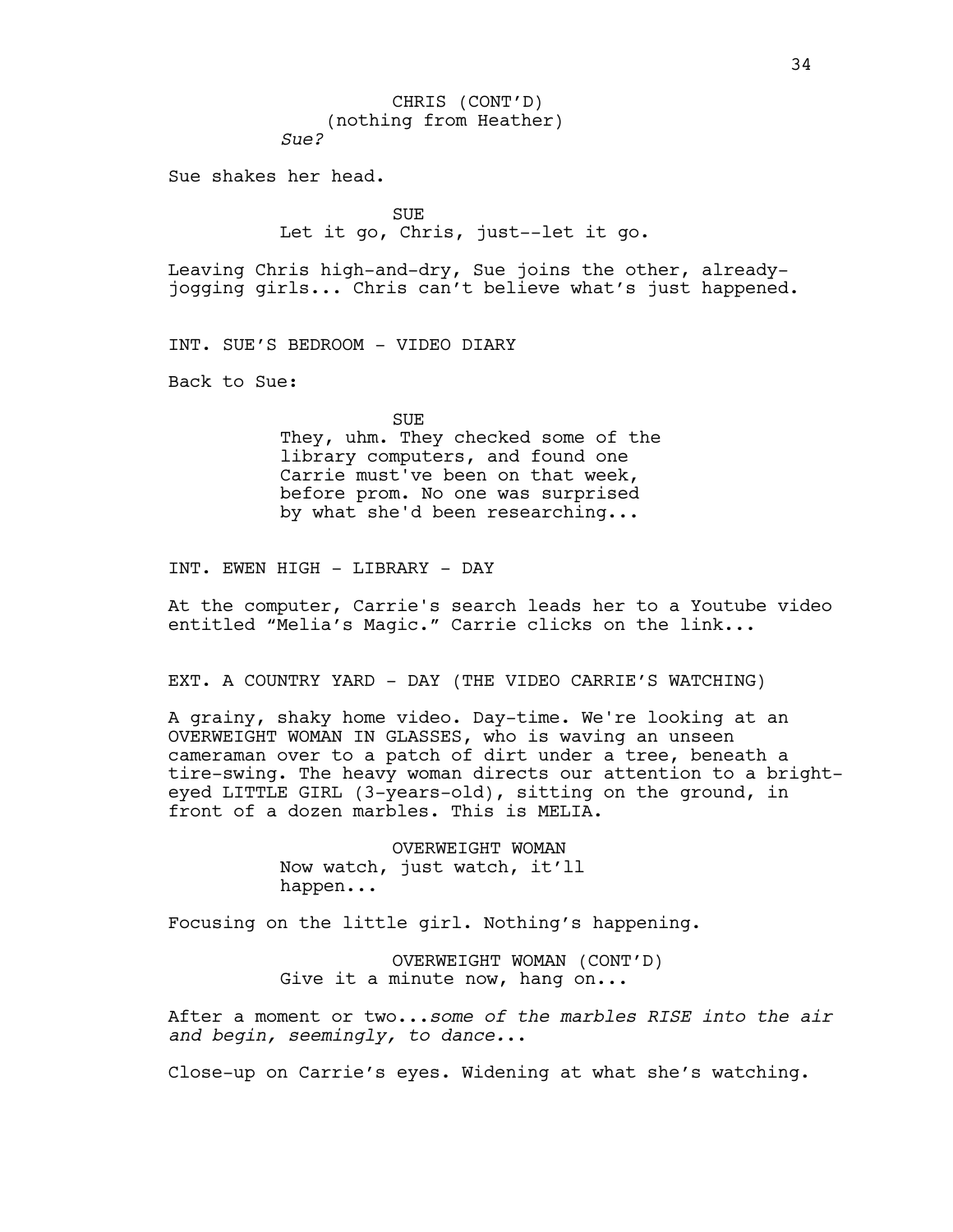CHRIS (CONT'D)
(nothing from Heather)
*Sue?*

Sue shakes her head.

SUE
Let it go, Chris, just--let it go.

Leaving Chris high-and-dry, Sue joins the other, already-jogging girls... Chris can't believe what's just happened.

INT. SUE'S BEDROOM - VIDEO DIARY

Back to Sue:

SUE
They, uhm. They checked some of the library computers, and found one Carrie must've been on that week, before prom. No one was surprised by what she'd been researching...

INT. EWEN HIGH - LIBRARY - DAY

At the computer, Carrie's search leads her to a Youtube video entitled "Melia's Magic." Carrie clicks on the link...

EXT. A COUNTRY YARD - DAY (THE VIDEO CARRIE'S WATCHING)

A grainy, shaky home video. Day-time. We're looking at an OVERWEIGHT WOMAN IN GLASSES, who is waving an unseen cameraman over to a patch of dirt under a tree, beneath a tire-swing. The heavy woman directs our attention to a bright-eyed LITTLE GIRL (3-years-old), sitting on the ground, in front of a dozen marbles. This is MELIA.

OVERWEIGHT WOMAN
Now watch, just watch, it'll happen...

Focusing on the little girl. Nothing's happening.

OVERWEIGHT WOMAN (CONT'D)
Give it a minute now, hang on...

After a moment or two...*some of the marbles RISE into the air and begin, seemingly, to dance...*

Close-up on Carrie's eyes. Widening at what she's watching.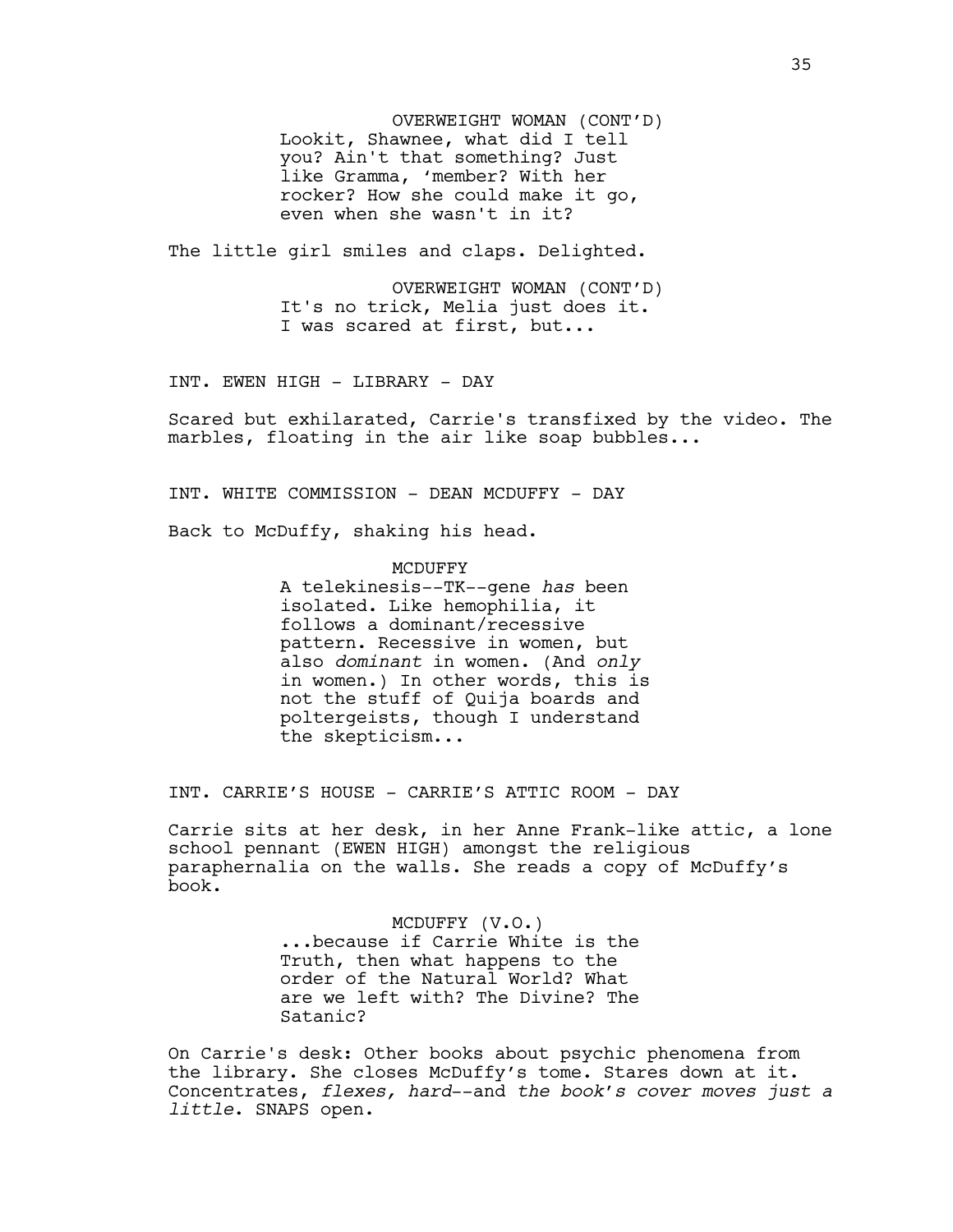OVERWEIGHT WOMAN (CONT'D)
Lookit, Shawnee, what did I tell you? Ain't that something? Just like Gramma, 'member? With her rocker? How she could make it go, even when she wasn't in it?

The little girl smiles and claps. Delighted.

OVERWEIGHT WOMAN (CONT'D)
It's no trick, Melia just does it. I was scared at first, but...

INT. EWEN HIGH - LIBRARY - DAY

Scared but exhilarated, Carrie's transfixed by the video. The marbles, floating in the air like soap bubbles...

INT. WHITE COMMISSION - DEAN MCDUFFY - DAY

Back to McDuffy, shaking his head.

MCDUFFY
A telekinesis--TK--gene *has* been isolated. Like hemophilia, it follows a dominant/recessive pattern. Recessive in women, but also *dominant* in women. (And *only* in women.) In other words, this is not the stuff of Quija boards and poltergeists, though I understand the skepticism...

INT. CARRIE'S HOUSE - CARRIE'S ATTIC ROOM - DAY

Carrie sits at her desk, in her Anne Frank-like attic, a lone school pennant (EWEN HIGH) amongst the religious paraphernalia on the walls. She reads a copy of McDuffy's book.

MCDUFFY (V.O.)
...because if Carrie White is the Truth, then what happens to the order of the Natural World? What are we left with? The Divine? The Satanic?

On Carrie's desk: Other books about psychic phenomena from the library. She closes McDuffy's tome. Stares down at it. Concentrates, *flexes, hard*--and *the book's cover moves just a little*. SNAPS open.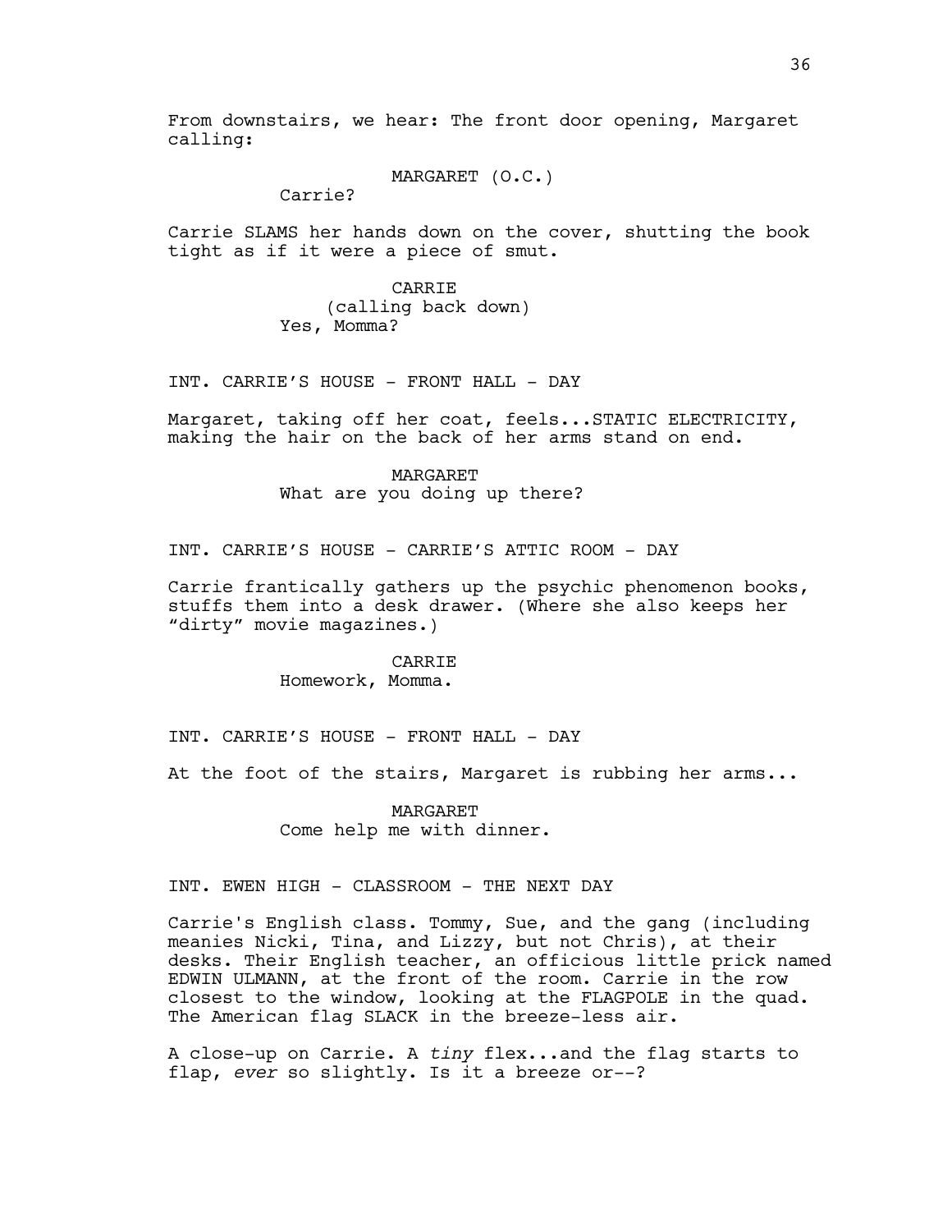From downstairs, we hear: The front door opening, Margaret calling:

MARGARET (O.C.)
Carrie?

Carrie SLAMS her hands down on the cover, shutting the book tight as if it were a piece of smut.

CARRIE
(calling back down)
Yes, Momma?

INT. CARRIE'S HOUSE - FRONT HALL - DAY

Margaret, taking off her coat, feels...STATIC ELECTRICITY, making the hair on the back of her arms stand on end.

MARGARET
What are you doing up there?

INT. CARRIE'S HOUSE - CARRIE'S ATTIC ROOM - DAY

Carrie frantically gathers up the psychic phenomenon books, stuffs them into a desk drawer. (Where she also keeps her "dirty" movie magazines.)

CARRIE
Homework, Momma.

INT. CARRIE'S HOUSE - FRONT HALL - DAY

At the foot of the stairs, Margaret is rubbing her arms...

MARGARET
Come help me with dinner.

INT. EWEN HIGH - CLASSROOM - THE NEXT DAY

Carrie's English class. Tommy, Sue, and the gang (including meanies Nicki, Tina, and Lizzy, but not Chris), at their desks. Their English teacher, an officious little prick named EDWIN ULMANN, at the front of the room. Carrie in the row closest to the window, looking at the FLAGPOLE in the quad. The American flag SLACK in the breeze-less air.

A close-up on Carrie. A *tiny* flex...and the flag starts to flap, *ever* so slightly. Is it a breeze or--?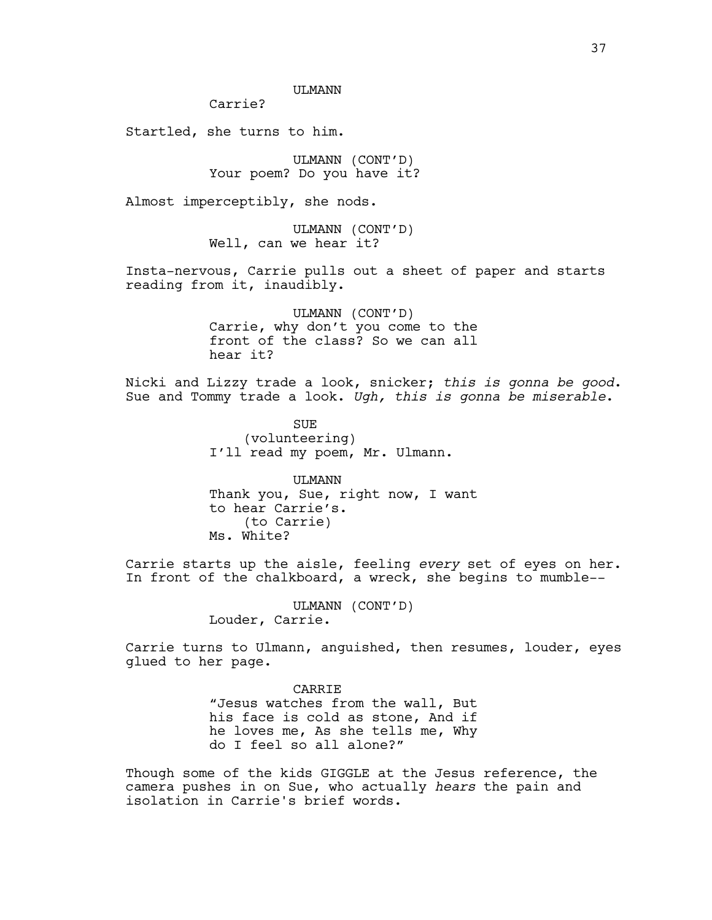ULMANN

Carrie?

Startled, she turns to him.

ULMANN (CONT'D)

Your poem? Do you have it?

Almost imperceptibly, she nods.

ULMANN (CONT'D)

Well, can we hear it?

Insta-nervous, Carrie pulls out a sheet of paper and starts reading from it, inaudibly.

ULMANN (CONT'D)

Carrie, why don't you come to the front of the class? So we can all hear it?

Nicki and Lizzy trade a look, snicker; *this is gonna be good*. Sue and Tommy trade a look. *Ugh, this is gonna be miserable*.

SUE

(volunteering)

I'll read my poem, Mr. Ulmann.

ULMANN

Thank you, Sue, right now, I want to hear Carrie's.

(to Carrie)

Ms. White?

Carrie starts up the aisle, feeling *every* set of eyes on her. In front of the chalkboard, a wreck, she begins to mumble--

ULMANN (CONT'D)

Louder, Carrie.

Carrie turns to Ulmann, anguished, then resumes, louder, eyes glued to her page.

CARRIE

"Jesus watches from the wall, But his face is cold as stone, And if he loves me, As she tells me, Why do I feel so all alone?"

Though some of the kids GIGGLE at the Jesus reference, the camera pushes in on Sue, who actually *hears* the pain and isolation in Carrie's brief words.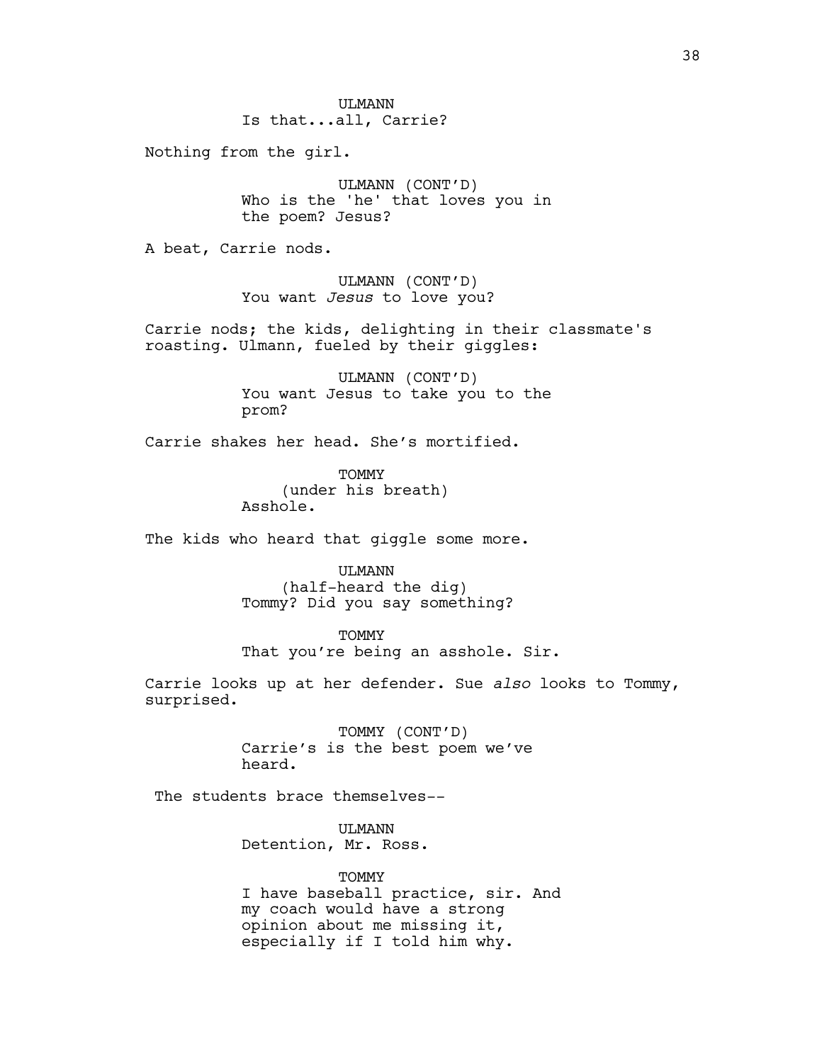ULMANN
Is that...all, Carrie?

Nothing from the girl.

ULMANN (CONT'D)
Who is the 'he' that loves you in the poem? Jesus?

A beat, Carrie nods.

ULMANN (CONT'D)
You want *Jesus* to love you?

Carrie nods; the kids, delighting in their classmate's roasting. Ulmann, fueled by their giggles:

ULMANN (CONT'D)
You want Jesus to take you to the prom?

Carrie shakes her head. She's mortified.

TOMMY
(under his breath)
Asshole.

The kids who heard that giggle some more.

ULMANN
(half-heard the dig)
Tommy? Did you say something?

TOMMY
That you're being an asshole. Sir.

Carrie looks up at her defender. Sue *also* looks to Tommy, surprised.

TOMMY (CONT'D)
Carrie's is the best poem we've heard.

The students brace themselves--

ULMANN
Detention, Mr. Ross.

TOMMY
I have baseball practice, sir. And my coach would have a strong opinion about me missing it, especially if I told him why.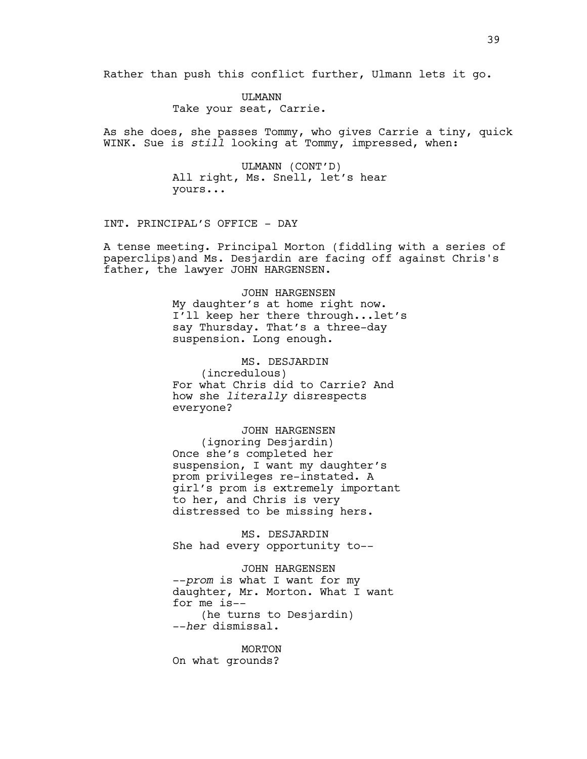Rather than push this conflict further, Ulmann lets it go.

ULMANN
Take your seat, Carrie.

As she does, she passes Tommy, who gives Carrie a tiny, quick WINK. Sue is *still* looking at Tommy, impressed, when:

ULMANN (CONT'D)
All right, Ms. Snell, let's hear yours...

INT. PRINCIPAL'S OFFICE - DAY

A tense meeting. Principal Morton (fiddling with a series of paperclips)and Ms. Desjardin are facing off against Chris's father, the lawyer JOHN HARGENSEN.

JOHN HARGENSEN
My daughter's at home right now. I'll keep her there through...let's say Thursday. That's a three-day suspension. Long enough.

MS. DESJARDIN
(incredulous)
For what Chris did to Carrie? And how she *literally* disrespects everyone?

JOHN HARGENSEN
(ignoring Desjardin)
Once she's completed her suspension, I want my daughter's prom privileges re-instated. A girl's prom is extremely important to her, and Chris is very distressed to be missing hers.

MS. DESJARDIN
She had every opportunity to--

JOHN HARGENSEN
--*prom* is what I want for my daughter, Mr. Morton. What I want for me is--
(he turns to Desjardin)
--*her* dismissal.

MORTON
On what grounds?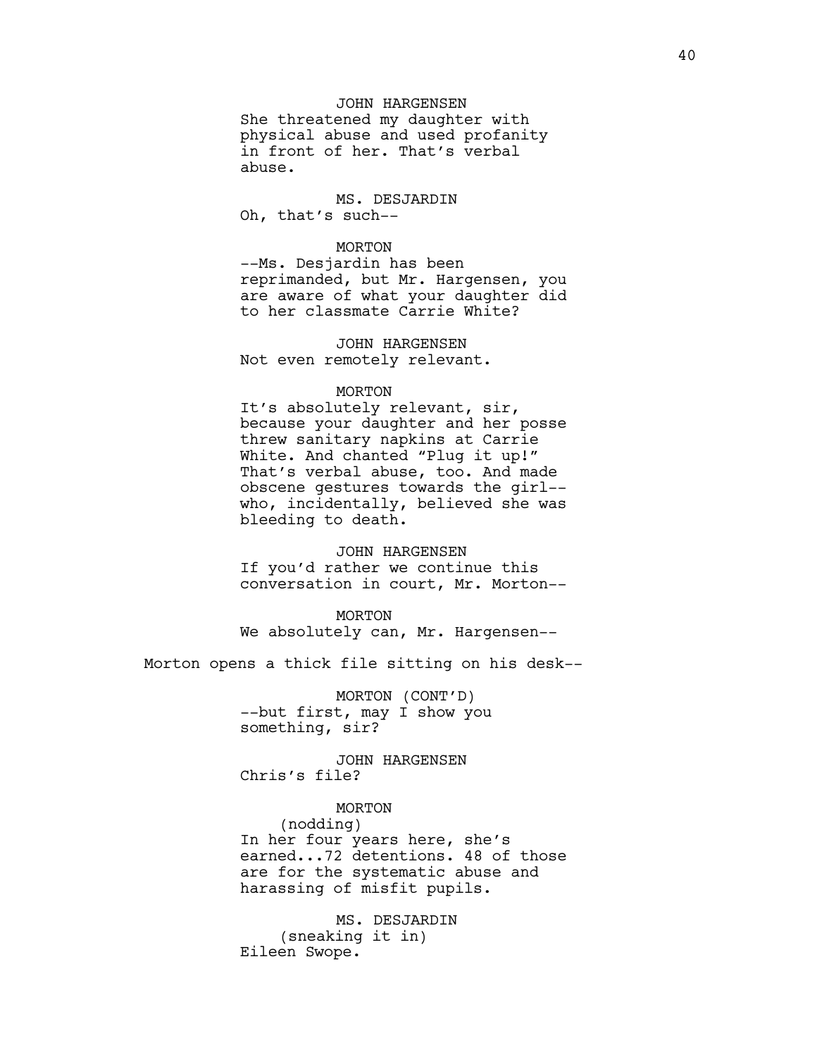JOHN HARGENSEN
She threatened my daughter with physical abuse and used profanity in front of her. That's verbal abuse.

MS. DESJARDIN
Oh, that's such--

MORTON
--Ms. Desjardin has been reprimanded, but Mr. Hargensen, you are aware of what your daughter did to her classmate Carrie White?

JOHN HARGENSEN
Not even remotely relevant.

MORTON
It's absolutely relevant, sir, because your daughter and her posse threw sanitary napkins at Carrie White. And chanted "Plug it up!" That's verbal abuse, too. And made obscene gestures towards the girl-- who, incidentally, believed she was bleeding to death.

JOHN HARGENSEN
If you'd rather we continue this conversation in court, Mr. Morton--

MORTON
We absolutely can, Mr. Hargensen--

Morton opens a thick file sitting on his desk--

MORTON (CONT'D)
--but first, may I show you something, sir?

JOHN HARGENSEN
Chris's file?

MORTON
(nodding)
In her four years here, she's earned...72 detentions. 48 of those are for the systematic abuse and harassing of misfit pupils.

MS. DESJARDIN
(sneaking it in)
Eileen Swope.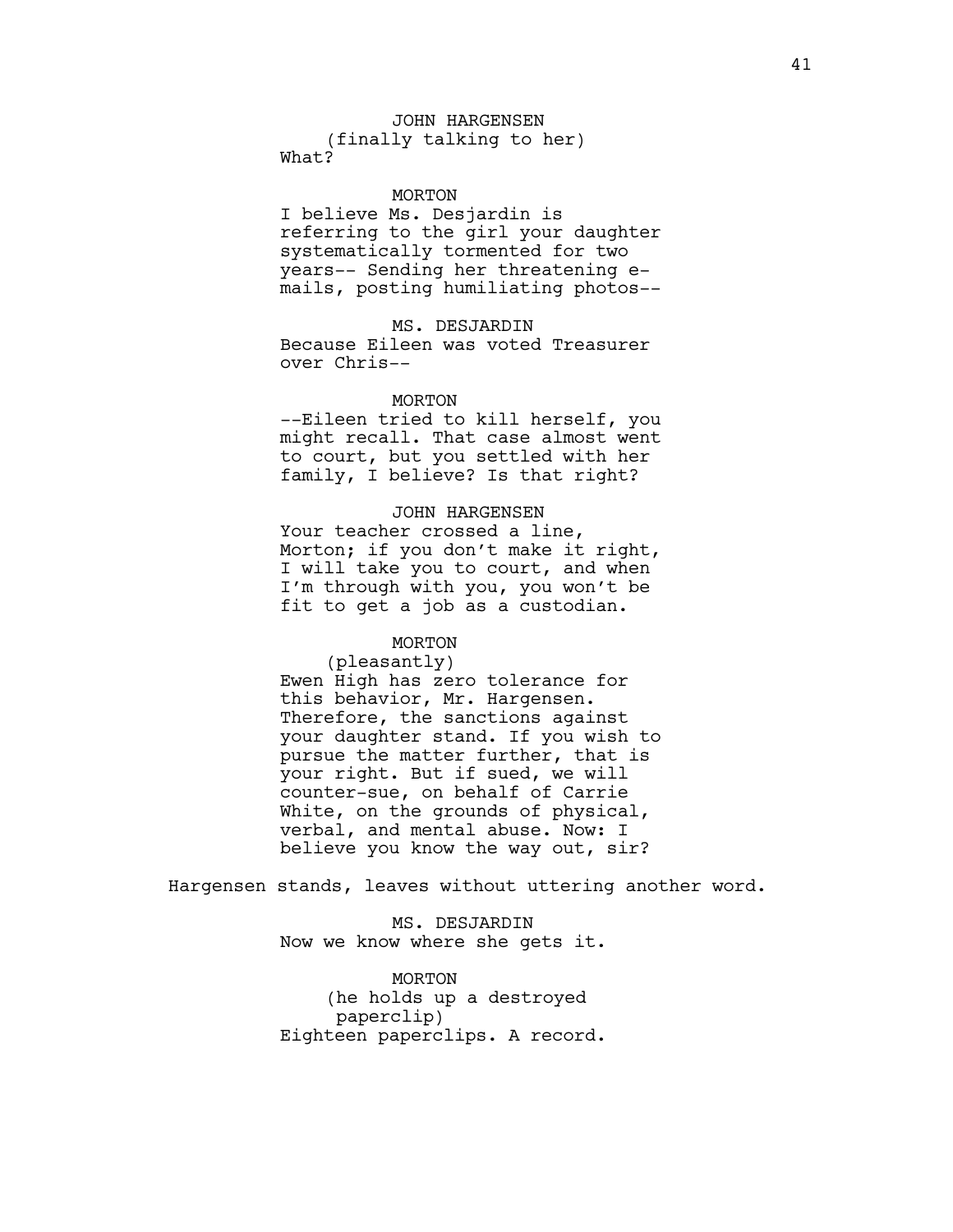JOHN HARGENSEN
(finally talking to her)
What?

MORTON
I believe Ms. Desjardin is referring to the girl your daughter systematically tormented for two years-- Sending her threatening e-mails, posting humiliating photos--

MS. DESJARDIN
Because Eileen was voted Treasurer over Chris--

MORTON
--Eileen tried to kill herself, you might recall. That case almost went to court, but you settled with her family, I believe? Is that right?

JOHN HARGENSEN
Your teacher crossed a line, Morton; if you don't make it right, I will take you to court, and when I'm through with you, you won't be fit to get a job as a custodian.

MORTON
(pleasantly)
Ewen High has zero tolerance for this behavior, Mr. Hargensen. Therefore, the sanctions against your daughter stand. If you wish to pursue the matter further, that is your right. But if sued, we will counter-sue, on behalf of Carrie White, on the grounds of physical, verbal, and mental abuse. Now: I believe you know the way out, sir?

Hargensen stands, leaves without uttering another word.

MS. DESJARDIN
Now we know where she gets it.

MORTON
(he holds up a destroyed paperclip)
Eighteen paperclips. A record.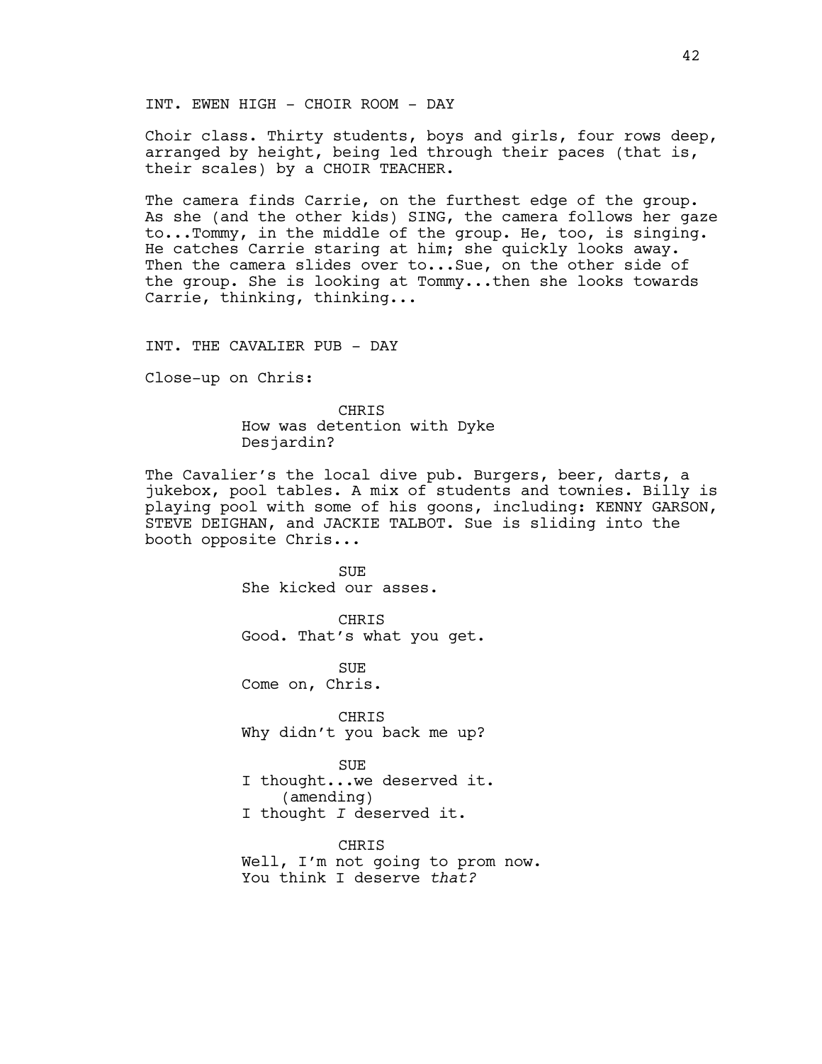INT. EWEN HIGH - CHOIR ROOM - DAY

Choir class. Thirty students, boys and girls, four rows deep, arranged by height, being led through their paces (that is, their scales) by a CHOIR TEACHER.

The camera finds Carrie, on the furthest edge of the group. As she (and the other kids) SING, the camera follows her gaze to...Tommy, in the middle of the group. He, too, is singing. He catches Carrie staring at him; she quickly looks away. Then the camera slides over to...Sue, on the other side of the group. She is looking at Tommy...then she looks towards Carrie, thinking, thinking...

INT. THE CAVALIER PUB - DAY

Close-up on Chris:

CHRIS
How was detention with Dyke Desjardin?

The Cavalier's the local dive pub. Burgers, beer, darts, a jukebox, pool tables. A mix of students and townies. Billy is playing pool with some of his goons, including: KENNY GARSON, STEVE DEIGHAN, and JACKIE TALBOT. Sue is sliding into the booth opposite Chris...

SUE
She kicked our asses.

CHRIS
Good. That's what you get.

SUE
Come on, Chris.

CHRIS
Why didn't you back me up?

SUE
I thought...we deserved it.
(amending)
I thought *I* deserved it.

CHRIS
Well, I'm not going to prom now. You think I deserve *that?*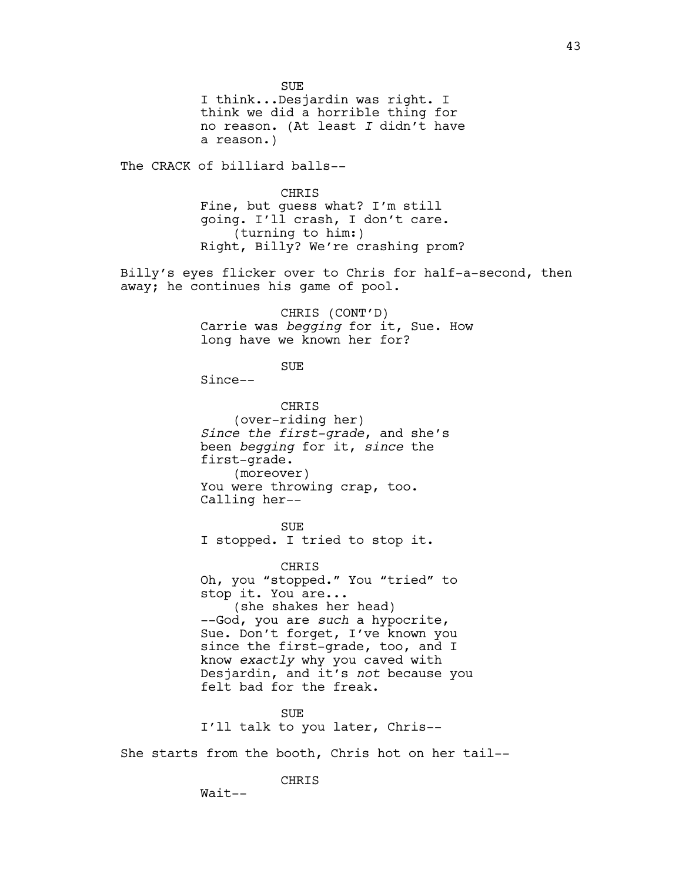SUE
I think...Desjardin was right. I think we did a horrible thing for no reason. (At least *I* didn't have a reason.)

The CRACK of billiard balls--

CHRIS
Fine, but guess what? I'm still going. I'll crash, I don't care.
(turning to him:)
Right, Billy? We're crashing prom?

Billy's eyes flicker over to Chris for half-a-second, then away; he continues his game of pool.

CHRIS (CONT'D)
Carrie was *begging* for it, Sue. How long have we known her for?

SUE
Since--

CHRIS
(over-riding her)
*Since the first-grade*, and she's been *begging* for it, *since* the first-grade.
(moreover)
You were throwing crap, too. Calling her--

SUE
I stopped. I tried to stop it.

CHRIS
Oh, you "stopped." You "tried" to stop it. You are...
(she shakes her head)
--God, you are *such* a hypocrite, Sue. Don't forget, I've known you since the first-grade, too, and I know *exactly* why you caved with Desjardin, and it's *not* because you felt bad for the freak.

SUE
I'll talk to you later, Chris--

She starts from the booth, Chris hot on her tail--

CHRIS
Wait--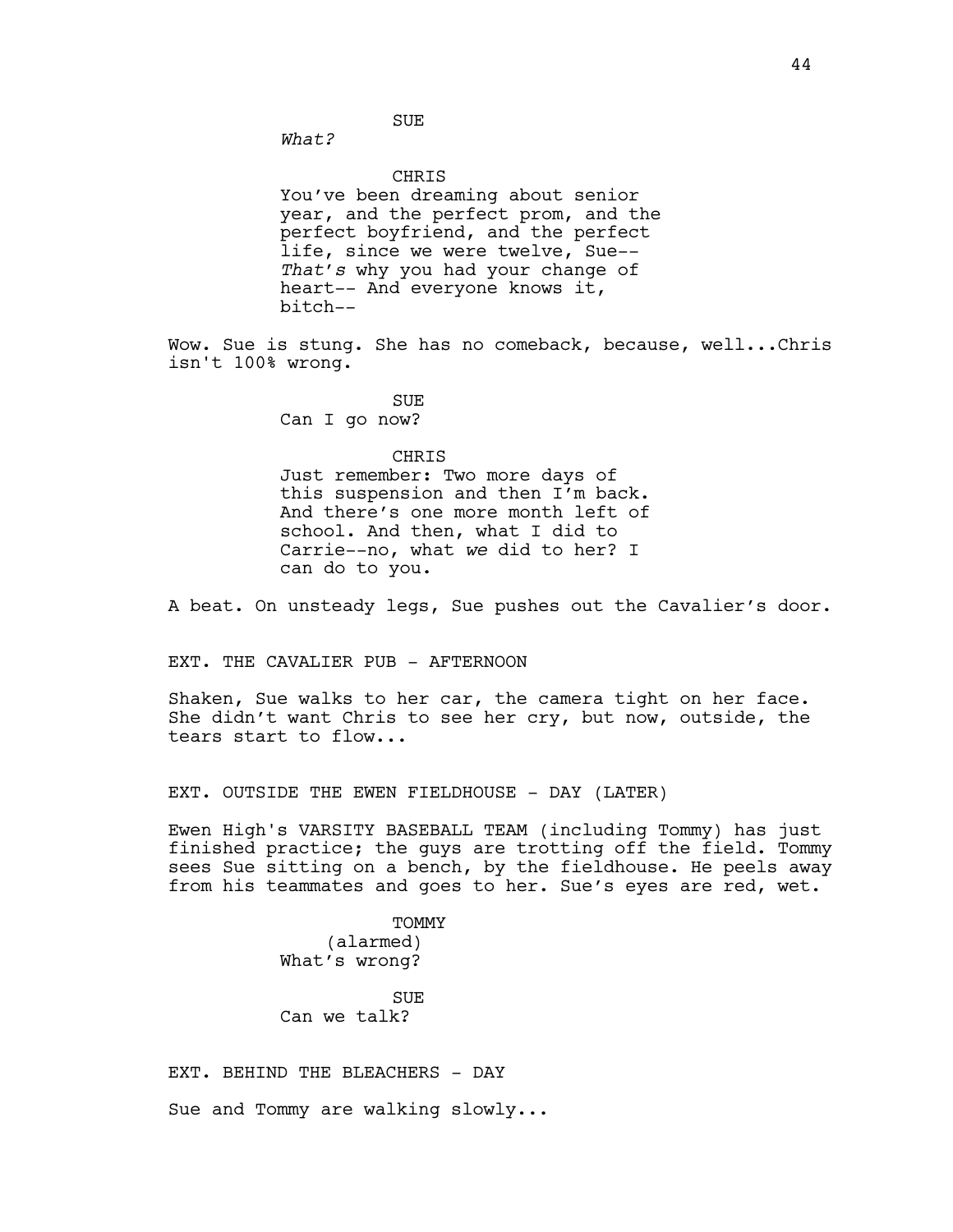SUE

*What?*

CHRIS

You've been dreaming about senior year, and the perfect prom, and the perfect boyfriend, and the perfect life, since we were twelve, Sue-- *That's* why you had your change of heart-- And everyone knows it, bitch--

Wow. Sue is stung. She has no comeback, because, well...Chris isn't 100% wrong.

SUE

Can I go now?

CHRIS

Just remember: Two more days of this suspension and then I'm back. And there's one more month left of school. And then, what I did to Carrie--no, what *we* did to her? I can do to you.

A beat. On unsteady legs, Sue pushes out the Cavalier's door.

EXT. THE CAVALIER PUB - AFTERNOON

Shaken, Sue walks to her car, the camera tight on her face. She didn't want Chris to see her cry, but now, outside, the tears start to flow...

EXT. OUTSIDE THE EWEN FIELDHOUSE - DAY (LATER)

Ewen High's VARSITY BASEBALL TEAM (including Tommy) has just finished practice; the guys are trotting off the field. Tommy sees Sue sitting on a bench, by the fieldhouse. He peels away from his teammates and goes to her. Sue's eyes are red, wet.

TOMMY

(alarmed)

What's wrong?

SUE

Can we talk?

EXT. BEHIND THE BLEACHERS - DAY

Sue and Tommy are walking slowly...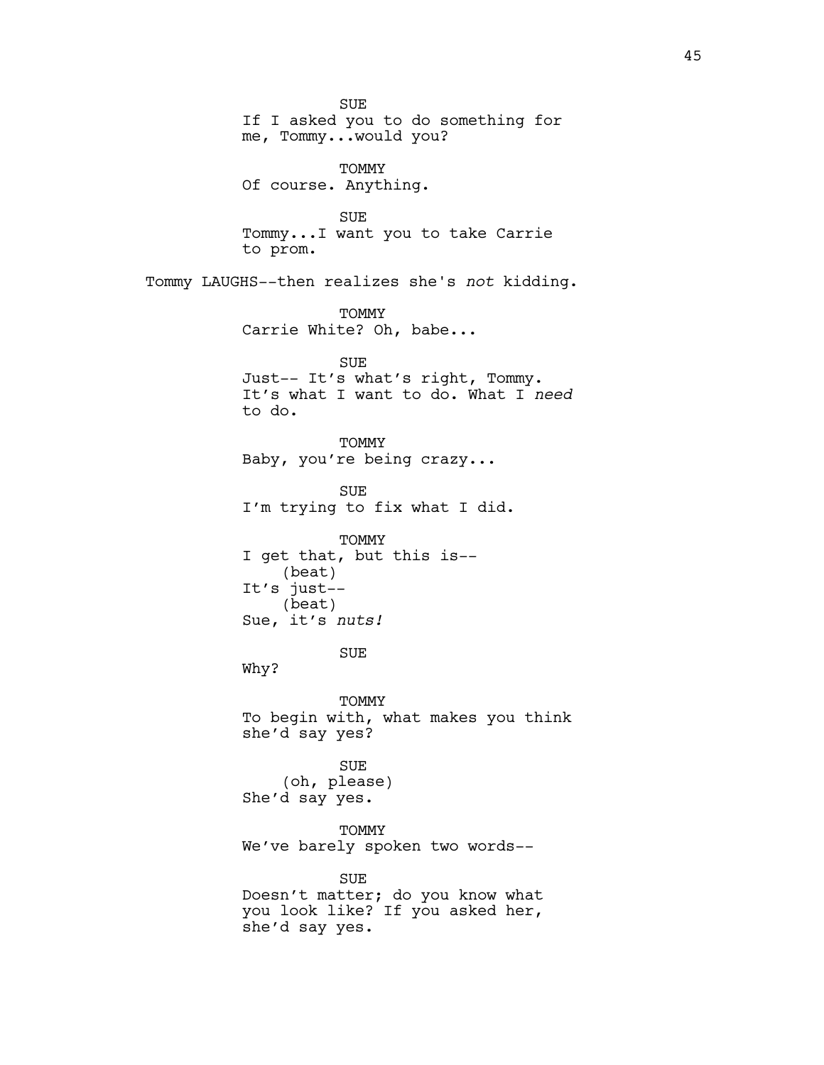SUE

If I asked you to do something for me, Tommy...would you?

TOMMY

Of course. Anything.

SUE

Tommy...I want you to take Carrie to prom.

Tommy LAUGHS--then realizes she's *not* kidding.

TOMMY

Carrie White? Oh, babe...

SUE

Just-- It's what's right, Tommy. It's what I want to do. What I *need* to do.

TOMMY

Baby, you're being crazy...

SUE

I'm trying to fix what I did.

TOMMY

I get that, but this is--
(beat)
It's just--
(beat)
Sue, it's *nuts!*

SUE

Why?

TOMMY

To begin with, what makes you think she'd say yes?

SUE

(oh, please)
She'd say yes.

TOMMY

We've barely spoken two words--

SUE

Doesn't matter; do you know what you look like? If you asked her, she'd say yes.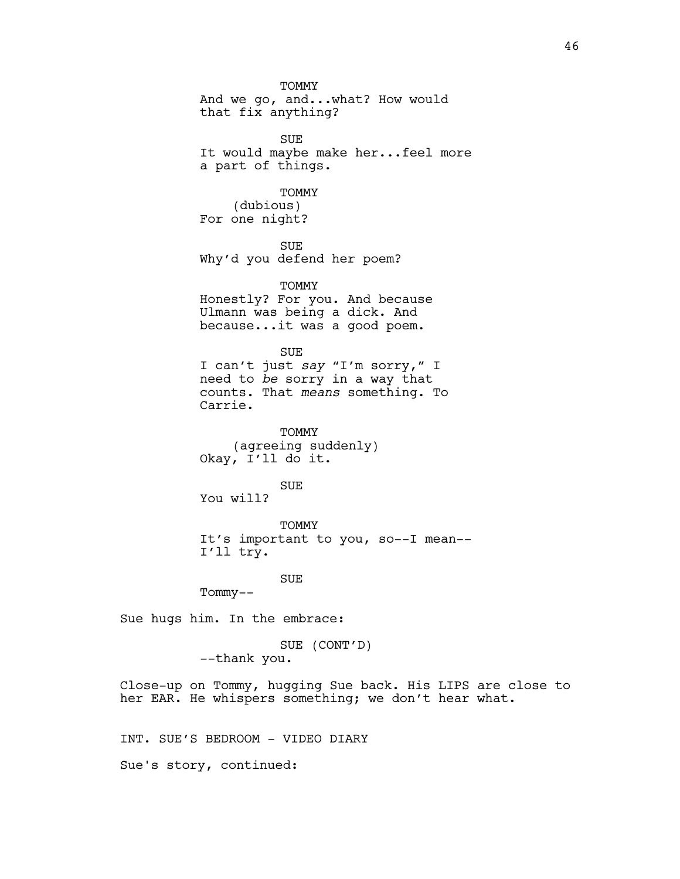TOMMY

And we go, and...what? How would that fix anything?

SUE

It would maybe make her...feel more a part of things.

TOMMY

(dubious)

For one night?

SUE

Why'd you defend her poem?

TOMMY

Honestly? For you. And because Ulmann was being a dick. And because...it was a good poem.

SUE

I can't just *say* "I'm sorry," I need to *be* sorry in a way that counts. That *means* something. To Carrie.

TOMMY

(agreeing suddenly)

Okay, I'll do it.

SUE

You will?

TOMMY

It's important to you, so--I mean-- I'll try.

SUE

Tommy--

Sue hugs him. In the embrace:

SUE (CONT'D)

--thank you.

Close-up on Tommy, hugging Sue back. His LIPS are close to her EAR. He whispers something; we don't hear what.

INT. SUE'S BEDROOM - VIDEO DIARY

Sue's story, continued: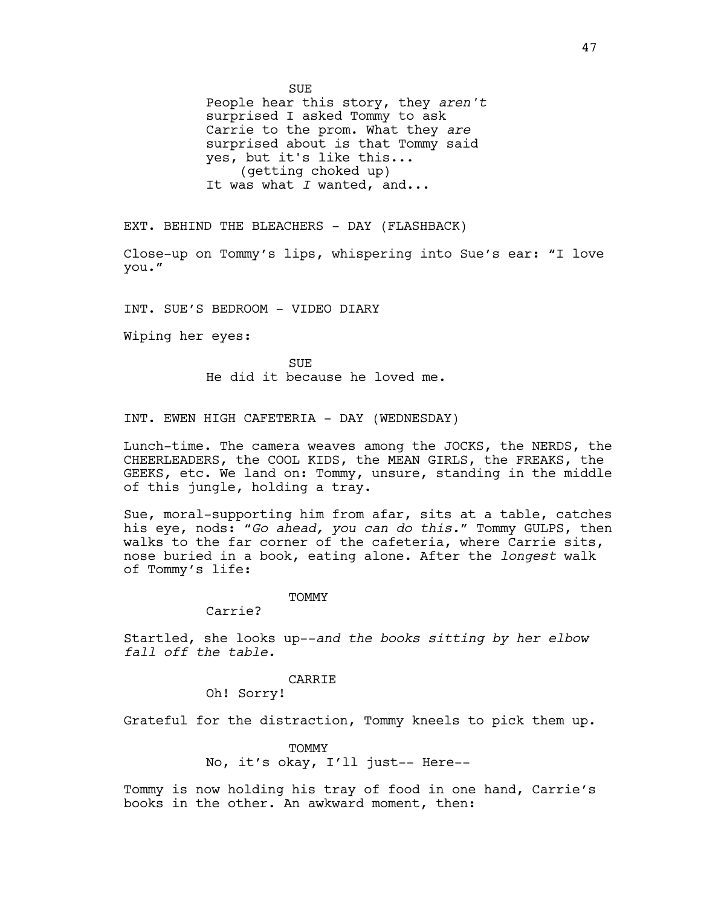SUE

People hear this story, they *aren't* surprised I asked Tommy to ask Carrie to the prom. What they *are* surprised about is that Tommy said yes, but it's like this...

(getting choked up)

It was what *I* wanted, and...

EXT. BEHIND THE BLEACHERS - DAY (FLASHBACK)

Close-up on Tommy's lips, whispering into Sue's ear: "I love you."

INT. SUE'S BEDROOM - VIDEO DIARY

Wiping her eyes:

SUE

He did it because he loved me.

INT. EWEN HIGH CAFETERIA - DAY (WEDNESDAY)

Lunch-time. The camera weaves among the JOCKS, the NERDS, the CHEERLEADERS, the COOL KIDS, the MEAN GIRLS, the FREAKS, the GEEKS, etc. We land on: Tommy, unsure, standing in the middle of this jungle, holding a tray.

Sue, moral-supporting him from afar, sits at a table, catches his eye, nods: "*Go ahead, you can do this.*" Tommy GULPS, then walks to the far corner of the cafeteria, where Carrie sits, nose buried in a book, eating alone. After the *longest* walk of Tommy's life:

TOMMY

Carrie?

Startled, she looks up--*and the books sitting by her elbow fall off the table.*

CARRIE

Oh! Sorry!

Grateful for the distraction, Tommy kneels to pick them up.

TOMMY

No, it's okay, I'll just-- Here--

Tommy is now holding his tray of food in one hand, Carrie's books in the other. An awkward moment, then: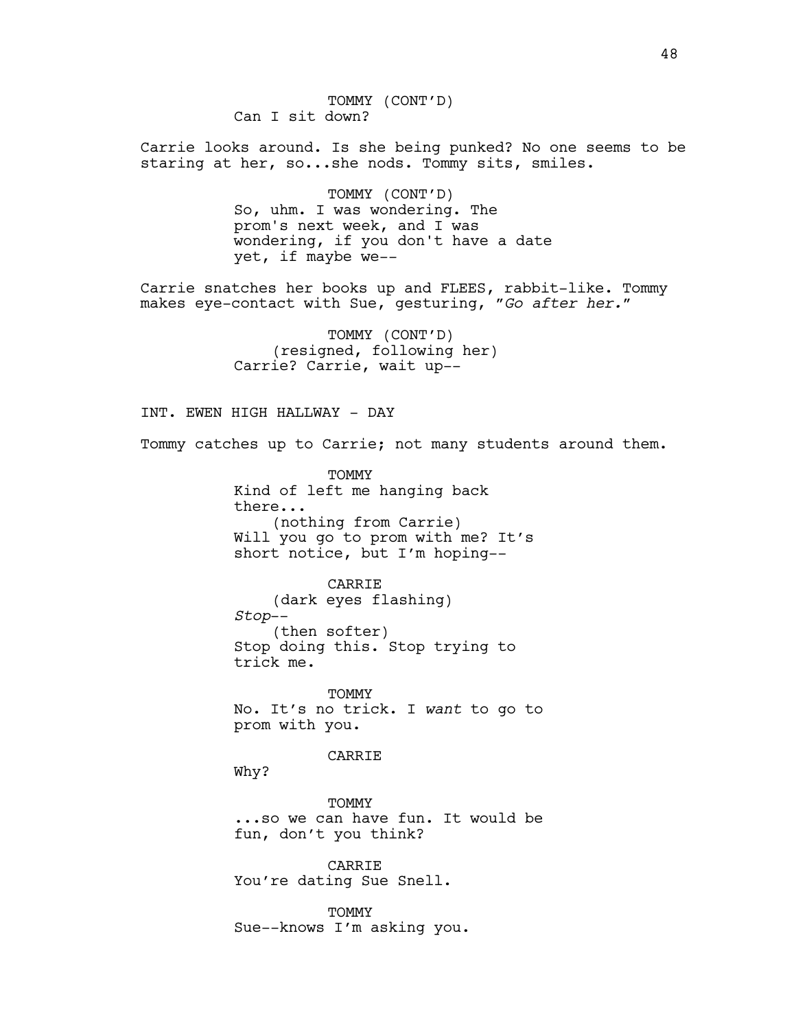TOMMY (CONT'D)
Can I sit down?

Carrie looks around. Is she being punked? No one seems to be staring at her, so...she nods. Tommy sits, smiles.

TOMMY (CONT'D)
So, uhm. I was wondering. The prom's next week, and I was wondering, if you don't have a date yet, if maybe we--

Carrie snatches her books up and FLEES, rabbit-like. Tommy makes eye-contact with Sue, gesturing, "*Go after her.*"

TOMMY (CONT'D)
(resigned, following her)
Carrie? Carrie, wait up--

INT. EWEN HIGH HALLWAY - DAY

Tommy catches up to Carrie; not many students around them.

TOMMY
Kind of left me hanging back there...
(nothing from Carrie)
Will you go to prom with me? It's short notice, but I'm hoping--

CARRIE
(dark eyes flashing)
*Stop*--
(then softer)
Stop doing this. Stop trying to trick me.

TOMMY
No. It's no trick. I *want* to go to prom with you.

CARRIE
Why?

TOMMY
...so we can have fun. It would be fun, don't you think?

CARRIE
You're dating Sue Snell.

TOMMY
Sue--knows I'm asking you.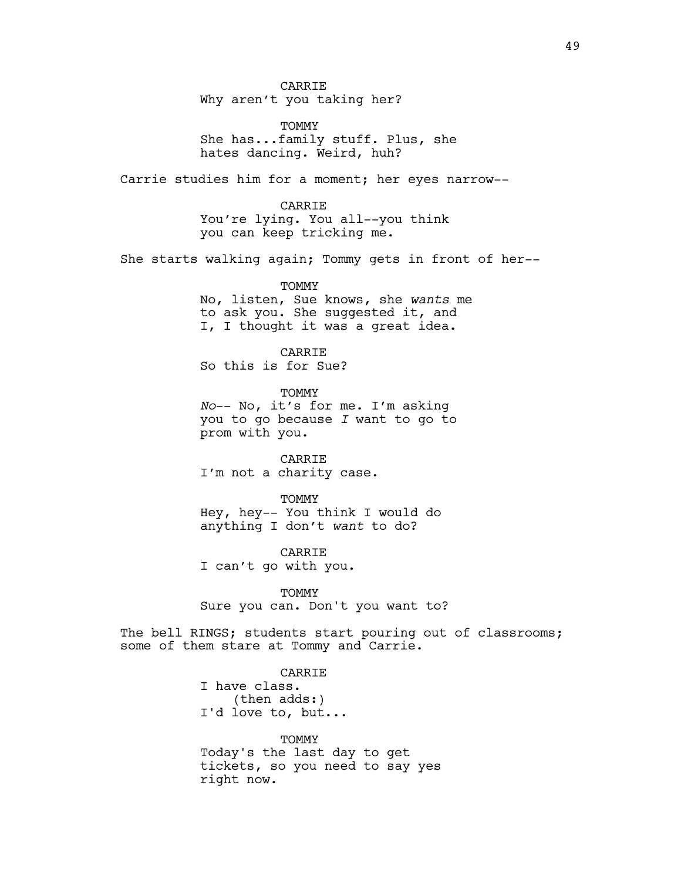CARRIE
Why aren't you taking her?

TOMMY
She has...family stuff. Plus, she hates dancing. Weird, huh?

Carrie studies him for a moment; her eyes narrow--

CARRIE
You're lying. You all--you think you can keep tricking me.

She starts walking again; Tommy gets in front of her--

TOMMY
No, listen, Sue knows, she *wants* me to ask you. She suggested it, and I, I thought it was a great idea.

CARRIE
So this is for Sue?

TOMMY
*No*-- No, it's for me. I'm asking you to go because *I* want to go to prom with you.

CARRIE
I'm not a charity case.

TOMMY
Hey, hey-- You think I would do anything I don't *want* to do?

CARRIE
I can't go with you.

TOMMY
Sure you can. Don't you want to?

The bell RINGS; students start pouring out of classrooms; some of them stare at Tommy and Carrie.

CARRIE
I have class.
(then adds:)
I'd love to, but...

TOMMY
Today's the last day to get tickets, so you need to say yes right now.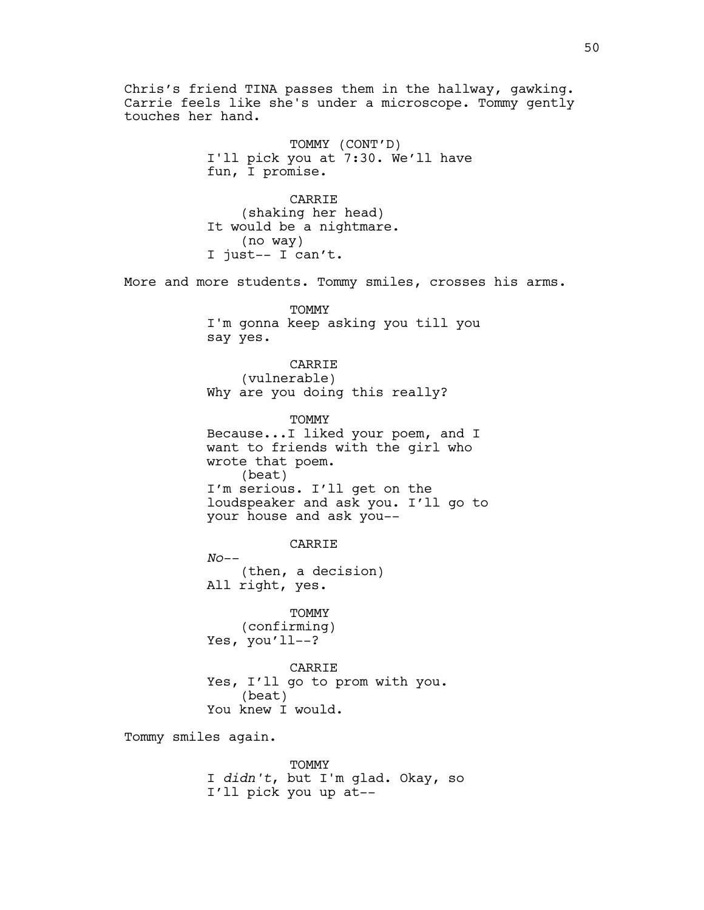Chris's friend TINA passes them in the hallway, gawking. Carrie feels like she's under a microscope. Tommy gently touches her hand.

TOMMY (CONT'D)
I'll pick you at 7:30. We'll have fun, I promise.

CARRIE
(shaking her head)
It would be a nightmare.
(no way)
I just-- I can't.

More and more students. Tommy smiles, crosses his arms.

TOMMY
I'm gonna keep asking you till you say yes.

CARRIE
(vulnerable)
Why are you doing this really?

TOMMY
Because...I liked your poem, and I want to friends with the girl who wrote that poem.
(beat)
I'm serious. I'll get on the loudspeaker and ask you. I'll go to your house and ask you--

CARRIE
*No--*
(then, a decision)
All right, yes.

TOMMY
(confirming)
Yes, you'll--?

CARRIE
Yes, I'll go to prom with you.
(beat)
You knew I would.

Tommy smiles again.

TOMMY
I *didn't*, but I'm glad. Okay, so I'll pick you up at--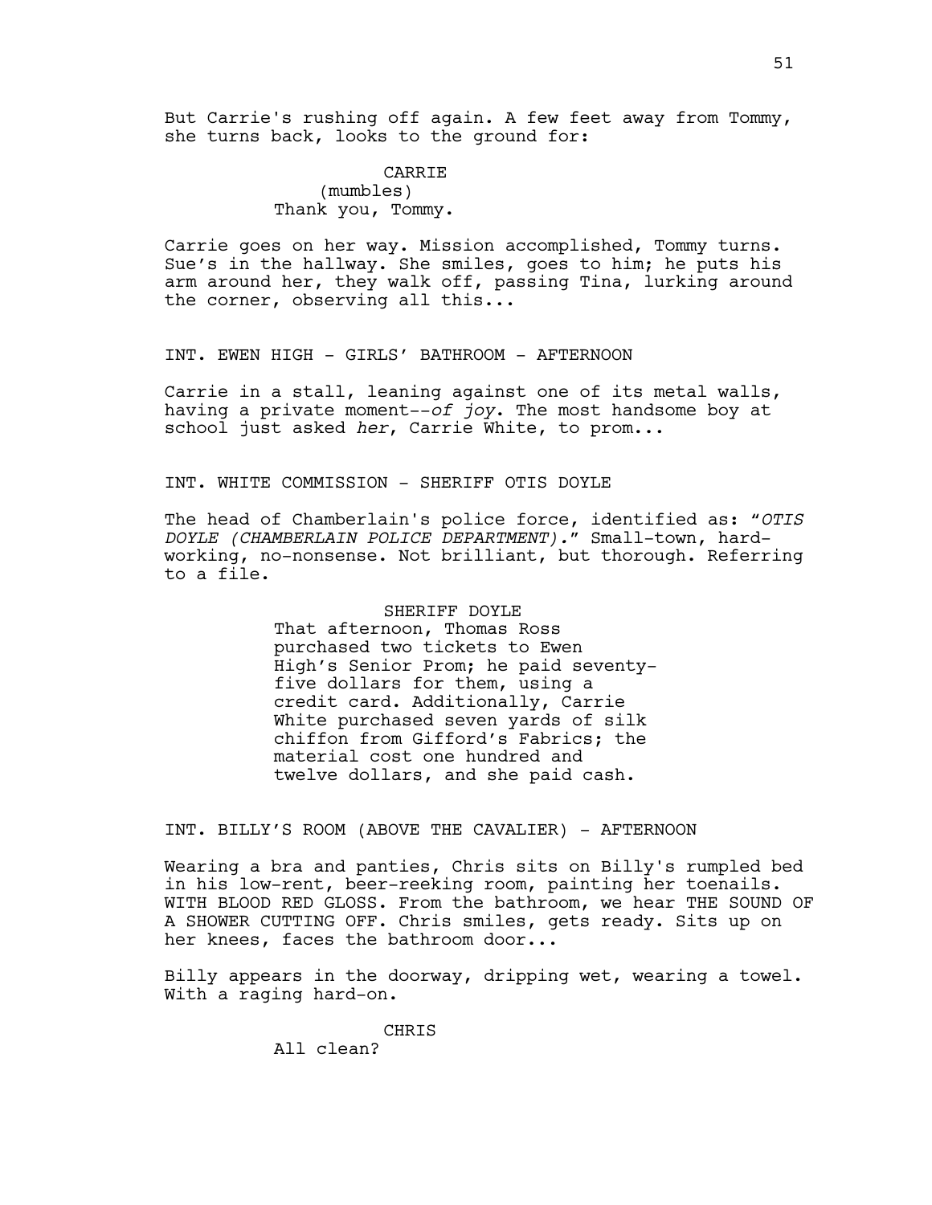But Carrie's rushing off again. A few feet away from Tommy, she turns back, looks to the ground for:

CARRIE
(mumbles)
Thank you, Tommy.

Carrie goes on her way. Mission accomplished, Tommy turns. Sue's in the hallway. She smiles, goes to him; he puts his arm around her, they walk off, passing Tina, lurking around the corner, observing all this...

INT. EWEN HIGH - GIRLS' BATHROOM - AFTERNOON

Carrie in a stall, leaning against one of its metal walls, having a private moment--*of joy*. The most handsome boy at school just asked *her*, Carrie White, to prom...

INT. WHITE COMMISSION - SHERIFF OTIS DOYLE

The head of Chamberlain's police force, identified as: "*OTIS DOYLE (CHAMBERLAIN POLICE DEPARTMENT).*" Small-town, hard-working, no-nonsense. Not brilliant, but thorough. Referring to a file.

SHERIFF DOYLE
That afternoon, Thomas Ross purchased two tickets to Ewen High's Senior Prom; he paid seventy-five dollars for them, using a credit card. Additionally, Carrie White purchased seven yards of silk chiffon from Gifford's Fabrics; the material cost one hundred and twelve dollars, and she paid cash.

INT. BILLY'S ROOM (ABOVE THE CAVALIER) - AFTERNOON

Wearing a bra and panties, Chris sits on Billy's rumpled bed in his low-rent, beer-reeking room, painting her toenails. WITH BLOOD RED GLOSS. From the bathroom, we hear THE SOUND OF A SHOWER CUTTING OFF. Chris smiles, gets ready. Sits up on her knees, faces the bathroom door...

Billy appears in the doorway, dripping wet, wearing a towel. With a raging hard-on.

CHRIS
All clean?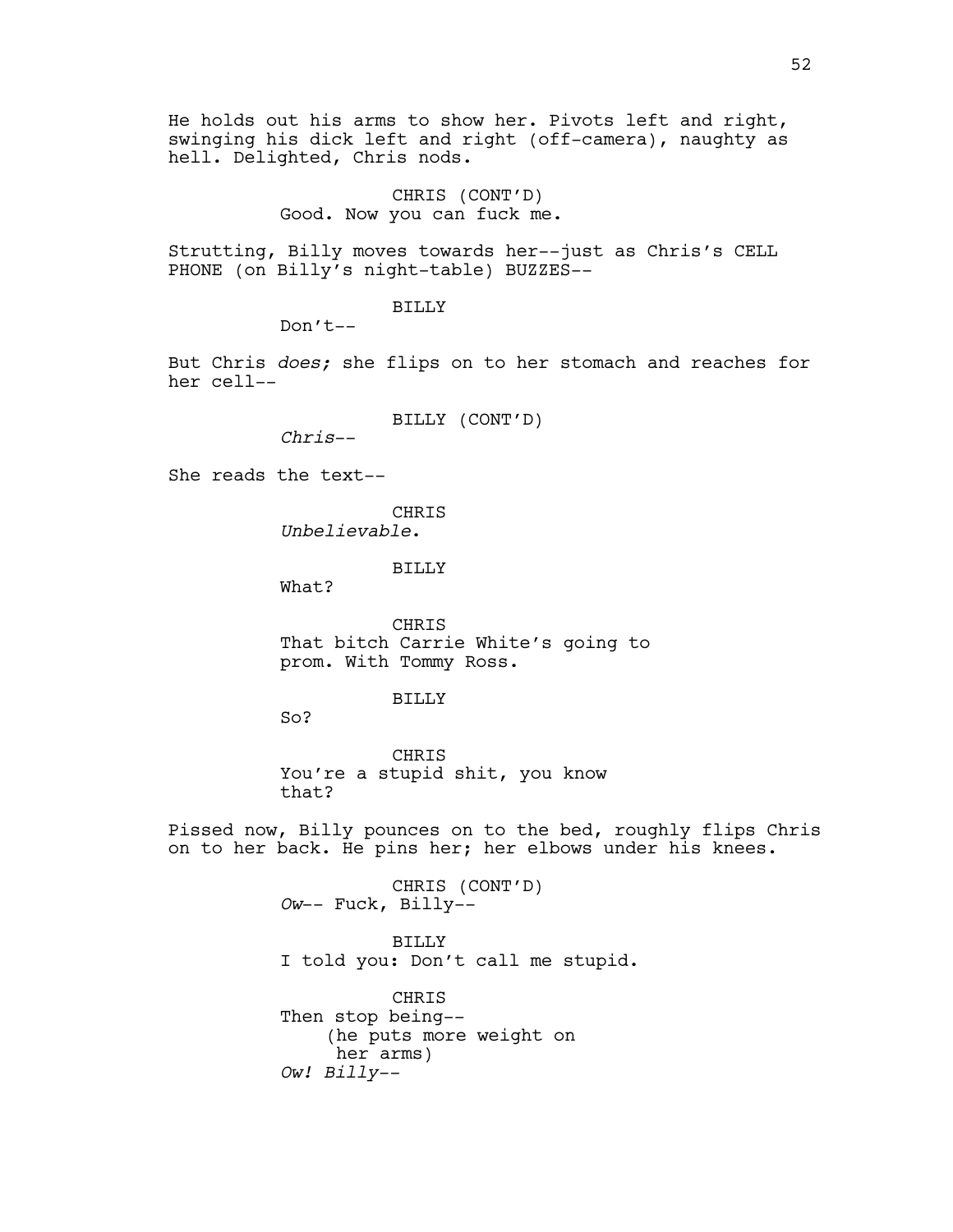He holds out his arms to show her. Pivots left and right, swinging his dick left and right (off-camera), naughty as hell. Delighted, Chris nods.

CHRIS (CONT'D)
Good. Now you can fuck me.

Strutting, Billy moves towards her--just as Chris's CELL PHONE (on Billy's night-table) BUZZES--

BILLY
Don't--

But Chris *does;* she flips on to her stomach and reaches for her cell--

BILLY (CONT'D)
*Chris*--

She reads the text--

CHRIS
*Unbelievable*.

BILLY
What?

CHRIS
That bitch Carrie White's going to prom. With Tommy Ross.

BILLY
So?

CHRIS
You're a stupid shit, you know that?

Pissed now, Billy pounces on to the bed, roughly flips Chris on to her back. He pins her; her elbows under his knees.

CHRIS (CONT'D)
*Ow*-- Fuck, Billy--

BILLY
I told you: Don't call me stupid.

CHRIS
Then stop being--
(he puts more weight on her arms)
*Ow! Billy*--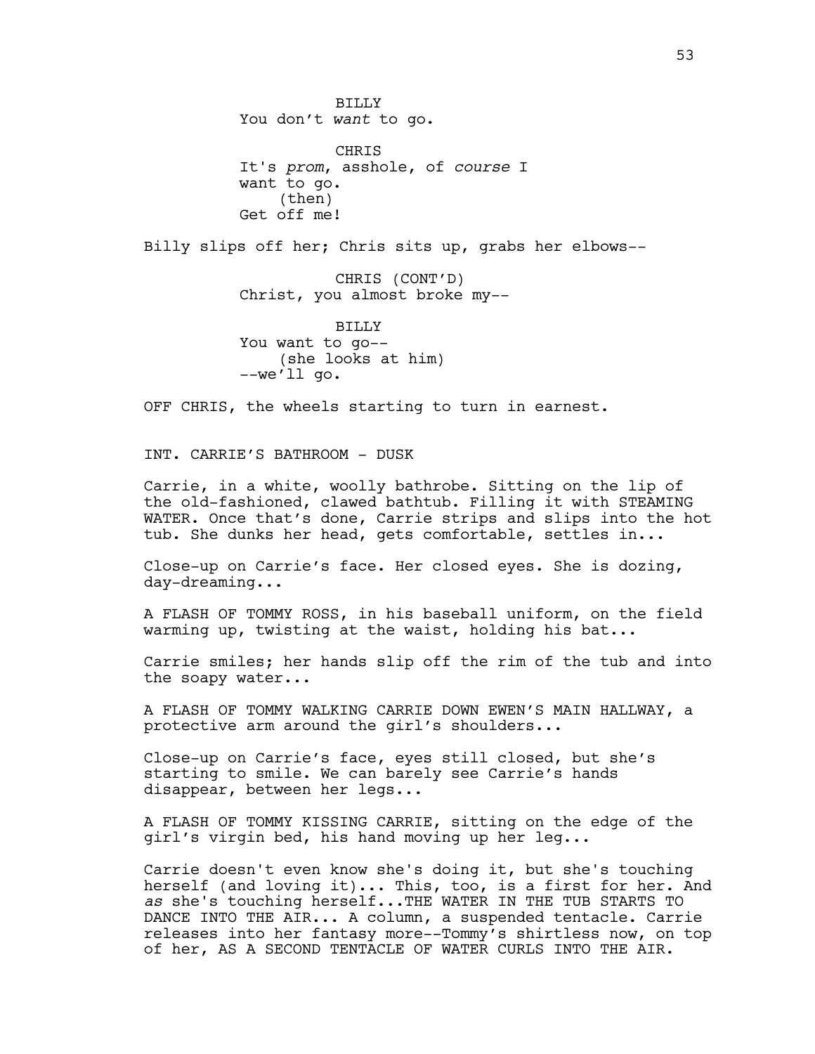BILLY
You don't *want* to go.

CHRIS
It's *prom*, asshole, of *course* I want to go.
(then)
Get off me!

Billy slips off her; Chris sits up, grabs her elbows--

CHRIS (CONT'D)
Christ, you almost broke my--

BILLY
You want to go--
(she looks at him)
--we'll go.

OFF CHRIS, the wheels starting to turn in earnest.

INT. CARRIE'S BATHROOM - DUSK

Carrie, in a white, woolly bathrobe. Sitting on the lip of the old-fashioned, clawed bathtub. Filling it with STEAMING WATER. Once that's done, Carrie strips and slips into the hot tub. She dunks her head, gets comfortable, settles in...

Close-up on Carrie's face. Her closed eyes. She is dozing, day-dreaming...

A FLASH OF TOMMY ROSS, in his baseball uniform, on the field warming up, twisting at the waist, holding his bat...

Carrie smiles; her hands slip off the rim of the tub and into the soapy water...

A FLASH OF TOMMY WALKING CARRIE DOWN EWEN'S MAIN HALLWAY, a protective arm around the girl's shoulders...

Close-up on Carrie's face, eyes still closed, but she's starting to smile. We can barely see Carrie's hands disappear, between her legs...

A FLASH OF TOMMY KISSING CARRIE, sitting on the edge of the girl's virgin bed, his hand moving up her leg...

Carrie doesn't even know she's doing it, but she's touching herself (and loving it)... This, too, is a first for her. And *as* she's touching herself...THE WATER IN THE TUB STARTS TO DANCE INTO THE AIR... A column, a suspended tentacle. Carrie releases into her fantasy more--Tommy's shirtless now, on top of her, AS A SECOND TENTACLE OF WATER CURLS INTO THE AIR.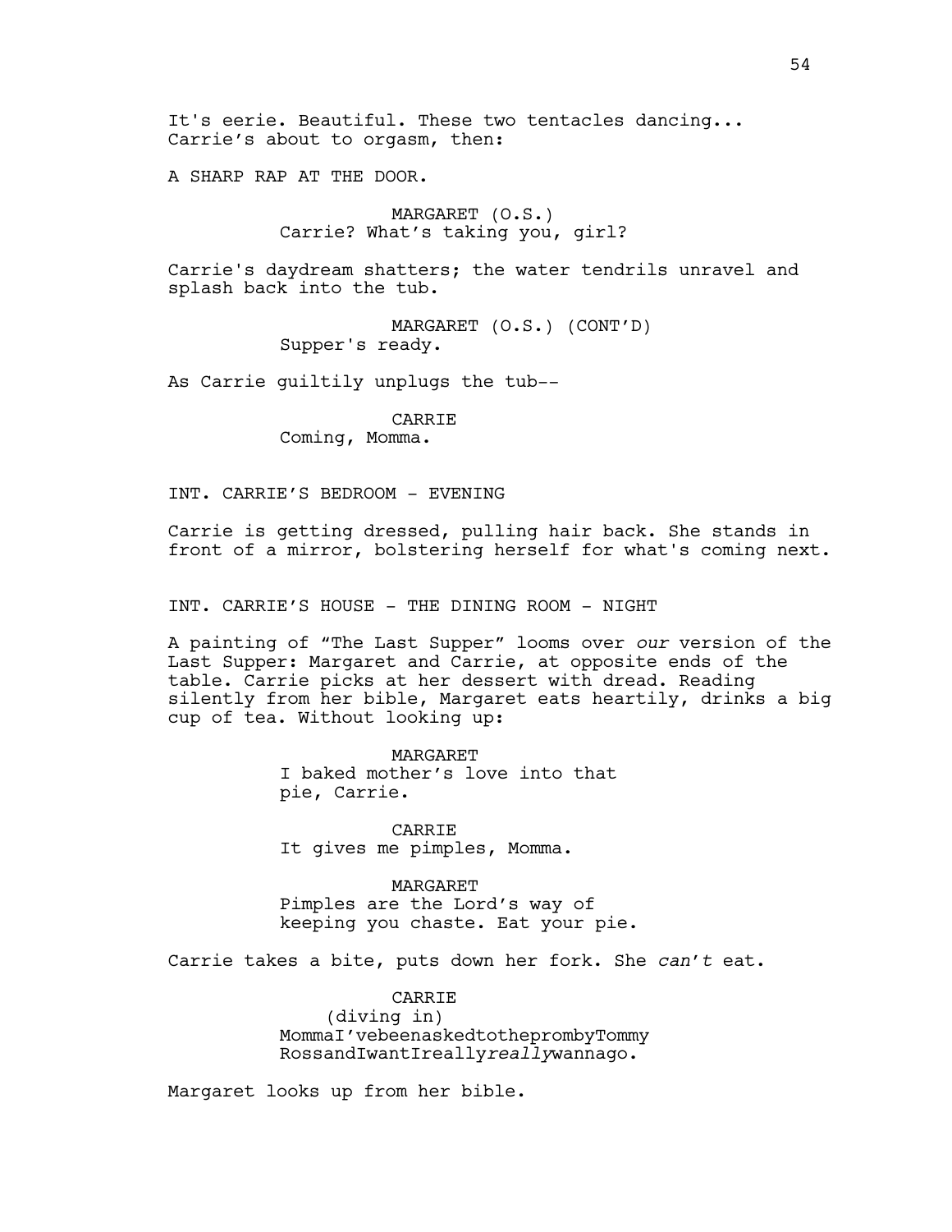It's eerie. Beautiful. These two tentacles dancing...
Carrie's about to orgasm, then:

A SHARP RAP AT THE DOOR.

MARGARET (O.S.)
Carrie? What's taking you, girl?

Carrie's daydream shatters; the water tendrils unravel and splash back into the tub.

MARGARET (O.S.) (CONT'D)
Supper's ready.

As Carrie guiltily unplugs the tub--

CARRIE
Coming, Momma.

INT. CARRIE'S BEDROOM - EVENING

Carrie is getting dressed, pulling hair back. She stands in front of a mirror, bolstering herself for what's coming next.

INT. CARRIE'S HOUSE - THE DINING ROOM - NIGHT

A painting of "The Last Supper" looms over *our* version of the Last Supper: Margaret and Carrie, at opposite ends of the table. Carrie picks at her dessert with dread. Reading silently from her bible, Margaret eats heartily, drinks a big cup of tea. Without looking up:

MARGARET
I baked mother's love into that pie, Carrie.

CARRIE
It gives me pimples, Momma.

MARGARET
Pimples are the Lord's way of keeping you chaste. Eat your pie.

Carrie takes a bite, puts down her fork. She *can't* eat.

CARRIE
(diving in)
MommaI'vebeenaskedtothepromby Tommy RossandIwantIreally*really*wannago.

Margaret looks up from her bible.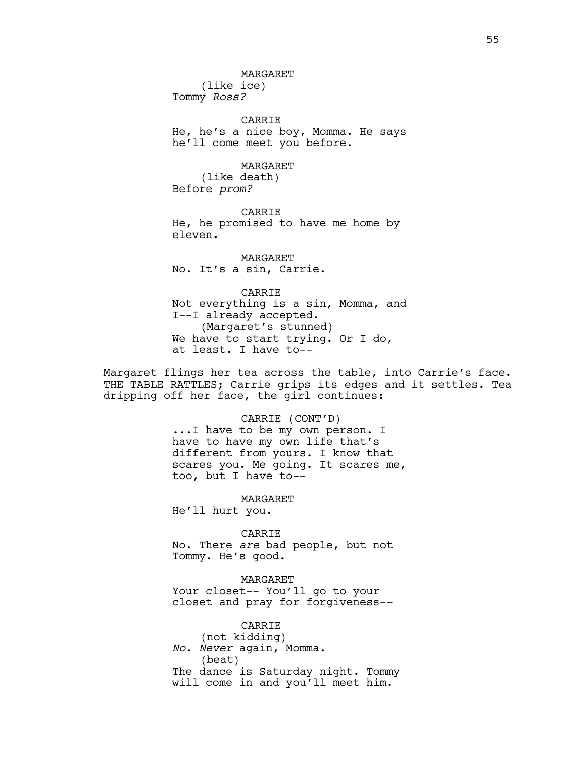MARGARET
(like ice)
Tommy *Ross?*

CARRIE
He, he's a nice boy, Momma. He says he'll come meet you before.

MARGARET
(like death)
Before *prom?*

CARRIE
He, he promised to have me home by eleven.

MARGARET
No. It's a sin, Carrie.

CARRIE
Not everything is a sin, Momma, and I--I already accepted.
(Margaret's stunned)
We have to start trying. Or I do, at least. I have to--

Margaret flings her tea across the table, into Carrie's face. THE TABLE RATTLES; Carrie grips its edges and it settles. Tea dripping off her face, the girl continues:

CARRIE (CONT'D)
...I have to be my own person. I have to have my own life that's different from yours. I know that scares you. Me going. It scares me, too, but I have to--

MARGARET
He'll hurt you.

CARRIE
No. There *are* bad people, but not Tommy. He's good.

MARGARET
Your closet-- You'll go to your closet and pray for forgiveness--

CARRIE
(not kidding)
*No*. *Never* again, Momma.
(beat)
The dance is Saturday night. Tommy will come in and you'll meet him.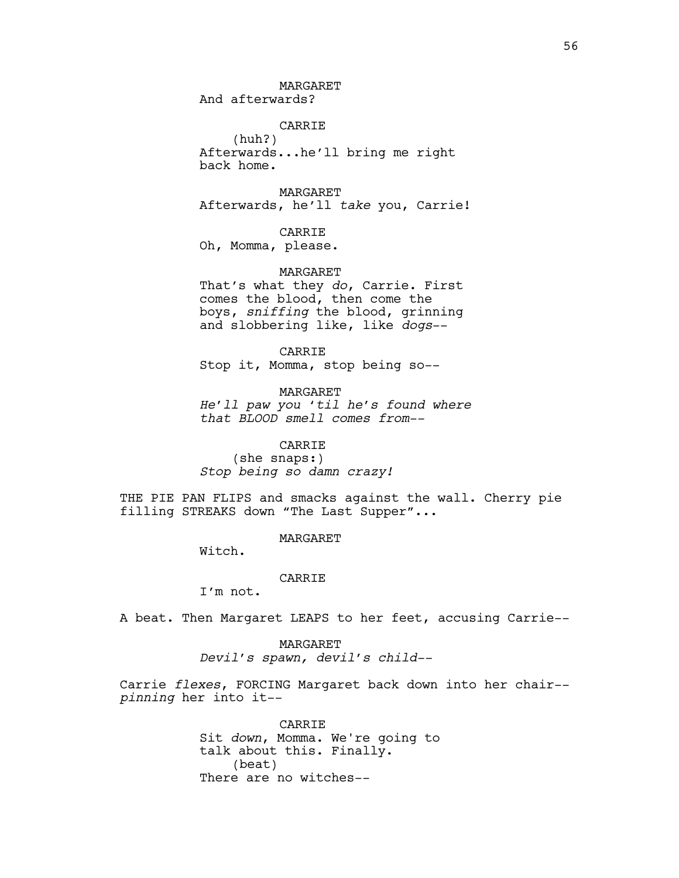MARGARET
And afterwards?

CARRIE
(huh?)
Afterwards...he'll bring me right back home.

MARGARET
Afterwards, he'll *take* you, Carrie!

CARRIE
Oh, Momma, please.

MARGARET
That's what they *do*, Carrie. First comes the blood, then come the boys, *sniffing* the blood, grinning and slobbering like, like *dogs*--

CARRIE
Stop it, Momma, stop being so--

MARGARET
*He'll paw you 'til he's found where that BLOOD smell comes from--*

CARRIE
(she snaps:)
*Stop being so damn crazy!*

THE PIE PAN FLIPS and smacks against the wall. Cherry pie filling STREAKS down "The Last Supper"...

MARGARET
Witch.

CARRIE
I'm not.

A beat. Then Margaret LEAPS to her feet, accusing Carrie--

MARGARET
*Devil's spawn, devil's child--*

Carrie *flexes*, FORCING Margaret back down into her chair-- *pinning* her into it--

CARRIE
Sit *down*, Momma. We're going to talk about this. Finally.
(beat)
There are no witches--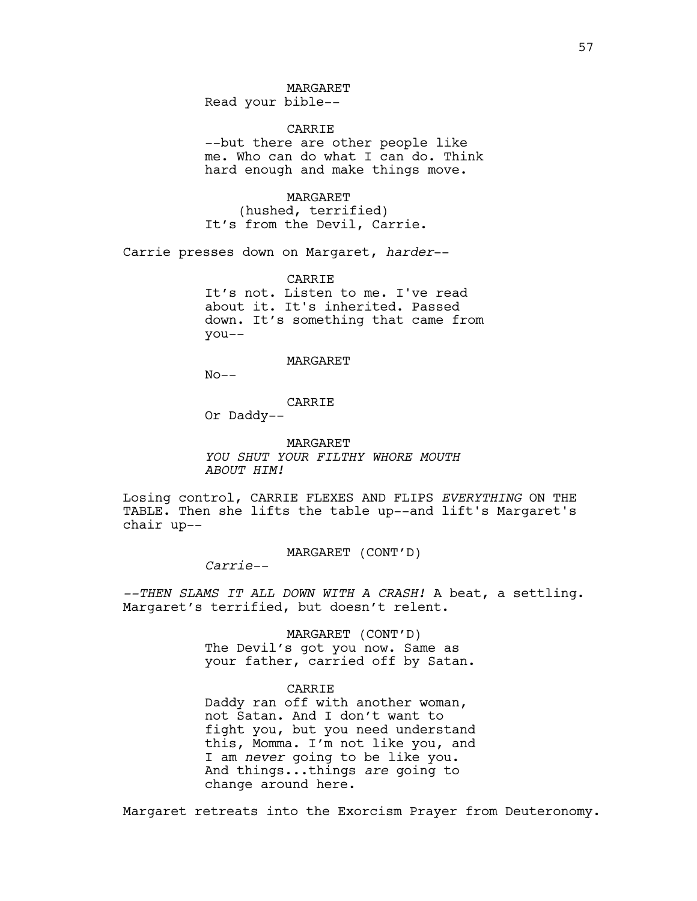MARGARET
Read your bible--

CARRIE
--but there are other people like me. Who can do what I can do. Think hard enough and make things move.

MARGARET
(hushed, terrified)
It's from the Devil, Carrie.

Carrie presses down on Margaret, *harder*--

CARRIE
It's not. Listen to me. I've read about it. It's inherited. Passed down. It's something that came from you--

MARGARET
No--

CARRIE
Or Daddy--

MARGARET
*YOU SHUT YOUR FILTHY WHORE MOUTH ABOUT HIM!*

Losing control, CARRIE FLEXES AND FLIPS *EVERYTHING* ON THE TABLE. Then she lifts the table up--and lift's Margaret's chair up--

MARGARET (CONT'D)
*Carrie--*

*--THEN SLAMS IT ALL DOWN WITH A CRASH!* A beat, a settling. Margaret's terrified, but doesn't relent.

MARGARET (CONT'D)
The Devil's got you now. Same as your father, carried off by Satan.

CARRIE
Daddy ran off with another woman, not Satan. And I don't want to fight you, but you need understand this, Momma. I'm not like you, and I am *never* going to be like you. And things...things *are* going to change around here.

Margaret retreats into the Exorcism Prayer from Deuteronomy.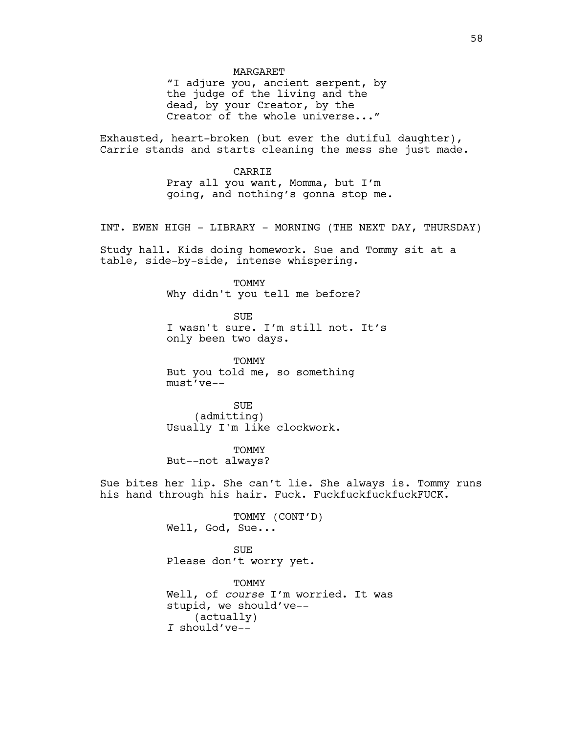MARGARET
"I adjure you, ancient serpent, by the judge of the living and the dead, by your Creator, by the Creator of the whole universe..."

Exhausted, heart-broken (but ever the dutiful daughter), Carrie stands and starts cleaning the mess she just made.

CARRIE
Pray all you want, Momma, but I'm going, and nothing's gonna stop me.

INT. EWEN HIGH - LIBRARY - MORNING (THE NEXT DAY, THURSDAY)

Study hall. Kids doing homework. Sue and Tommy sit at a table, side-by-side, intense whispering.

TOMMY
Why didn't you tell me before?

SUE
I wasn't sure. I'm still not. It's only been two days.

TOMMY
But you told me, so something must've--

SUE
(admitting)
Usually I'm like clockwork.

TOMMY
But--not always?

Sue bites her lip. She can't lie. She always is. Tommy runs his hand through his hair. Fuck. FuckfuckfuckfuckFUCK.

TOMMY (CONT'D)
Well, God, Sue...

SUE
Please don't worry yet.

TOMMY
Well, of *course* I'm worried. It was stupid, we should've--
(actually)
*I* should've--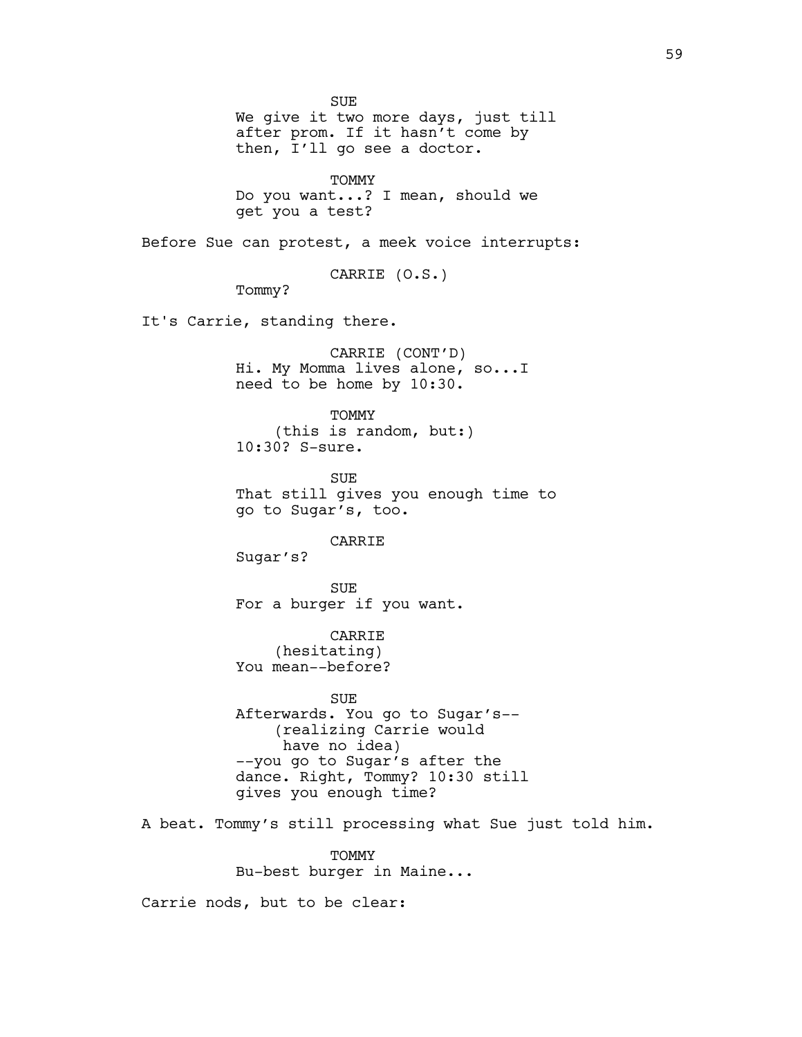SUE
We give it two more days, just till after prom. If it hasn't come by then, I'll go see a doctor.

TOMMY
Do you want...? I mean, should we get you a test?

Before Sue can protest, a meek voice interrupts:

CARRIE (O.S.)
Tommy?

It's Carrie, standing there.

CARRIE (CONT'D)
Hi. My Momma lives alone, so...I need to be home by 10:30.

TOMMY
(this is random, but:)
10:30? S-sure.

SUE
That still gives you enough time to go to Sugar's, too.

CARRIE
Sugar's?

SUE
For a burger if you want.

CARRIE
(hesitating)
You mean--before?

SUE
Afterwards. You go to Sugar's--
(realizing Carrie would have no idea)
--you go to Sugar's after the dance. Right, Tommy? 10:30 still gives you enough time?

A beat. Tommy's still processing what Sue just told him.

TOMMY
Bu-best burger in Maine...

Carrie nods, but to be clear: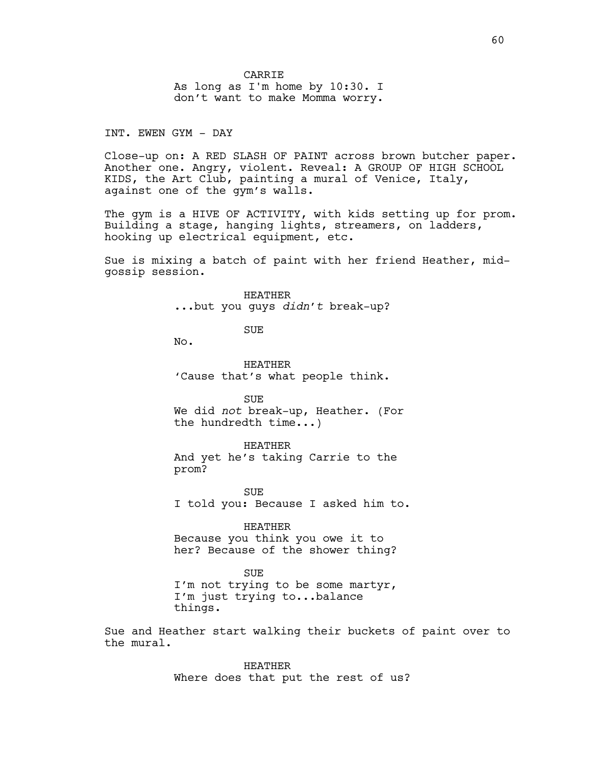CARRIE

As long as I'm home by 10:30. I don't want to make Momma worry.

INT. EWEN GYM - DAY

Close-up on: A RED SLASH OF PAINT across brown butcher paper. Another one. Angry, violent. Reveal: A GROUP OF HIGH SCHOOL KIDS, the Art Club, painting a mural of Venice, Italy, against one of the gym's walls.

The gym is a HIVE OF ACTIVITY, with kids setting up for prom. Building a stage, hanging lights, streamers, on ladders, hooking up electrical equipment, etc.

Sue is mixing a batch of paint with her friend Heather, mid-gossip session.

HEATHER

...but you guys *didn't* break-up?

SUE

No.

HEATHER

'Cause that's what people think.

SUE

We did *not* break-up, Heather. (For the hundredth time...)

HEATHER

And yet he's taking Carrie to the prom?

SUE

I told you: Because I asked him to.

HEATHER

Because you think you owe it to her? Because of the shower thing?

SUE

I'm not trying to be some martyr, I'm just trying to...balance things.

Sue and Heather start walking their buckets of paint over to the mural.

HEATHER

Where does that put the rest of us?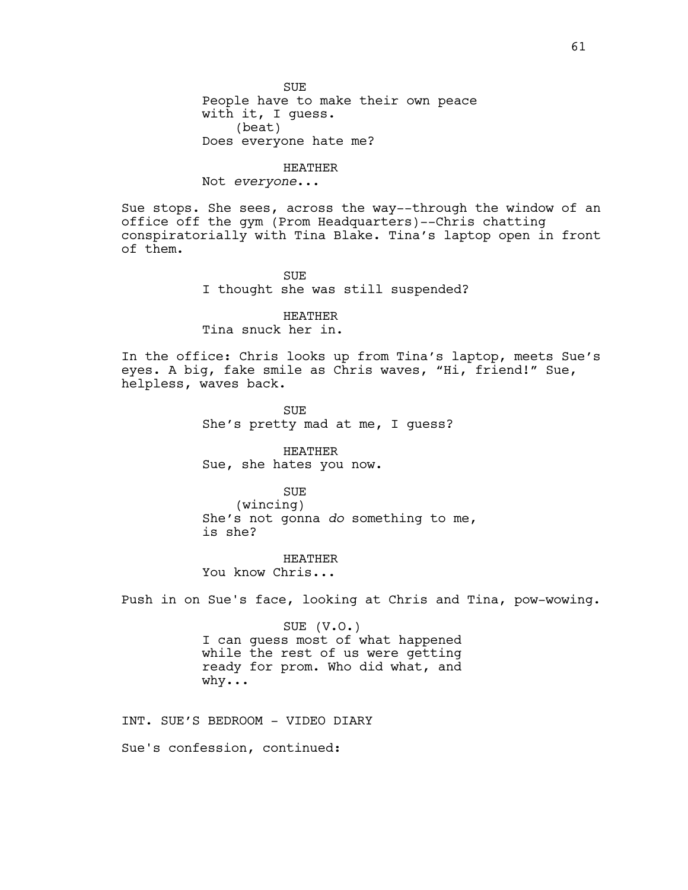SUE
People have to make their own peace with it, I guess.
(beat)
Does everyone hate me?

HEATHER
Not *everyone*...

Sue stops. She sees, across the way--through the window of an office off the gym (Prom Headquarters)--Chris chatting conspiratorially with Tina Blake. Tina's laptop open in front of them.

SUE
I thought she was still suspended?

HEATHER
Tina snuck her in.

In the office: Chris looks up from Tina's laptop, meets Sue's eyes. A big, fake smile as Chris waves, "Hi, friend!" Sue, helpless, waves back.

SUE
She's pretty mad at me, I guess?

HEATHER
Sue, she hates you now.

SUE
(wincing)
She's not gonna *do* something to me, is she?

HEATHER
You know Chris...

Push in on Sue's face, looking at Chris and Tina, pow-wowing.

SUE (V.O.)
I can guess most of what happened while the rest of us were getting ready for prom. Who did what, and why...

INT. SUE'S BEDROOM - VIDEO DIARY

Sue's confession, continued: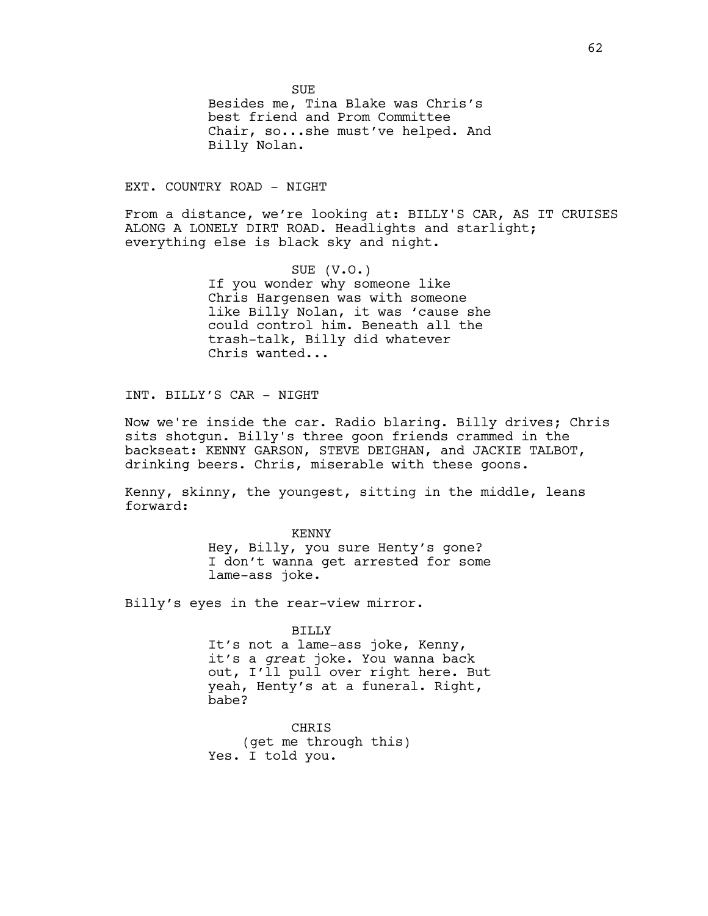SUE

Besides me, Tina Blake was Chris's best friend and Prom Committee Chair, so...she must've helped. And Billy Nolan.

EXT. COUNTRY ROAD - NIGHT

From a distance, we're looking at: BILLY'S CAR, AS IT CRUISES ALONG A LONELY DIRT ROAD. Headlights and starlight; everything else is black sky and night.

SUE (V.O.)

If you wonder why someone like Chris Hargensen was with someone like Billy Nolan, it was 'cause she could control him. Beneath all the trash-talk, Billy did whatever Chris wanted...

INT. BILLY'S CAR - NIGHT

Now we're inside the car. Radio blaring. Billy drives; Chris sits shotgun. Billy's three goon friends crammed in the backseat: KENNY GARSON, STEVE DEIGHAN, and JACKIE TALBOT, drinking beers. Chris, miserable with these goons.

Kenny, skinny, the youngest, sitting in the middle, leans forward:

KENNY

Hey, Billy, you sure Henty's gone? I don't wanna get arrested for some lame-ass joke.

Billy's eyes in the rear-view mirror.

BILLY

It's not a lame-ass joke, Kenny, it's a *great* joke. You wanna back out, I'll pull over right here. But yeah, Henty's at a funeral. Right, babe?

CHRIS

(get me through this)

Yes. I told you.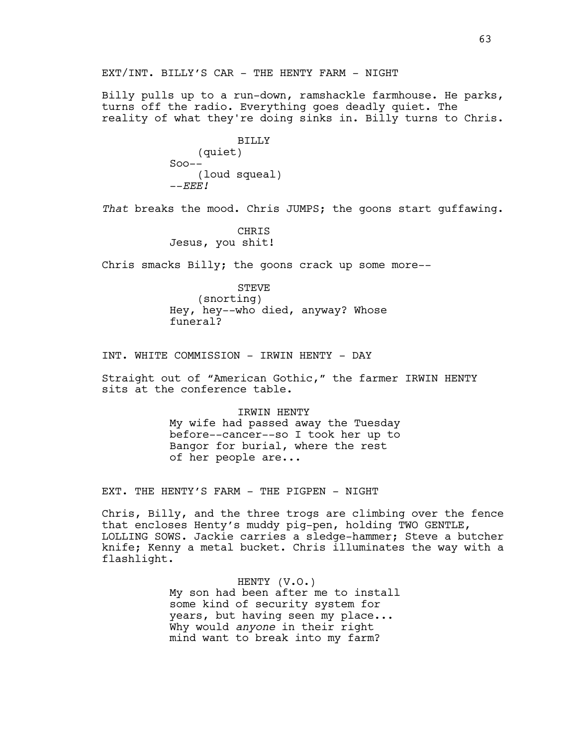EXT/INT. BILLY'S CAR - THE HENTY FARM - NIGHT

Billy pulls up to a run-down, ramshackle farmhouse. He parks, turns off the radio. Everything goes deadly quiet. The reality of what they're doing sinks in. Billy turns to Chris.

BILLY
(quiet)
Soo--
(loud squeal)
--*EEE!*

*That* breaks the mood. Chris JUMPS; the goons start guffawing.

CHRIS
Jesus, you shit!

Chris smacks Billy; the goons crack up some more--

STEVE
(snorting)
Hey, hey--who died, anyway? Whose funeral?

INT. WHITE COMMISSION - IRWIN HENTY - DAY

Straight out of "American Gothic," the farmer IRWIN HENTY sits at the conference table.

IRWIN HENTY
My wife had passed away the Tuesday before--cancer--so I took her up to Bangor for burial, where the rest of her people are...

EXT. THE HENTY'S FARM - THE PIGPEN - NIGHT

Chris, Billy, and the three trogs are climbing over the fence that encloses Henty's muddy pig-pen, holding TWO GENTLE, LOLLING SOWS. Jackie carries a sledge-hammer; Steve a butcher knife; Kenny a metal bucket. Chris illuminates the way with a flashlight.

HENTY (V.O.)
My son had been after me to install some kind of security system for years, but having seen my place... Why would *anyone* in their right mind want to break into my farm?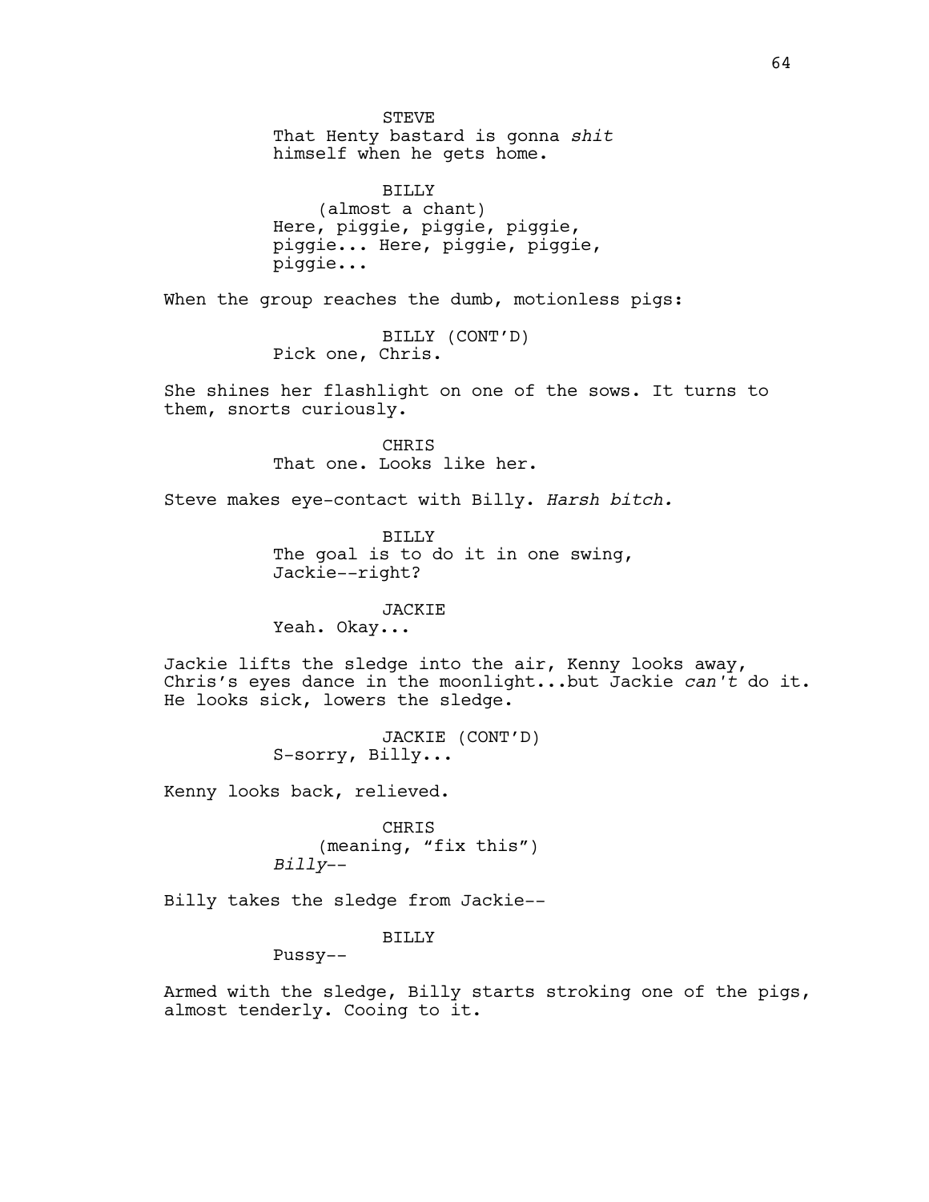STEVE
That Henty bastard is gonna *shit* himself when he gets home.

BILLY
(almost a chant)
Here, piggie, piggie, piggie, piggie... Here, piggie, piggie, piggie...

When the group reaches the dumb, motionless pigs:

BILLY (CONT'D)
Pick one, Chris.

She shines her flashlight on one of the sows. It turns to them, snorts curiously.

CHRIS
That one. Looks like her.

Steve makes eye-contact with Billy. *Harsh bitch.*

BILLY
The goal is to do it in one swing, Jackie--right?

JACKIE
Yeah. Okay...

Jackie lifts the sledge into the air, Kenny looks away, Chris's eyes dance in the moonlight...but Jackie *can't* do it. He looks sick, lowers the sledge.

JACKIE (CONT'D)
S-sorry, Billy...

Kenny looks back, relieved.

CHRIS
(meaning, "fix this")
*Billy--*

Billy takes the sledge from Jackie--

BILLY
Pussy--

Armed with the sledge, Billy starts stroking one of the pigs, almost tenderly. Cooing to it.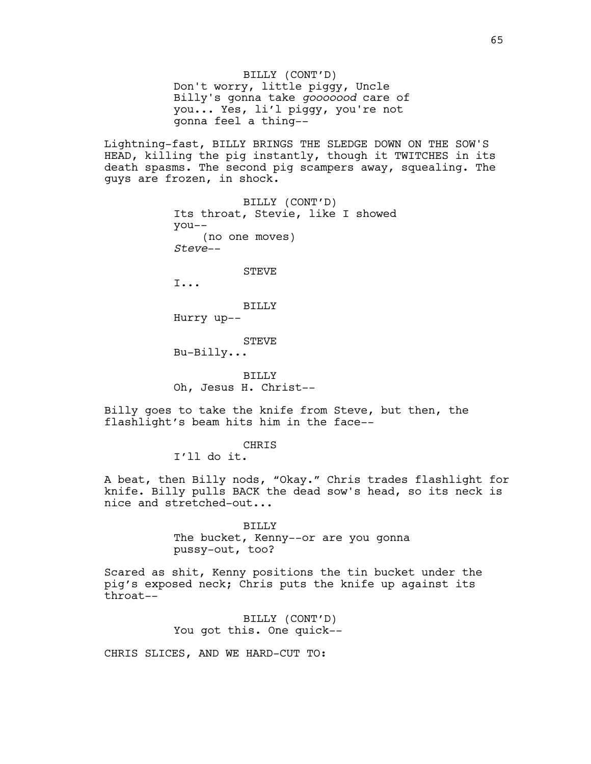BILLY (CONT'D)
Don't worry, little piggy, Uncle Billy's gonna take *gooooood* care of you... Yes, li'l piggy, you're not gonna feel a thing--

Lightning-fast, BILLY BRINGS THE SLEDGE DOWN ON THE SOW'S HEAD, killing the pig instantly, though it TWITCHES in its death spasms. The second pig scampers away, squealing. The guys are frozen, in shock.

BILLY (CONT'D)
Its throat, Stevie, like I showed you--
(no one moves)
*Steve*--

STEVE
I...

BILLY
Hurry up--

STEVE
Bu-Billy...

BILLY
Oh, Jesus H. Christ--

Billy goes to take the knife from Steve, but then, the flashlight's beam hits him in the face--

CHRIS
I'll do it.

A beat, then Billy nods, "Okay." Chris trades flashlight for knife. Billy pulls BACK the dead sow's head, so its neck is nice and stretched-out...

BILLY
The bucket, Kenny--or are you gonna pussy-out, too?

Scared as shit, Kenny positions the tin bucket under the pig's exposed neck; Chris puts the knife up against its throat--

BILLY (CONT'D)
You got this. One quick--

CHRIS SLICES, AND WE HARD-CUT TO: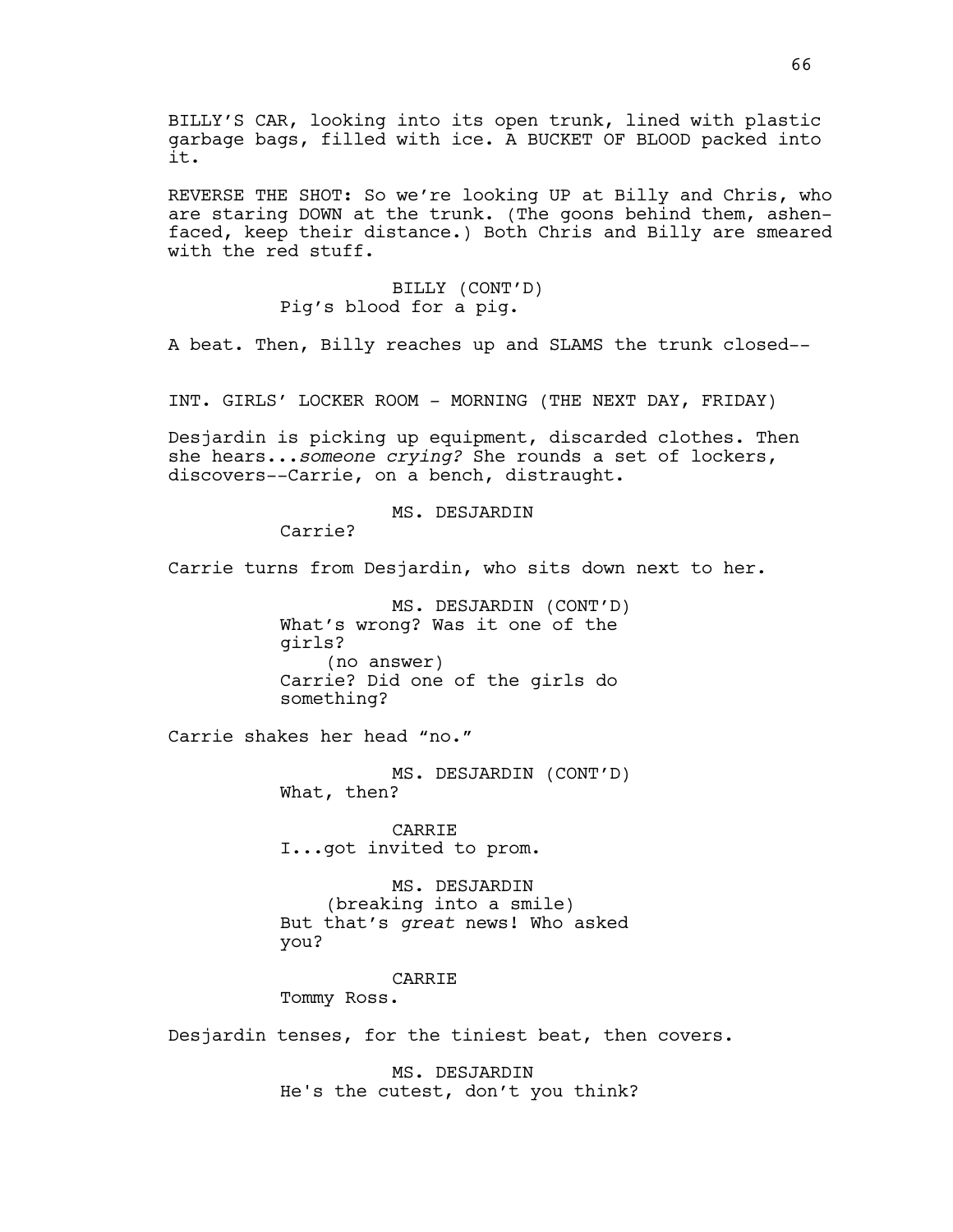BILLY'S CAR, looking into its open trunk, lined with plastic garbage bags, filled with ice. A BUCKET OF BLOOD packed into it.

REVERSE THE SHOT: So we're looking UP at Billy and Chris, who are staring DOWN at the trunk. (The goons behind them, ashen-faced, keep their distance.) Both Chris and Billy are smeared with the red stuff.

BILLY (CONT'D)
Pig's blood for a pig.

A beat. Then, Billy reaches up and SLAMS the trunk closed--

INT. GIRLS' LOCKER ROOM - MORNING (THE NEXT DAY, FRIDAY)

Desjardin is picking up equipment, discarded clothes. Then she hears...*someone crying?* She rounds a set of lockers, discovers--Carrie, on a bench, distraught.

MS. DESJARDIN
Carrie?

Carrie turns from Desjardin, who sits down next to her.

MS. DESJARDIN (CONT'D)
What's wrong? Was it one of the girls?
(no answer)
Carrie? Did one of the girls do something?

Carrie shakes her head "no."

MS. DESJARDIN (CONT'D)
What, then?

CARRIE
I...got invited to prom.

MS. DESJARDIN
(breaking into a smile)
But that's *great* news! Who asked you?

CARRIE
Tommy Ross.

Desjardin tenses, for the tiniest beat, then covers.

MS. DESJARDIN
He's the cutest, don't you think?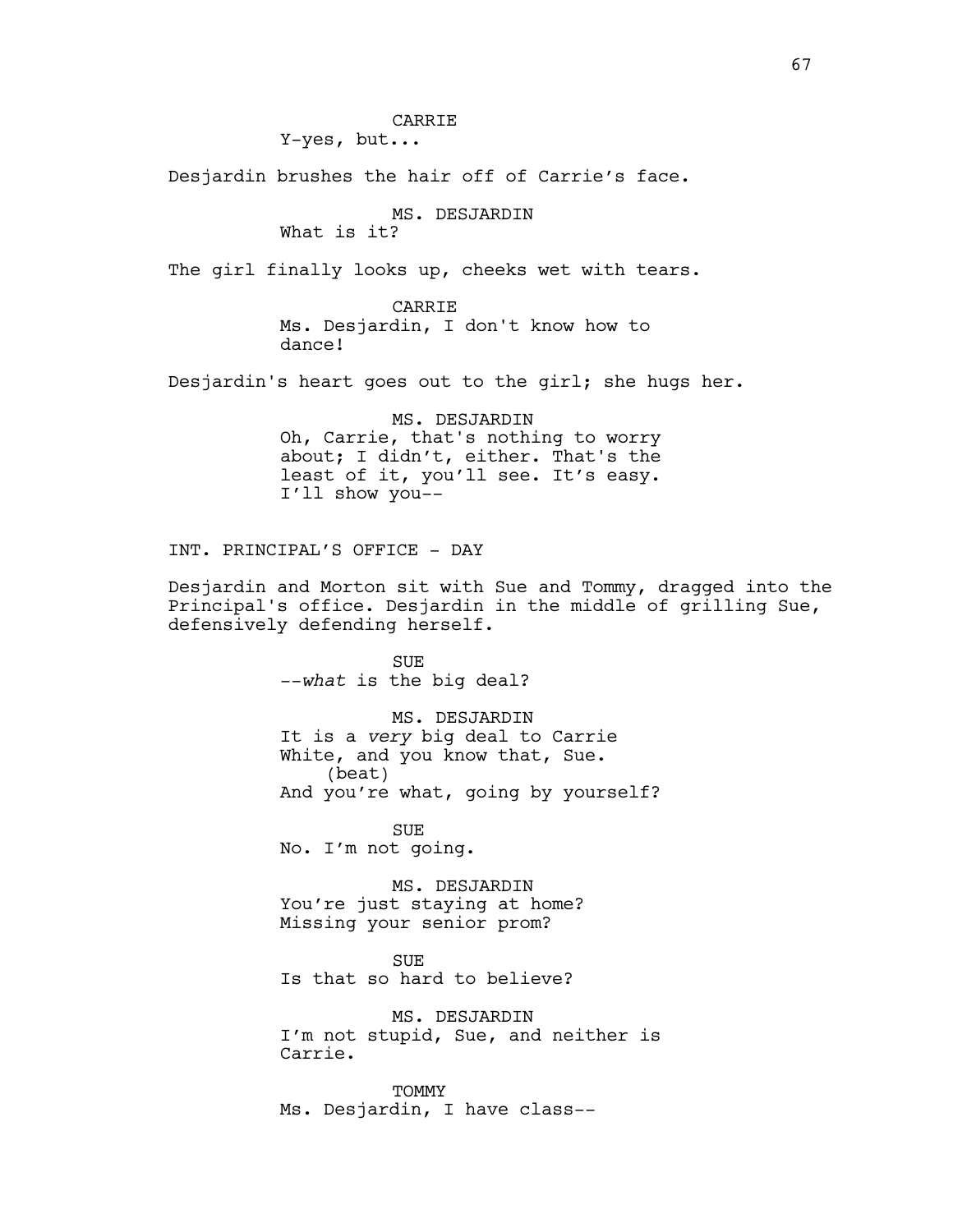CARRIE
Y-yes, but...

Desjardin brushes the hair off of Carrie's face.

MS. DESJARDIN
What is it?

The girl finally looks up, cheeks wet with tears.

CARRIE
Ms. Desjardin, I don't know how to dance!

Desjardin's heart goes out to the girl; she hugs her.

MS. DESJARDIN
Oh, Carrie, that's nothing to worry about; I didn't, either. That's the least of it, you'll see. It's easy. I'll show you--

INT. PRINCIPAL'S OFFICE - DAY

Desjardin and Morton sit with Sue and Tommy, dragged into the Principal's office. Desjardin in the middle of grilling Sue, defensively defending herself.

SUE
--*what* is the big deal?

MS. DESJARDIN
It is a *very* big deal to Carrie White, and you know that, Sue.
(beat)
And you're what, going by yourself?

SUE
No. I'm not going.

MS. DESJARDIN
You're just staying at home? Missing your senior prom?

SUE
Is that so hard to believe?

MS. DESJARDIN
I'm not stupid, Sue, and neither is Carrie.

TOMMY
Ms. Desjardin, I have class--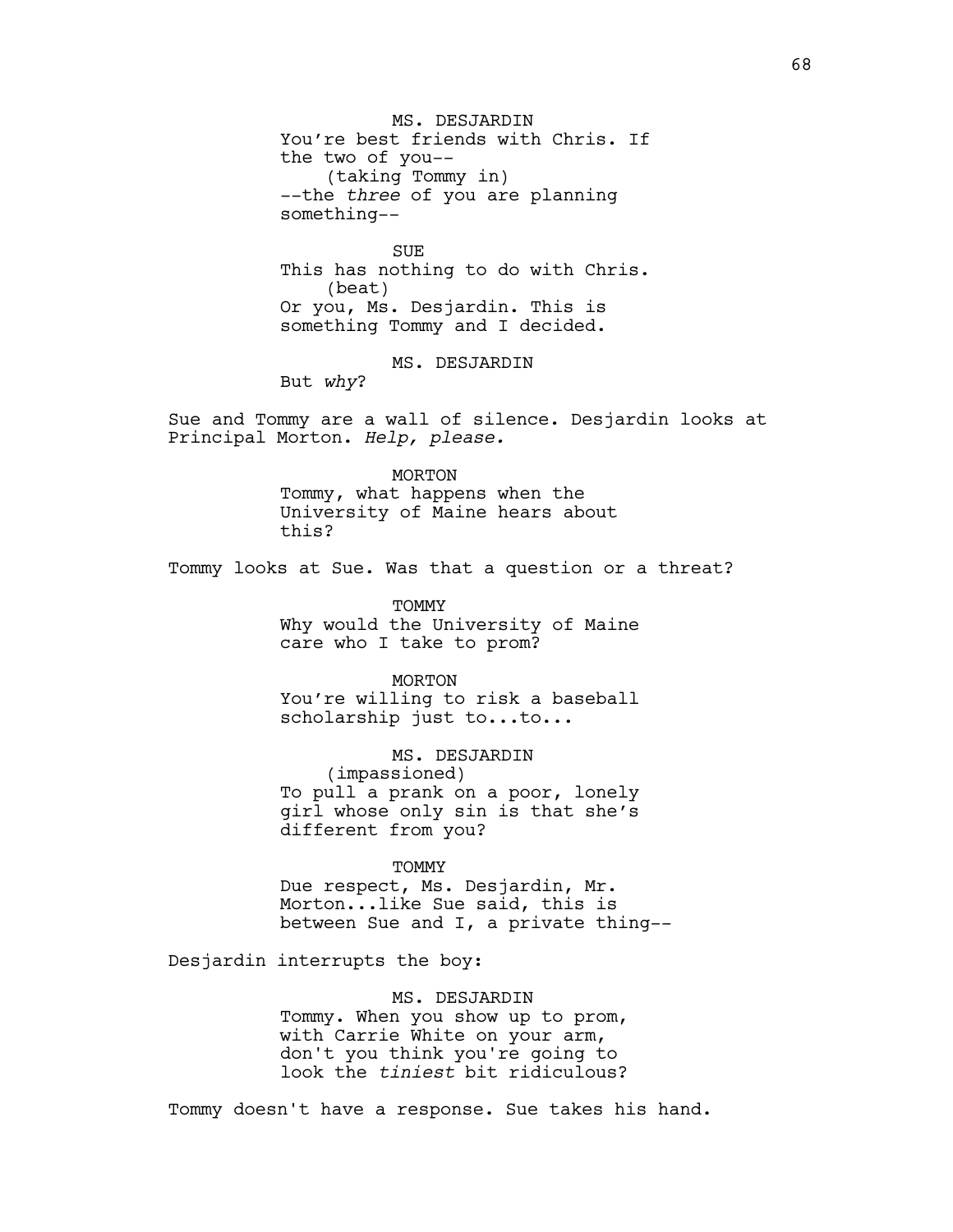MS. DESJARDIN

You're best friends with Chris. If the two of you--

(taking Tommy in)

--the *three* of you are planning something--

SUE

This has nothing to do with Chris.

(beat)

Or you, Ms. Desjardin. This is something Tommy and I decided.

MS. DESJARDIN

But *why*?

Sue and Tommy are a wall of silence. Desjardin looks at Principal Morton. *Help, please.*

MORTON

Tommy, what happens when the University of Maine hears about this?

Tommy looks at Sue. Was that a question or a threat?

TOMMY

Why would the University of Maine care who I take to prom?

MORTON

You're willing to risk a baseball scholarship just to...to...

MS. DESJARDIN

(impassioned)

To pull a prank on a poor, lonely girl whose only sin is that she's different from you?

TOMMY

Due respect, Ms. Desjardin, Mr. Morton...like Sue said, this is between Sue and I, a private thing--

Desjardin interrupts the boy:

MS. DESJARDIN

Tommy. When you show up to prom, with Carrie White on your arm, don't you think you're going to look the *tiniest* bit ridiculous?

Tommy doesn't have a response. Sue takes his hand.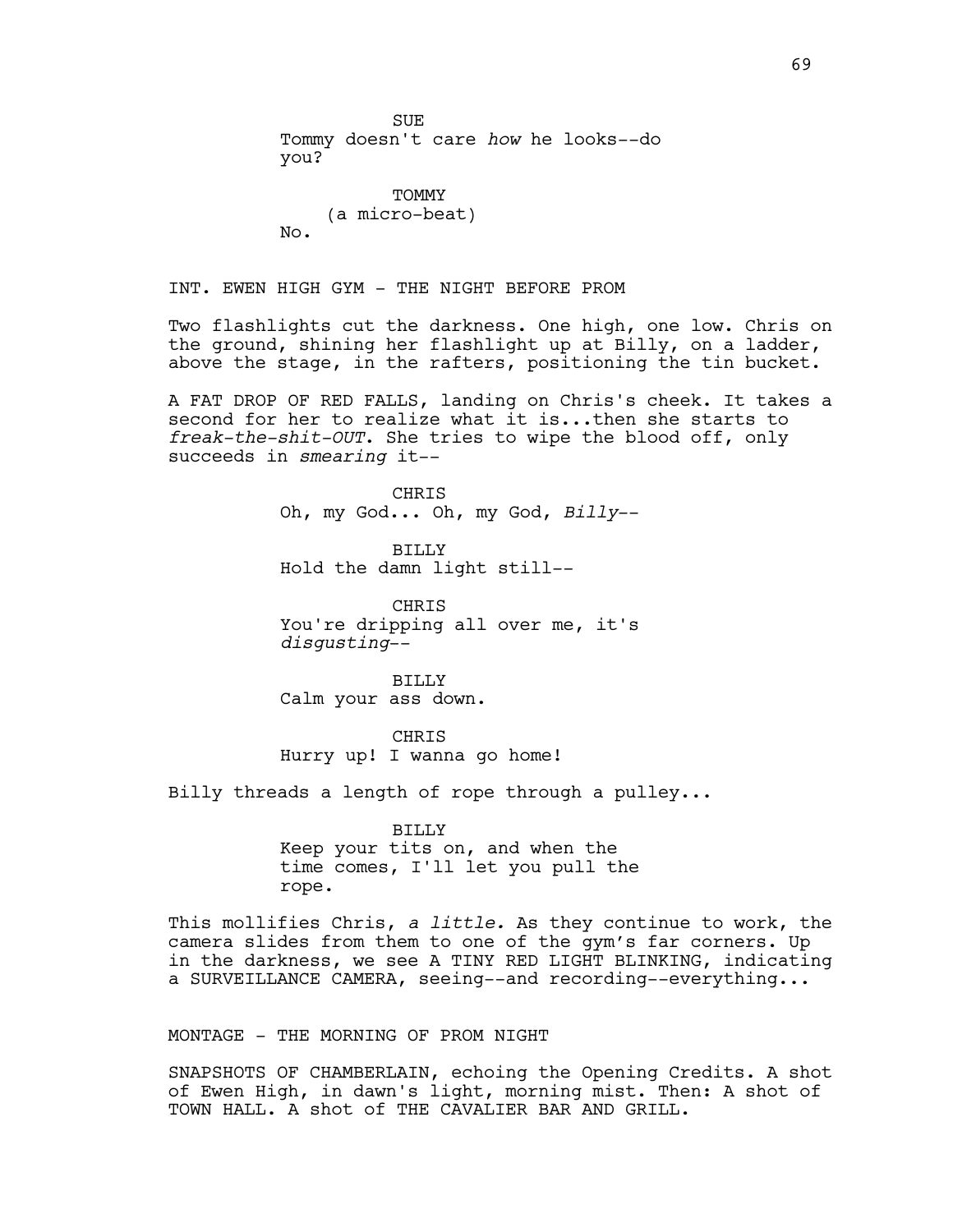SUE
Tommy doesn't care *how* he looks--do you?

TOMMY
(a micro-beat)
No.

INT. EWEN HIGH GYM - THE NIGHT BEFORE PROM

Two flashlights cut the darkness. One high, one low. Chris on the ground, shining her flashlight up at Billy, on a ladder, above the stage, in the rafters, positioning the tin bucket.

A FAT DROP OF RED FALLS, landing on Chris's cheek. It takes a second for her to realize what it is...then she starts to *freak-the-shit-OUT*. She tries to wipe the blood off, only succeeds in *smearing* it--

CHRIS
Oh, my God... Oh, my God, *Billy*--

BILLY
Hold the damn light still--

CHRIS
You're dripping all over me, it's *disgusting*--

BILLY
Calm your ass down.

CHRIS
Hurry up! I wanna go home!

Billy threads a length of rope through a pulley...

BILLY
Keep your tits on, and when the time comes, I'll let you pull the rope.

This mollifies Chris, *a little.* As they continue to work, the camera slides from them to one of the gym's far corners. Up in the darkness, we see A TINY RED LIGHT BLINKING, indicating a SURVEILLANCE CAMERA, seeing--and recording--everything...

MONTAGE - THE MORNING OF PROM NIGHT

SNAPSHOTS OF CHAMBERLAIN, echoing the Opening Credits. A shot of Ewen High, in dawn's light, morning mist. Then: A shot of TOWN HALL. A shot of THE CAVALIER BAR AND GRILL.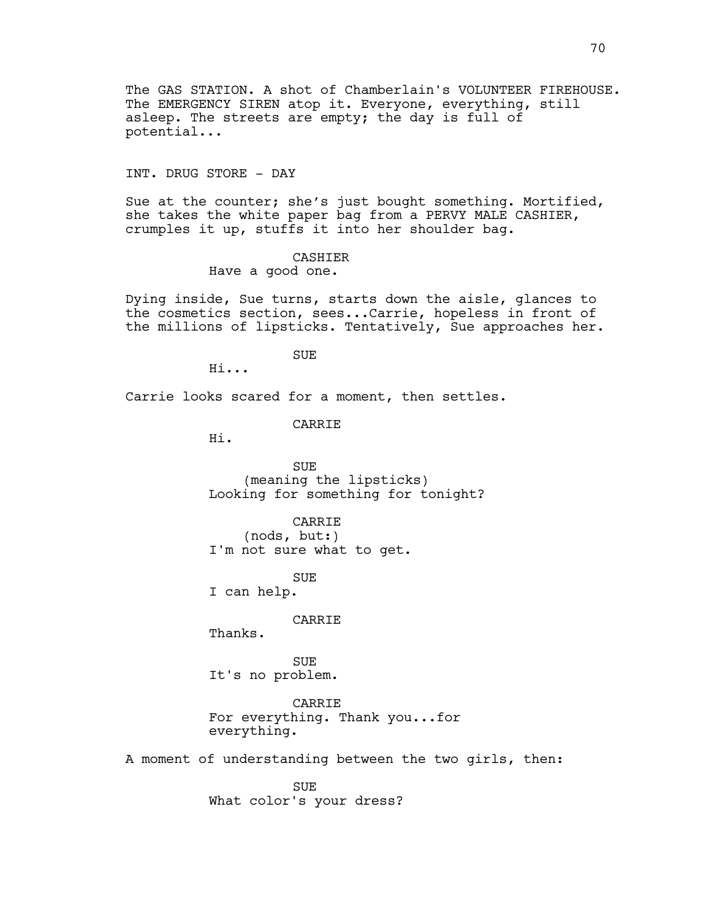The GAS STATION. A shot of Chamberlain's VOLUNTEER FIREHOUSE. The EMERGENCY SIREN atop it. Everyone, everything, still asleep. The streets are empty; the day is full of potential...

INT. DRUG STORE - DAY

Sue at the counter; she's just bought something. Mortified, she takes the white paper bag from a PERVY MALE CASHIER, crumples it up, stuffs it into her shoulder bag.

CASHIER
Have a good one.

Dying inside, Sue turns, starts down the aisle, glances to the cosmetics section, sees...Carrie, hopeless in front of the millions of lipsticks. Tentatively, Sue approaches her.

SUE
Hi...

Carrie looks scared for a moment, then settles.

CARRIE
Hi.

SUE
(meaning the lipsticks)
Looking for something for tonight?

CARRIE
(nods, but:)
I'm not sure what to get.

SUE
I can help.

CARRIE
Thanks.

SUE
It's no problem.

CARRIE
For everything. Thank you...for everything.

A moment of understanding between the two girls, then:

SUE
What color's your dress?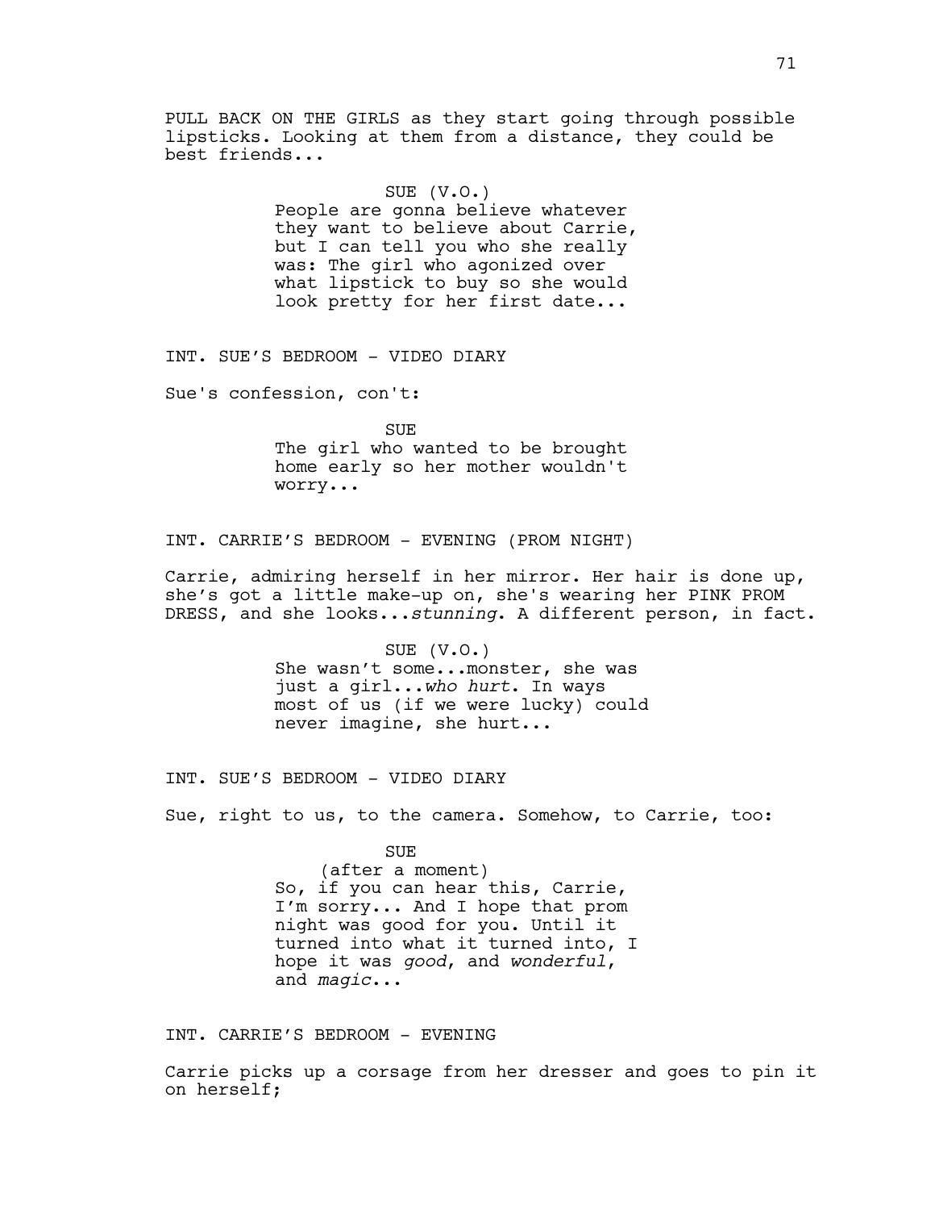PULL BACK ON THE GIRLS as they start going through possible lipsticks. Looking at them from a distance, they could be best friends...

SUE (V.O.)
People are gonna believe whatever they want to believe about Carrie, but I can tell you who she really was: The girl who agonized over what lipstick to buy so she would look pretty for her first date...

INT. SUE'S BEDROOM - VIDEO DIARY

Sue's confession, con't:

SUE
The girl who wanted to be brought home early so her mother wouldn't worry...

INT. CARRIE'S BEDROOM - EVENING (PROM NIGHT)

Carrie, admiring herself in her mirror. Her hair is done up, she's got a little make-up on, she's wearing her PINK PROM DRESS, and she looks...*stunning*. A different person, in fact.

SUE (V.O.)
She wasn't some...monster, she was just a girl...*who hurt*. In ways most of us (if we were lucky) could never imagine, she hurt...

INT. SUE'S BEDROOM - VIDEO DIARY

Sue, right to us, to the camera. Somehow, to Carrie, too:

SUE
(after a moment)
So, if you can hear this, Carrie, I'm sorry... And I hope that prom night was good for you. Until it turned into what it turned into, I hope it was *good*, and *wonderful*, and *magic*...

INT. CARRIE'S BEDROOM - EVENING

Carrie picks up a corsage from her dresser and goes to pin it on herself;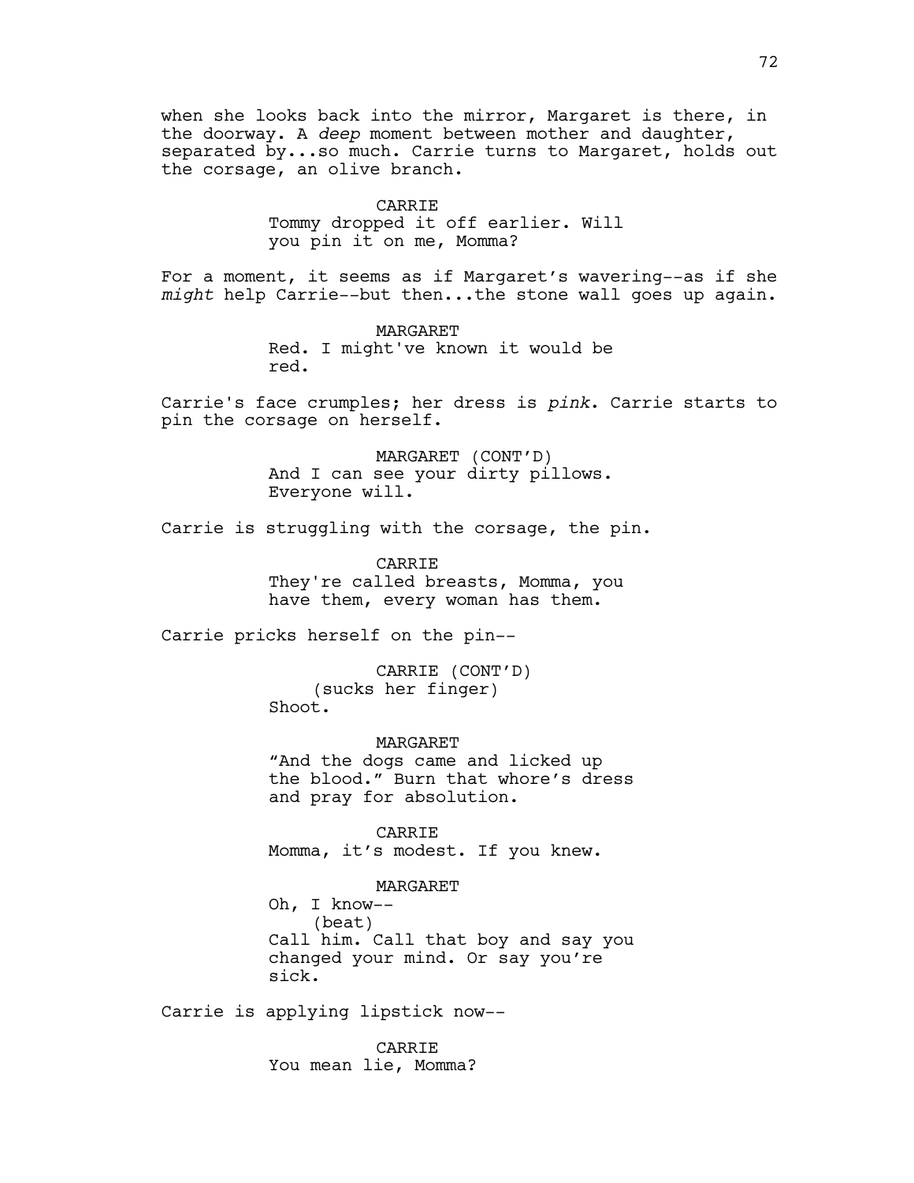when she looks back into the mirror, Margaret is there, in the doorway. A *deep* moment between mother and daughter, separated by...so much. Carrie turns to Margaret, holds out the corsage, an olive branch.

CARRIE
Tommy dropped it off earlier. Will you pin it on me, Momma?

For a moment, it seems as if Margaret's wavering--as if she *might* help Carrie--but then...the stone wall goes up again.

MARGARET
Red. I might've known it would be red.

Carrie's face crumples; her dress is *pink*. Carrie starts to pin the corsage on herself.

MARGARET (CONT'D)
And I can see your dirty pillows. Everyone will.

Carrie is struggling with the corsage, the pin.

CARRIE
They're called breasts, Momma, you have them, every woman has them.

Carrie pricks herself on the pin--

CARRIE (CONT'D)
(sucks her finger)
Shoot.

MARGARET
"And the dogs came and licked up the blood." Burn that whore's dress and pray for absolution.

CARRIE
Momma, it's modest. If you knew.

MARGARET
Oh, I know--
(beat)
Call him. Call that boy and say you changed your mind. Or say you're sick.

Carrie is applying lipstick now--

CARRIE
You mean lie, Momma?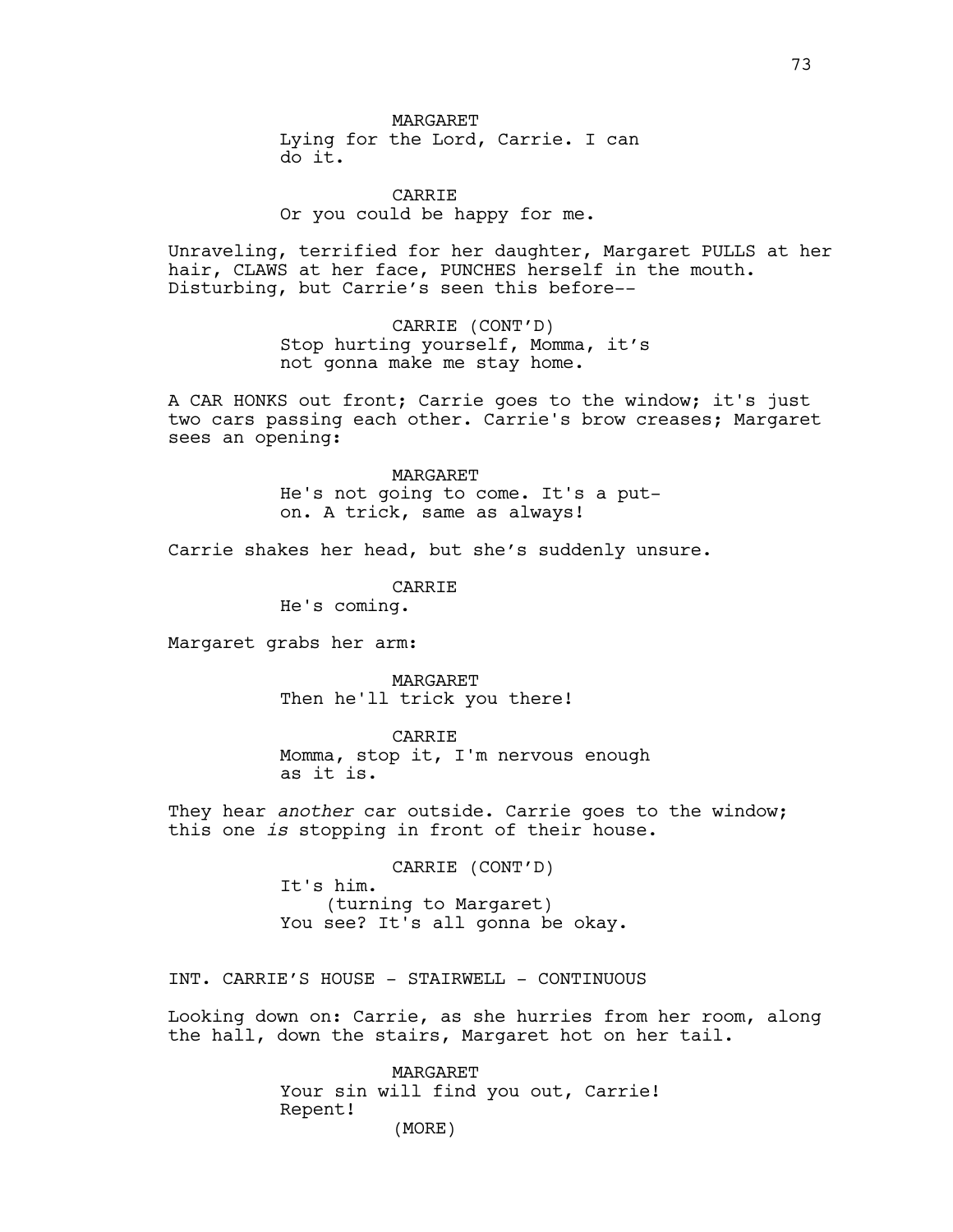MARGARET
Lying for the Lord, Carrie. I can do it.

CARRIE
Or you could be happy for me.

Unraveling, terrified for her daughter, Margaret PULLS at her hair, CLAWS at her face, PUNCHES herself in the mouth. Disturbing, but Carrie's seen this before--

CARRIE (CONT'D)
Stop hurting yourself, Momma, it's not gonna make me stay home.

A CAR HONKS out front; Carrie goes to the window; it's just two cars passing each other. Carrie's brow creases; Margaret sees an opening:

MARGARET
He's not going to come. It's a put-on. A trick, same as always!

Carrie shakes her head, but she's suddenly unsure.

CARRIE
He's coming.

Margaret grabs her arm:

MARGARET
Then he'll trick you there!

CARRIE
Momma, stop it, I'm nervous enough as it is.

They hear *another* car outside. Carrie goes to the window; this one *is* stopping in front of their house.

CARRIE (CONT'D)
It's him.
(turning to Margaret)
You see? It's all gonna be okay.

INT. CARRIE'S HOUSE - STAIRWELL - CONTINUOUS

Looking down on: Carrie, as she hurries from her room, along the hall, down the stairs, Margaret hot on her tail.

MARGARET
Your sin will find you out, Carrie! Repent!
(MORE)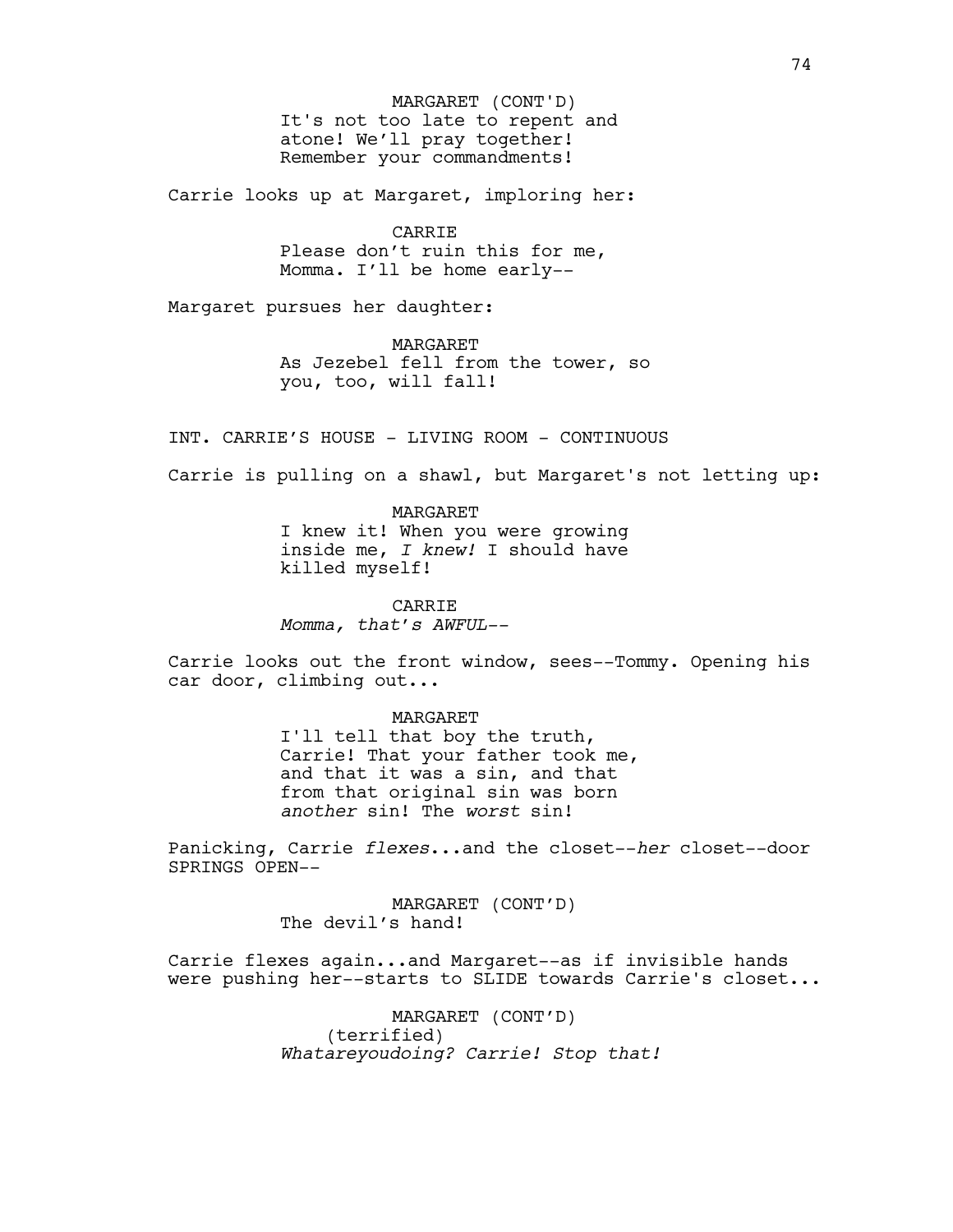MARGARET (CONT'D)
It's not too late to repent and atone! We'll pray together! Remember your commandments!

Carrie looks up at Margaret, imploring her:

CARRIE
Please don't ruin this for me, Momma. I'll be home early--

Margaret pursues her daughter:

MARGARET
As Jezebel fell from the tower, so you, too, will fall!

INT. CARRIE'S HOUSE - LIVING ROOM - CONTINUOUS

Carrie is pulling on a shawl, but Margaret's not letting up:

MARGARET
I knew it! When you were growing inside me, *I knew!* I should have killed myself!

CARRIE
*Momma, that's AWFUL--*

Carrie looks out the front window, sees--Tommy. Opening his car door, climbing out...

MARGARET
I'll tell that boy the truth, Carrie! That your father took me, and that it was a sin, and that from that original sin was born *another* sin! The *worst* sin!

Panicking, Carrie *flexes*...and the closet--*her* closet--door SPRINGS OPEN--

MARGARET (CONT'D)
The devil's hand!

Carrie flexes again...and Margaret--as if invisible hands were pushing her--starts to SLIDE towards Carrie's closet...

MARGARET (CONT'D)
(terrified)
*Whatareyoudoing? Carrie! Stop that!*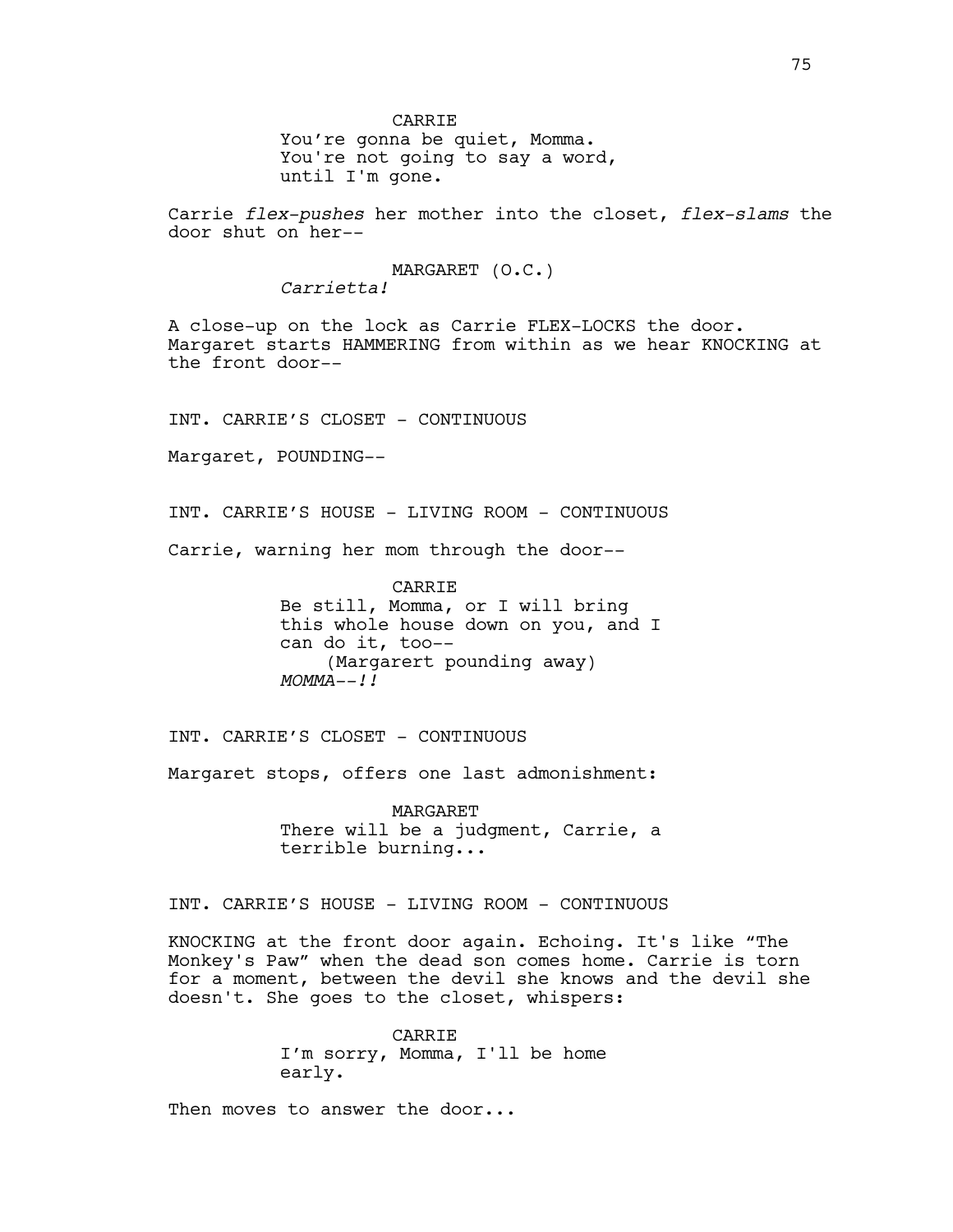CARRIE
You're gonna be quiet, Momma.
You're not going to say a word,
until I'm gone.

Carrie *flex-pushes* her mother into the closet, *flex-slams* the door shut on her--

MARGARET (O.C.)
*Carrietta!*

A close-up on the lock as Carrie FLEX-LOCKS the door. Margaret starts HAMMERING from within as we hear KNOCKING at the front door--

INT. CARRIE'S CLOSET - CONTINUOUS

Margaret, POUNDING--

INT. CARRIE'S HOUSE - LIVING ROOM - CONTINUOUS

Carrie, warning her mom through the door--

CARRIE
Be still, Momma, or I will bring
this whole house down on you, and I
can do it, too--
(Margarert pounding away)
*MOMMA--!!*

INT. CARRIE'S CLOSET - CONTINUOUS

Margaret stops, offers one last admonishment:

MARGARET
There will be a judgment, Carrie, a
terrible burning...

INT. CARRIE'S HOUSE - LIVING ROOM - CONTINUOUS

KNOCKING at the front door again. Echoing. It's like "The Monkey's Paw" when the dead son comes home. Carrie is torn for a moment, between the devil she knows and the devil she doesn't. She goes to the closet, whispers:

CARRIE
I'm sorry, Momma, I'll be home
early.

Then moves to answer the door...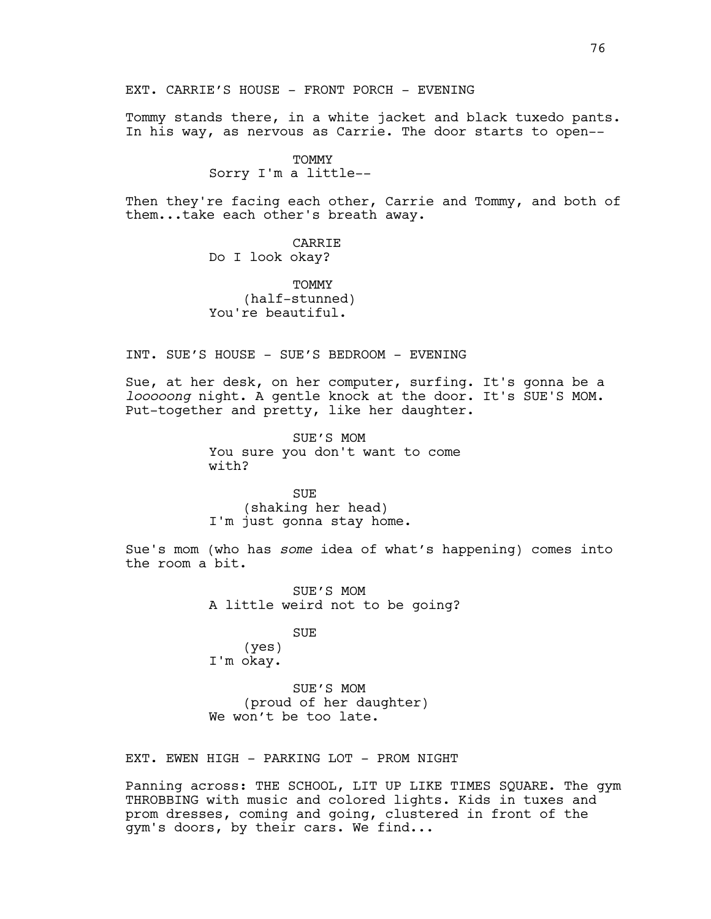EXT. CARRIE'S HOUSE - FRONT PORCH - EVENING

Tommy stands there, in a white jacket and black tuxedo pants. In his way, as nervous as Carrie. The door starts to open--

TOMMY
Sorry I'm a little--

Then they're facing each other, Carrie and Tommy, and both of them...take each other's breath away.

CARRIE
Do I look okay?

TOMMY
(half-stunned)
You're beautiful.

INT. SUE'S HOUSE - SUE'S BEDROOM - EVENING

Sue, at her desk, on her computer, surfing. It's gonna be a *looooong* night. A gentle knock at the door. It's SUE'S MOM. Put-together and pretty, like her daughter.

SUE'S MOM
You sure you don't want to come with?

SUE
(shaking her head)
I'm just gonna stay home.

Sue's mom (who has *some* idea of what's happening) comes into the room a bit.

SUE'S MOM
A little weird not to be going?

SUE
(yes)
I'm okay.

SUE'S MOM
(proud of her daughter)
We won't be too late.

EXT. EWEN HIGH - PARKING LOT - PROM NIGHT

Panning across: THE SCHOOL, LIT UP LIKE TIMES SQUARE. The gym THROBBING with music and colored lights. Kids in tuxes and prom dresses, coming and going, clustered in front of the gym's doors, by their cars. We find...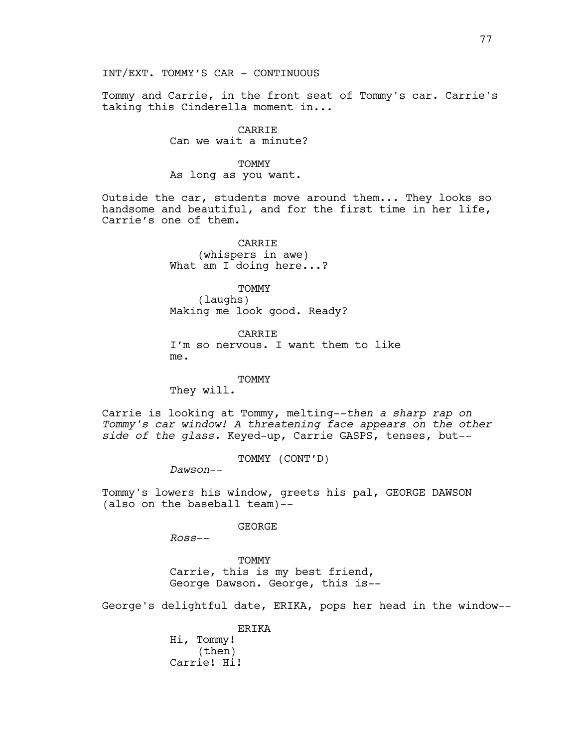INT/EXT. TOMMY'S CAR - CONTINUOUS

Tommy and Carrie, in the front seat of Tommy's car. Carrie's taking this Cinderella moment in...

CARRIE
Can we wait a minute?

TOMMY
As long as you want.

Outside the car, students move around them... They looks so handsome and beautiful, and for the first time in her life, Carrie's one of them.

CARRIE
(whispers in awe)
What am I doing here...?

TOMMY
(laughs)
Making me look good. Ready?

CARRIE
I'm so nervous. I want them to like me.

TOMMY
They will.

Carrie is looking at Tommy, melting--*then a sharp rap on Tommy's car window! A threatening face appears on the other side of the glass.* Keyed-up, Carrie GASPS, tenses, but--

TOMMY (CONT'D)
*Dawson--*

Tommy's lowers his window, greets his pal, GEORGE DAWSON (also on the baseball team)--

GEORGE
*Ross--*

TOMMY
Carrie, this is my best friend, George Dawson. George, this is--

George's delightful date, ERIKA, pops her head in the window--

ERIKA
Hi, Tommy!
(then)
Carrie! Hi!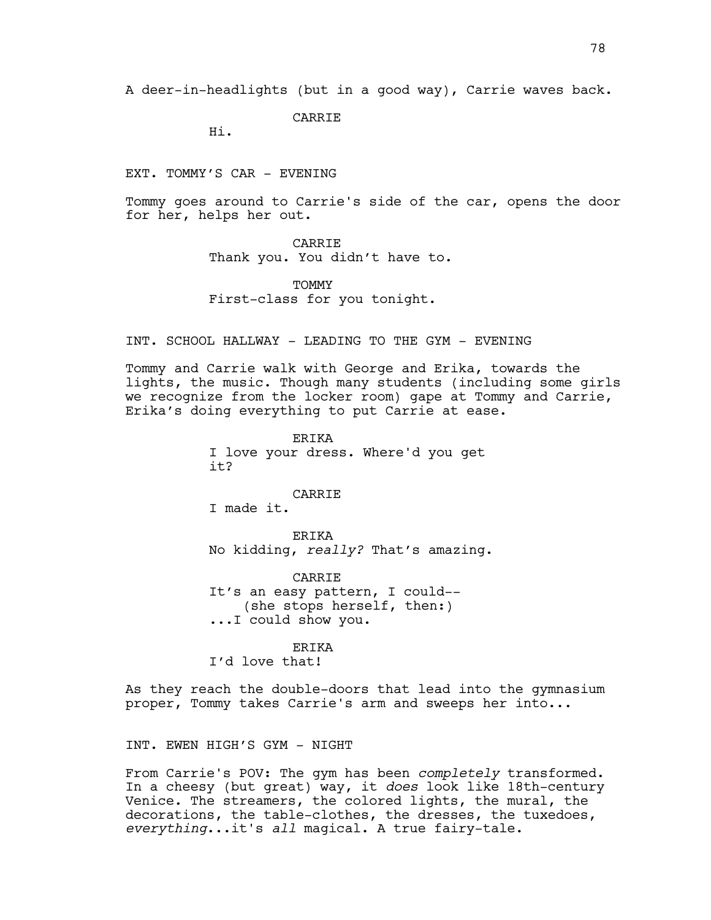A deer-in-headlights (but in a good way), Carrie waves back.

CARRIE

Hi.

EXT. TOMMY'S CAR - EVENING

Tommy goes around to Carrie's side of the car, opens the door for her, helps her out.

CARRIE

Thank you. You didn't have to.

TOMMY

First-class for you tonight.

INT. SCHOOL HALLWAY - LEADING TO THE GYM - EVENING

Tommy and Carrie walk with George and Erika, towards the lights, the music. Though many students (including some girls we recognize from the locker room) gape at Tommy and Carrie, Erika's doing everything to put Carrie at ease.

ERIKA

I love your dress. Where'd you get it?

CARRIE

I made it.

ERIKA

No kidding, *really?* That's amazing.

CARRIE

It's an easy pattern, I could--
(she stops herself, then:)
...I could show you.

ERIKA

I'd love that!

As they reach the double-doors that lead into the gymnasium proper, Tommy takes Carrie's arm and sweeps her into...

INT. EWEN HIGH'S GYM - NIGHT

From Carrie's POV: The gym has been *completely* transformed. In a cheesy (but great) way, it *does* look like 18th-century Venice. The streamers, the colored lights, the mural, the decorations, the table-clothes, the dresses, the tuxedoes, *everything*...it's *all* magical. A true fairy-tale.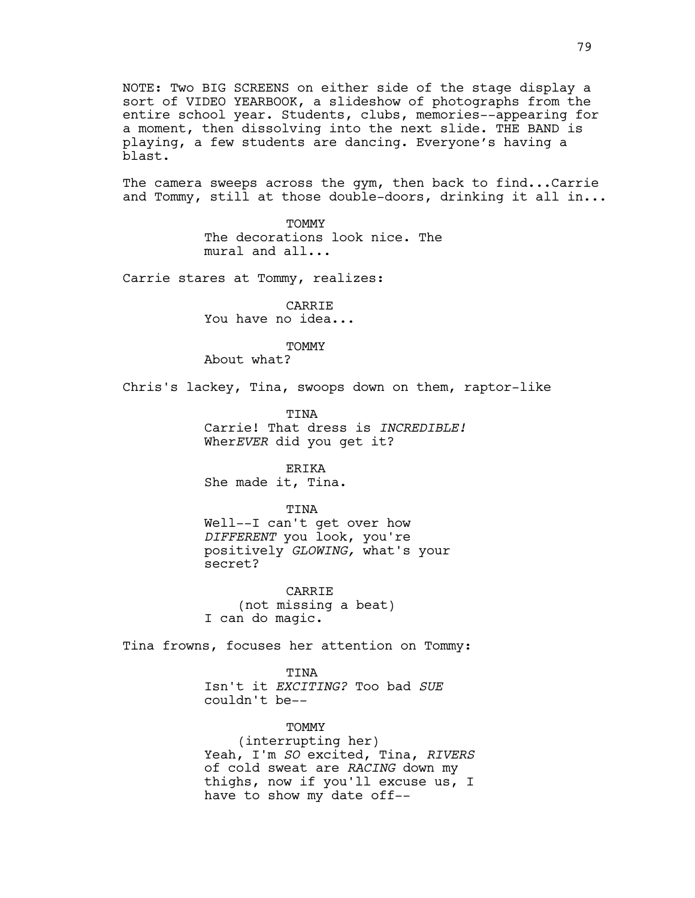NOTE: Two BIG SCREENS on either side of the stage display a sort of VIDEO YEARBOOK, a slideshow of photographs from the entire school year. Students, clubs, memories--appearing for a moment, then dissolving into the next slide. THE BAND is playing, a few students are dancing. Everyone's having a blast.

The camera sweeps across the gym, then back to find...Carrie and Tommy, still at those double-doors, drinking it all in...

TOMMY
The decorations look nice. The mural and all...

Carrie stares at Tommy, realizes:

CARRIE
You have no idea...

TOMMY
About what?

Chris's lackey, Tina, swoops down on them, raptor-like

TINA
Carrie! That dress is *INCREDIBLE!* Wher*EVER* did you get it?

ERIKA
She made it, Tina.

TINA
Well--I can't get over how *DIFFERENT* you look, you're positively *GLOWING,* what's your secret?

CARRIE
(not missing a beat)
I can do magic.

Tina frowns, focuses her attention on Tommy:

TINA
Isn't it *EXCITING?* Too bad *SUE* couldn't be--

TOMMY
(interrupting her)
Yeah, I'm *SO* excited, Tina, *RIVERS* of cold sweat are *RACING* down my thighs, now if you'll excuse us, I have to show my date off--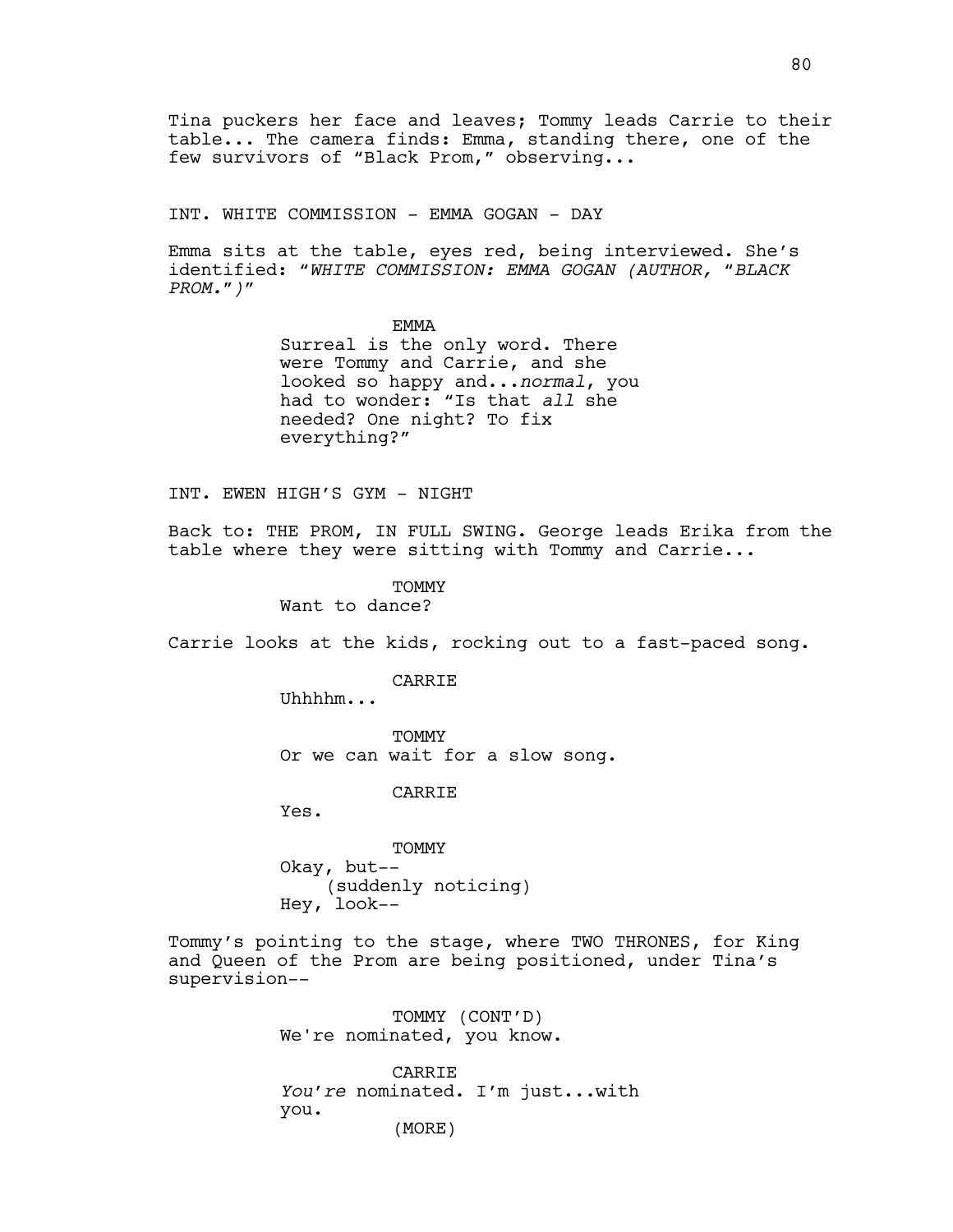Tina puckers her face and leaves; Tommy leads Carrie to their table... The camera finds: Emma, standing there, one of the few survivors of "Black Prom," observing...

INT. WHITE COMMISSION - EMMA GOGAN - DAY

Emma sits at the table, eyes red, being interviewed. She's identified: "*WHITE COMMISSION: EMMA GOGAN (AUTHOR, "BLACK PROM.")*"

EMMA
Surreal is the only word. There were Tommy and Carrie, and she looked so happy and...*normal*, you had to wonder: "Is that *all* she needed? One night? To fix everything?"

INT. EWEN HIGH'S GYM - NIGHT

Back to: THE PROM, IN FULL SWING. George leads Erika from the table where they were sitting with Tommy and Carrie...

TOMMY
Want to dance?

Carrie looks at the kids, rocking out to a fast-paced song.

CARRIE
Uhhhhm...

TOMMY
Or we can wait for a slow song.

CARRIE
Yes.

TOMMY
Okay, but--
(suddenly noticing)
Hey, look--

Tommy's pointing to the stage, where TWO THRONES, for King and Queen of the Prom are being positioned, under Tina's supervision--

TOMMY (CONT'D)
We're nominated, you know.

CARRIE
*You're* nominated. I'm just...with you.
(MORE)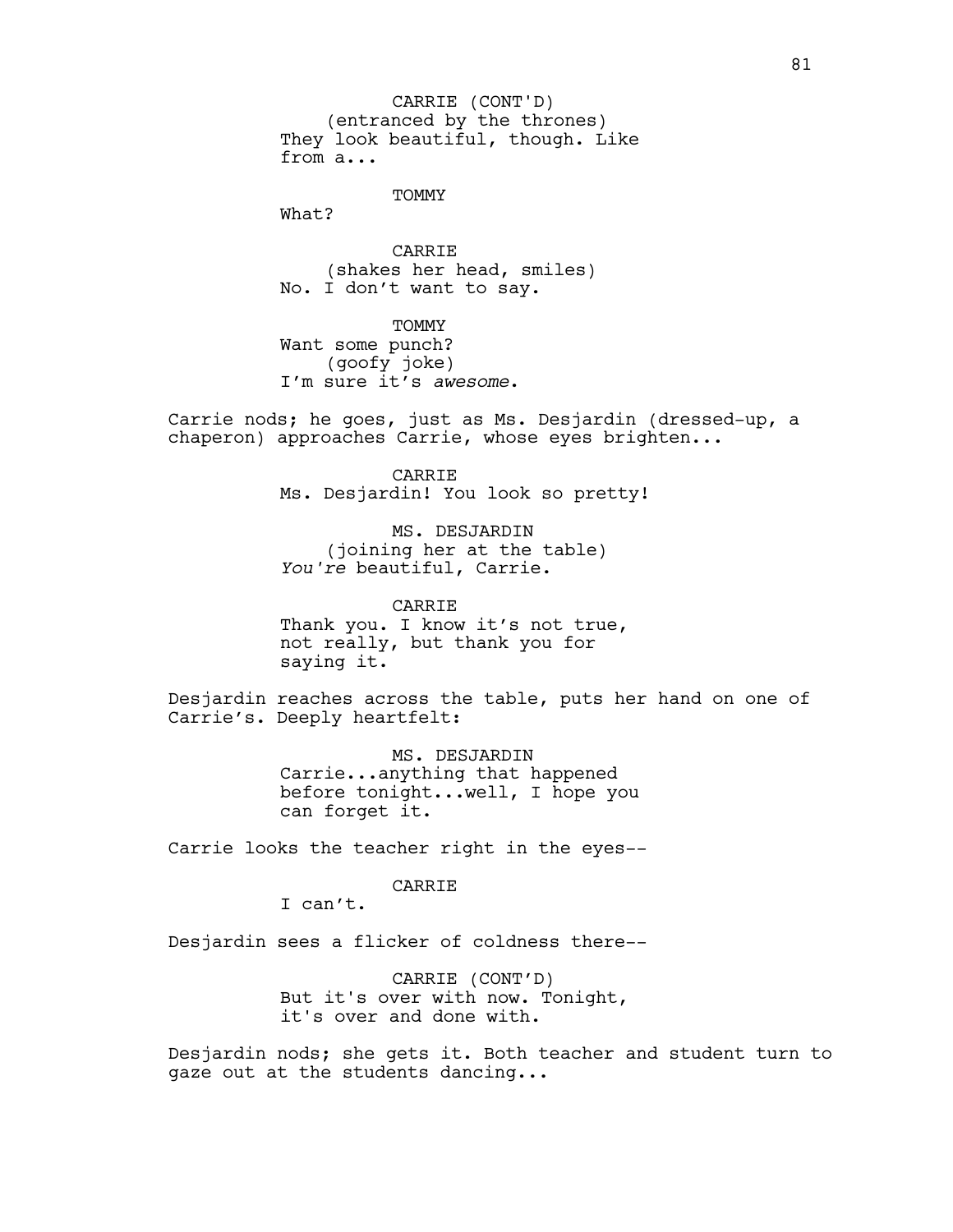CARRIE (CONT'D)
(entranced by the thrones)
They look beautiful, though. Like from a...

TOMMY
What?

CARRIE
(shakes her head, smiles)
No. I don't want to say.

TOMMY
Want some punch?
(goofy joke)
I'm sure it's *awesome*.

Carrie nods; he goes, just as Ms. Desjardin (dressed-up, a chaperon) approaches Carrie, whose eyes brighten...

CARRIE
Ms. Desjardin! You look so pretty!

MS. DESJARDIN
(joining her at the table)
*You're* beautiful, Carrie.

CARRIE
Thank you. I know it's not true, not really, but thank you for saying it.

Desjardin reaches across the table, puts her hand on one of Carrie's. Deeply heartfelt:

MS. DESJARDIN
Carrie...anything that happened before tonight...well, I hope you can forget it.

Carrie looks the teacher right in the eyes--

CARRIE
I can't.

Desjardin sees a flicker of coldness there--

CARRIE (CONT'D)
But it's over with now. Tonight, it's over and done with.

Desjardin nods; she gets it. Both teacher and student turn to gaze out at the students dancing...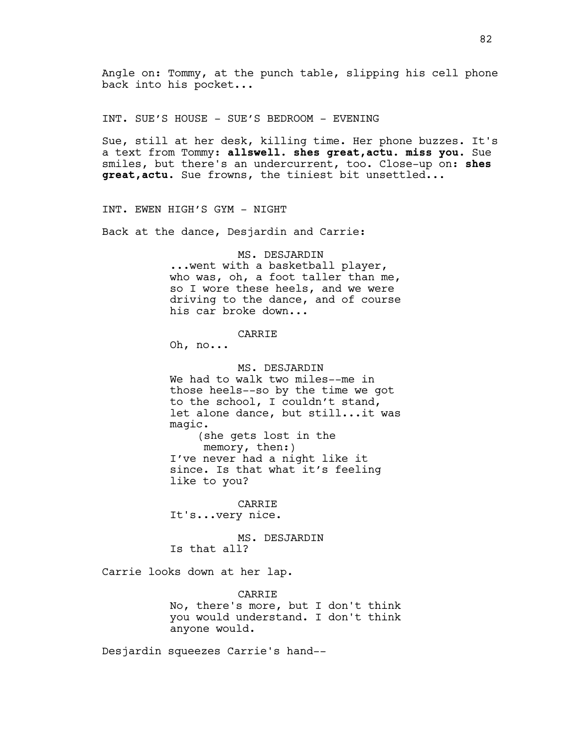Angle on: Tommy, at the punch table, slipping his cell phone back into his pocket...

INT. SUE'S HOUSE - SUE'S BEDROOM - EVENING

Sue, still at her desk, killing time. Her phone buzzes. It's a text from Tommy: **allswell. shes great,actu. miss you.** Sue smiles, but there's an undercurrent, too. Close-up on: **shes great,actu.** Sue frowns, the tiniest bit unsettled...

INT. EWEN HIGH'S GYM - NIGHT

Back at the dance, Desjardin and Carrie:

MS. DESJARDIN
...went with a basketball player, who was, oh, a foot taller than me, so I wore these heels, and we were driving to the dance, and of course his car broke down...

CARRIE
Oh, no...

MS. DESJARDIN
We had to walk two miles--me in those heels--so by the time we got to the school, I couldn't stand, let alone dance, but still...it was magic.
(she gets lost in the memory, then:)
I've never had a night like it since. Is that what it's feeling like to you?

CARRIE
It's...very nice.

MS. DESJARDIN
Is that all?

Carrie looks down at her lap.

CARRIE
No, there's more, but I don't think you would understand. I don't think anyone would.

Desjardin squeezes Carrie's hand--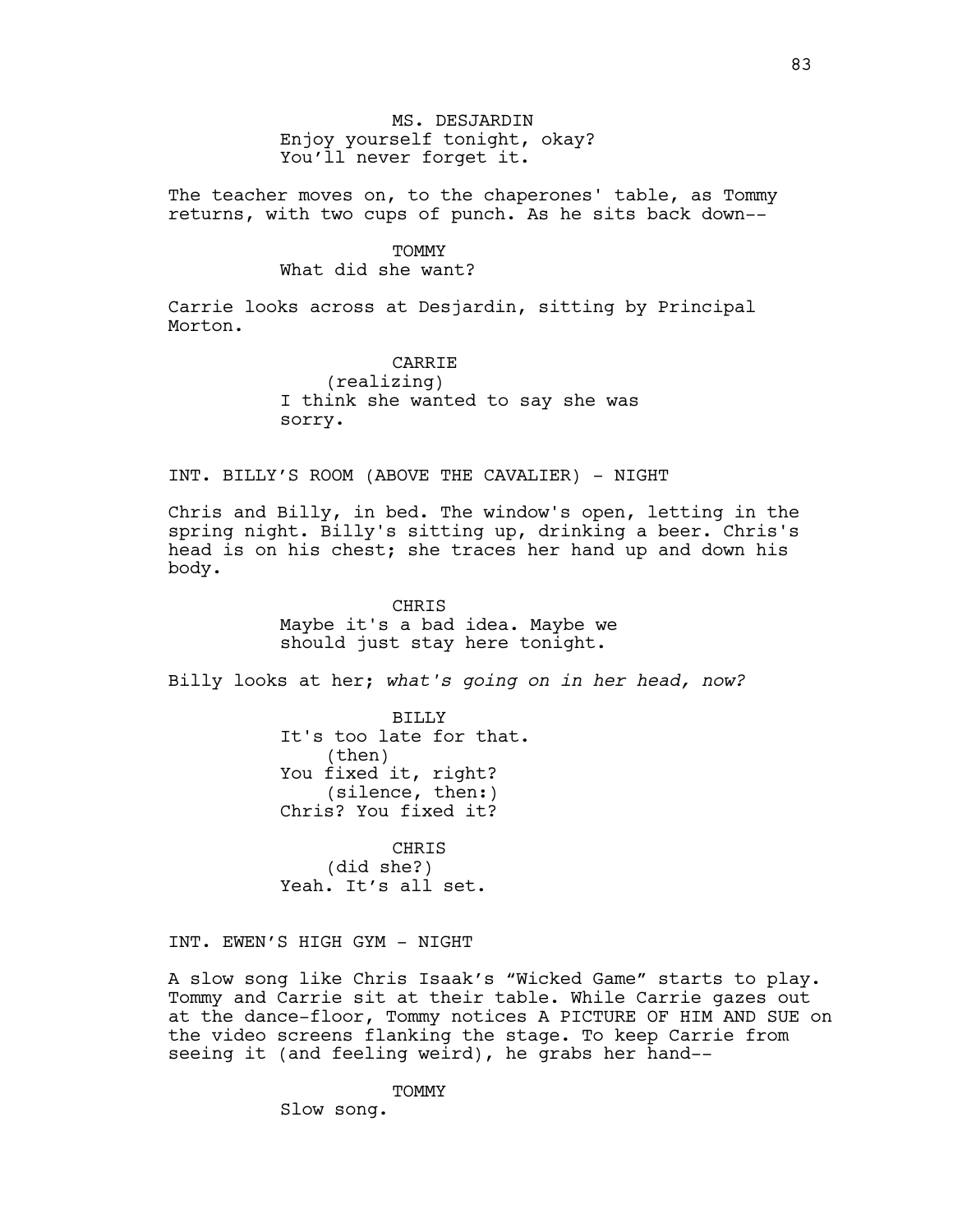MS. DESJARDIN
Enjoy yourself tonight, okay?
You'll never forget it.

The teacher moves on, to the chaperones' table, as Tommy returns, with two cups of punch. As he sits back down--

TOMMY
What did she want?

Carrie looks across at Desjardin, sitting by Principal Morton.

CARRIE
(realizing)
I think she wanted to say she was sorry.

INT. BILLY'S ROOM (ABOVE THE CAVALIER) - NIGHT

Chris and Billy, in bed. The window's open, letting in the spring night. Billy's sitting up, drinking a beer. Chris's head is on his chest; she traces her hand up and down his body.

CHRIS
Maybe it's a bad idea. Maybe we should just stay here tonight.

Billy looks at her; *what's going on in her head, now?*

BILLY
It's too late for that.
(then)
You fixed it, right?
(silence, then:)
Chris? You fixed it?

CHRIS
(did she?)
Yeah. It's all set.

INT. EWEN'S HIGH GYM - NIGHT

A slow song like Chris Isaak's "Wicked Game" starts to play. Tommy and Carrie sit at their table. While Carrie gazes out at the dance-floor, Tommy notices A PICTURE OF HIM AND SUE on the video screens flanking the stage. To keep Carrie from seeing it (and feeling weird), he grabs her hand--

TOMMY
Slow song.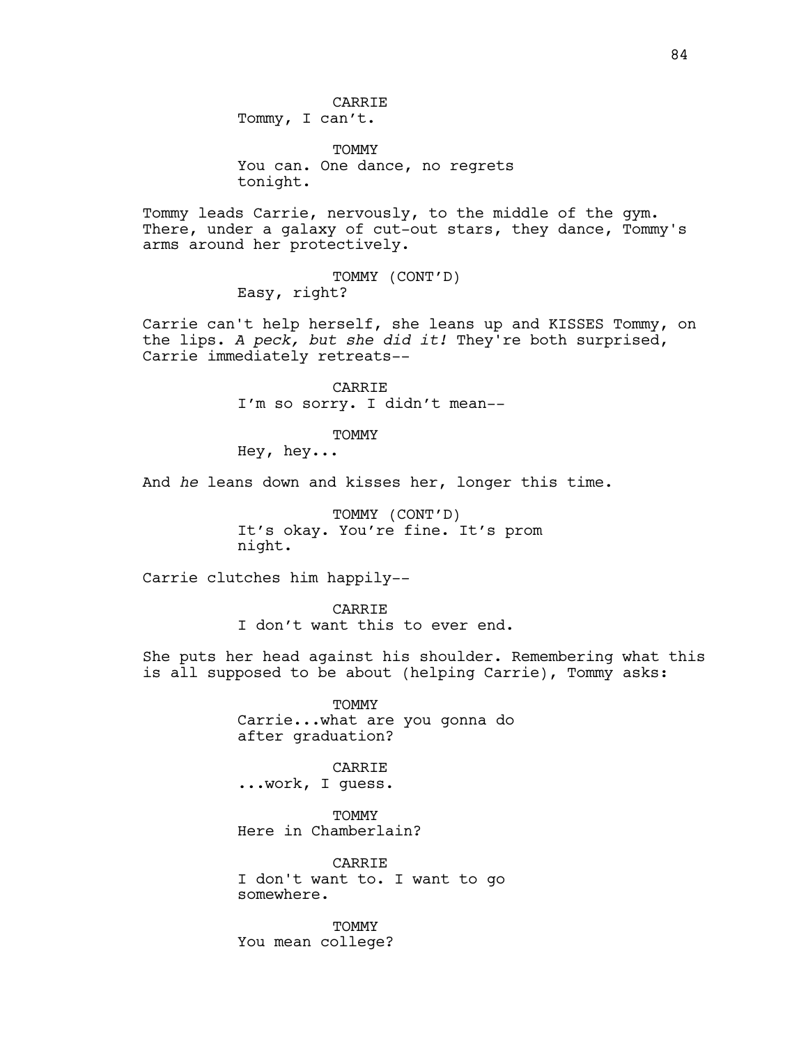CARRIE
Tommy, I can't.

TOMMY
You can. One dance, no regrets tonight.

Tommy leads Carrie, nervously, to the middle of the gym. There, under a galaxy of cut-out stars, they dance, Tommy's arms around her protectively.

TOMMY (CONT'D)
Easy, right?

Carrie can't help herself, she leans up and KISSES Tommy, on the lips. *A peck, but she did it!* They're both surprised, Carrie immediately retreats--

CARRIE
I'm so sorry. I didn't mean--

TOMMY
Hey, hey...

And *he* leans down and kisses her, longer this time.

TOMMY (CONT'D)
It's okay. You're fine. It's prom night.

Carrie clutches him happily--

CARRIE
I don't want this to ever end.

She puts her head against his shoulder. Remembering what this is all supposed to be about (helping Carrie), Tommy asks:

TOMMY
Carrie...what are you gonna do after graduation?

CARRIE
...work, I guess.

TOMMY
Here in Chamberlain?

CARRIE
I don't want to. I want to go somewhere.

TOMMY
You mean college?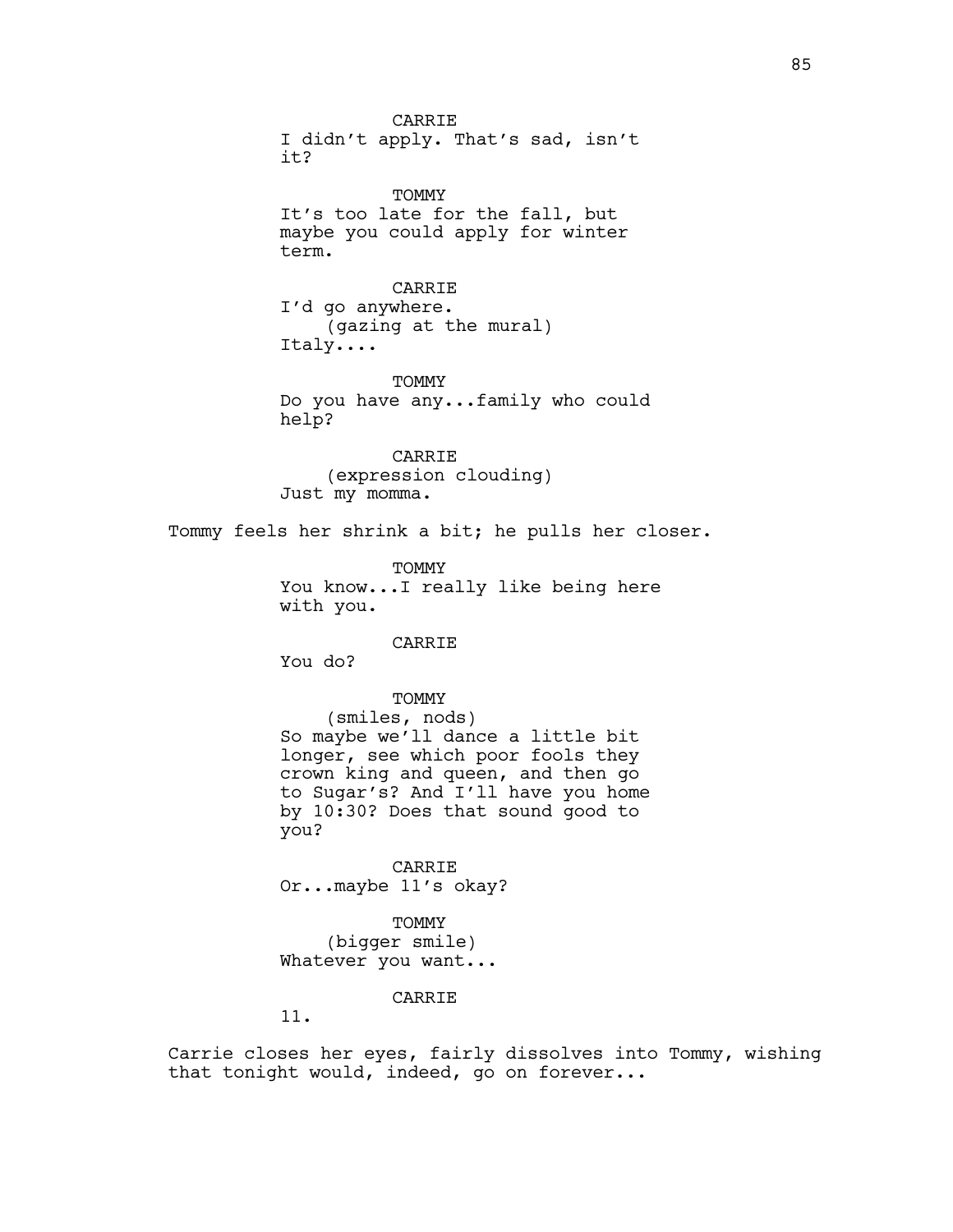CARRIE
I didn't apply. That's sad, isn't it?

TOMMY
It's too late for the fall, but maybe you could apply for winter term.

CARRIE
I'd go anywhere.
(gazing at the mural)
Italy....

TOMMY
Do you have any...family who could help?

CARRIE
(expression clouding)
Just my momma.

Tommy feels her shrink a bit; he pulls her closer.

TOMMY
You know...I really like being here with you.

CARRIE
You do?

TOMMY
(smiles, nods)
So maybe we'll dance a little bit longer, see which poor fools they crown king and queen, and then go to Sugar's? And I'll have you home by 10:30? Does that sound good to you?

CARRIE
Or...maybe 11's okay?

TOMMY
(bigger smile)
Whatever you want...

CARRIE
11.

Carrie closes her eyes, fairly dissolves into Tommy, wishing that tonight would, indeed, go on forever...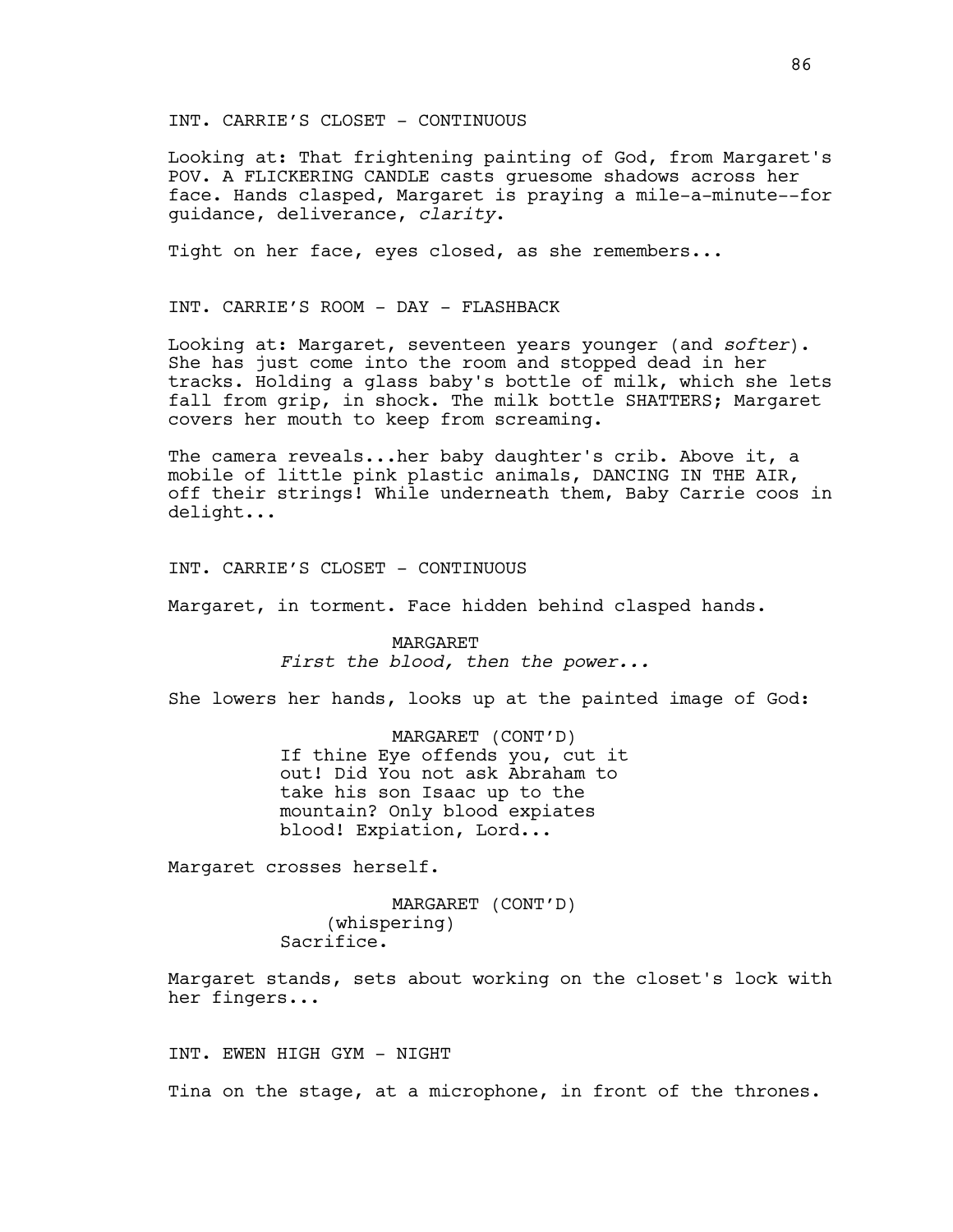INT. CARRIE'S CLOSET - CONTINUOUS

Looking at: That frightening painting of God, from Margaret's POV. A FLICKERING CANDLE casts gruesome shadows across her face. Hands clasped, Margaret is praying a mile-a-minute--for guidance, deliverance, *clarity*.

Tight on her face, eyes closed, as she remembers...

INT. CARRIE'S ROOM - DAY - FLASHBACK

Looking at: Margaret, seventeen years younger (and *softer*). She has just come into the room and stopped dead in her tracks. Holding a glass baby's bottle of milk, which she lets fall from grip, in shock. The milk bottle SHATTERS; Margaret covers her mouth to keep from screaming.

The camera reveals...her baby daughter's crib. Above it, a mobile of little pink plastic animals, DANCING IN THE AIR, off their strings! While underneath them, Baby Carrie coos in delight...

INT. CARRIE'S CLOSET - CONTINUOUS

Margaret, in torment. Face hidden behind clasped hands.

MARGARET
*First the blood, then the power...*

She lowers her hands, looks up at the painted image of God:

MARGARET (CONT'D)
If thine Eye offends you, cut it out! Did You not ask Abraham to take his son Isaac up to the mountain? Only blood expiates blood! Expiation, Lord...

Margaret crosses herself.

MARGARET (CONT'D)
(whispering)
Sacrifice.

Margaret stands, sets about working on the closet's lock with her fingers...

INT. EWEN HIGH GYM - NIGHT

Tina on the stage, at a microphone, in front of the thrones.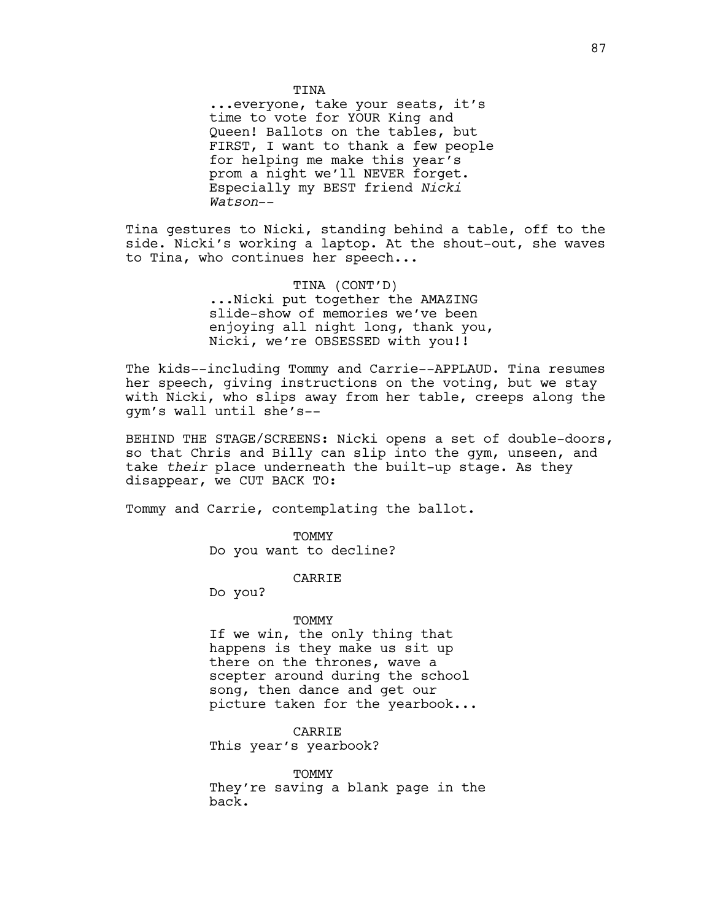TINA

...everyone, take your seats, it's time to vote for YOUR King and Queen! Ballots on the tables, but FIRST, I want to thank a few people for helping me make this year's prom a night we'll NEVER forget. Especially my BEST friend *Nicki Watson*--

Tina gestures to Nicki, standing behind a table, off to the side. Nicki's working a laptop. At the shout-out, she waves to Tina, who continues her speech...

TINA (CONT'D)

...Nicki put together the AMAZING slide-show of memories we've been enjoying all night long, thank you, Nicki, we're OBSESSED with you!!

The kids--including Tommy and Carrie--APPLAUD. Tina resumes her speech, giving instructions on the voting, but we stay with Nicki, who slips away from her table, creeps along the gym's wall until she's--

BEHIND THE STAGE/SCREENS: Nicki opens a set of double-doors, so that Chris and Billy can slip into the gym, unseen, and take *their* place underneath the built-up stage. As they disappear, we CUT BACK TO:

Tommy and Carrie, contemplating the ballot.

TOMMY

Do you want to decline?

CARRIE

Do you?

TOMMY

If we win, the only thing that happens is they make us sit up there on the thrones, wave a scepter around during the school song, then dance and get our picture taken for the yearbook...

CARRIE

This year's yearbook?

TOMMY

They're saving a blank page in the back.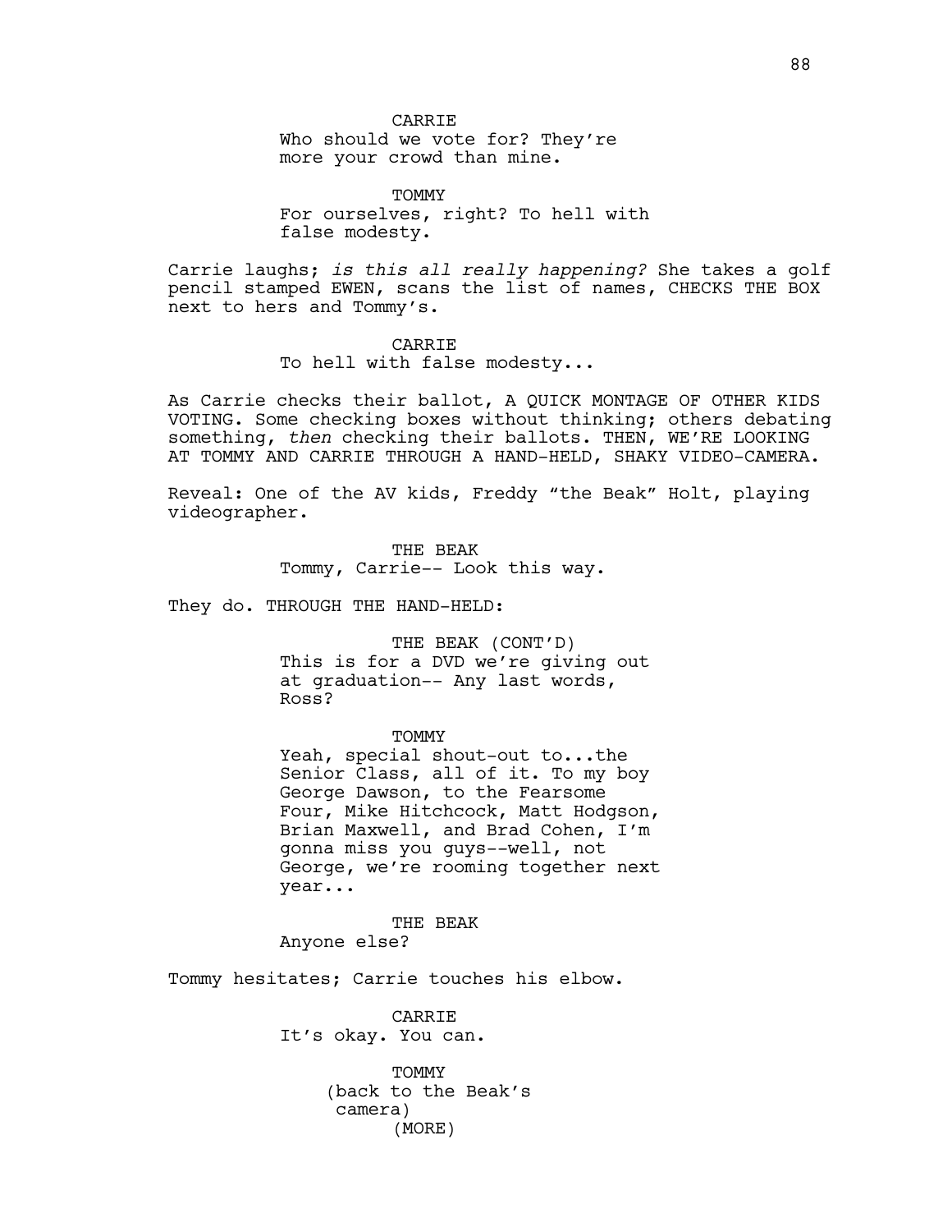CARRIE
Who should we vote for? They're more your crowd than mine.

TOMMY
For ourselves, right? To hell with false modesty.

Carrie laughs; *is this all really happening?* She takes a golf pencil stamped EWEN, scans the list of names, CHECKS THE BOX next to hers and Tommy's.

CARRIE
To hell with false modesty...

As Carrie checks their ballot, A QUICK MONTAGE OF OTHER KIDS VOTING. Some checking boxes without thinking; others debating something, *then* checking their ballots. THEN, WE'RE LOOKING AT TOMMY AND CARRIE THROUGH A HAND-HELD, SHAKY VIDEO-CAMERA.

Reveal: One of the AV kids, Freddy "the Beak" Holt, playing videographer.

THE BEAK
Tommy, Carrie-- Look this way.

They do. THROUGH THE HAND-HELD:

THE BEAK (CONT'D)
This is for a DVD we're giving out at graduation-- Any last words, Ross?

TOMMY
Yeah, special shout-out to...the Senior Class, all of it. To my boy George Dawson, to the Fearsome Four, Mike Hitchcock, Matt Hodgson, Brian Maxwell, and Brad Cohen, I'm gonna miss you guys--well, not George, we're rooming together next year...

THE BEAK
Anyone else?

Tommy hesitates; Carrie touches his elbow.

CARRIE
It's okay. You can.

TOMMY
(back to the Beak's camera)
(MORE)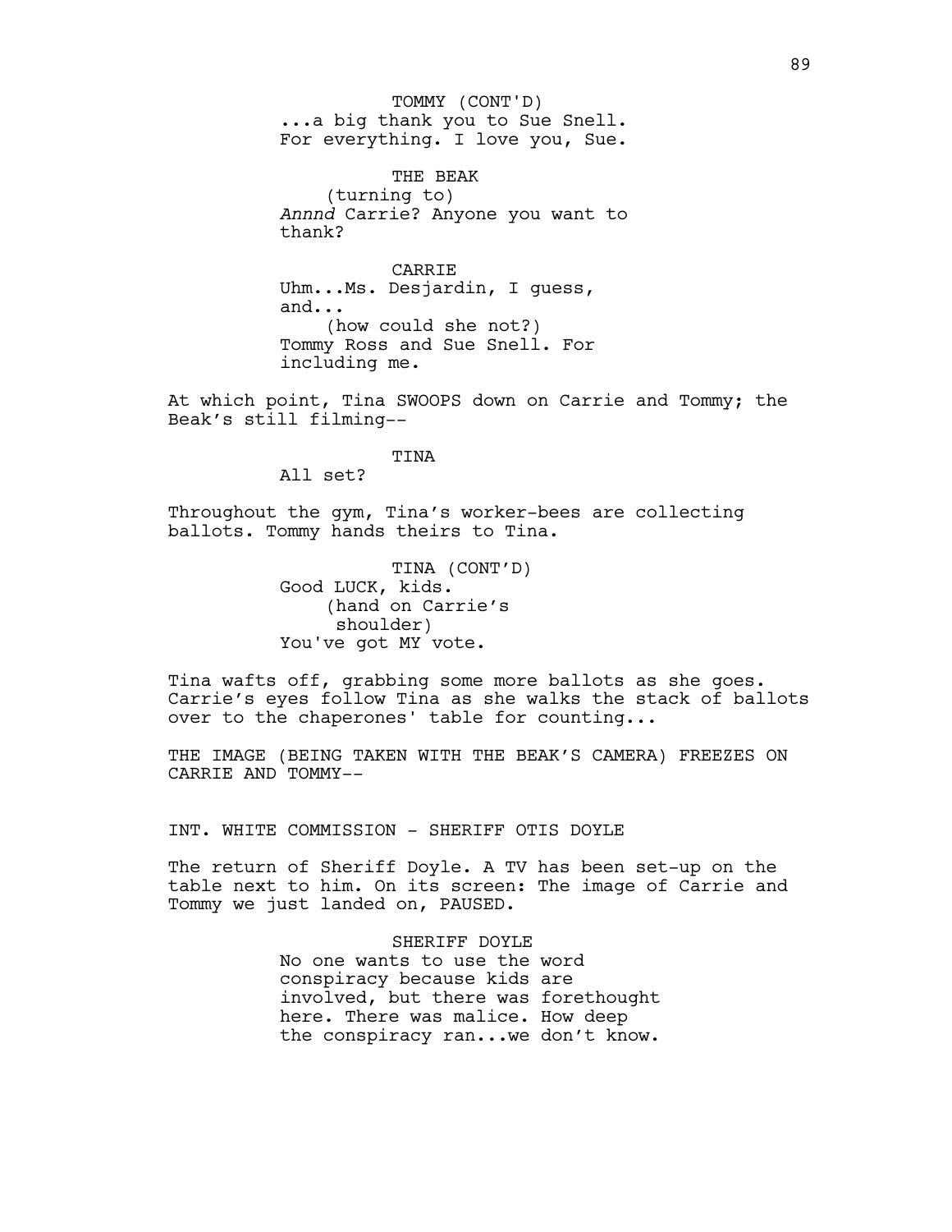TOMMY (CONT'D)
...a big thank you to Sue Snell.
For everything. I love you, Sue.

THE BEAK
(turning to)
*Annnd* Carrie? Anyone you want to
thank?

CARRIE
Uhm...Ms. Desjardin, I guess,
and...
(how could she not?)
Tommy Ross and Sue Snell. For
including me.

At which point, Tina SWOOPS down on Carrie and Tommy; the Beak's still filming--

TINA
All set?

Throughout the gym, Tina's worker-bees are collecting ballots. Tommy hands theirs to Tina.

TINA (CONT'D)
Good LUCK, kids.
(hand on Carrie's
shoulder)
You've got MY vote.

Tina wafts off, grabbing some more ballots as she goes. Carrie's eyes follow Tina as she walks the stack of ballots over to the chaperones' table for counting...

THE IMAGE (BEING TAKEN WITH THE BEAK'S CAMERA) FREEZES ON CARRIE AND TOMMY--

INT. WHITE COMMISSION - SHERIFF OTIS DOYLE

The return of Sheriff Doyle. A TV has been set-up on the table next to him. On its screen: The image of Carrie and Tommy we just landed on, PAUSED.

SHERIFF DOYLE
No one wants to use the word
conspiracy because kids are
involved, but there was forethought
here. There was malice. How deep
the conspiracy ran...we don't know.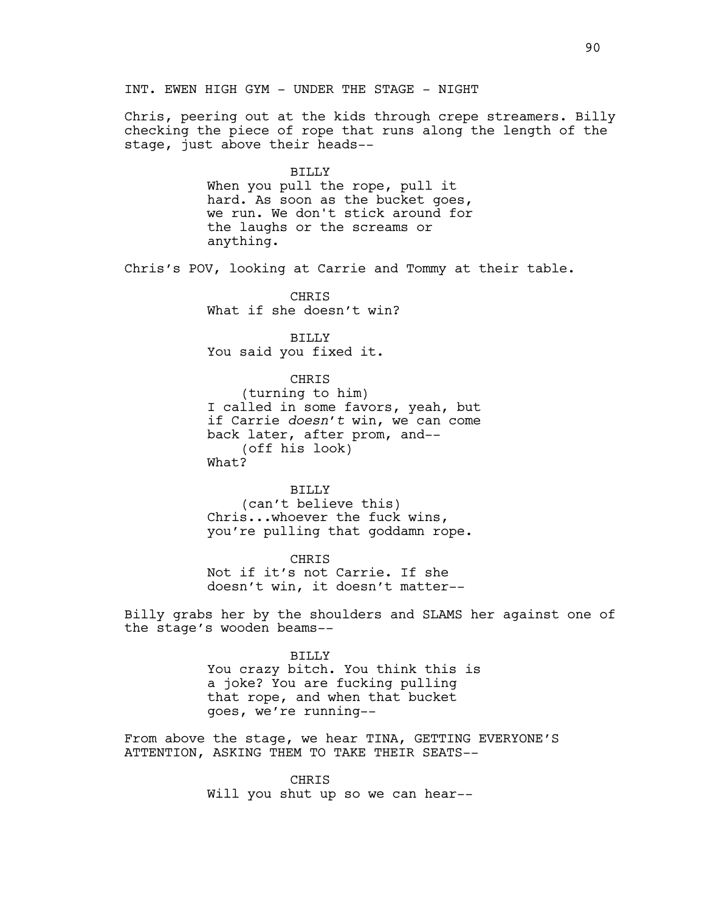INT. EWEN HIGH GYM - UNDER THE STAGE - NIGHT

Chris, peering out at the kids through crepe streamers. Billy checking the piece of rope that runs along the length of the stage, just above their heads--

BILLY
When you pull the rope, pull it hard. As soon as the bucket goes, we run. We don't stick around for the laughs or the screams or anything.

Chris's POV, looking at Carrie and Tommy at their table.

CHRIS
What if she doesn't win?

BILLY
You said you fixed it.

CHRIS
(turning to him)
I called in some favors, yeah, but if Carrie *doesn't* win, we can come back later, after prom, and--
(off his look)
What?

BILLY
(can't believe this)
Chris...whoever the fuck wins, you're pulling that goddamn rope.

CHRIS
Not if it's not Carrie. If she doesn't win, it doesn't matter--

Billy grabs her by the shoulders and SLAMS her against one of the stage's wooden beams--

BILLY
You crazy bitch. You think this is a joke? You are fucking pulling that rope, and when that bucket goes, we're running--

From above the stage, we hear TINA, GETTING EVERYONE'S ATTENTION, ASKING THEM TO TAKE THEIR SEATS--

CHRIS
Will you shut up so we can hear--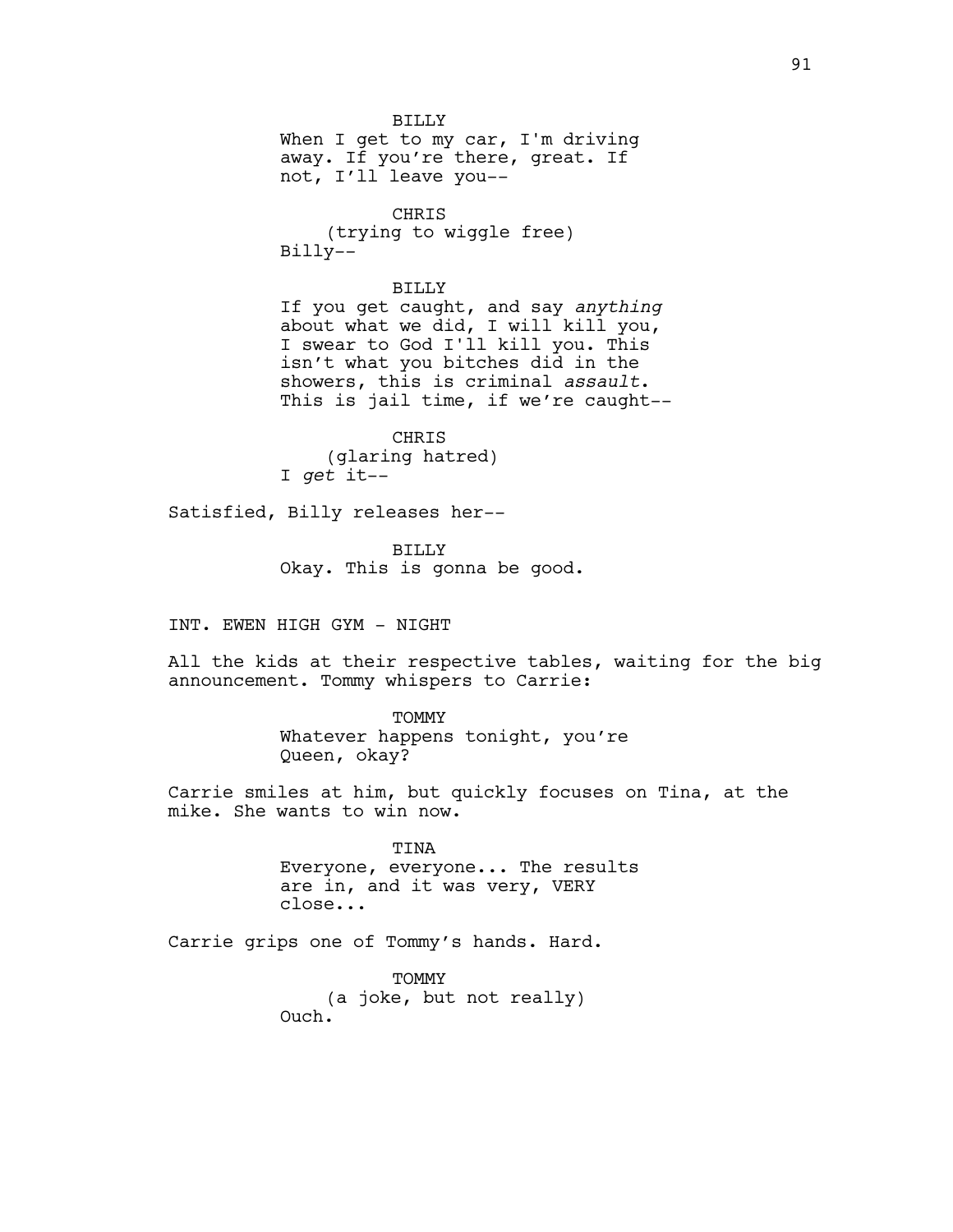BILLY
When I get to my car, I'm driving away. If you're there, great. If not, I'll leave you--

CHRIS
(trying to wiggle free)
Billy--

BILLY
If you get caught, and say *anything* about what we did, I will kill you, I swear to God I'll kill you. This isn't what you bitches did in the showers, this is criminal *assault*. This is jail time, if we're caught--

CHRIS
(glaring hatred)
I *get* it--

Satisfied, Billy releases her--

BILLY
Okay. This is gonna be good.

INT. EWEN HIGH GYM - NIGHT

All the kids at their respective tables, waiting for the big announcement. Tommy whispers to Carrie:

TOMMY
Whatever happens tonight, you're Queen, okay?

Carrie smiles at him, but quickly focuses on Tina, at the mike. She wants to win now.

TINA
Everyone, everyone... The results are in, and it was very, VERY close...

Carrie grips one of Tommy's hands. Hard.

TOMMY
(a joke, but not really)
Ouch.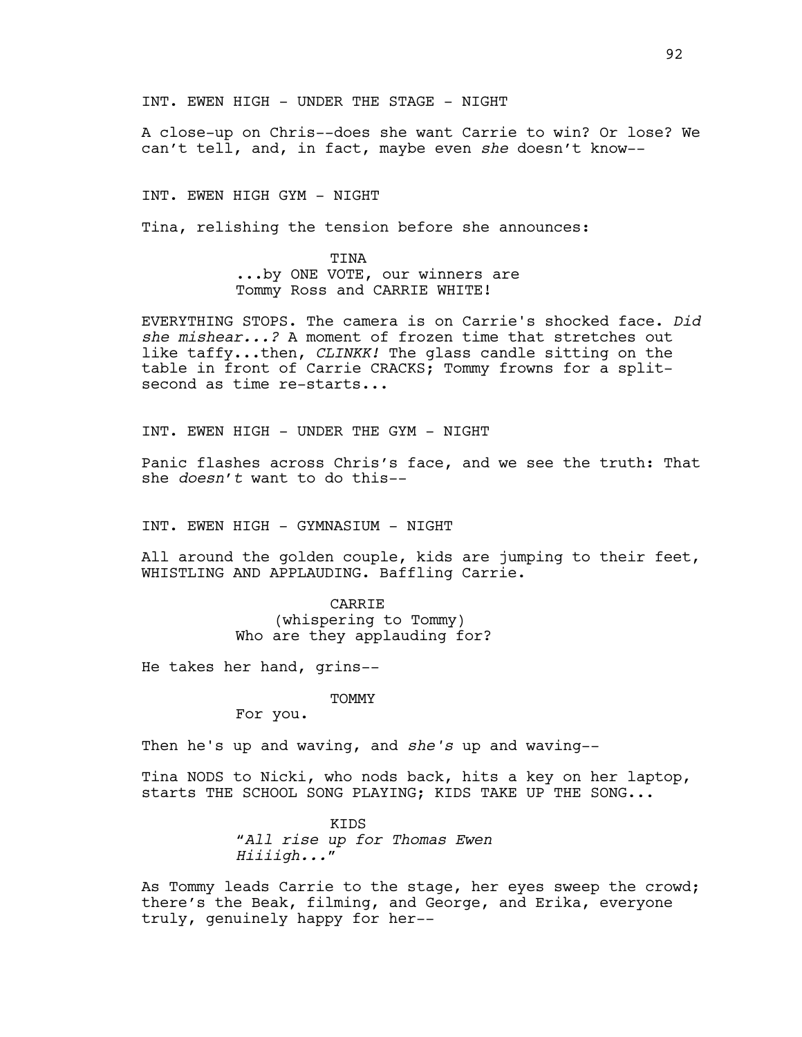INT. EWEN HIGH - UNDER THE STAGE - NIGHT

A close-up on Chris--does she want Carrie to win? Or lose? We can't tell, and, in fact, maybe even *she* doesn't know--

INT. EWEN HIGH GYM - NIGHT

Tina, relishing the tension before she announces:

TINA
...by ONE VOTE, our winners are Tommy Ross and CARRIE WHITE!

EVERYTHING STOPS. The camera is on Carrie's shocked face. *Did she mishear...?* A moment of frozen time that stretches out like taffy...then, *CLINKK!* The glass candle sitting on the table in front of Carrie CRACKS; Tommy frowns for a split-second as time re-starts...

INT. EWEN HIGH - UNDER THE GYM - NIGHT

Panic flashes across Chris's face, and we see the truth: That she *doesn't* want to do this--

INT. EWEN HIGH - GYMNASIUM - NIGHT

All around the golden couple, kids are jumping to their feet, WHISTLING AND APPLAUDING. Baffling Carrie.

CARRIE
(whispering to Tommy)
Who are they applauding for?

He takes her hand, grins--

TOMMY
For you.

Then he's up and waving, and *she's* up and waving--

Tina NODS to Nicki, who nods back, hits a key on her laptop, starts THE SCHOOL SONG PLAYING; KIDS TAKE UP THE SONG...

KIDS
"*All rise up for Thomas Ewen Hiiiigh...*"

As Tommy leads Carrie to the stage, her eyes sweep the crowd; there's the Beak, filming, and George, and Erika, everyone truly, genuinely happy for her--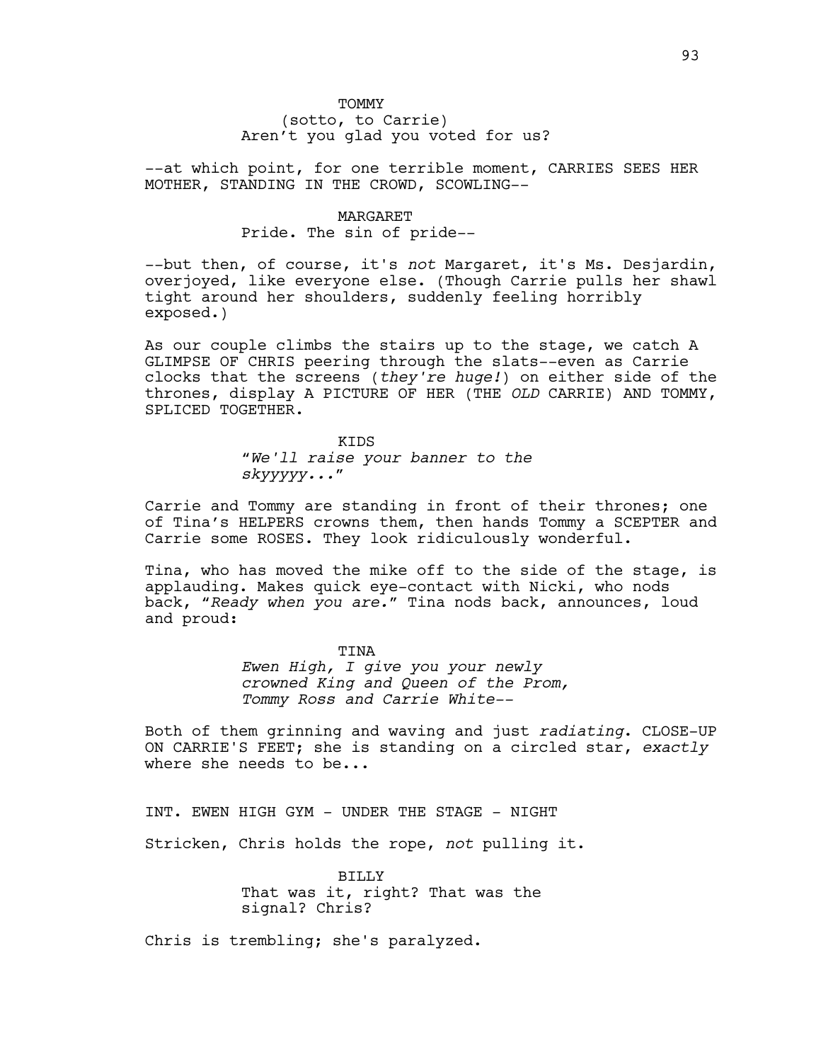TOMMY
(sotto, to Carrie)
Aren't you glad you voted for us?

--at which point, for one terrible moment, CARRIES SEES HER MOTHER, STANDING IN THE CROWD, SCOWLING--

MARGARET
Pride. The sin of pride--

--but then, of course, it's *not* Margaret, it's Ms. Desjardin, overjoyed, like everyone else. (Though Carrie pulls her shawl tight around her shoulders, suddenly feeling horribly exposed.)

As our couple climbs the stairs up to the stage, we catch A GLIMPSE OF CHRIS peering through the slats--even as Carrie clocks that the screens (*they're huge!*) on either side of the thrones, display A PICTURE OF HER (THE *OLD* CARRIE) AND TOMMY, SPLICED TOGETHER.

KIDS
"*We'll raise your banner to the skyyyyy...*"

Carrie and Tommy are standing in front of their thrones; one of Tina's HELPERS crowns them, then hands Tommy a SCEPTER and Carrie some ROSES. They look ridiculously wonderful.

Tina, who has moved the mike off to the side of the stage, is applauding. Makes quick eye-contact with Nicki, who nods back, "*Ready when you are.*" Tina nods back, announces, loud and proud:

TINA
*Ewen High, I give you your newly crowned King and Queen of the Prom, Tommy Ross and Carrie White--*

Both of them grinning and waving and just *radiating*. CLOSE-UP ON CARRIE'S FEET; she is standing on a circled star, *exactly* where she needs to be...

INT. EWEN HIGH GYM - UNDER THE STAGE - NIGHT

Stricken, Chris holds the rope, *not* pulling it.

BILLY
That was it, right? That was the signal? Chris?

Chris is trembling; she's paralyzed.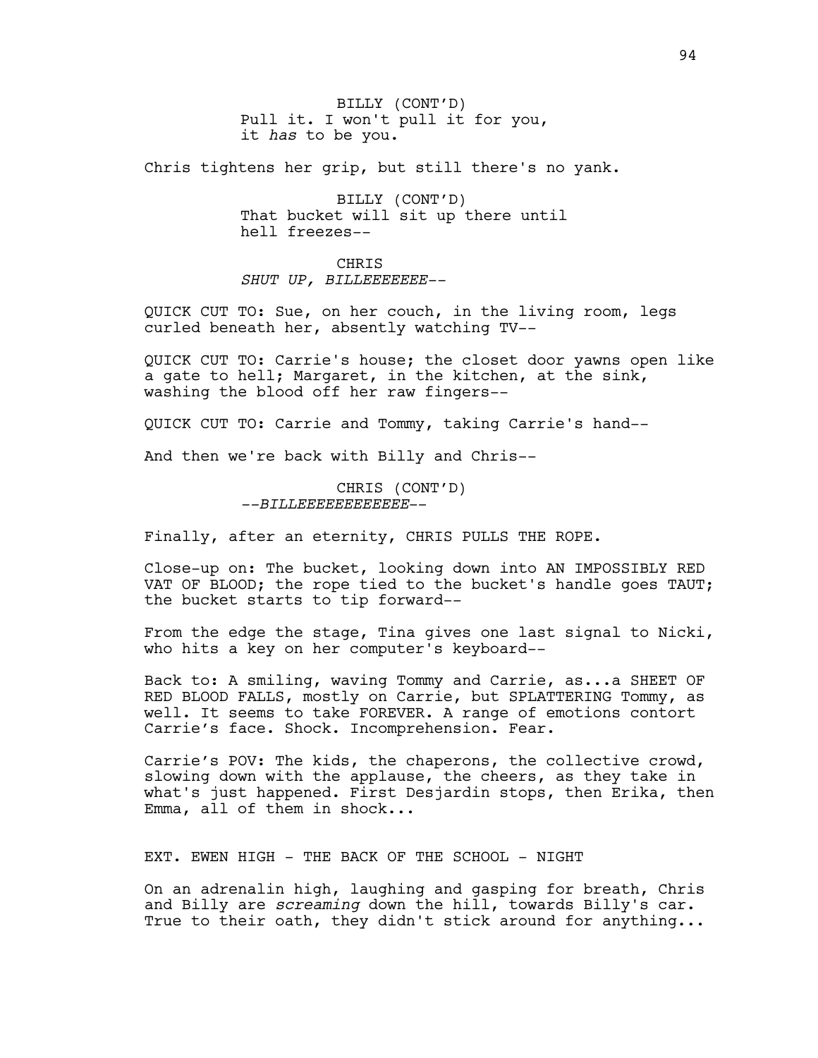BILLY (CONT'D)
Pull it. I won't pull it for you, it *has* to be you.

Chris tightens her grip, but still there's no yank.

BILLY (CONT'D)
That bucket will sit up there until hell freezes--

CHRIS
*SHUT UP, BILLEEEEEEE--*

QUICK CUT TO: Sue, on her couch, in the living room, legs curled beneath her, absently watching TV--

QUICK CUT TO: Carrie's house; the closet door yawns open like a gate to hell; Margaret, in the kitchen, at the sink, washing the blood off her raw fingers--

QUICK CUT TO: Carrie and Tommy, taking Carrie's hand--

And then we're back with Billy and Chris--

CHRIS (CONT'D)
*--BILLEEEEEEEEEEEE--*

Finally, after an eternity, CHRIS PULLS THE ROPE.

Close-up on: The bucket, looking down into AN IMPOSSIBLY RED VAT OF BLOOD; the rope tied to the bucket's handle goes TAUT; the bucket starts to tip forward--

From the edge the stage, Tina gives one last signal to Nicki, who hits a key on her computer's keyboard--

Back to: A smiling, waving Tommy and Carrie, as...a SHEET OF RED BLOOD FALLS, mostly on Carrie, but SPLATTERING Tommy, as well. It seems to take FOREVER. A range of emotions contort Carrie's face. Shock. Incomprehension. Fear.

Carrie's POV: The kids, the chaperons, the collective crowd, slowing down with the applause, the cheers, as they take in what's just happened. First Desjardin stops, then Erika, then Emma, all of them in shock...

EXT. EWEN HIGH - THE BACK OF THE SCHOOL - NIGHT

On an adrenalin high, laughing and gasping for breath, Chris and Billy are *screaming* down the hill, towards Billy's car. True to their oath, they didn't stick around for anything...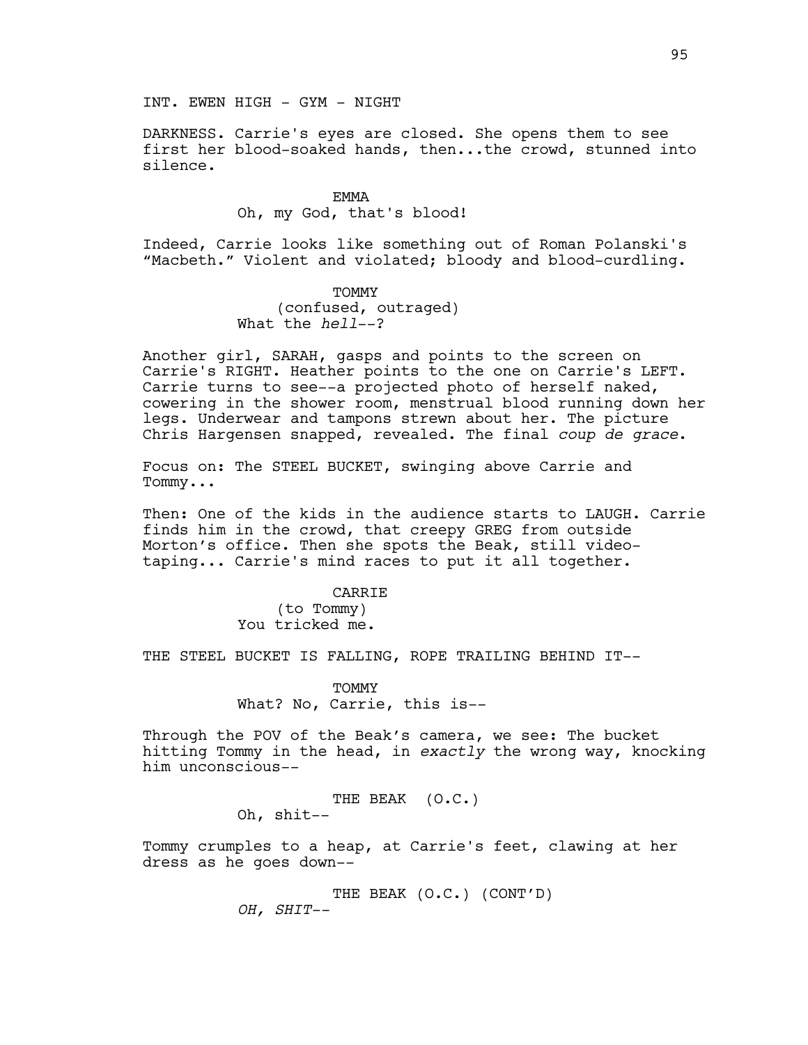INT. EWEN HIGH - GYM - NIGHT

DARKNESS. Carrie's eyes are closed. She opens them to see first her blood-soaked hands, then...the crowd, stunned into silence.

EMMA
Oh, my God, that's blood!

Indeed, Carrie looks like something out of Roman Polanski's "Macbeth." Violent and violated; bloody and blood-curdling.

TOMMY
(confused, outraged)
What the *hell*--?

Another girl, SARAH, gasps and points to the screen on Carrie's RIGHT. Heather points to the one on Carrie's LEFT. Carrie turns to see--a projected photo of herself naked, cowering in the shower room, menstrual blood running down her legs. Underwear and tampons strewn about her. The picture Chris Hargensen snapped, revealed. The final *coup de grace*.

Focus on: The STEEL BUCKET, swinging above Carrie and Tommy...

Then: One of the kids in the audience starts to LAUGH. Carrie finds him in the crowd, that creepy GREG from outside Morton's office. Then she spots the Beak, still video-taping... Carrie's mind races to put it all together.

CARRIE
(to Tommy)
You tricked me.

THE STEEL BUCKET IS FALLING, ROPE TRAILING BEHIND IT--

TOMMY
What? No, Carrie, this is--

Through the POV of the Beak's camera, we see: The bucket hitting Tommy in the head, in *exactly* the wrong way, knocking him unconscious--

THE BEAK (O.C.)
Oh, shit--

Tommy crumples to a heap, at Carrie's feet, clawing at her dress as he goes down--

THE BEAK (O.C.) (CONT'D)
*OH, SHIT*--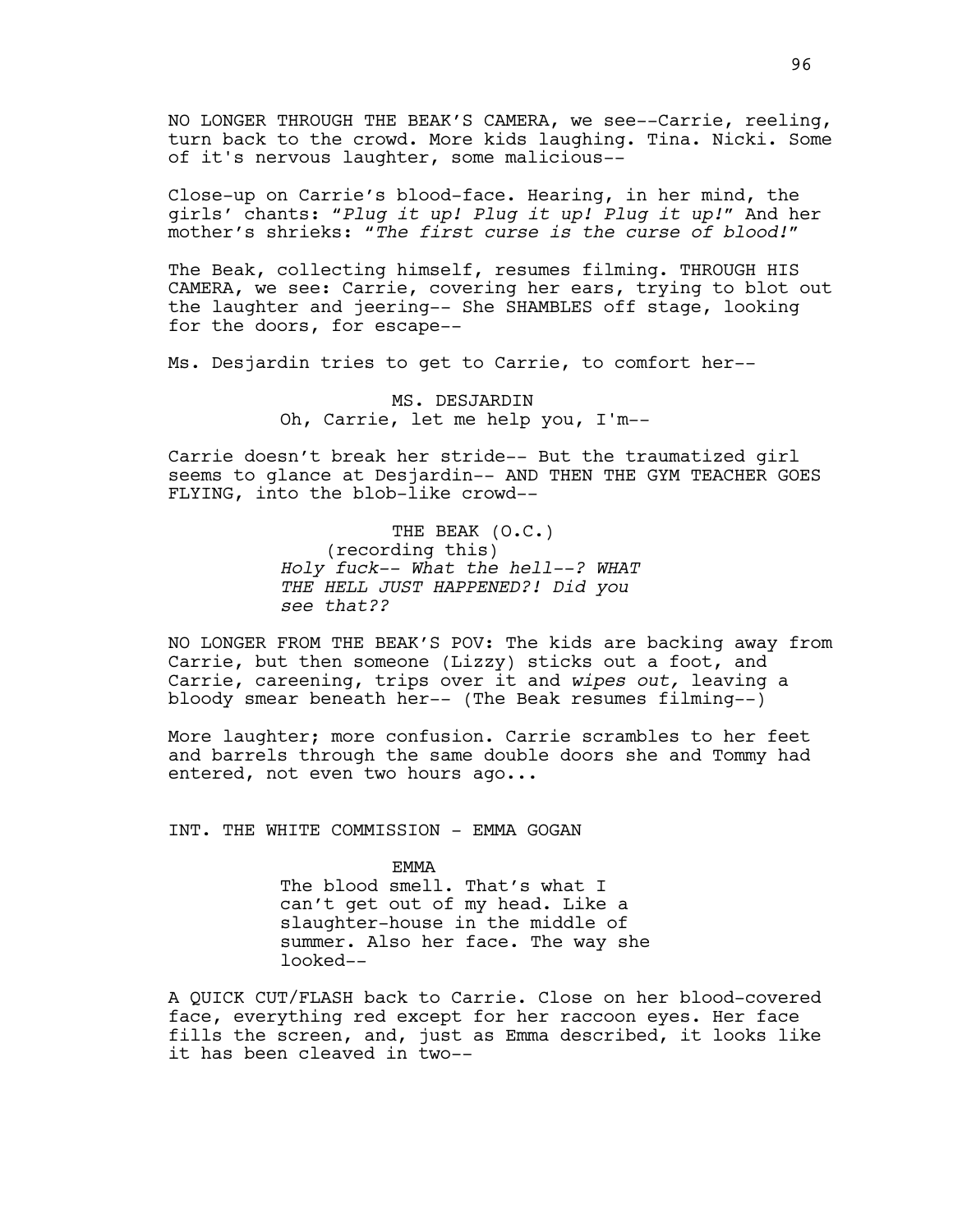NO LONGER THROUGH THE BEAK'S CAMERA, we see--Carrie, reeling, turn back to the crowd. More kids laughing. Tina. Nicki. Some of it's nervous laughter, some malicious--

Close-up on Carrie's blood-face. Hearing, in her mind, the girls' chants: "*Plug it up! Plug it up! Plug it up!*" And her mother's shrieks: "*The first curse is the curse of blood!*"

The Beak, collecting himself, resumes filming. THROUGH HIS CAMERA, we see: Carrie, covering her ears, trying to blot out the laughter and jeering-- She SHAMBLES off stage, looking for the doors, for escape--

Ms. Desjardin tries to get to Carrie, to comfort her--

MS. DESJARDIN
Oh, Carrie, let me help you, I'm--

Carrie doesn't break her stride-- But the traumatized girl seems to glance at Desjardin-- AND THEN THE GYM TEACHER GOES FLYING, into the blob-like crowd--

THE BEAK (O.C.)
(recording this)
*Holy fuck-- What the hell--? WHAT THE HELL JUST HAPPENED?! Did you see that??*

NO LONGER FROM THE BEAK'S POV: The kids are backing away from Carrie, but then someone (Lizzy) sticks out a foot, and Carrie, careening, trips over it and *wipes out,* leaving a bloody smear beneath her-- (The Beak resumes filming--)

More laughter; more confusion. Carrie scrambles to her feet and barrels through the same double doors she and Tommy had entered, not even two hours ago...

INT. THE WHITE COMMISSION - EMMA GOGAN

EMMA
The blood smell. That's what I can't get out of my head. Like a slaughter-house in the middle of summer. Also her face. The way she looked--

A QUICK CUT/FLASH back to Carrie. Close on her blood-covered face, everything red except for her raccoon eyes. Her face fills the screen, and, just as Emma described, it looks like it has been cleaved in two--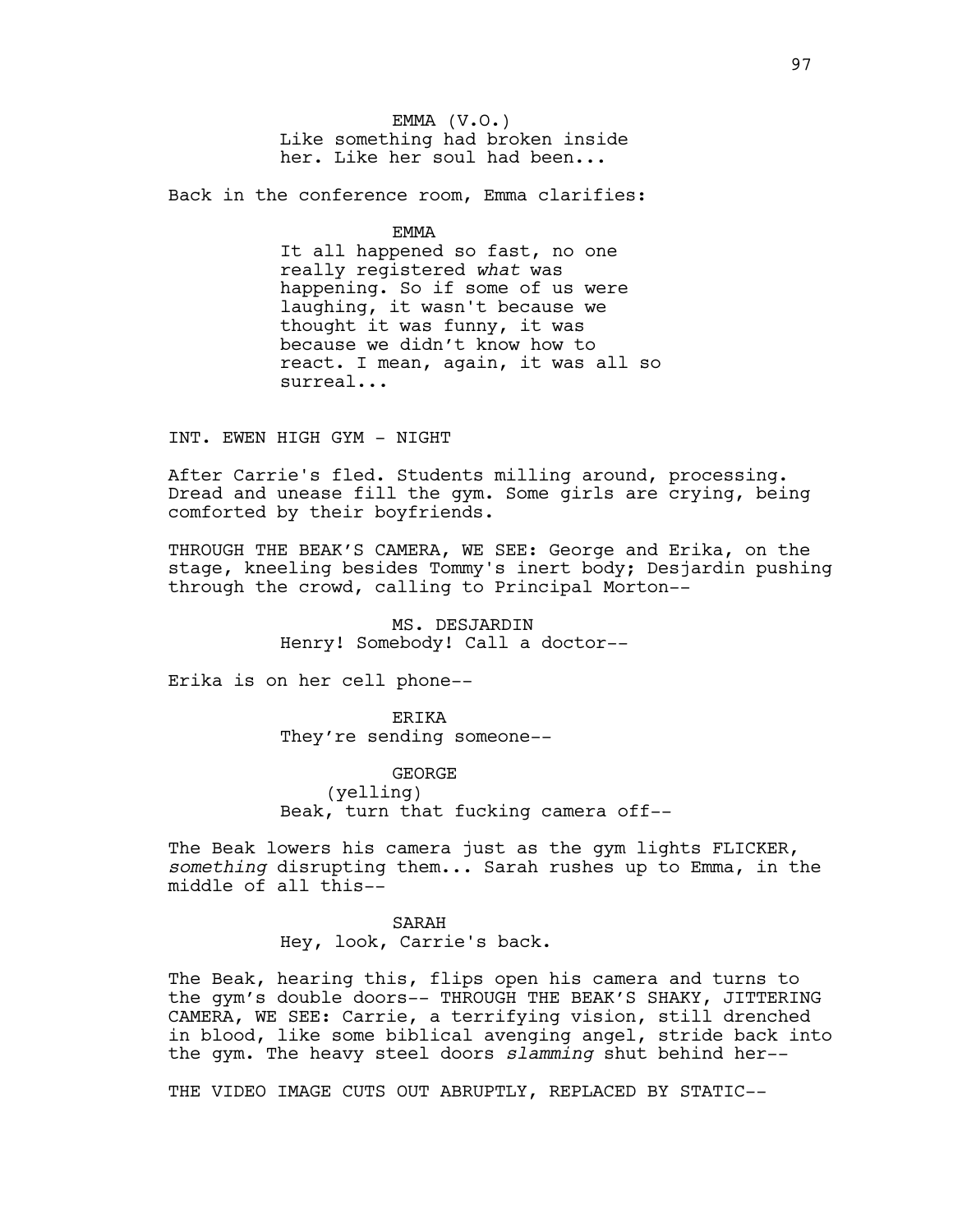EMMA (V.O.)
Like something had broken inside her. Like her soul had been...

Back in the conference room, Emma clarifies:

EMMA
It all happened so fast, no one really registered *what* was happening. So if some of us were laughing, it wasn't because we thought it was funny, it was because we didn't know how to react. I mean, again, it was all so surreal...

INT. EWEN HIGH GYM - NIGHT

After Carrie's fled. Students milling around, processing. Dread and unease fill the gym. Some girls are crying, being comforted by their boyfriends.

THROUGH THE BEAK'S CAMERA, WE SEE: George and Erika, on the stage, kneeling besides Tommy's inert body; Desjardin pushing through the crowd, calling to Principal Morton--

MS. DESJARDIN
Henry! Somebody! Call a doctor--

Erika is on her cell phone--

ERIKA
They're sending someone--

GEORGE
(yelling)
Beak, turn that fucking camera off--

The Beak lowers his camera just as the gym lights FLICKER, *something* disrupting them... Sarah rushes up to Emma, in the middle of all this--

SARAH
Hey, look, Carrie's back.

The Beak, hearing this, flips open his camera and turns to the gym's double doors-- THROUGH THE BEAK'S SHAKY, JITTERING CAMERA, WE SEE: Carrie, a terrifying vision, still drenched in blood, like some biblical avenging angel, stride back into the gym. The heavy steel doors *slamming* shut behind her--

THE VIDEO IMAGE CUTS OUT ABRUPTLY, REPLACED BY STATIC--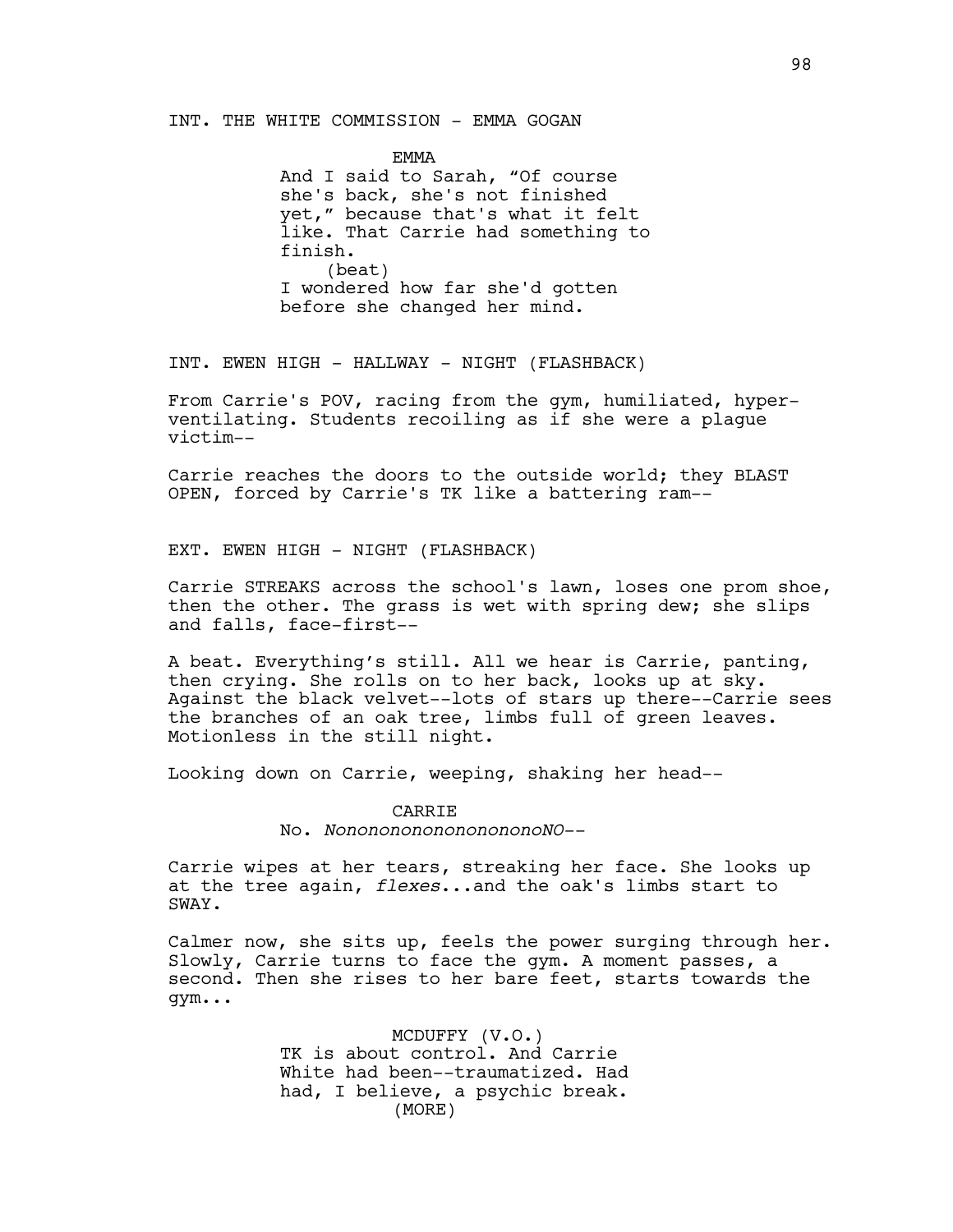INT. THE WHITE COMMISSION - EMMA GOGAN

EMMA

And I said to Sarah, "Of course she's back, she's not finished yet," because that's what it felt like. That Carrie had something to finish.

(beat)

I wondered how far she'd gotten before she changed her mind.

INT. EWEN HIGH - HALLWAY - NIGHT (FLASHBACK)

From Carrie's POV, racing from the gym, humiliated, hyper-ventilating. Students recoiling as if she were a plague victim--

Carrie reaches the doors to the outside world; they BLAST OPEN, forced by Carrie's TK like a battering ram--

EXT. EWEN HIGH - NIGHT (FLASHBACK)

Carrie STREAKS across the school's lawn, loses one prom shoe, then the other. The grass is wet with spring dew; she slips and falls, face-first--

A beat. Everything's still. All we hear is Carrie, panting, then crying. She rolls on to her back, looks up at sky. Against the black velvet--lots of stars up there--Carrie sees the branches of an oak tree, limbs full of green leaves. Motionless in the still night.

Looking down on Carrie, weeping, shaking her head--

CARRIE

No. *NonononononononononoNO*--

Carrie wipes at her tears, streaking her face. She looks up at the tree again, *flexes*...and the oak's limbs start to SWAY.

Calmer now, she sits up, feels the power surging through her. Slowly, Carrie turns to face the gym. A moment passes, a second. Then she rises to her bare feet, starts towards the gym...

MCDUFFY (V.O.)

TK is about control. And Carrie White had been--traumatized. Had had, I believe, a psychic break.

(MORE)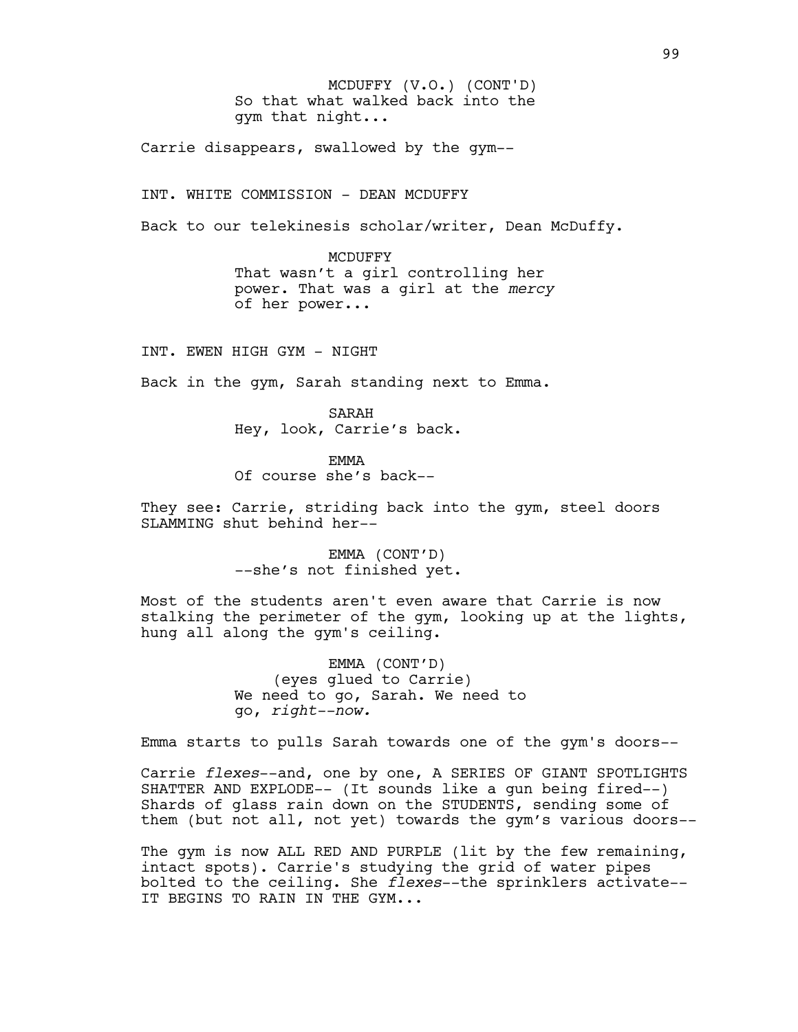MCDUFFY (V.O.) (CONT'D)
So that what walked back into the gym that night...

Carrie disappears, swallowed by the gym--

INT. WHITE COMMISSION - DEAN MCDUFFY

Back to our telekinesis scholar/writer, Dean McDuffy.

MCDUFFY
That wasn't a girl controlling her power. That was a girl at the *mercy* of her power...

INT. EWEN HIGH GYM - NIGHT

Back in the gym, Sarah standing next to Emma.

SARAH
Hey, look, Carrie's back.

EMMA
Of course she's back--

They see: Carrie, striding back into the gym, steel doors SLAMMING shut behind her--

EMMA (CONT'D)
--she's not finished yet.

Most of the students aren't even aware that Carrie is now stalking the perimeter of the gym, looking up at the lights, hung all along the gym's ceiling.

EMMA (CONT'D)
(eyes glued to Carrie)
We need to go, Sarah. We need to go, *right--now.*

Emma starts to pulls Sarah towards one of the gym's doors--

Carrie *flexes*--and, one by one, A SERIES OF GIANT SPOTLIGHTS SHATTER AND EXPLODE-- (It sounds like a gun being fired--) Shards of glass rain down on the STUDENTS, sending some of them (but not all, not yet) towards the gym's various doors--

The gym is now ALL RED AND PURPLE (lit by the few remaining, intact spots). Carrie's studying the grid of water pipes bolted to the ceiling. She *flexes*--the sprinklers activate-- IT BEGINS TO RAIN IN THE GYM...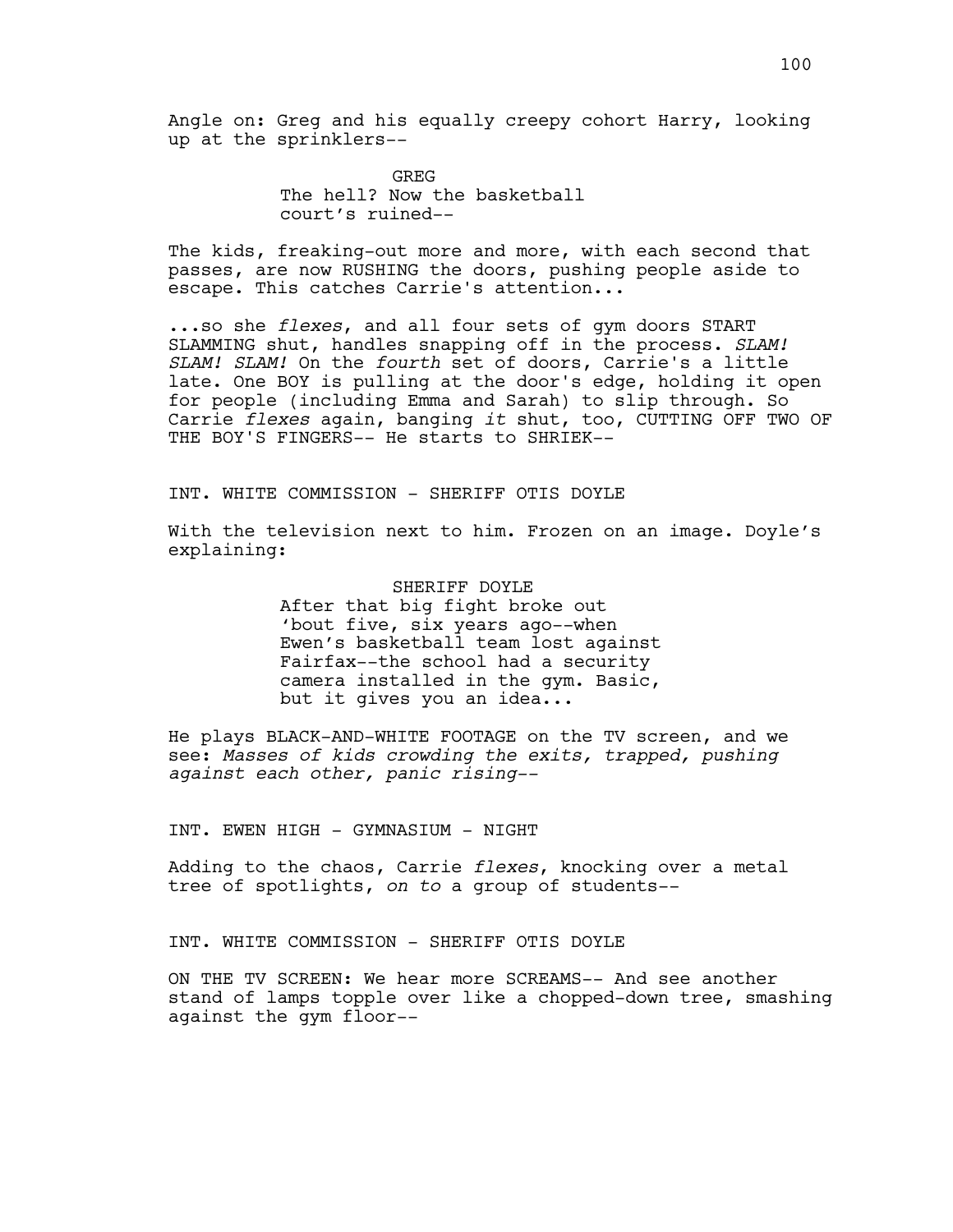Angle on: Greg and his equally creepy cohort Harry, looking up at the sprinklers--

GREG
The hell? Now the basketball court's ruined--

The kids, freaking-out more and more, with each second that passes, are now RUSHING the doors, pushing people aside to escape. This catches Carrie's attention...

...so she *flexes*, and all four sets of gym doors START SLAMMING shut, handles snapping off in the process. *SLAM! SLAM! SLAM!* On the *fourth* set of doors, Carrie's a little late. One BOY is pulling at the door's edge, holding it open for people (including Emma and Sarah) to slip through. So Carrie *flexes* again, banging *it* shut, too, CUTTING OFF TWO OF THE BOY'S FINGERS-- He starts to SHRIEK--

INT. WHITE COMMISSION - SHERIFF OTIS DOYLE

With the television next to him. Frozen on an image. Doyle's explaining:

SHERIFF DOYLE
After that big fight broke out 'bout five, six years ago--when Ewen's basketball team lost against Fairfax--the school had a security camera installed in the gym. Basic, but it gives you an idea...

He plays BLACK-AND-WHITE FOOTAGE on the TV screen, and we see: *Masses of kids crowding the exits, trapped, pushing against each other, panic rising--*

INT. EWEN HIGH - GYMNASIUM - NIGHT

Adding to the chaos, Carrie *flexes*, knocking over a metal tree of spotlights, *on to* a group of students--

INT. WHITE COMMISSION - SHERIFF OTIS DOYLE

ON THE TV SCREEN: We hear more SCREAMS-- And see another stand of lamps topple over like a chopped-down tree, smashing against the gym floor--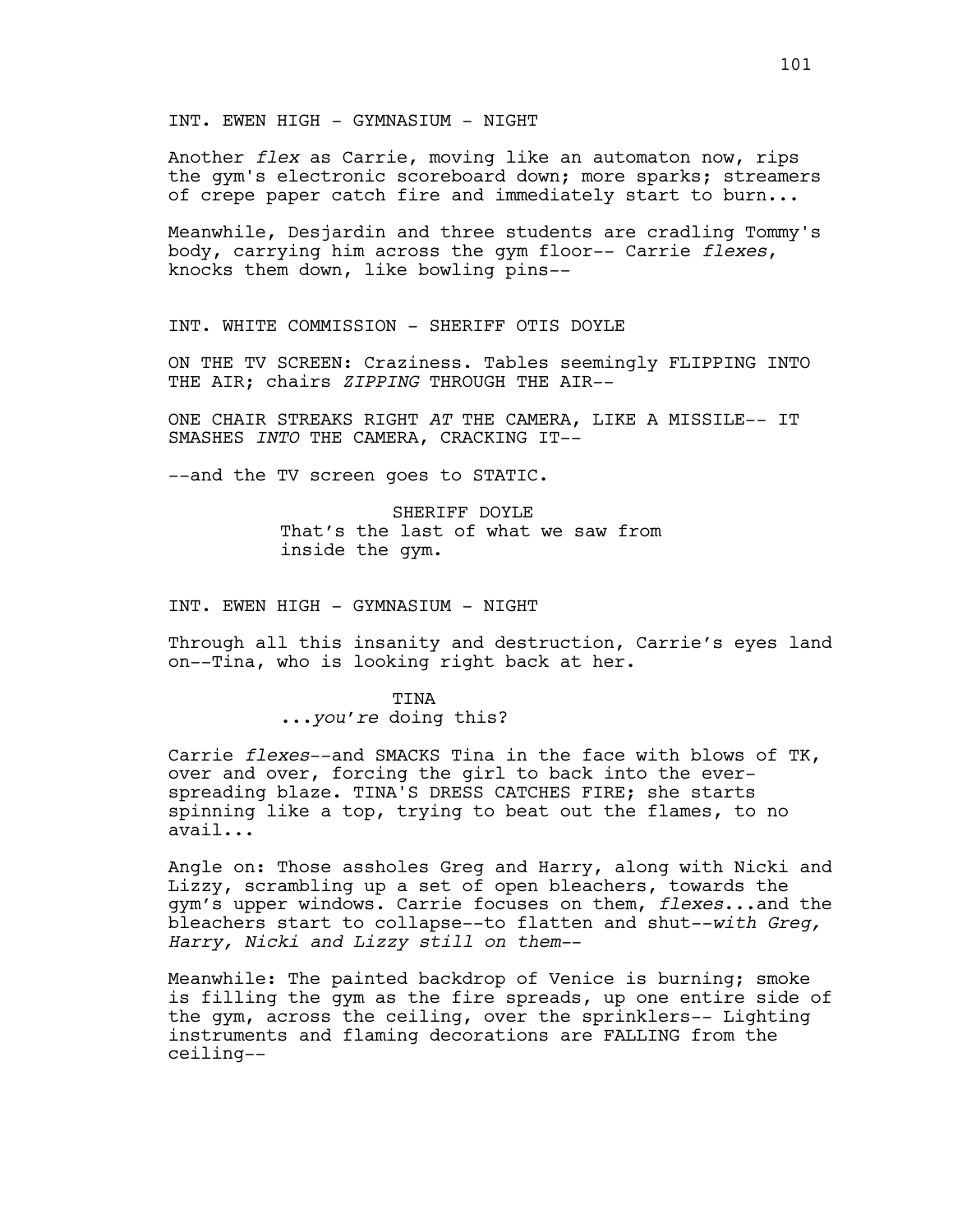INT. EWEN HIGH - GYMNASIUM - NIGHT

Another *flex* as Carrie, moving like an automaton now, rips the gym's electronic scoreboard down; more sparks; streamers of crepe paper catch fire and immediately start to burn...

Meanwhile, Desjardin and three students are cradling Tommy's body, carrying him across the gym floor-- Carrie *flexes*, knocks them down, like bowling pins--

INT. WHITE COMMISSION - SHERIFF OTIS DOYLE

ON THE TV SCREEN: Craziness. Tables seemingly FLIPPING INTO THE AIR; chairs *ZIPPING* THROUGH THE AIR--

ONE CHAIR STREAKS RIGHT *AT* THE CAMERA, LIKE A MISSILE-- IT SMASHES *INTO* THE CAMERA, CRACKING IT--

--and the TV screen goes to STATIC.

SHERIFF DOYLE
That's the last of what we saw from inside the gym.

INT. EWEN HIGH - GYMNASIUM - NIGHT

Through all this insanity and destruction, Carrie's eyes land on--Tina, who is looking right back at her.

TINA
...*you're* doing this?

Carrie *flexes*--and SMACKS Tina in the face with blows of TK, over and over, forcing the girl to back into the ever-spreading blaze. TINA'S DRESS CATCHES FIRE; she starts spinning like a top, trying to beat out the flames, to no avail...

Angle on: Those assholes Greg and Harry, along with Nicki and Lizzy, scrambling up a set of open bleachers, towards the gym's upper windows. Carrie focuses on them, *flexes*...and the bleachers start to collapse--to flatten and shut--*with Greg, Harry, Nicki and Lizzy still on them*--

Meanwhile: The painted backdrop of Venice is burning; smoke is filling the gym as the fire spreads, up one entire side of the gym, across the ceiling, over the sprinklers-- Lighting instruments and flaming decorations are FALLING from the ceiling--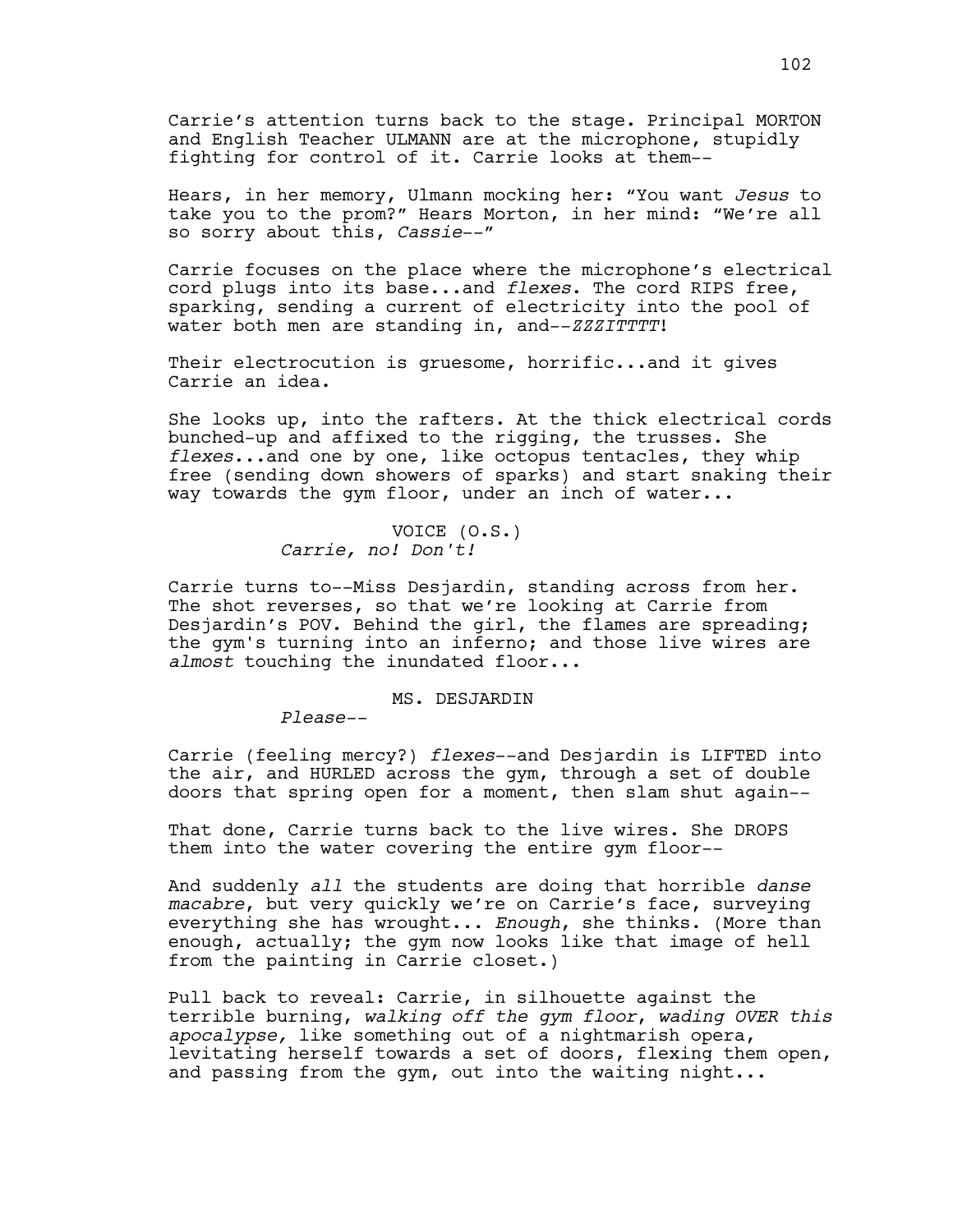Carrie's attention turns back to the stage. Principal MORTON and English Teacher ULMANN are at the microphone, stupidly fighting for control of it. Carrie looks at them--

Hears, in her memory, Ulmann mocking her: "You want *Jesus* to take you to the prom?" Hears Morton, in her mind: "We're all so sorry about this, *Cassie*--"

Carrie focuses on the place where the microphone's electrical cord plugs into its base...and *flexes*. The cord RIPS free, sparking, sending a current of electricity into the pool of water both men are standing in, and--*ZZZITTTT*!

Their electrocution is gruesome, horrific...and it gives Carrie an idea.

She looks up, into the rafters. At the thick electrical cords bunched-up and affixed to the rigging, the trusses. She *flexes*...and one by one, like octopus tentacles, they whip free (sending down showers of sparks) and start snaking their way towards the gym floor, under an inch of water...

VOICE (O.S.)
*Carrie, no! Don't!*

Carrie turns to--Miss Desjardin, standing across from her. The shot reverses, so that we're looking at Carrie from Desjardin's POV. Behind the girl, the flames are spreading; the gym's turning into an inferno; and those live wires are *almost* touching the inundated floor...

MS. DESJARDIN
*Please*--

Carrie (feeling mercy?) *flexes*--and Desjardin is LIFTED into the air, and HURLED across the gym, through a set of double doors that spring open for a moment, then slam shut again--

That done, Carrie turns back to the live wires. She DROPS them into the water covering the entire gym floor--

And suddenly *all* the students are doing that horrible *danse macabre*, but very quickly we're on Carrie's face, surveying everything she has wrought... *Enough*, she thinks. (More than enough, actually; the gym now looks like that image of hell from the painting in Carrie closet.)

Pull back to reveal: Carrie, in silhouette against the terrible burning, *walking off the gym floor*, *wading OVER this apocalypse,* like something out of a nightmarish opera, levitating herself towards a set of doors, flexing them open, and passing from the gym, out into the waiting night...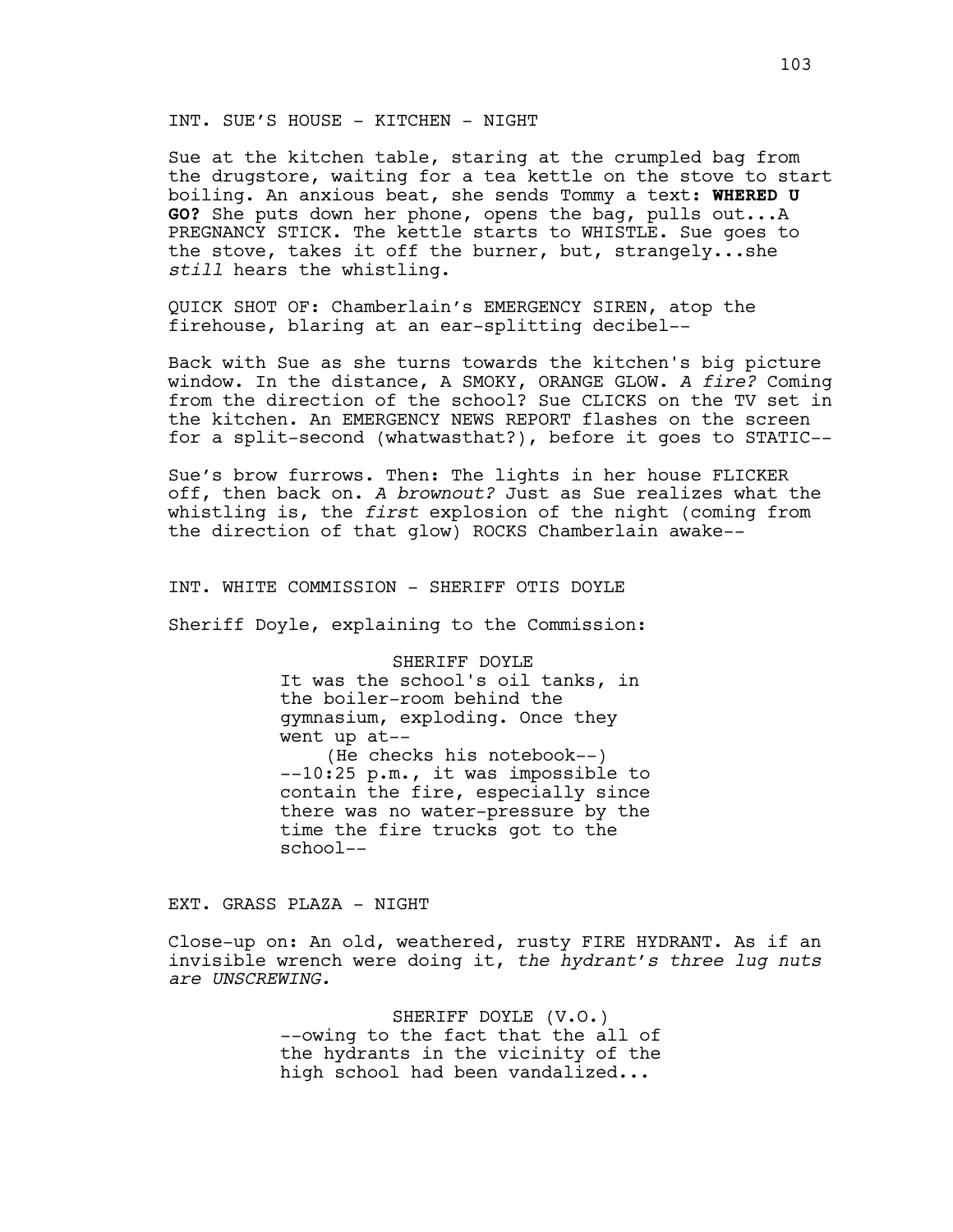INT. SUE'S HOUSE - KITCHEN - NIGHT

Sue at the kitchen table, staring at the crumpled bag from the drugstore, waiting for a tea kettle on the stove to start boiling. An anxious beat, she sends Tommy a text: **WHERED U GO?** She puts down her phone, opens the bag, pulls out...A PREGNANCY STICK. The kettle starts to WHISTLE. Sue goes to the stove, takes it off the burner, but, strangely...she *still* hears the whistling.

QUICK SHOT OF: Chamberlain's EMERGENCY SIREN, atop the firehouse, blaring at an ear-splitting decibel--

Back with Sue as she turns towards the kitchen's big picture window. In the distance, A SMOKY, ORANGE GLOW. *A fire?* Coming from the direction of the school? Sue CLICKS on the TV set in the kitchen. An EMERGENCY NEWS REPORT flashes on the screen for a split-second (whatwasthat?), before it goes to STATIC--

Sue's brow furrows. Then: The lights in her house FLICKER off, then back on. *A brownout?* Just as Sue realizes what the whistling is, the *first* explosion of the night (coming from the direction of that glow) ROCKS Chamberlain awake--

INT. WHITE COMMISSION - SHERIFF OTIS DOYLE

Sheriff Doyle, explaining to the Commission:

SHERIFF DOYLE

It was the school's oil tanks, in the boiler-room behind the gymnasium, exploding. Once they went up at--

(He checks his notebook--)

--10:25 p.m., it was impossible to contain the fire, especially since there was no water-pressure by the time the fire trucks got to the school--

EXT. GRASS PLAZA - NIGHT

Close-up on: An old, weathered, rusty FIRE HYDRANT. As if an invisible wrench were doing it, *the hydrant's three lug nuts are UNSCREWING.*

SHERIFF DOYLE (V.O.)

--owing to the fact that the all of the hydrants in the vicinity of the high school had been vandalized...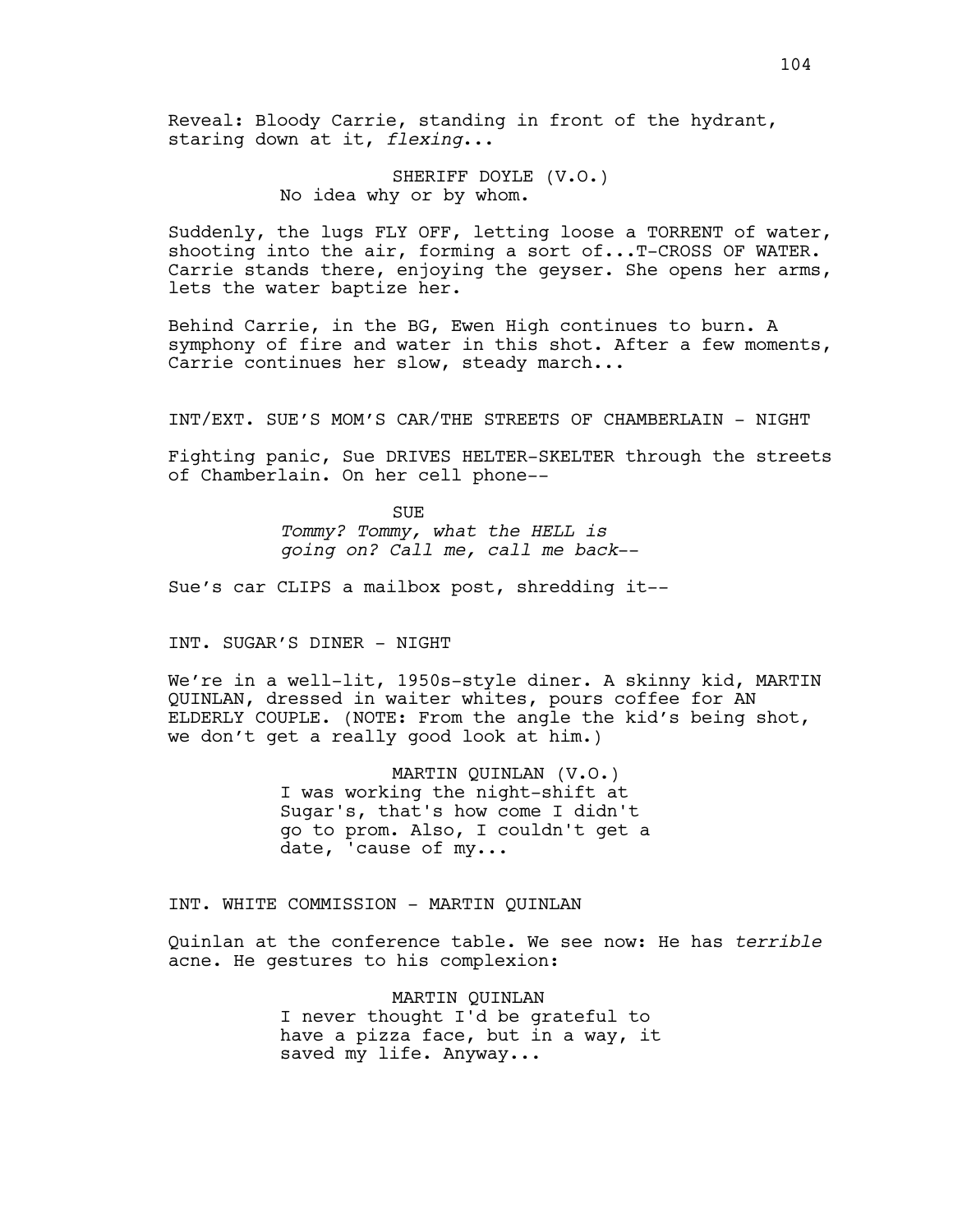Reveal: Bloody Carrie, standing in front of the hydrant, staring down at it, *flexing*...

SHERIFF DOYLE (V.O.)
No idea why or by whom.

Suddenly, the lugs FLY OFF, letting loose a TORRENT of water, shooting into the air, forming a sort of...T-CROSS OF WATER. Carrie stands there, enjoying the geyser. She opens her arms, lets the water baptize her.

Behind Carrie, in the BG, Ewen High continues to burn. A symphony of fire and water in this shot. After a few moments, Carrie continues her slow, steady march...

INT/EXT. SUE'S MOM'S CAR/THE STREETS OF CHAMBERLAIN - NIGHT

Fighting panic, Sue DRIVES HELTER-SKELTER through the streets of Chamberlain. On her cell phone--

SUE
*Tommy? Tommy, what the HELL is going on? Call me, call me back--*

Sue's car CLIPS a mailbox post, shredding it--

INT. SUGAR'S DINER - NIGHT

We're in a well-lit, 1950s-style diner. A skinny kid, MARTIN QUINLAN, dressed in waiter whites, pours coffee for AN ELDERLY COUPLE. (NOTE: From the angle the kid's being shot, we don't get a really good look at him.)

MARTIN QUINLAN (V.O.)
I was working the night-shift at Sugar's, that's how come I didn't go to prom. Also, I couldn't get a date, 'cause of my...

INT. WHITE COMMISSION - MARTIN QUINLAN

Quinlan at the conference table. We see now: He has *terrible* acne. He gestures to his complexion:

MARTIN QUINLAN
I never thought I'd be grateful to have a pizza face, but in a way, it saved my life. Anyway...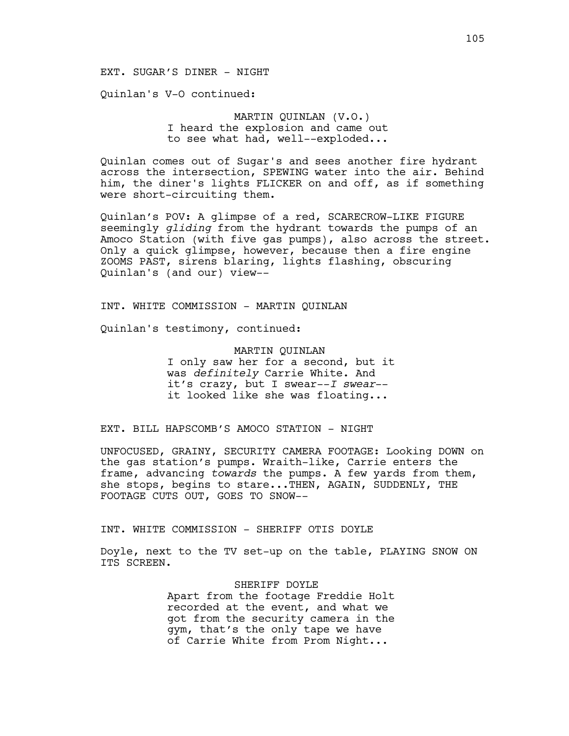EXT. SUGAR’S DINER - NIGHT

Quinlan's V-O continued:

MARTIN QUINLAN (V.O.)
I heard the explosion and came out to see what had, well--exploded...

Quinlan comes out of Sugar's and sees another fire hydrant across the intersection, SPEWING water into the air. Behind him, the diner's lights FLICKER on and off, as if something were short-circuiting them.

Quinlan’s POV: A glimpse of a red, SCARECROW-LIKE FIGURE seemingly *gliding* from the hydrant towards the pumps of an Amoco Station (with five gas pumps), also across the street. Only a quick glimpse, however, because then a fire engine ZOOMS PAST, sirens blaring, lights flashing, obscuring Quinlan's (and our) view--

INT. WHITE COMMISSION - MARTIN QUINLAN

Quinlan's testimony, continued:

MARTIN QUINLAN
I only saw her for a second, but it was *definitely* Carrie White. And it’s crazy, but I swear--*I swear*-- it looked like she was floating...

EXT. BILL HAPSCOMB’S AMOCO STATION - NIGHT

UNFOCUSED, GRAINY, SECURITY CAMERA FOOTAGE: Looking DOWN on the gas station’s pumps. Wraith-like, Carrie enters the frame, advancing *towards* the pumps. A few yards from them, she stops, begins to stare...THEN, AGAIN, SUDDENLY, THE FOOTAGE CUTS OUT, GOES TO SNOW--

INT. WHITE COMMISSION - SHERIFF OTIS DOYLE

Doyle, next to the TV set-up on the table, PLAYING SNOW ON ITS SCREEN.

SHERIFF DOYLE
Apart from the footage Freddie Holt recorded at the event, and what we got from the security camera in the gym, that’s the only tape we have of Carrie White from Prom Night...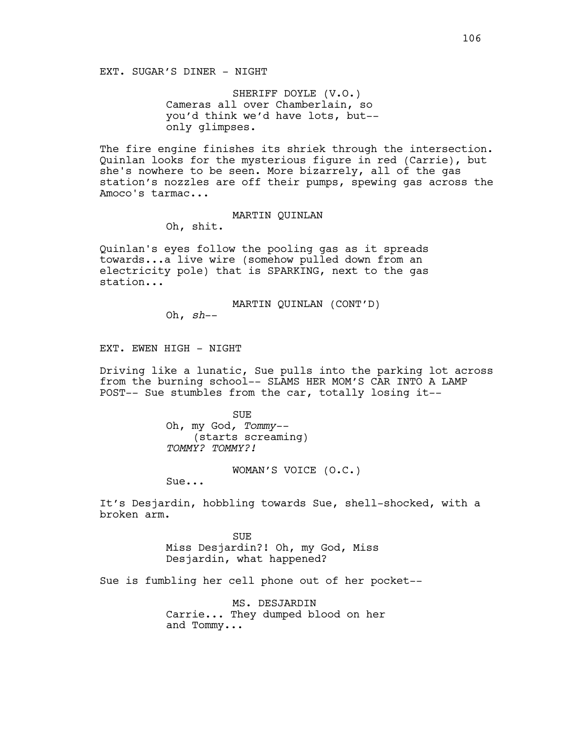EXT. SUGAR'S DINER - NIGHT

SHERIFF DOYLE (V.O.)
Cameras all over Chamberlain, so you'd think we'd have lots, but-- only glimpses.

The fire engine finishes its shriek through the intersection. Quinlan looks for the mysterious figure in red (Carrie), but she's nowhere to be seen. More bizarrely, all of the gas station's nozzles are off their pumps, spewing gas across the Amoco's tarmac...

MARTIN QUINLAN
Oh, shit.

Quinlan's eyes follow the pooling gas as it spreads towards...a live wire (somehow pulled down from an electricity pole) that is SPARKING, next to the gas station...

MARTIN QUINLAN (CONT'D)
Oh, *sh--*

EXT. EWEN HIGH - NIGHT

Driving like a lunatic, Sue pulls into the parking lot across from the burning school-- SLAMS HER MOM'S CAR INTO A LAMP POST-- Sue stumbles from the car, totally losing it--

SUE
Oh, my God, *Tommy--*
(starts screaming)
*TOMMY? TOMMY?!*

WOMAN'S VOICE (O.C.)
Sue...

It's Desjardin, hobbling towards Sue, shell-shocked, with a broken arm.

SUE
Miss Desjardin?! Oh, my God, Miss Desjardin, what happened?

Sue is fumbling her cell phone out of her pocket--

MS. DESJARDIN
Carrie... They dumped blood on her and Tommy...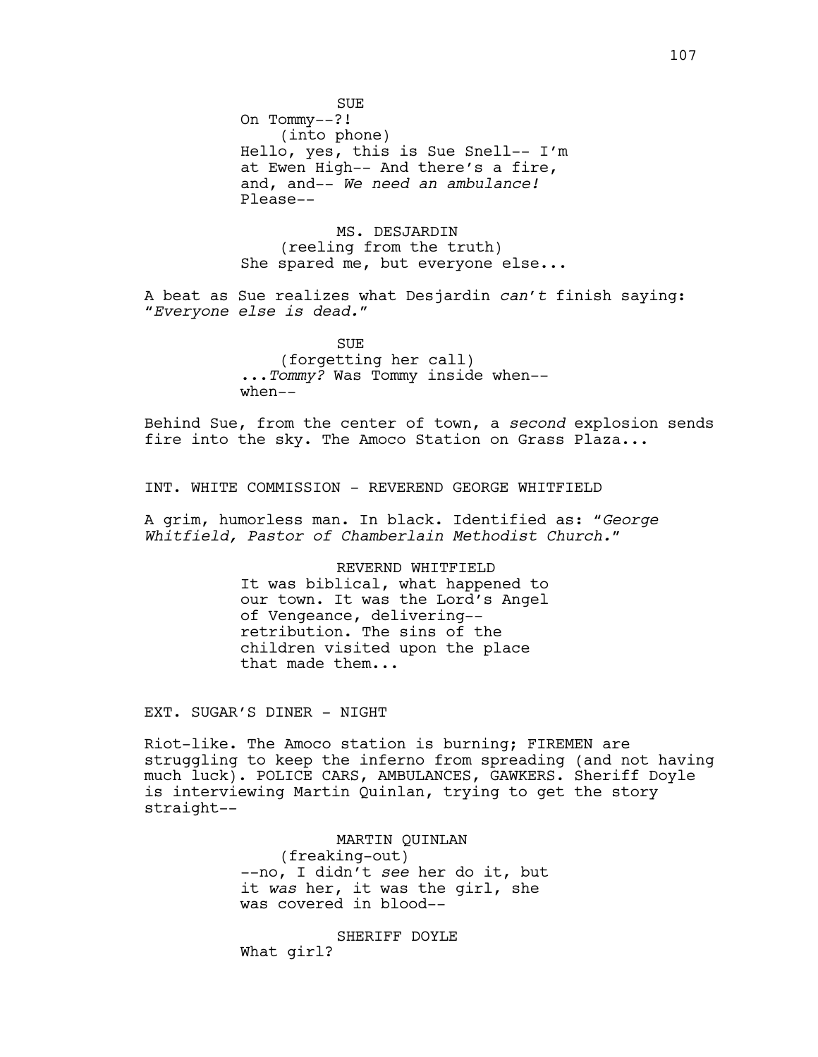SUE
On Tommy--?!
(into phone)
Hello, yes, this is Sue Snell-- I'm at Ewen High-- And there's a fire, and, and-- *We need an ambulance!* Please--

MS. DESJARDIN
(reeling from the truth)
She spared me, but everyone else...

A beat as Sue realizes what Desjardin *can't* finish saying: "*Everyone else is dead.*"

SUE
(forgetting her call)
...*Tommy?* Was Tommy inside when-- when--

Behind Sue, from the center of town, a *second* explosion sends fire into the sky. The Amoco Station on Grass Plaza...

INT. WHITE COMMISSION - REVEREND GEORGE WHITFIELD

A grim, humorless man. In black. Identified as: "*George Whitfield, Pastor of Chamberlain Methodist Church.*"

REVERND WHITFIELD
It was biblical, what happened to our town. It was the Lord's Angel of Vengeance, delivering-- retribution. The sins of the children visited upon the place that made them...

EXT. SUGAR'S DINER - NIGHT

Riot-like. The Amoco station is burning; FIREMEN are struggling to keep the inferno from spreading (and not having much luck). POLICE CARS, AMBULANCES, GAWKERS. Sheriff Doyle is interviewing Martin Quinlan, trying to get the story straight--

MARTIN QUINLAN
(freaking-out)
--no, I didn't *see* her do it, but it *was* her, it was the girl, she was covered in blood--

SHERIFF DOYLE
What girl?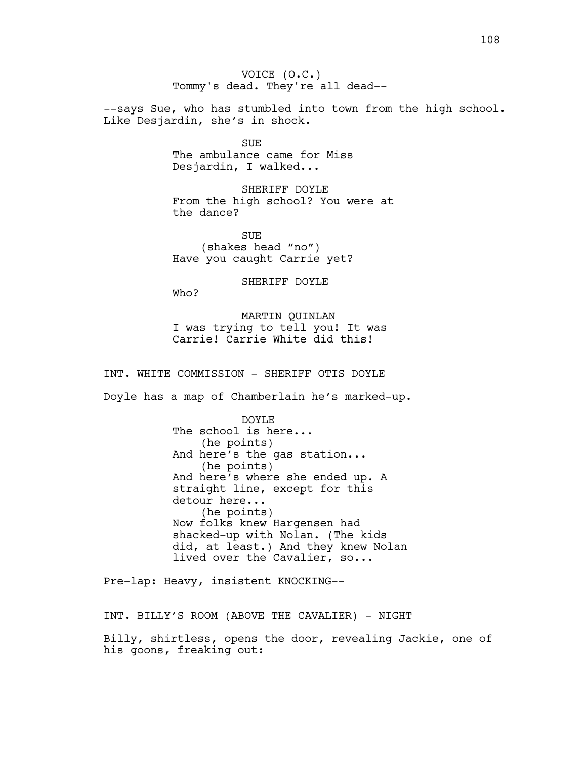VOICE (O.C.)
Tommy's dead. They're all dead--

--says Sue, who has stumbled into town from the high school. Like Desjardin, she's in shock.

SUE
The ambulance came for Miss Desjardin, I walked...

SHERIFF DOYLE
From the high school? You were at the dance?

SUE
(shakes head "no")
Have you caught Carrie yet?

SHERIFF DOYLE
Who?

MARTIN QUINLAN
I was trying to tell you! It was Carrie! Carrie White did this!

INT. WHITE COMMISSION - SHERIFF OTIS DOYLE

Doyle has a map of Chamberlain he's marked-up.

DOYLE
The school is here...
(he points)
And here's the gas station...
(he points)
And here's where she ended up. A straight line, except for this detour here...
(he points)
Now folks knew Hargensen had shacked-up with Nolan. (The kids did, at least.) And they knew Nolan lived over the Cavalier, so...

Pre-lap: Heavy, insistent KNOCKING--

INT. BILLY'S ROOM (ABOVE THE CAVALIER) - NIGHT

Billy, shirtless, opens the door, revealing Jackie, one of his goons, freaking out: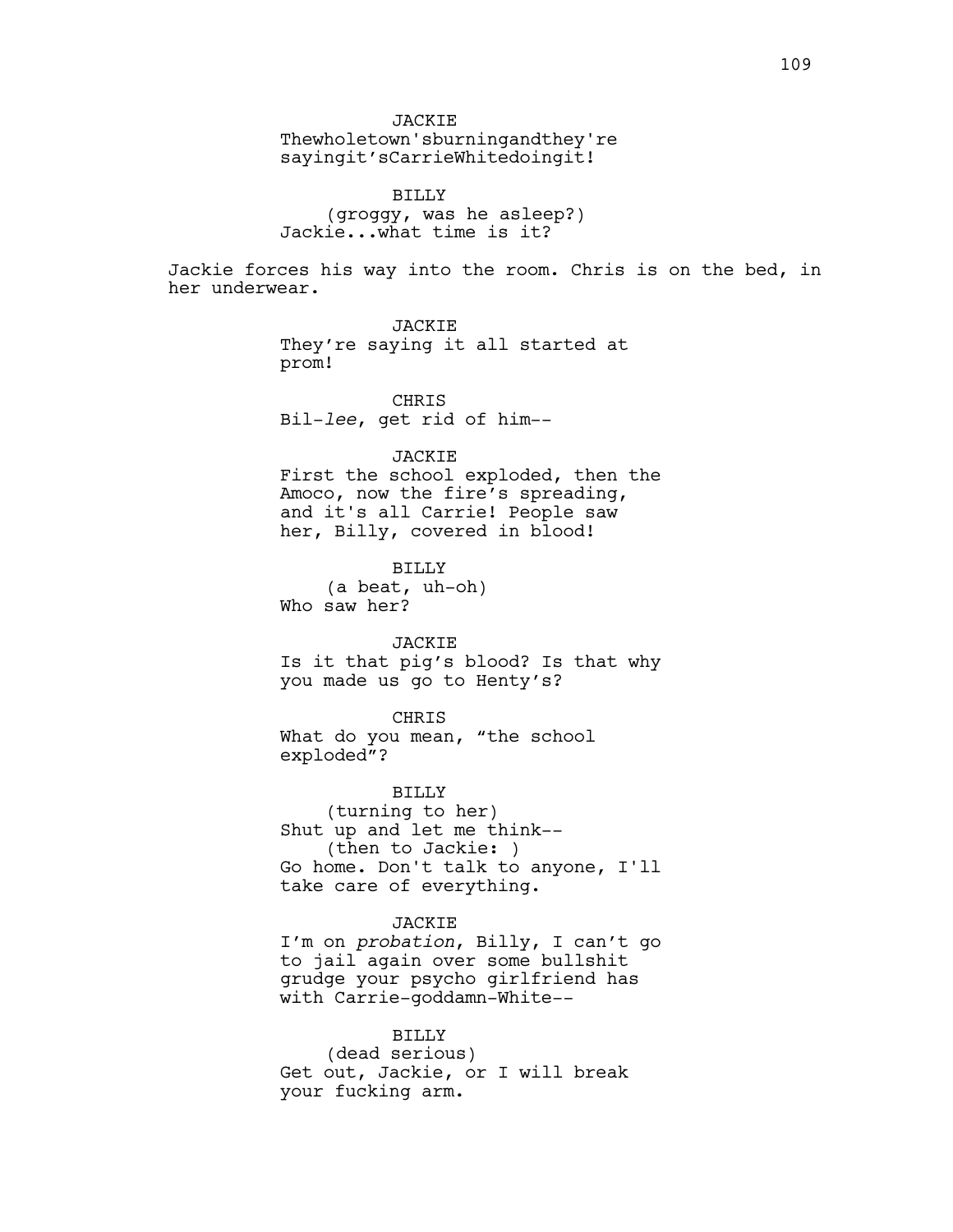JACKIE
Thewholetown'sburningandthey're sayingit'sCarrieWhitedoingit!

BILLY
(groggy, was he asleep?)
Jackie...what time is it?

Jackie forces his way into the room. Chris is on the bed, in her underwear.

JACKIE
They're saying it all started at prom!

CHRIS
Bil-*lee*, get rid of him--

JACKIE
First the school exploded, then the Amoco, now the fire's spreading, and it's all Carrie! People saw her, Billy, covered in blood!

BILLY
(a beat, uh-oh)
Who saw her?

JACKIE
Is it that pig's blood? Is that why you made us go to Henty's?

CHRIS
What do you mean, "the school exploded"?

BILLY
(turning to her)
Shut up and let me think--
(then to Jackie: )
Go home. Don't talk to anyone, I'll take care of everything.

JACKIE
I'm on *probation*, Billy, I can't go to jail again over some bullshit grudge your psycho girlfriend has with Carrie-goddamn-White--

BILLY
(dead serious)
Get out, Jackie, or I will break your fucking arm.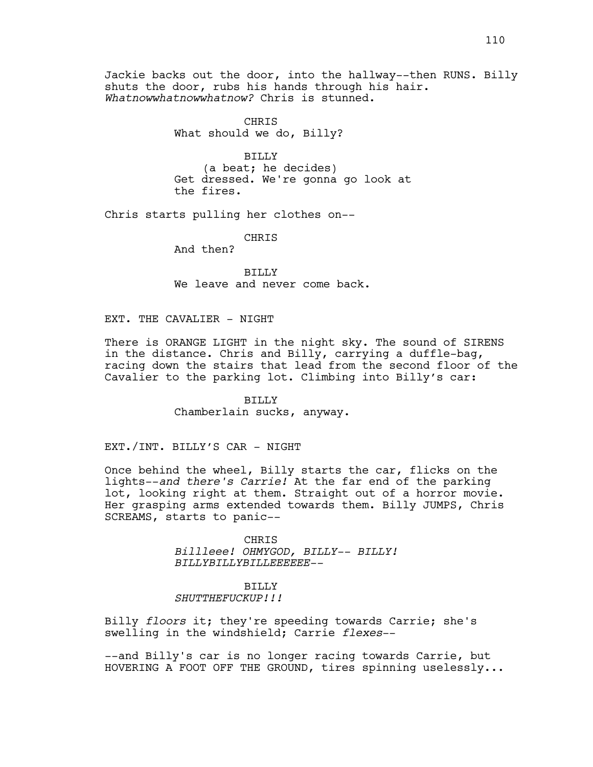Jackie backs out the door, into the hallway--then RUNS. Billy shuts the door, rubs his hands through his hair. *Whatnowwhatnowwhatnow?* Chris is stunned.

CHRIS
What should we do, Billy?

BILLY
(a beat; he decides)
Get dressed. We're gonna go look at the fires.

Chris starts pulling her clothes on--

CHRIS
And then?

BILLY
We leave and never come back.

EXT. THE CAVALIER - NIGHT

There is ORANGE LIGHT in the night sky. The sound of SIRENS in the distance. Chris and Billy, carrying a duffle-bag, racing down the stairs that lead from the second floor of the Cavalier to the parking lot. Climbing into Billy's car:

BILLY
Chamberlain sucks, anyway.

EXT./INT. BILLY'S CAR - NIGHT

Once behind the wheel, Billy starts the car, flicks on the lights--*and there's Carrie!* At the far end of the parking lot, looking right at them. Straight out of a horror movie. Her grasping arms extended towards them. Billy JUMPS, Chris SCREAMS, starts to panic--

CHRIS
*Billleee! OHMYGOD, BILLY-- BILLY! BILLYBILLYBILLEEEEEE--*

BILLY
*SHUTTHEFUCKUP!!!*

Billy *floors* it; they're speeding towards Carrie; she's swelling in the windshield; Carrie *flexes*--

--and Billy's car is no longer racing towards Carrie, but HOVERING A FOOT OFF THE GROUND, tires spinning uselessly...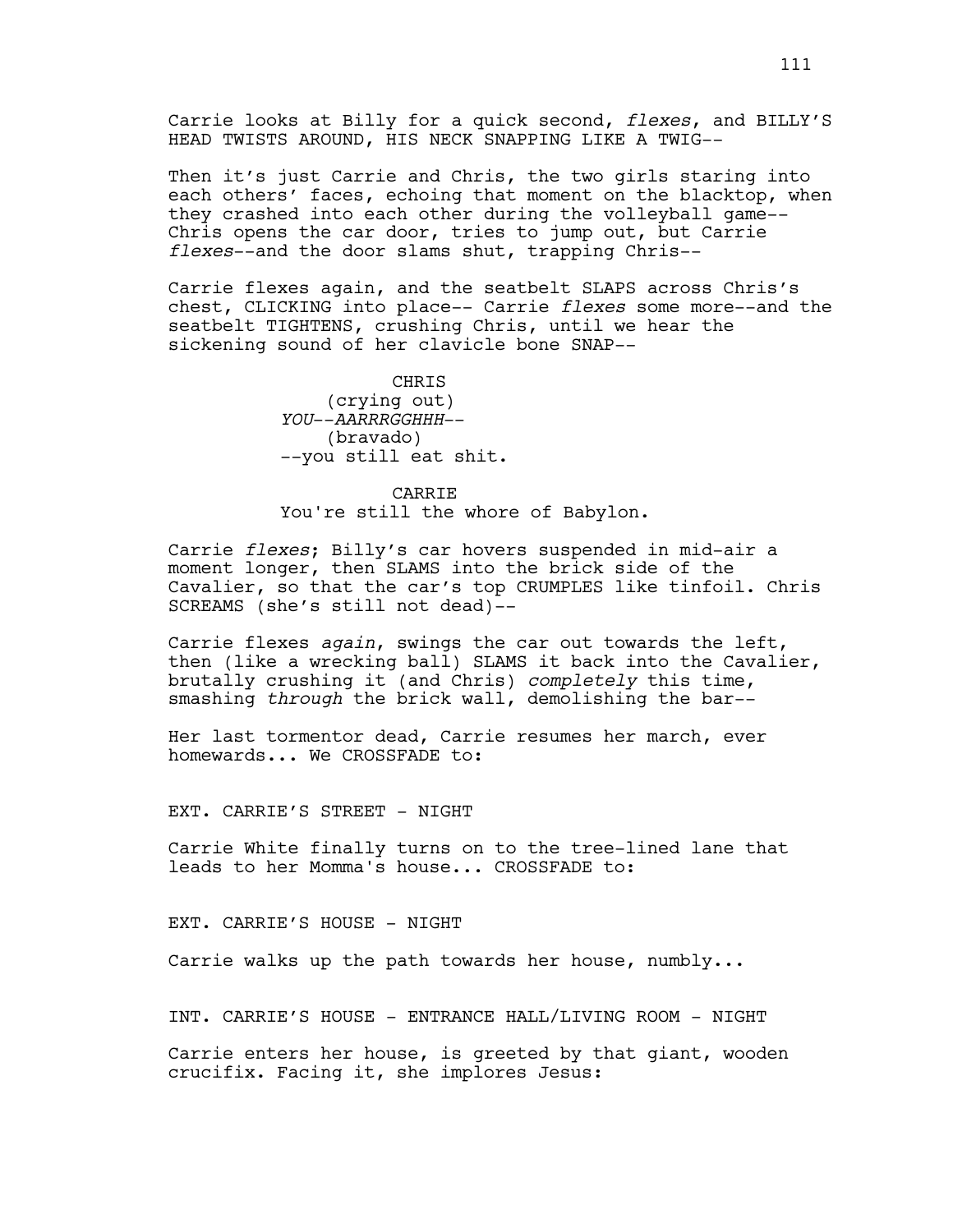Carrie looks at Billy for a quick second, *flexes*, and BILLY'S HEAD TWISTS AROUND, HIS NECK SNAPPING LIKE A TWIG--

Then it's just Carrie and Chris, the two girls staring into each others' faces, echoing that moment on the blacktop, when they crashed into each other during the volleyball game-- Chris opens the car door, tries to jump out, but Carrie *flexes*--and the door slams shut, trapping Chris--

Carrie flexes again, and the seatbelt SLAPS across Chris's chest, CLICKING into place-- Carrie *flexes* some more--and the seatbelt TIGHTENS, crushing Chris, until we hear the sickening sound of her clavicle bone SNAP--

CHRIS
(crying out)
*YOU--AARRRGGHHH--*
(bravado)
--you still eat shit.

CARRIE
You're still the whore of Babylon.

Carrie *flexes*; Billy's car hovers suspended in mid-air a moment longer, then SLAMS into the brick side of the Cavalier, so that the car's top CRUMPLES like tinfoil. Chris SCREAMS (she's still not dead)--

Carrie flexes *again*, swings the car out towards the left, then (like a wrecking ball) SLAMS it back into the Cavalier, brutally crushing it (and Chris) *completely* this time, smashing *through* the brick wall, demolishing the bar--

Her last tormentor dead, Carrie resumes her march, ever homewards... We CROSSFADE to:

EXT. CARRIE'S STREET - NIGHT

Carrie White finally turns on to the tree-lined lane that leads to her Momma's house... CROSSFADE to:

EXT. CARRIE'S HOUSE - NIGHT

Carrie walks up the path towards her house, numbly...

INT. CARRIE'S HOUSE - ENTRANCE HALL/LIVING ROOM - NIGHT

Carrie enters her house, is greeted by that giant, wooden crucifix. Facing it, she implores Jesus: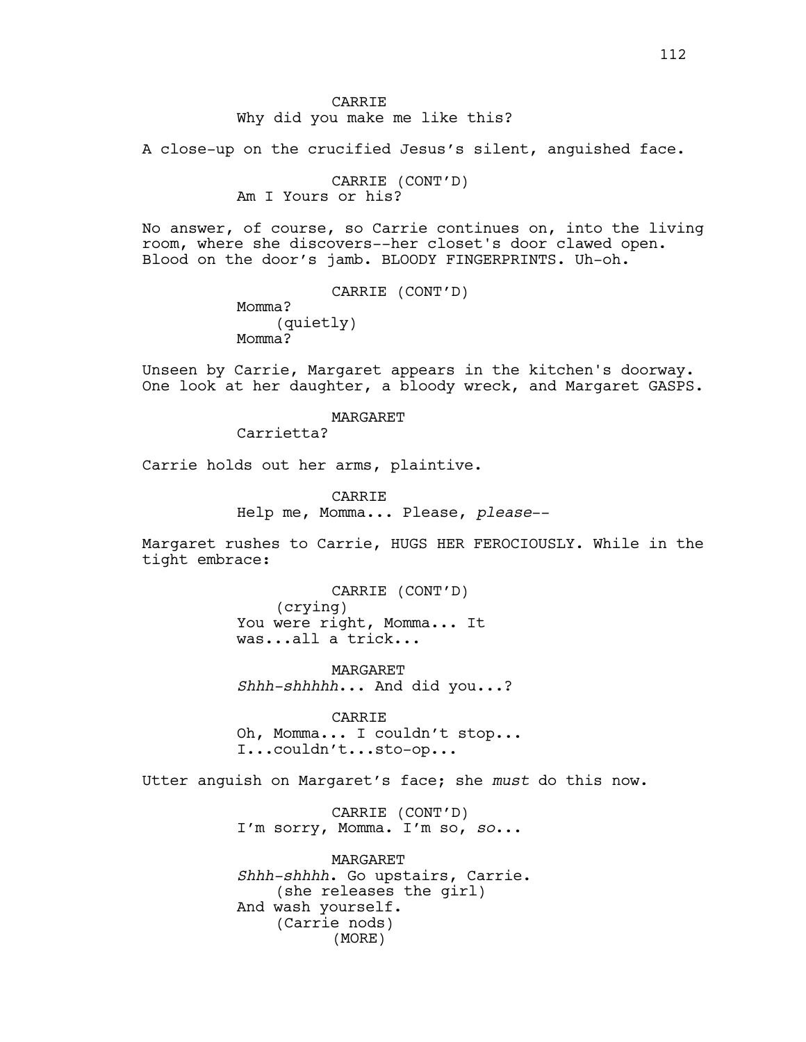CARRIE
Why did you make me like this?

A close-up on the crucified Jesus's silent, anguished face.

CARRIE (CONT'D)
Am I Yours or his?

No answer, of course, so Carrie continues on, into the living room, where she discovers--her closet's door clawed open. Blood on the door's jamb. BLOODY FINGERPRINTS. Uh-oh.

CARRIE (CONT'D)
Momma?
(quietly)
Momma?

Unseen by Carrie, Margaret appears in the kitchen's doorway. One look at her daughter, a bloody wreck, and Margaret GASPS.

MARGARET
Carrietta?

Carrie holds out her arms, plaintive.

CARRIE
Help me, Momma... Please, *please*--

Margaret rushes to Carrie, HUGS HER FEROCIOUSLY. While in the tight embrace:

CARRIE (CONT'D)
(crying)
You were right, Momma... It was...all a trick...

MARGARET
*Shhh-shhhhh*... And did you...?

CARRIE
Oh, Momma... I couldn't stop...
I...couldn't...sto-op...

Utter anguish on Margaret's face; she *must* do this now.

CARRIE (CONT'D)
I'm sorry, Momma. I'm so, *so*...

MARGARET
*Shhh-shhhh*. Go upstairs, Carrie.
(she releases the girl)
And wash yourself.
(Carrie nods)
(MORE)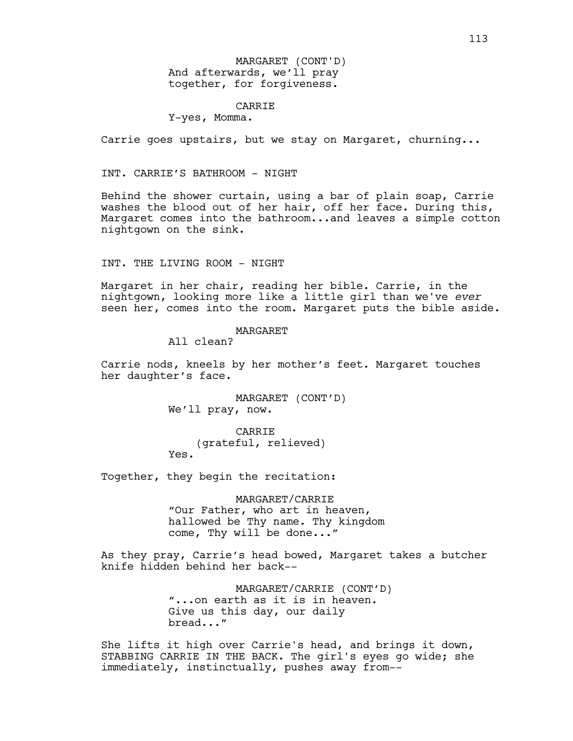MARGARET (CONT'D)
And afterwards, we'll pray together, for forgiveness.

CARRIE
Y-yes, Momma.

Carrie goes upstairs, but we stay on Margaret, churning...

INT. CARRIE'S BATHROOM - NIGHT

Behind the shower curtain, using a bar of plain soap, Carrie washes the blood out of her hair, off her face. During this, Margaret comes into the bathroom...and leaves a simple cotton nightgown on the sink.

INT. THE LIVING ROOM - NIGHT

Margaret in her chair, reading her bible. Carrie, in the nightgown, looking more like a little girl than we've *ever* seen her, comes into the room. Margaret puts the bible aside.

MARGARET
All clean?

Carrie nods, kneels by her mother's feet. Margaret touches her daughter's face.

MARGARET (CONT'D)
We'll pray, now.

CARRIE
(grateful, relieved)
Yes.

Together, they begin the recitation:

MARGARET/CARRIE
"Our Father, who art in heaven, hallowed be Thy name. Thy kingdom come, Thy will be done..."

As they pray, Carrie's head bowed, Margaret takes a butcher knife hidden behind her back--

MARGARET/CARRIE (CONT'D)
"...on earth as it is in heaven. Give us this day, our daily bread..."

She lifts it high over Carrie's head, and brings it down, STABBING CARRIE IN THE BACK. The girl's eyes go wide; she immediately, instinctually, pushes away from--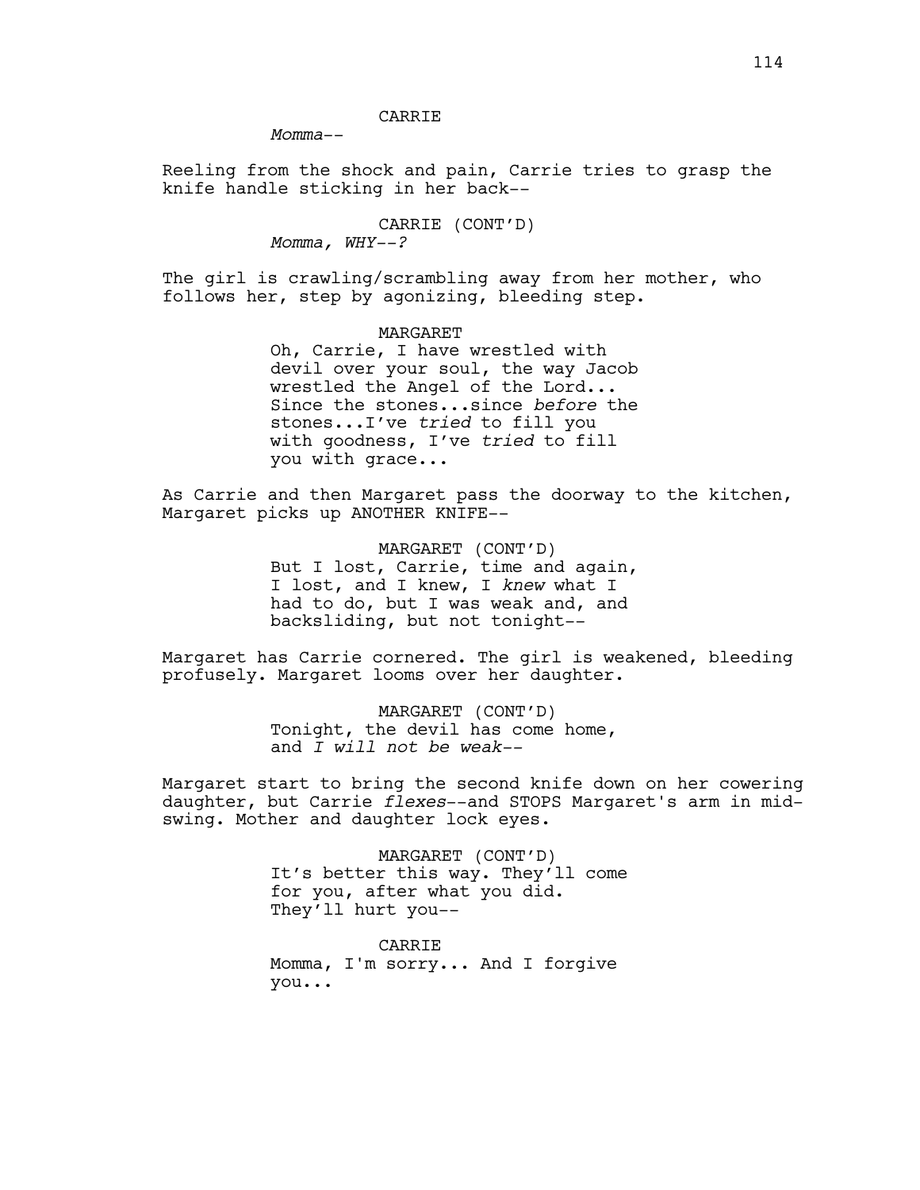CARRIE

*Momma--*

Reeling from the shock and pain, Carrie tries to grasp the knife handle sticking in her back--

CARRIE (CONT'D)

*Momma, WHY--?*

The girl is crawling/scrambling away from her mother, who follows her, step by agonizing, bleeding step.

MARGARET

Oh, Carrie, I have wrestled with devil over your soul, the way Jacob wrestled the Angel of the Lord... Since the stones...since *before* the stones...I've *tried* to fill you with goodness, I've *tried* to fill you with grace...

As Carrie and then Margaret pass the doorway to the kitchen, Margaret picks up ANOTHER KNIFE--

MARGARET (CONT'D)

But I lost, Carrie, time and again, I lost, and I knew, I *knew* what I had to do, but I was weak and, and backsliding, but not tonight--

Margaret has Carrie cornered. The girl is weakened, bleeding profusely. Margaret looms over her daughter.

MARGARET (CONT'D)

Tonight, the devil has come home, and *I will not be weak--*

Margaret start to bring the second knife down on her cowering daughter, but Carrie *flexes*--and STOPS Margaret's arm in mid-swing. Mother and daughter lock eyes.

MARGARET (CONT'D)

It's better this way. They'll come for you, after what you did. They'll hurt you--

CARRIE

Momma, I'm sorry... And I forgive you...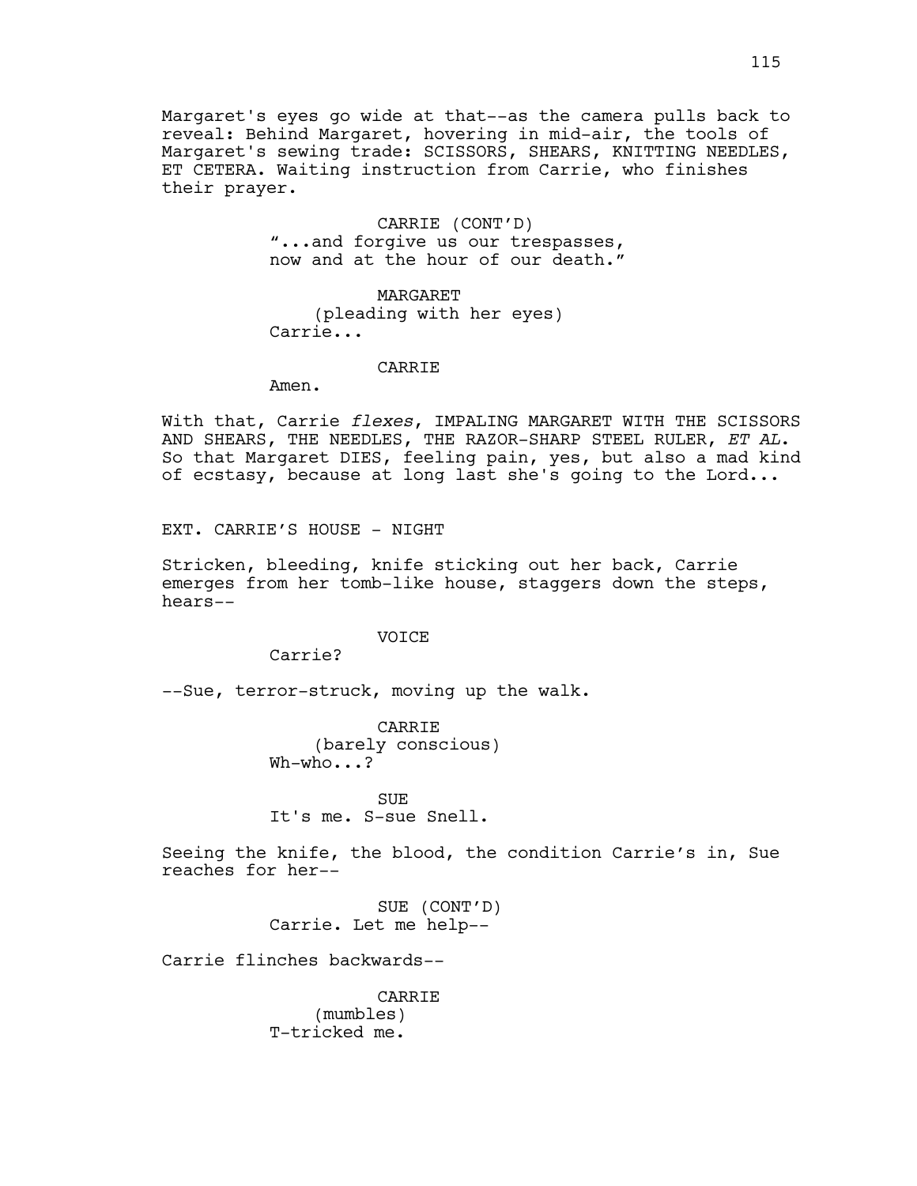Margaret's eyes go wide at that--as the camera pulls back to reveal: Behind Margaret, hovering in mid-air, the tools of Margaret's sewing trade: SCISSORS, SHEARS, KNITTING NEEDLES, ET CETERA. Waiting instruction from Carrie, who finishes their prayer.

CARRIE (CONT'D)
"...and forgive us our trespasses, now and at the hour of our death."

MARGARET
(pleading with her eyes)
Carrie...

CARRIE
Amen.

With that, Carrie *flexes*, IMPALING MARGARET WITH THE SCISSORS AND SHEARS, THE NEEDLES, THE RAZOR-SHARP STEEL RULER, *ET AL*. So that Margaret DIES, feeling pain, yes, but also a mad kind of ecstasy, because at long last she's going to the Lord...

EXT. CARRIE'S HOUSE - NIGHT

Stricken, bleeding, knife sticking out her back, Carrie emerges from her tomb-like house, staggers down the steps, hears--

VOICE
Carrie?

--Sue, terror-struck, moving up the walk.

CARRIE
(barely conscious)
Wh-who...?

SUE
It's me. S-sue Snell.

Seeing the knife, the blood, the condition Carrie's in, Sue reaches for her--

SUE (CONT'D)
Carrie. Let me help--

Carrie flinches backwards--

CARRIE
(mumbles)
T-tricked me.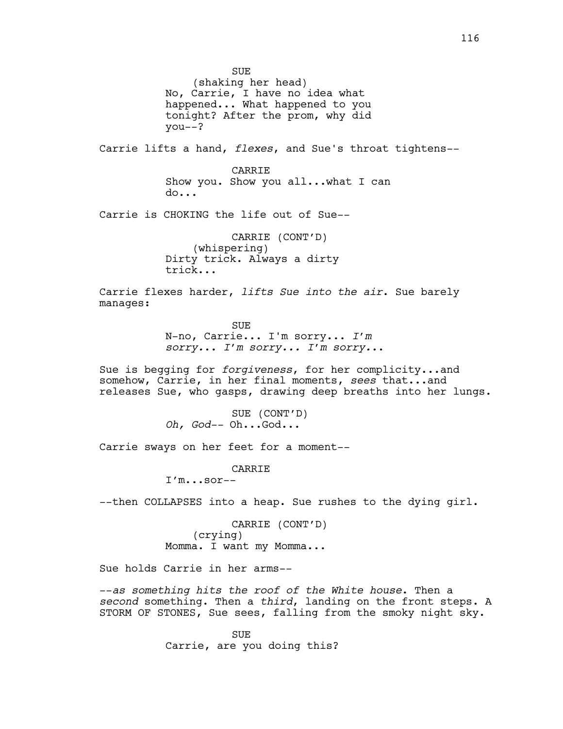SUE
(shaking her head)
No, Carrie, I have no idea what happened... What happened to you tonight? After the prom, why did you--?

Carrie lifts a hand, *flexes*, and Sue's throat tightens--

CARRIE
Show you. Show you all...what I can do...

Carrie is CHOKING the life out of Sue--

CARRIE (CONT'D)
(whispering)
Dirty trick. Always a dirty trick...

Carrie flexes harder, *lifts Sue into the air*. Sue barely manages:

SUE
N-no, Carrie... I'm sorry... *I'm sorry... I'm sorry... I'm sorry...*

Sue is begging for *forgiveness*, for her complicity...and somehow, Carrie, in her final moments, *sees* that...and releases Sue, who gasps, drawing deep breaths into her lungs.

SUE (CONT'D)
*Oh, God*-- Oh...God...

Carrie sways on her feet for a moment--

CARRIE
I'm...sor--

--then COLLAPSES into a heap. Sue rushes to the dying girl.

CARRIE (CONT'D)
(crying)
Momma. I want my Momma...

Sue holds Carrie in her arms--

*--as something hits the roof of the White house*. Then a *second* something. Then a *third*, landing on the front steps. A STORM OF STONES, Sue sees, falling from the smoky night sky.

SUE
Carrie, are you doing this?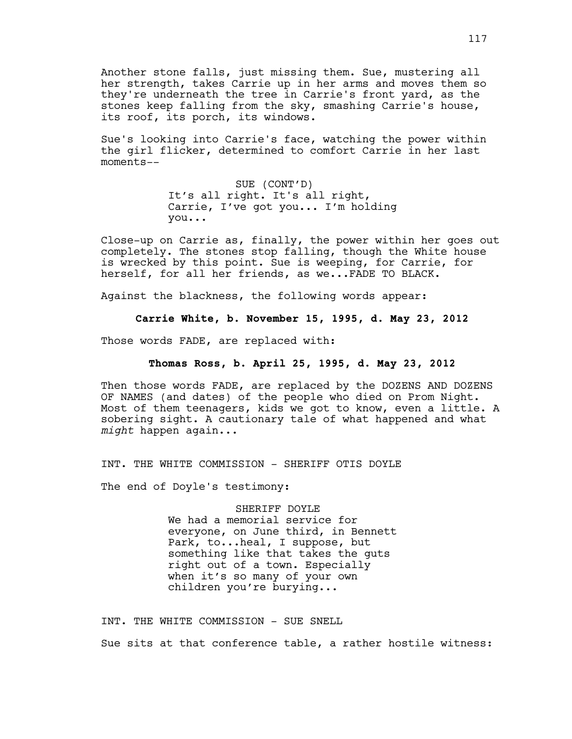Another stone falls, just missing them. Sue, mustering all her strength, takes Carrie up in her arms and moves them so they're underneath the tree in Carrie's front yard, as the stones keep falling from the sky, smashing Carrie's house, its roof, its porch, its windows.

Sue's looking into Carrie's face, watching the power within the girl flicker, determined to comfort Carrie in her last moments--

SUE (CONT'D)
It's all right. It's all right, Carrie, I've got you... I'm holding you...

Close-up on Carrie as, finally, the power within her goes out completely. The stones stop falling, though the White house is wrecked by this point. Sue is weeping, for Carrie, for herself, for all her friends, as we...FADE TO BLACK.

Against the blackness, the following words appear:

**Carrie White, b. November 15, 1995, d. May 23, 2012**

Those words FADE, are replaced with:

**Thomas Ross, b. April 25, 1995, d. May 23, 2012**

Then those words FADE, are replaced by the DOZENS AND DOZENS OF NAMES (and dates) of the people who died on Prom Night. Most of them teenagers, kids we got to know, even a little. A sobering sight. A cautionary tale of what happened and what *might* happen again...

INT. THE WHITE COMMISSION - SHERIFF OTIS DOYLE

The end of Doyle's testimony:

SHERIFF DOYLE
We had a memorial service for everyone, on June third, in Bennett Park, to...heal, I suppose, but something like that takes the guts right out of a town. Especially when it's so many of your own children you're burying...

INT. THE WHITE COMMISSION - SUE SNELL

Sue sits at that conference table, a rather hostile witness: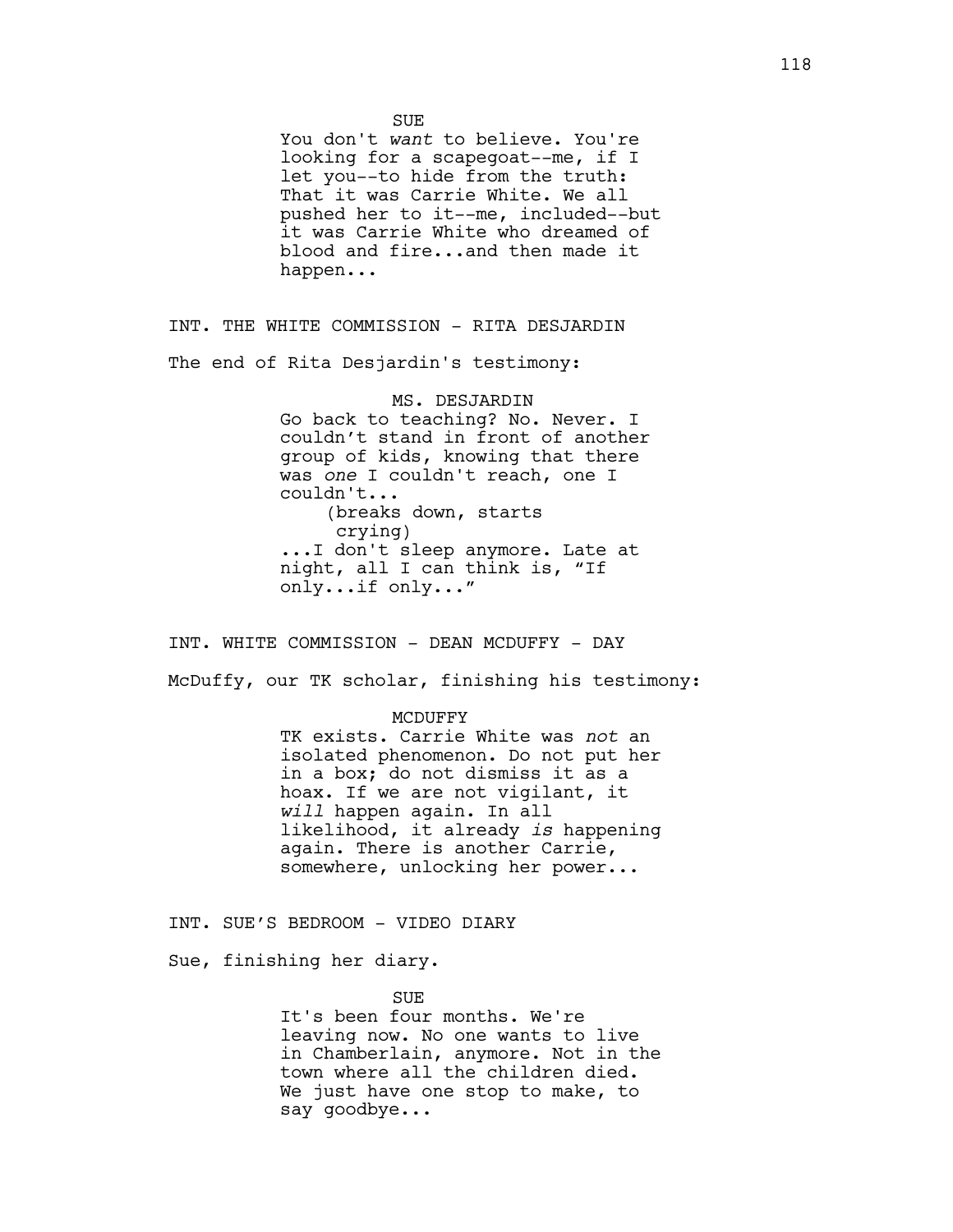SUE

You don't *want* to believe. You're looking for a scapegoat--me, if I let you--to hide from the truth: That it was Carrie White. We all pushed her to it--me, included--but it was Carrie White who dreamed of blood and fire...and then made it happen...

INT. THE WHITE COMMISSION - RITA DESJARDIN

The end of Rita Desjardin's testimony:

MS. DESJARDIN

Go back to teaching? No. Never. I couldn't stand in front of another group of kids, knowing that there was *one* I couldn't reach, one I couldn't...

(breaks down, starts crying)

...I don't sleep anymore. Late at night, all I can think is, "If only...if only..."

INT. WHITE COMMISSION - DEAN MCDUFFY - DAY

McDuffy, our TK scholar, finishing his testimony:

MCDUFFY

TK exists. Carrie White was *not* an isolated phenomenon. Do not put her in a box; do not dismiss it as a hoax. If we are not vigilant, it *will* happen again. In all likelihood, it already *is* happening again. There is another Carrie, somewhere, unlocking her power...

INT. SUE'S BEDROOM - VIDEO DIARY

Sue, finishing her diary.

SUE

It's been four months. We're leaving now. No one wants to live in Chamberlain, anymore. Not in the town where all the children died. We just have one stop to make, to say goodbye...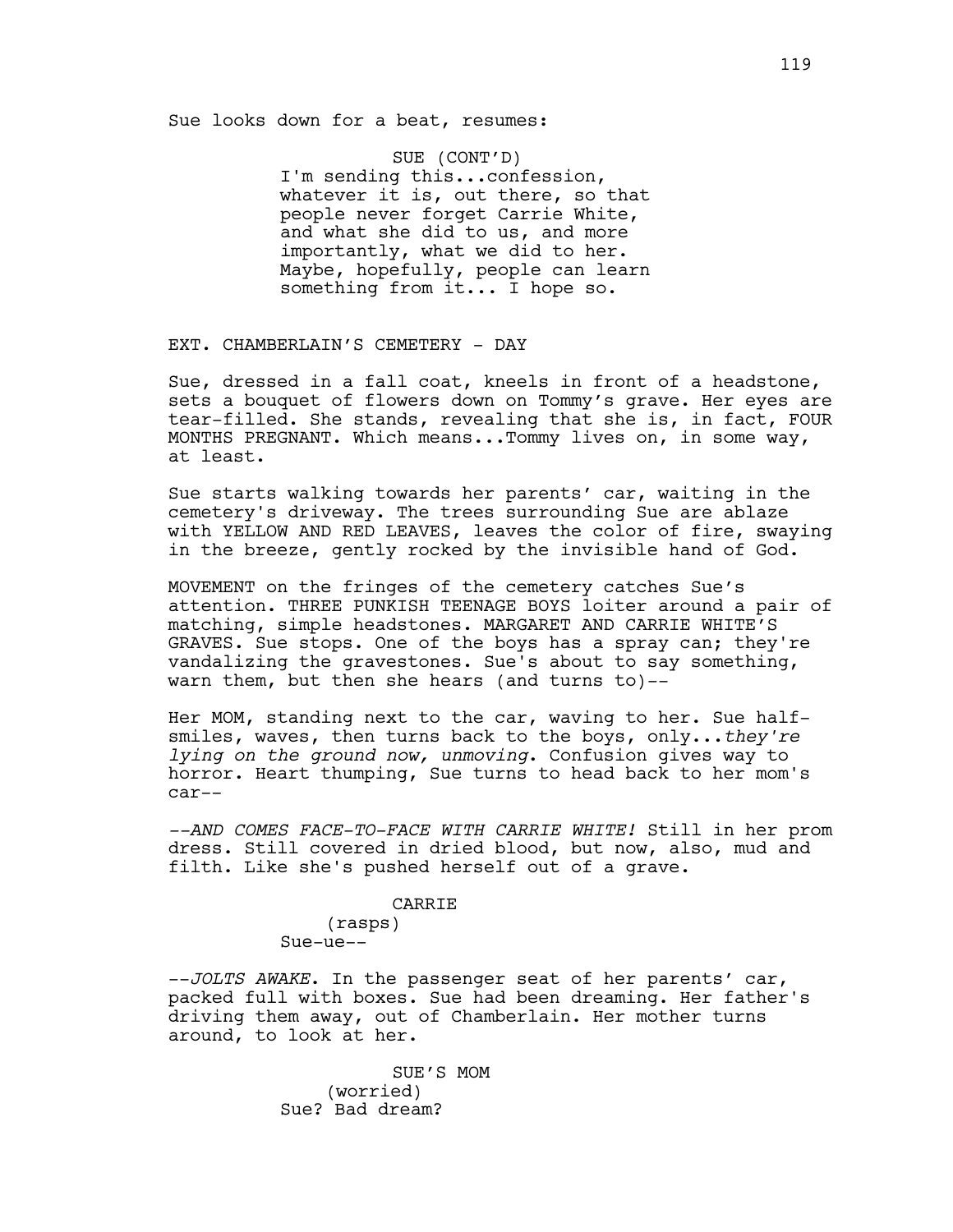Sue looks down for a beat, resumes:

SUE (CONT'D)
I'm sending this...confession, whatever it is, out there, so that people never forget Carrie White, and what she did to us, and more importantly, what we did to her. Maybe, hopefully, people can learn something from it... I hope so.

EXT. CHAMBERLAIN'S CEMETERY - DAY

Sue, dressed in a fall coat, kneels in front of a headstone, sets a bouquet of flowers down on Tommy's grave. Her eyes are tear-filled. She stands, revealing that she is, in fact, FOUR MONTHS PREGNANT. Which means...Tommy lives on, in some way, at least.

Sue starts walking towards her parents' car, waiting in the cemetery's driveway. The trees surrounding Sue are ablaze with YELLOW AND RED LEAVES, leaves the color of fire, swaying in the breeze, gently rocked by the invisible hand of God.

MOVEMENT on the fringes of the cemetery catches Sue's attention. THREE PUNKISH TEENAGE BOYS loiter around a pair of matching, simple headstones. MARGARET AND CARRIE WHITE'S GRAVES. Sue stops. One of the boys has a spray can; they're vandalizing the gravestones. Sue's about to say something, warn them, but then she hears (and turns to)--

Her MOM, standing next to the car, waving to her. Sue half-smiles, waves, then turns back to the boys, only...*they're lying on the ground now, unmoving*. Confusion gives way to horror. Heart thumping, Sue turns to head back to her mom's car--

*--AND COMES FACE-TO-FACE WITH CARRIE WHITE!* Still in her prom dress. Still covered in dried blood, but now, also, mud and filth. Like she's pushed herself out of a grave.

CARRIE
(rasps)
Sue-ue--

*--JOLTS AWAKE*. In the passenger seat of her parents' car, packed full with boxes. Sue had been dreaming. Her father's driving them away, out of Chamberlain. Her mother turns around, to look at her.

SUE'S MOM
(worried)
Sue? Bad dream?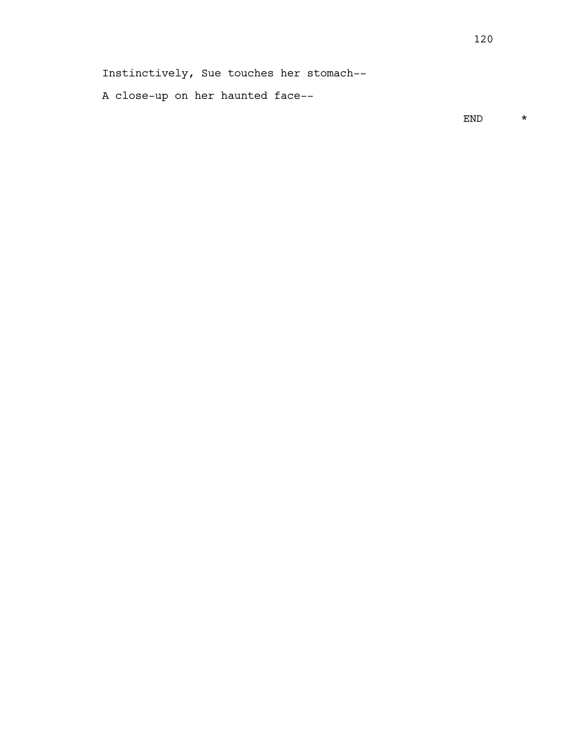Instinctively, Sue touches her stomach--

A close-up on her haunted face--

END *